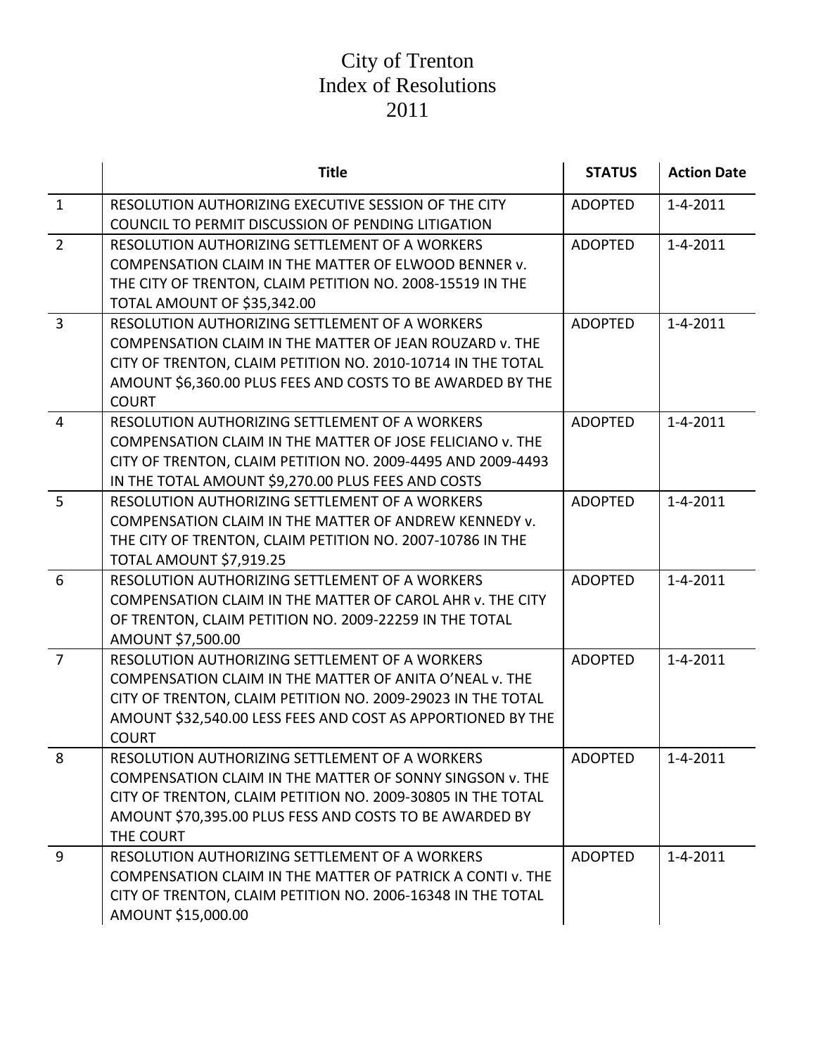# City of Trenton
# Index of Resolutions
# 2011

| | Title | STATUS | Action Date |
|---|---|---|---|
| 1 | RESOLUTION AUTHORIZING EXECUTIVE SESSION OF THE CITY COUNCIL TO PERMIT DISCUSSION OF PENDING LITIGATION | ADOPTED | 1-4-2011 |
| 2 | RESOLUTION AUTHORIZING SETTLEMENT OF A WORKERS COMPENSATION CLAIM IN THE MATTER OF ELWOOD BENNER v. THE CITY OF TRENTON, CLAIM PETITION NO. 2008-15519 IN THE TOTAL AMOUNT OF $35,342.00 | ADOPTED | 1-4-2011 |
| 3 | RESOLUTION AUTHORIZING SETTLEMENT OF A WORKERS COMPENSATION CLAIM IN THE MATTER OF JEAN ROUZARD v. THE CITY OF TRENTON, CLAIM PETITION NO. 2010-10714 IN THE TOTAL AMOUNT $6,360.00 PLUS FEES AND COSTS TO BE AWARDED BY THE COURT | ADOPTED | 1-4-2011 |
| 4 | RESOLUTION AUTHORIZING SETTLEMENT OF A WORKERS COMPENSATION CLAIM IN THE MATTER OF JOSE FELICIANO v. THE CITY OF TRENTON, CLAIM PETITION NO. 2009-4495 AND 2009-4493 IN THE TOTAL AMOUNT $9,270.00 PLUS FEES AND COSTS | ADOPTED | 1-4-2011 |
| 5 | RESOLUTION AUTHORIZING SETTLEMENT OF A WORKERS COMPENSATION CLAIM IN THE MATTER OF ANDREW KENNEDY v. THE CITY OF TRENTON, CLAIM PETITION NO. 2007-10786 IN THE TOTAL AMOUNT $7,919.25 | ADOPTED | 1-4-2011 |
| 6 | RESOLUTION AUTHORIZING SETTLEMENT OF A WORKERS COMPENSATION CLAIM IN THE MATTER OF CAROL AHR v. THE CITY OF TRENTON, CLAIM PETITION NO. 2009-22259 IN THE TOTAL AMOUNT $7,500.00 | ADOPTED | 1-4-2011 |
| 7 | RESOLUTION AUTHORIZING SETTLEMENT OF A WORKERS COMPENSATION CLAIM IN THE MATTER OF ANITA O'NEAL v. THE CITY OF TRENTON, CLAIM PETITION NO. 2009-29023 IN THE TOTAL AMOUNT $32,540.00 LESS FEES AND COST AS APPORTIONED BY THE COURT | ADOPTED | 1-4-2011 |
| 8 | RESOLUTION AUTHORIZING SETTLEMENT OF A WORKERS COMPENSATION CLAIM IN THE MATTER OF SONNY SINGSON v. THE CITY OF TRENTON, CLAIM PETITION NO. 2009-30805 IN THE TOTAL AMOUNT $70,395.00 PLUS FESS AND COSTS TO BE AWARDED BY THE COURT | ADOPTED | 1-4-2011 |
| 9 | RESOLUTION AUTHORIZING SETTLEMENT OF A WORKERS COMPENSATION CLAIM IN THE MATTER OF PATRICK A CONTI v. THE CITY OF TRENTON, CLAIM PETITION NO. 2006-16348 IN THE TOTAL AMOUNT $15,000.00 | ADOPTED | 1-4-2011 |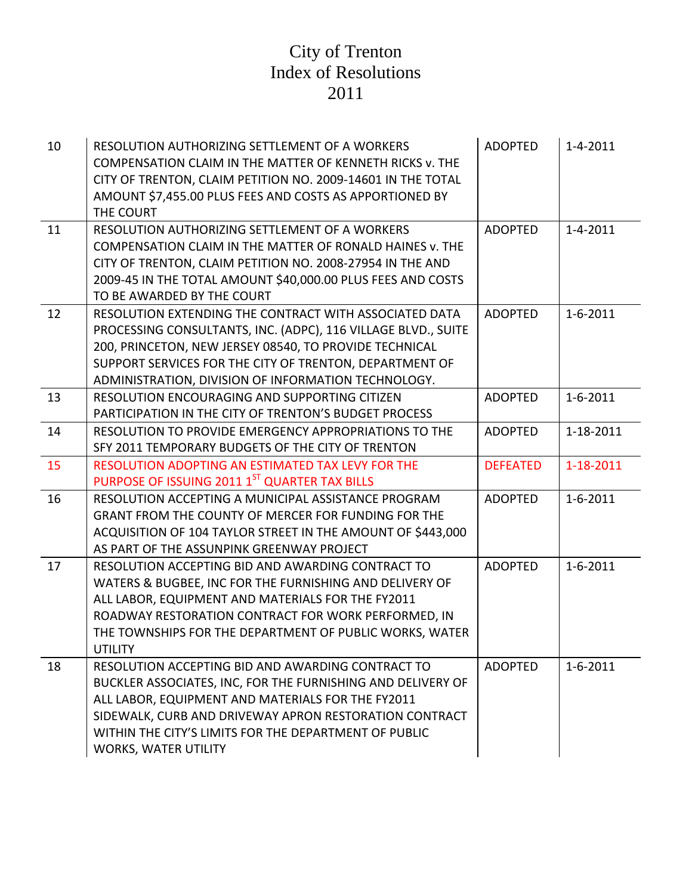# City of Trenton
# Index of Resolutions
# 2011

| | | | |
|---|---|---|---|
| 10 | RESOLUTION AUTHORIZING SETTLEMENT OF A WORKERS COMPENSATION CLAIM IN THE MATTER OF KENNETH RICKS v. THE CITY OF TRENTON, CLAIM PETITION NO. 2009-14601 IN THE TOTAL AMOUNT $7,455.00 PLUS FEES AND COSTS AS APPORTIONED BY THE COURT | ADOPTED | 1-4-2011 |
| 11 | RESOLUTION AUTHORIZING SETTLEMENT OF A WORKERS COMPENSATION CLAIM IN THE MATTER OF RONALD HAINES v. THE CITY OF TRENTON, CLAIM PETITION NO. 2008-27954 IN THE AND 2009-45 IN THE TOTAL AMOUNT $40,000.00 PLUS FEES AND COSTS TO BE AWARDED BY THE COURT | ADOPTED | 1-4-2011 |
| 12 | RESOLUTION EXTENDING THE CONTRACT WITH ASSOCIATED DATA PROCESSING CONSULTANTS, INC. (ADPC), 116 VILLAGE BLVD., SUITE 200, PRINCETON, NEW JERSEY 08540, TO PROVIDE TECHNICAL SUPPORT SERVICES FOR THE CITY OF TRENTON, DEPARTMENT OF ADMINISTRATION, DIVISION OF INFORMATION TECHNOLOGY. | ADOPTED | 1-6-2011 |
| 13 | RESOLUTION ENCOURAGING AND SUPPORTING CITIZEN PARTICIPATION IN THE CITY OF TRENTON'S BUDGET PROCESS | ADOPTED | 1-6-2011 |
| 14 | RESOLUTION TO PROVIDE EMERGENCY APPROPRIATIONS TO THE SFY 2011 TEMPORARY BUDGETS OF THE CITY OF TRENTON | ADOPTED | 1-18-2011 |
| 15 | RESOLUTION ADOPTING AN ESTIMATED TAX LEVY FOR THE PURPOSE OF ISSUING 2011 1ST QUARTER TAX BILLS | DEFEATED | 1-18-2011 |
| 16 | RESOLUTION ACCEPTING A MUNICIPAL ASSISTANCE PROGRAM GRANT FROM THE COUNTY OF MERCER FOR FUNDING FOR THE ACQUISITION OF 104 TAYLOR STREET IN THE AMOUNT OF $443,000 AS PART OF THE ASSUNPINK GREENWAY PROJECT | ADOPTED | 1-6-2011 |
| 17 | RESOLUTION ACCEPTING BID AND AWARDING CONTRACT TO WATERS & BUGBEE, INC FOR THE FURNISHING AND DELIVERY OF ALL LABOR, EQUIPMENT AND MATERIALS FOR THE FY2011 ROADWAY RESTORATION CONTRACT FOR WORK PERFORMED, IN THE TOWNSHIPS FOR THE DEPARTMENT OF PUBLIC WORKS, WATER UTILITY | ADOPTED | 1-6-2011 |
| 18 | RESOLUTION ACCEPTING BID AND AWARDING CONTRACT TO BUCKLER ASSOCIATES, INC, FOR THE FURNISHING AND DELIVERY OF ALL LABOR, EQUIPMENT AND MATERIALS FOR THE FY2011 SIDEWALK, CURB AND DRIVEWAY APRON RESTORATION CONTRACT WITHIN THE CITY'S LIMITS FOR THE DEPARTMENT OF PUBLIC WORKS, WATER UTILITY | ADOPTED | 1-6-2011 |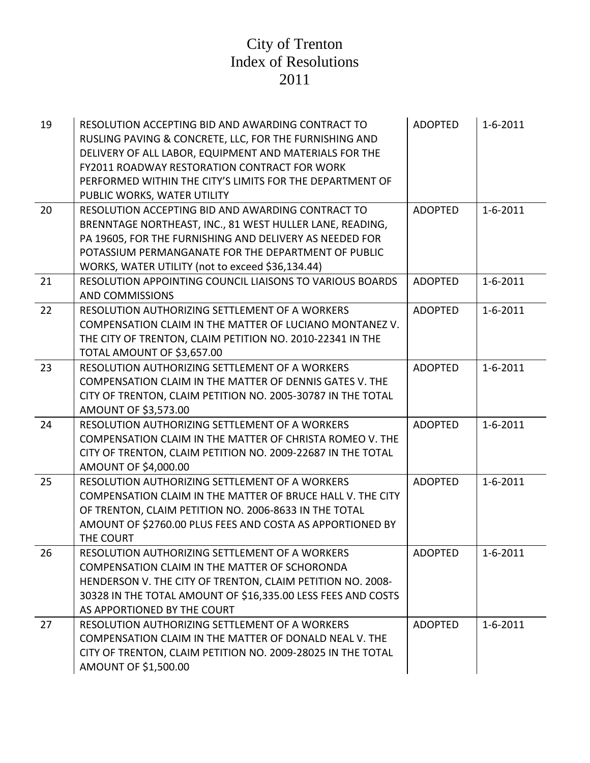# City of Trenton
# Index of Resolutions
# 2011

| | | | |
|---|---|---|---|
| 19 | RESOLUTION ACCEPTING BID AND AWARDING CONTRACT TO RUSLING PAVING & CONCRETE, LLC, FOR THE FURNISHING AND DELIVERY OF ALL LABOR, EQUIPMENT AND MATERIALS FOR THE FY2011 ROADWAY RESTORATION CONTRACT FOR WORK PERFORMED WITHIN THE CITY'S LIMITS FOR THE DEPARTMENT OF PUBLIC WORKS, WATER UTILITY | ADOPTED | 1-6-2011 |
| 20 | RESOLUTION ACCEPTING BID AND AWARDING CONTRACT TO BRENNTAGE NORTHEAST, INC., 81 WEST HULLER LANE, READING, PA 19605, FOR THE FURNISHING AND DELIVERY AS NEEDED FOR POTASSIUM PERMANGANATE FOR THE DEPARTMENT OF PUBLIC WORKS, WATER UTILITY (not to exceed $36,134.44) | ADOPTED | 1-6-2011 |
| 21 | RESOLUTION APPOINTING COUNCIL LIAISONS TO VARIOUS BOARDS AND COMMISSIONS | ADOPTED | 1-6-2011 |
| 22 | RESOLUTION AUTHORIZING SETTLEMENT OF A WORKERS COMPENSATION CLAIM IN THE MATTER OF LUCIANO MONTANEZ V. THE CITY OF TRENTON, CLAIM PETITION NO. 2010-22341 IN THE TOTAL AMOUNT OF $3,657.00 | ADOPTED | 1-6-2011 |
| 23 | RESOLUTION AUTHORIZING SETTLEMENT OF A WORKERS COMPENSATION CLAIM IN THE MATTER OF DENNIS GATES V. THE CITY OF TRENTON, CLAIM PETITION NO. 2005-30787 IN THE TOTAL AMOUNT OF $3,573.00 | ADOPTED | 1-6-2011 |
| 24 | RESOLUTION AUTHORIZING SETTLEMENT OF A WORKERS COMPENSATION CLAIM IN THE MATTER OF CHRISTA ROMEO V. THE CITY OF TRENTON, CLAIM PETITION NO. 2009-22687 IN THE TOTAL AMOUNT OF $4,000.00 | ADOPTED | 1-6-2011 |
| 25 | RESOLUTION AUTHORIZING SETTLEMENT OF A WORKERS COMPENSATION CLAIM IN THE MATTER OF BRUCE HALL V. THE CITY OF TRENTON, CLAIM PETITION NO. 2006-8633 IN THE TOTAL AMOUNT OF $2760.00 PLUS FEES AND COSTA AS APPORTIONED BY THE COURT | ADOPTED | 1-6-2011 |
| 26 | RESOLUTION AUTHORIZING SETTLEMENT OF A WORKERS COMPENSATION CLAIM IN THE MATTER OF SCHORONDA HENDERSON V. THE CITY OF TRENTON, CLAIM PETITION NO. 2008-30328 IN THE TOTAL AMOUNT OF $16,335.00 LESS FEES AND COSTS AS APPORTIONED BY THE COURT | ADOPTED | 1-6-2011 |
| 27 | RESOLUTION AUTHORIZING SETTLEMENT OF A WORKERS COMPENSATION CLAIM IN THE MATTER OF DONALD NEAL V. THE CITY OF TRENTON, CLAIM PETITION NO. 2009-28025 IN THE TOTAL AMOUNT OF $1,500.00 | ADOPTED | 1-6-2011 |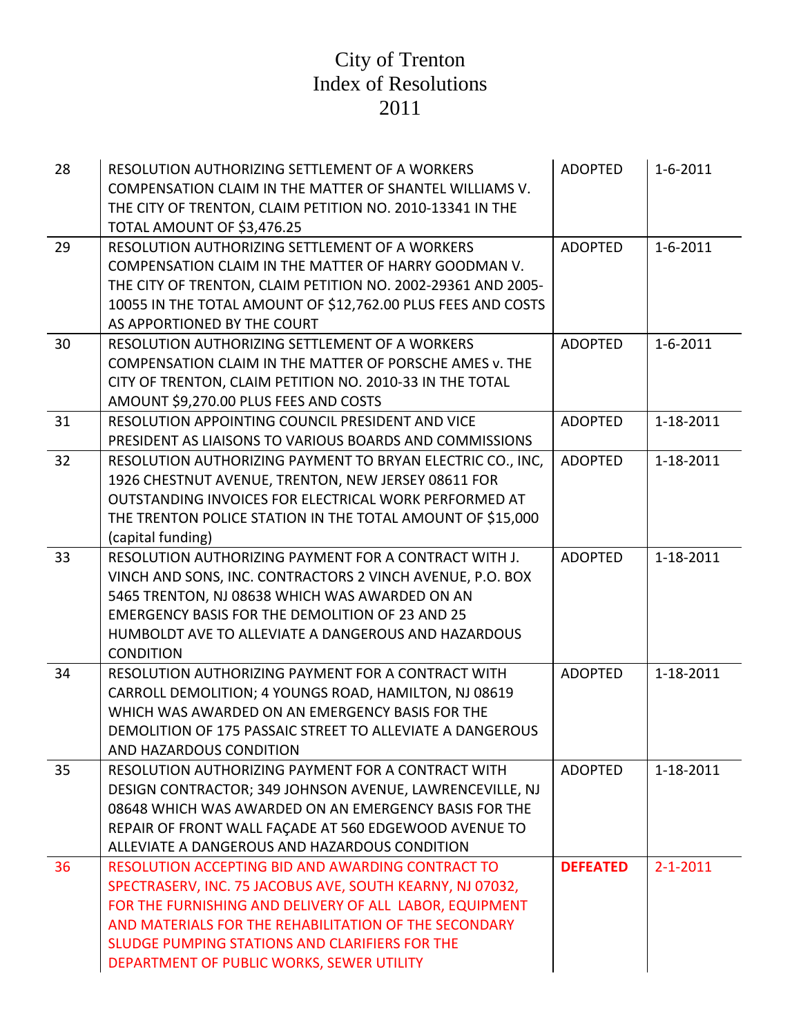# City of Trenton
# Index of Resolutions
# 2011

| | | | |
|---|---|---|---|
| 28 | RESOLUTION AUTHORIZING SETTLEMENT OF A WORKERS COMPENSATION CLAIM IN THE MATTER OF SHANTEL WILLIAMS V. THE CITY OF TRENTON, CLAIM PETITION NO. 2010-13341 IN THE TOTAL AMOUNT OF $3,476.25 | ADOPTED | 1-6-2011 |
| 29 | RESOLUTION AUTHORIZING SETTLEMENT OF A WORKERS COMPENSATION CLAIM IN THE MATTER OF HARRY GOODMAN V. THE CITY OF TRENTON, CLAIM PETITION NO. 2002-29361 AND 2005-10055 IN THE TOTAL AMOUNT OF $12,762.00 PLUS FEES AND COSTS AS APPORTIONED BY THE COURT | ADOPTED | 1-6-2011 |
| 30 | RESOLUTION AUTHORIZING SETTLEMENT OF A WORKERS COMPENSATION CLAIM IN THE MATTER OF PORSCHE AMES v. THE CITY OF TRENTON, CLAIM PETITION NO. 2010-33 IN THE TOTAL AMOUNT $9,270.00 PLUS FEES AND COSTS | ADOPTED | 1-6-2011 |
| 31 | RESOLUTION APPOINTING COUNCIL PRESIDENT AND VICE PRESIDENT AS LIAISONS TO VARIOUS BOARDS AND COMMISSIONS | ADOPTED | 1-18-2011 |
| 32 | RESOLUTION AUTHORIZING PAYMENT TO BRYAN ELECTRIC CO., INC, 1926 CHESTNUT AVENUE, TRENTON, NEW JERSEY 08611 FOR OUTSTANDING INVOICES FOR ELECTRICAL WORK PERFORMED AT THE TRENTON POLICE STATION IN THE TOTAL AMOUNT OF $15,000 (capital funding) | ADOPTED | 1-18-2011 |
| 33 | RESOLUTION AUTHORIZING PAYMENT FOR A CONTRACT WITH J. VINCH AND SONS, INC. CONTRACTORS 2 VINCH AVENUE, P.O. BOX 5465 TRENTON, NJ 08638 WHICH WAS AWARDED ON AN EMERGENCY BASIS FOR THE DEMOLITION OF 23 AND 25 HUMBOLDT AVE TO ALLEVIATE A DANGEROUS AND HAZARDOUS CONDITION | ADOPTED | 1-18-2011 |
| 34 | RESOLUTION AUTHORIZING PAYMENT FOR A CONTRACT WITH CARROLL DEMOLITION; 4 YOUNGS ROAD, HAMILTON, NJ 08619 WHICH WAS AWARDED ON AN EMERGENCY BASIS FOR THE DEMOLITION OF 175 PASSAIC STREET TO ALLEVIATE A DANGEROUS AND HAZARDOUS CONDITION | ADOPTED | 1-18-2011 |
| 35 | RESOLUTION AUTHORIZING PAYMENT FOR A CONTRACT WITH DESIGN CONTRACTOR; 349 JOHNSON AVENUE, LAWRENCEVILLE, NJ 08648 WHICH WAS AWARDED ON AN EMERGENCY BASIS FOR THE REPAIR OF FRONT WALL FAÇADE AT 560 EDGEWOOD AVENUE TO ALLEVIATE A DANGEROUS AND HAZARDOUS CONDITION | ADOPTED | 1-18-2011 |
| 36 | RESOLUTION ACCEPTING BID AND AWARDING CONTRACT TO SPECTRASERV, INC. 75 JACOBUS AVE, SOUTH KEARNY, NJ 07032, FOR THE FURNISHING AND DELIVERY OF ALL LABOR, EQUIPMENT AND MATERIALS FOR THE REHABILITATION OF THE SECONDARY SLUDGE PUMPING STATIONS AND CLARIFIERS FOR THE DEPARTMENT OF PUBLIC WORKS, SEWER UTILITY | **DEFEATED** | 2-1-2011 |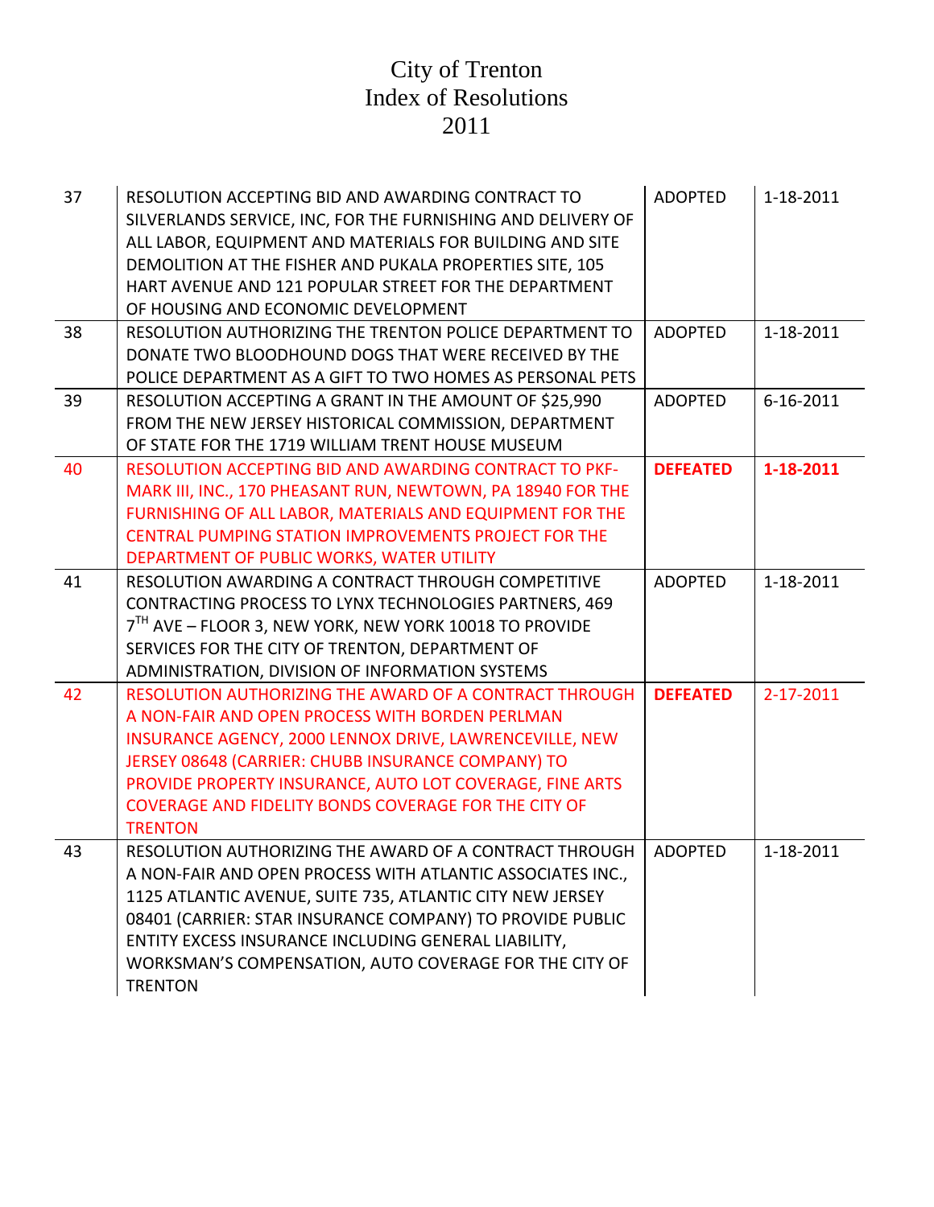# City of Trenton
# Index of Resolutions
# 2011

| No. | Resolution | Status | Date |
|---|---|---|---|
| 37 | RESOLUTION ACCEPTING BID AND AWARDING CONTRACT TO SILVERLANDS SERVICE, INC, FOR THE FURNISHING AND DELIVERY OF ALL LABOR, EQUIPMENT AND MATERIALS FOR BUILDING AND SITE DEMOLITION AT THE FISHER AND PUKALA PROPERTIES SITE, 105 HART AVENUE AND 121 POPULAR STREET FOR THE DEPARTMENT OF HOUSING AND ECONOMIC DEVELOPMENT | ADOPTED | 1-18-2011 |
| 38 | RESOLUTION AUTHORIZING THE TRENTON POLICE DEPARTMENT TO DONATE TWO BLOODHOUND DOGS THAT WERE RECEIVED BY THE POLICE DEPARTMENT AS A GIFT TO TWO HOMES AS PERSONAL PETS | ADOPTED | 1-18-2011 |
| 39 | RESOLUTION ACCEPTING A GRANT IN THE AMOUNT OF $25,990 FROM THE NEW JERSEY HISTORICAL COMMISSION, DEPARTMENT OF STATE FOR THE 1719 WILLIAM TRENT HOUSE MUSEUM | ADOPTED | 6-16-2011 |
| 40 | RESOLUTION ACCEPTING BID AND AWARDING CONTRACT TO PKF-MARK III, INC., 170 PHEASANT RUN, NEWTOWN, PA 18940 FOR THE FURNISHING OF ALL LABOR, MATERIALS AND EQUIPMENT FOR THE CENTRAL PUMPING STATION IMPROVEMENTS PROJECT FOR THE DEPARTMENT OF PUBLIC WORKS, WATER UTILITY | **DEFEATED** | **1-18-2011** |
| 41 | RESOLUTION AWARDING A CONTRACT THROUGH COMPETITIVE CONTRACTING PROCESS TO LYNX TECHNOLOGIES PARTNERS, 469 7TH AVE – FLOOR 3, NEW YORK, NEW YORK 10018 TO PROVIDE SERVICES FOR THE CITY OF TRENTON, DEPARTMENT OF ADMINISTRATION, DIVISION OF INFORMATION SYSTEMS | ADOPTED | 1-18-2011 |
| 42 | RESOLUTION AUTHORIZING THE AWARD OF A CONTRACT THROUGH A NON-FAIR AND OPEN PROCESS WITH BORDEN PERLMAN INSURANCE AGENCY, 2000 LENNOX DRIVE, LAWRENCEVILLE, NEW JERSEY 08648 (CARRIER: CHUBB INSURANCE COMPANY) TO PROVIDE PROPERTY INSURANCE, AUTO LOT COVERAGE, FINE ARTS COVERAGE AND FIDELITY BONDS COVERAGE FOR THE CITY OF TRENTON | **DEFEATED** | 2-17-2011 |
| 43 | RESOLUTION AUTHORIZING THE AWARD OF A CONTRACT THROUGH A NON-FAIR AND OPEN PROCESS WITH ATLANTIC ASSOCIATES INC., 1125 ATLANTIC AVENUE, SUITE 735, ATLANTIC CITY NEW JERSEY 08401 (CARRIER: STAR INSURANCE COMPANY) TO PROVIDE PUBLIC ENTITY EXCESS INSURANCE INCLUDING GENERAL LIABILITY, WORKSMAN'S COMPENSATION, AUTO COVERAGE FOR THE CITY OF TRENTON | ADOPTED | 1-18-2011 |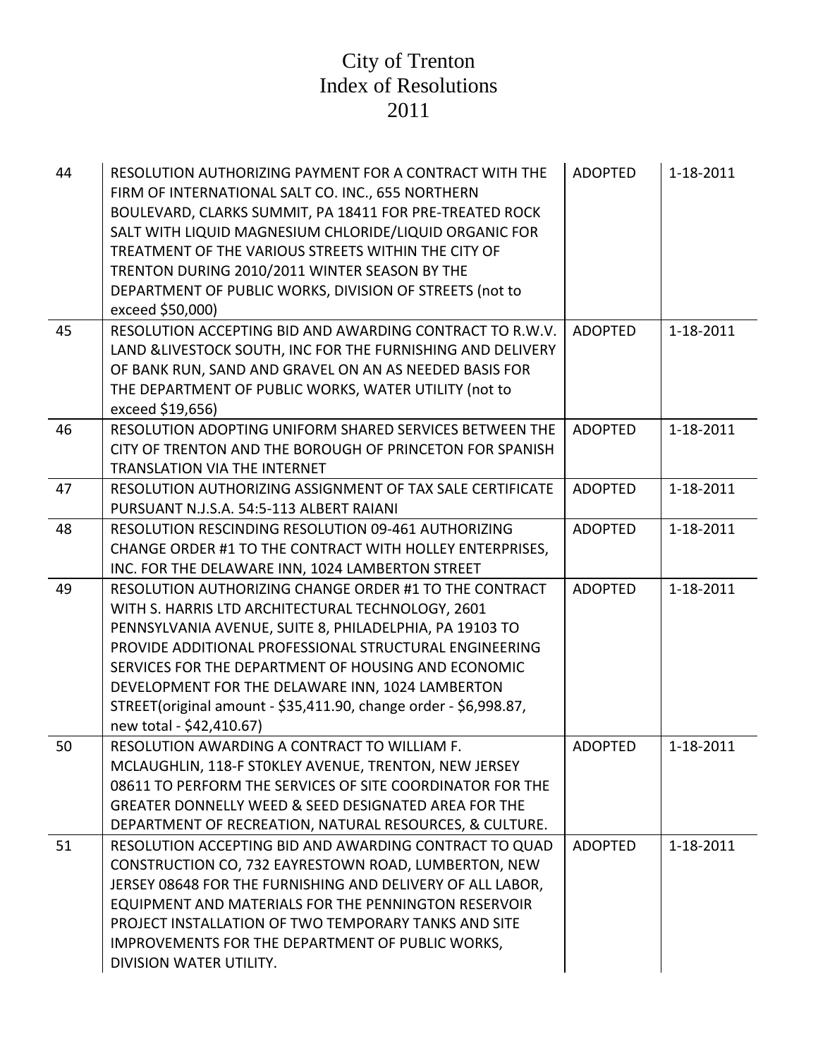# City of Trenton
# Index of Resolutions
# 2011

| | | | |
|---|---|---|---|
| 44 | RESOLUTION AUTHORIZING PAYMENT FOR A CONTRACT WITH THE FIRM OF INTERNATIONAL SALT CO. INC., 655 NORTHERN BOULEVARD, CLARKS SUMMIT, PA 18411 FOR PRE-TREATED ROCK SALT WITH LIQUID MAGNESIUM CHLORIDE/LIQUID ORGANIC FOR TREATMENT OF THE VARIOUS STREETS WITHIN THE CITY OF TRENTON DURING 2010/2011 WINTER SEASON BY THE DEPARTMENT OF PUBLIC WORKS, DIVISION OF STREETS (not to exceed $50,000) | ADOPTED | 1-18-2011 |
| 45 | RESOLUTION ACCEPTING BID AND AWARDING CONTRACT TO R.W.V. LAND &LIVESTOCK SOUTH, INC FOR THE FURNISHING AND DELIVERY OF BANK RUN, SAND AND GRAVEL ON AN AS NEEDED BASIS FOR THE DEPARTMENT OF PUBLIC WORKS, WATER UTILITY (not to exceed $19,656) | ADOPTED | 1-18-2011 |
| 46 | RESOLUTION ADOPTING UNIFORM SHARED SERVICES BETWEEN THE CITY OF TRENTON AND THE BOROUGH OF PRINCETON FOR SPANISH TRANSLATION VIA THE INTERNET | ADOPTED | 1-18-2011 |
| 47 | RESOLUTION AUTHORIZING ASSIGNMENT OF TAX SALE CERTIFICATE PURSUANT N.J.S.A. 54:5-113 ALBERT RAIANI | ADOPTED | 1-18-2011 |
| 48 | RESOLUTION RESCINDING RESOLUTION 09-461 AUTHORIZING CHANGE ORDER #1 TO THE CONTRACT WITH HOLLEY ENTERPRISES, INC. FOR THE DELAWARE INN, 1024 LAMBERTON STREET | ADOPTED | 1-18-2011 |
| 49 | RESOLUTION AUTHORIZING CHANGE ORDER #1 TO THE CONTRACT WITH S. HARRIS LTD ARCHITECTURAL TECHNOLOGY, 2601 PENNSYLVANIA AVENUE, SUITE 8, PHILADELPHIA, PA 19103 TO PROVIDE ADDITIONAL PROFESSIONAL STRUCTURAL ENGINEERING SERVICES FOR THE DEPARTMENT OF HOUSING AND ECONOMIC DEVELOPMENT FOR THE DELAWARE INN, 1024 LAMBERTON STREET(original amount - $35,411.90, change order - $6,998.87, new total - $42,410.67) | ADOPTED | 1-18-2011 |
| 50 | RESOLUTION AWARDING A CONTRACT TO WILLIAM F. MCLAUGHLIN, 118-F ST0KLEY AVENUE, TRENTON, NEW JERSEY 08611 TO PERFORM THE SERVICES OF SITE COORDINATOR FOR THE GREATER DONNELLY WEED & SEED DESIGNATED AREA FOR THE DEPARTMENT OF RECREATION, NATURAL RESOURCES, & CULTURE. | ADOPTED | 1-18-2011 |
| 51 | RESOLUTION ACCEPTING BID AND AWARDING CONTRACT TO QUAD CONSTRUCTION CO, 732 EAYRESTOWN ROAD, LUMBERTON, NEW JERSEY 08648 FOR THE FURNISHING AND DELIVERY OF ALL LABOR, EQUIPMENT AND MATERIALS FOR THE PENNINGTON RESERVOIR PROJECT INSTALLATION OF TWO TEMPORARY TANKS AND SITE IMPROVEMENTS FOR THE DEPARTMENT OF PUBLIC WORKS, DIVISION WATER UTILITY. | ADOPTED | 1-18-2011 |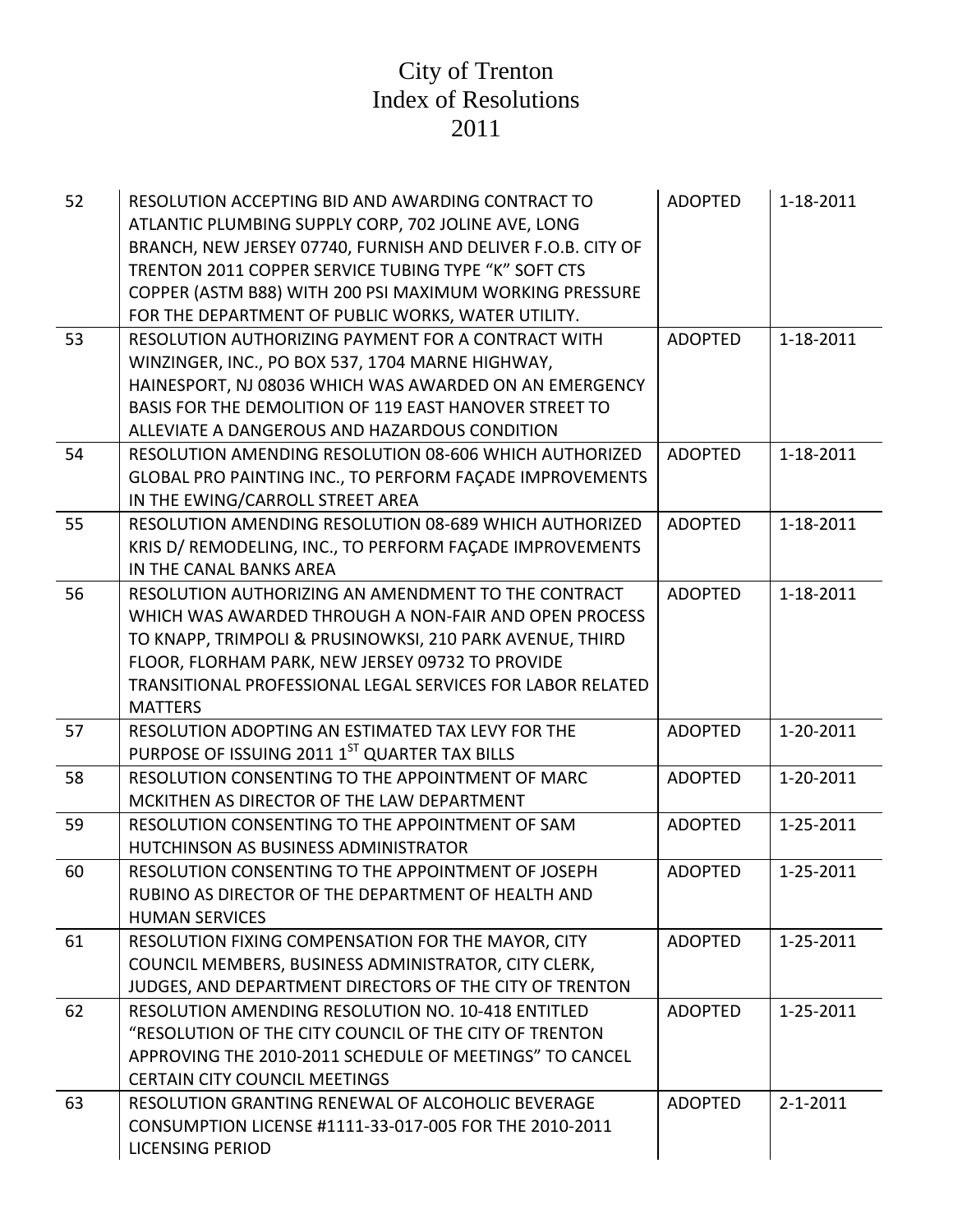# City of Trenton
# Index of Resolutions
# 2011

| | | | |
|---|---|---|---|
| 52 | RESOLUTION ACCEPTING BID AND AWARDING CONTRACT TO ATLANTIC PLUMBING SUPPLY CORP, 702 JOLINE AVE, LONG BRANCH, NEW JERSEY 07740, FURNISH AND DELIVER F.O.B. CITY OF TRENTON 2011 COPPER SERVICE TUBING TYPE "K" SOFT CTS COPPER (ASTM B88) WITH 200 PSI MAXIMUM WORKING PRESSURE FOR THE DEPARTMENT OF PUBLIC WORKS, WATER UTILITY. | ADOPTED | 1-18-2011 |
| 53 | RESOLUTION AUTHORIZING PAYMENT FOR A CONTRACT WITH WINZINGER, INC., PO BOX 537, 1704 MARNE HIGHWAY, HAINESPORT, NJ 08036 WHICH WAS AWARDED ON AN EMERGENCY BASIS FOR THE DEMOLITION OF 119 EAST HANOVER STREET TO ALLEVIATE A DANGEROUS AND HAZARDOUS CONDITION | ADOPTED | 1-18-2011 |
| 54 | RESOLUTION AMENDING RESOLUTION 08-606 WHICH AUTHORIZED GLOBAL PRO PAINTING INC., TO PERFORM FAÇADE IMPROVEMENTS IN THE EWING/CARROLL STREET AREA | ADOPTED | 1-18-2011 |
| 55 | RESOLUTION AMENDING RESOLUTION 08-689 WHICH AUTHORIZED KRIS D/ REMODELING, INC., TO PERFORM FAÇADE IMPROVEMENTS IN THE CANAL BANKS AREA | ADOPTED | 1-18-2011 |
| 56 | RESOLUTION AUTHORIZING AN AMENDMENT TO THE CONTRACT WHICH WAS AWARDED THROUGH A NON-FAIR AND OPEN PROCESS TO KNAPP, TRIMPOLI & PRUSINOWKSI, 210 PARK AVENUE, THIRD FLOOR, FLORHAM PARK, NEW JERSEY 09732 TO PROVIDE TRANSITIONAL PROFESSIONAL LEGAL SERVICES FOR LABOR RELATED MATTERS | ADOPTED | 1-18-2011 |
| 57 | RESOLUTION ADOPTING AN ESTIMATED TAX LEVY FOR THE PURPOSE OF ISSUING 2011 1ST QUARTER TAX BILLS | ADOPTED | 1-20-2011 |
| 58 | RESOLUTION CONSENTING TO THE APPOINTMENT OF MARC MCKITHEN AS DIRECTOR OF THE LAW DEPARTMENT | ADOPTED | 1-20-2011 |
| 59 | RESOLUTION CONSENTING TO THE APPOINTMENT OF SAM HUTCHINSON AS BUSINESS ADMINISTRATOR | ADOPTED | 1-25-2011 |
| 60 | RESOLUTION CONSENTING TO THE APPOINTMENT OF JOSEPH RUBINO AS DIRECTOR OF THE DEPARTMENT OF HEALTH AND HUMAN SERVICES | ADOPTED | 1-25-2011 |
| 61 | RESOLUTION FIXING COMPENSATION FOR THE MAYOR, CITY COUNCIL MEMBERS, BUSINESS ADMINISTRATOR, CITY CLERK, JUDGES, AND DEPARTMENT DIRECTORS OF THE CITY OF TRENTON | ADOPTED | 1-25-2011 |
| 62 | RESOLUTION AMENDING RESOLUTION NO. 10-418 ENTITLED "RESOLUTION OF THE CITY COUNCIL OF THE CITY OF TRENTON APPROVING THE 2010-2011 SCHEDULE OF MEETINGS" TO CANCEL CERTAIN CITY COUNCIL MEETINGS | ADOPTED | 1-25-2011 |
| 63 | RESOLUTION GRANTING RENEWAL OF ALCOHOLIC BEVERAGE CONSUMPTION LICENSE #1111-33-017-005 FOR THE 2010-2011 LICENSING PERIOD | ADOPTED | 2-1-2011 |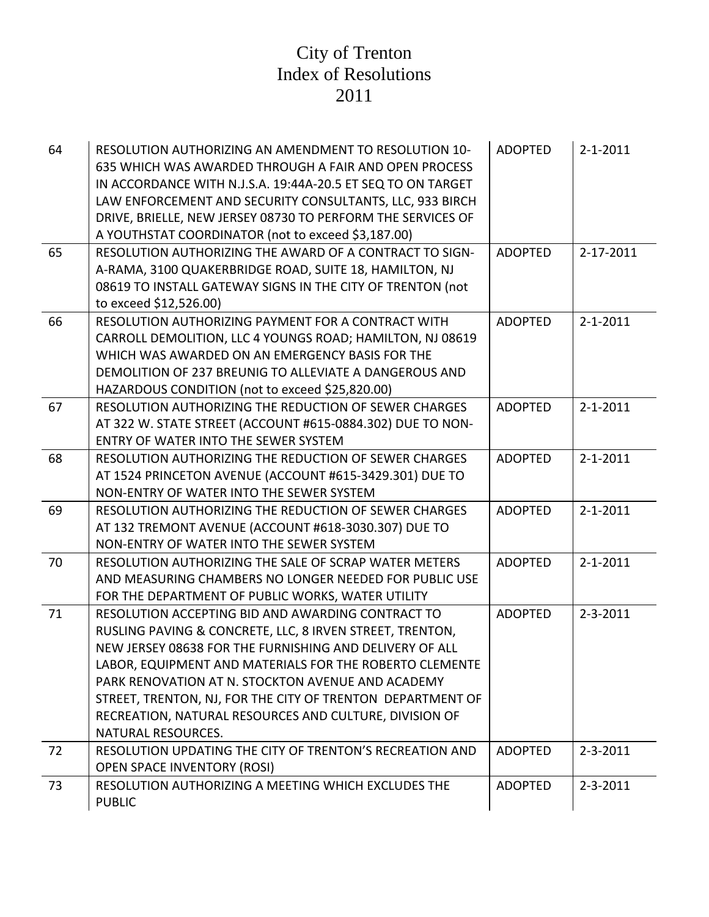# City of Trenton
# Index of Resolutions
# 2011

| | | | |
|---|---|---|---|
| 64 | RESOLUTION AUTHORIZING AN AMENDMENT TO RESOLUTION 10-635 WHICH WAS AWARDED THROUGH A FAIR AND OPEN PROCESS IN ACCORDANCE WITH N.J.S.A. 19:44A-20.5 ET SEQ TO ON TARGET LAW ENFORCEMENT AND SECURITY CONSULTANTS, LLC, 933 BIRCH DRIVE, BRIELLE, NEW JERSEY 08730 TO PERFORM THE SERVICES OF A YOUTHSTAT COORDINATOR (not to exceed $3,187.00) | ADOPTED | 2-1-2011 |
| 65 | RESOLUTION AUTHORIZING THE AWARD OF A CONTRACT TO SIGN-A-RAMA, 3100 QUAKERBRIDGE ROAD, SUITE 18, HAMILTON, NJ 08619 TO INSTALL GATEWAY SIGNS IN THE CITY OF TRENTON (not to exceed $12,526.00) | ADOPTED | 2-17-2011 |
| 66 | RESOLUTION AUTHORIZING PAYMENT FOR A CONTRACT WITH CARROLL DEMOLITION, LLC 4 YOUNGS ROAD; HAMILTON, NJ 08619 WHICH WAS AWARDED ON AN EMERGENCY BASIS FOR THE DEMOLITION OF 237 BREUNIG TO ALLEVIATE A DANGEROUS AND HAZARDOUS CONDITION (not to exceed $25,820.00) | ADOPTED | 2-1-2011 |
| 67 | RESOLUTION AUTHORIZING THE REDUCTION OF SEWER CHARGES AT 322 W. STATE STREET (ACCOUNT #615-0884.302) DUE TO NON-ENTRY OF WATER INTO THE SEWER SYSTEM | ADOPTED | 2-1-2011 |
| 68 | RESOLUTION AUTHORIZING THE REDUCTION OF SEWER CHARGES AT 1524 PRINCETON AVENUE (ACCOUNT #615-3429.301) DUE TO NON-ENTRY OF WATER INTO THE SEWER SYSTEM | ADOPTED | 2-1-2011 |
| 69 | RESOLUTION AUTHORIZING THE REDUCTION OF SEWER CHARGES AT 132 TREMONT AVENUE (ACCOUNT #618-3030.307) DUE TO NON-ENTRY OF WATER INTO THE SEWER SYSTEM | ADOPTED | 2-1-2011 |
| 70 | RESOLUTION AUTHORIZING THE SALE OF SCRAP WATER METERS AND MEASURING CHAMBERS NO LONGER NEEDED FOR PUBLIC USE FOR THE DEPARTMENT OF PUBLIC WORKS, WATER UTILITY | ADOPTED | 2-1-2011 |
| 71 | RESOLUTION ACCEPTING BID AND AWARDING CONTRACT TO RUSLING PAVING & CONCRETE, LLC, 8 IRVEN STREET, TRENTON, NEW JERSEY 08638 FOR THE FURNISHING AND DELIVERY OF ALL LABOR, EQUIPMENT AND MATERIALS FOR THE ROBERTO CLEMENTE PARK RENOVATION AT N. STOCKTON AVENUE AND ACADEMY STREET, TRENTON, NJ, FOR THE CITY OF TRENTON DEPARTMENT OF RECREATION, NATURAL RESOURCES AND CULTURE, DIVISION OF NATURAL RESOURCES. | ADOPTED | 2-3-2011 |
| 72 | RESOLUTION UPDATING THE CITY OF TRENTON'S RECREATION AND OPEN SPACE INVENTORY (ROSI) | ADOPTED | 2-3-2011 |
| 73 | RESOLUTION AUTHORIZING A MEETING WHICH EXCLUDES THE PUBLIC | ADOPTED | 2-3-2011 |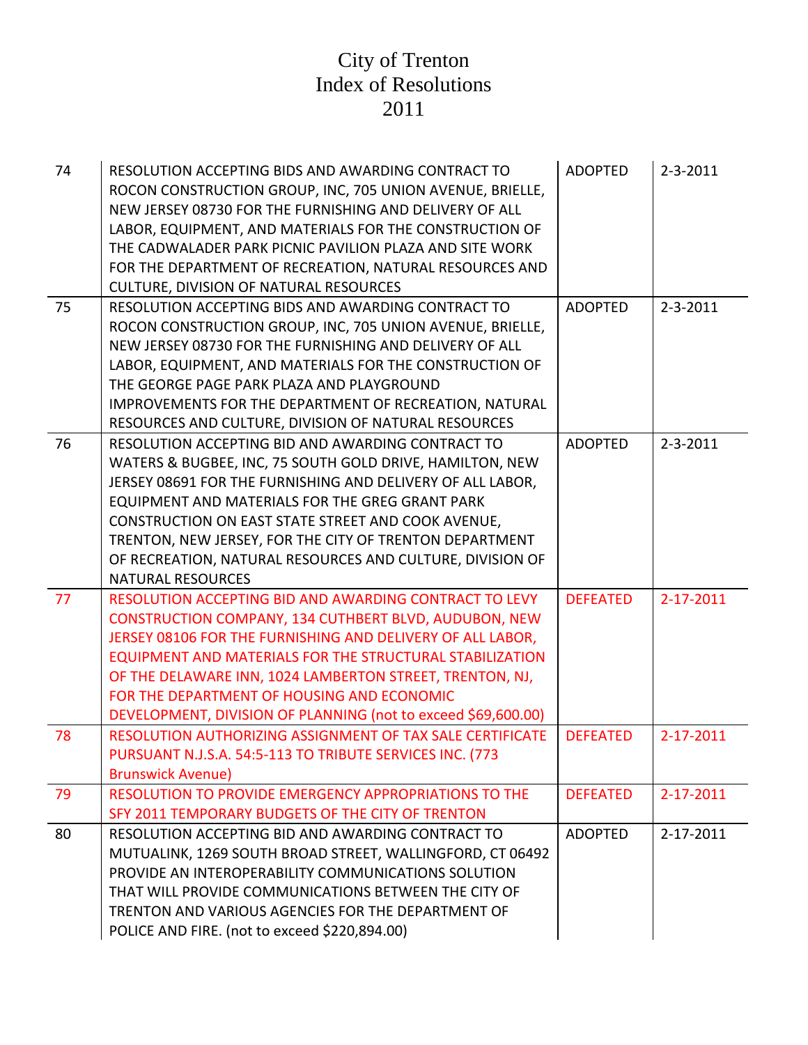# City of Trenton
# Index of Resolutions
# 2011

| | | | |
|---|---|---|---|
| 74 | RESOLUTION ACCEPTING BIDS AND AWARDING CONTRACT TO ROCON CONSTRUCTION GROUP, INC, 705 UNION AVENUE, BRIELLE, NEW JERSEY 08730 FOR THE FURNISHING AND DELIVERY OF ALL LABOR, EQUIPMENT, AND MATERIALS FOR THE CONSTRUCTION OF THE CADWALADER PARK PICNIC PAVILION PLAZA AND SITE WORK FOR THE DEPARTMENT OF RECREATION, NATURAL RESOURCES AND CULTURE, DIVISION OF NATURAL RESOURCES | ADOPTED | 2-3-2011 |
| 75 | RESOLUTION ACCEPTING BIDS AND AWARDING CONTRACT TO ROCON CONSTRUCTION GROUP, INC, 705 UNION AVENUE, BRIELLE, NEW JERSEY 08730 FOR THE FURNISHING AND DELIVERY OF ALL LABOR, EQUIPMENT, AND MATERIALS FOR THE CONSTRUCTION OF THE GEORGE PAGE PARK PLAZA AND PLAYGROUND IMPROVEMENTS FOR THE DEPARTMENT OF RECREATION, NATURAL RESOURCES AND CULTURE, DIVISION OF NATURAL RESOURCES | ADOPTED | 2-3-2011 |
| 76 | RESOLUTION ACCEPTING BID AND AWARDING CONTRACT TO WATERS & BUGBEE, INC, 75 SOUTH GOLD DRIVE, HAMILTON, NEW JERSEY 08691 FOR THE FURNISHING AND DELIVERY OF ALL LABOR, EQUIPMENT AND MATERIALS FOR THE GREG GRANT PARK CONSTRUCTION ON EAST STATE STREET AND COOK AVENUE, TRENTON, NEW JERSEY, FOR THE CITY OF TRENTON DEPARTMENT OF RECREATION, NATURAL RESOURCES AND CULTURE, DIVISION OF NATURAL RESOURCES | ADOPTED | 2-3-2011 |
| 77 | RESOLUTION ACCEPTING BID AND AWARDING CONTRACT TO LEVY CONSTRUCTION COMPANY, 134 CUTHBERT BLVD, AUDUBON, NEW JERSEY 08106 FOR THE FURNISHING AND DELIVERY OF ALL LABOR, EQUIPMENT AND MATERIALS FOR THE STRUCTURAL STABILIZATION OF THE DELAWARE INN, 1024 LAMBERTON STREET, TRENTON, NJ, FOR THE DEPARTMENT OF HOUSING AND ECONOMIC DEVELOPMENT, DIVISION OF PLANNING (not to exceed $69,600.00) | DEFEATED | 2-17-2011 |
| 78 | RESOLUTION AUTHORIZING ASSIGNMENT OF TAX SALE CERTIFICATE PURSUANT N.J.S.A. 54:5-113 TO TRIBUTE SERVICES INC. (773 Brunswick Avenue) | DEFEATED | 2-17-2011 |
| 79 | RESOLUTION TO PROVIDE EMERGENCY APPROPRIATIONS TO THE SFY 2011 TEMPORARY BUDGETS OF THE CITY OF TRENTON | DEFEATED | 2-17-2011 |
| 80 | RESOLUTION ACCEPTING BID AND AWARDING CONTRACT TO MUTUALINK, 1269 SOUTH BROAD STREET, WALLINGFORD, CT 06492 PROVIDE AN INTEROPERABILITY COMMUNICATIONS SOLUTION THAT WILL PROVIDE COMMUNICATIONS BETWEEN THE CITY OF TRENTON AND VARIOUS AGENCIES FOR THE DEPARTMENT OF POLICE AND FIRE. (not to exceed $220,894.00) | ADOPTED | 2-17-2011 |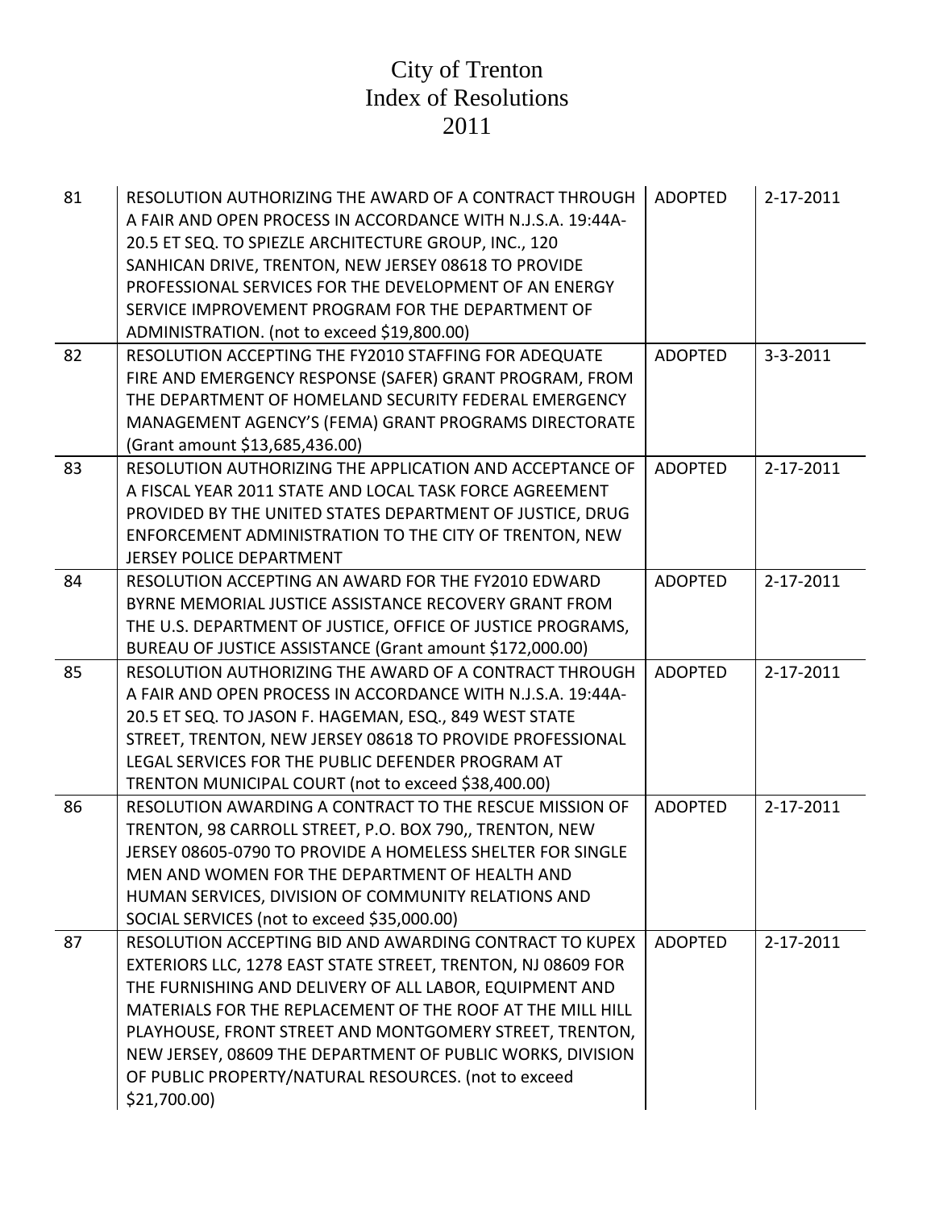# City of Trenton
# Index of Resolutions
# 2011

| | | | |
|---|---|---|---|
| 81 | RESOLUTION AUTHORIZING THE AWARD OF A CONTRACT THROUGH A FAIR AND OPEN PROCESS IN ACCORDANCE WITH N.J.S.A. 19:44A-20.5 ET SEQ. TO SPIEZLE ARCHITECTURE GROUP, INC., 120 SANHICAN DRIVE, TRENTON, NEW JERSEY 08618 TO PROVIDE PROFESSIONAL SERVICES FOR THE DEVELOPMENT OF AN ENERGY SERVICE IMPROVEMENT PROGRAM FOR THE DEPARTMENT OF ADMINISTRATION. (not to exceed $19,800.00) | ADOPTED | 2-17-2011 |
| 82 | RESOLUTION ACCEPTING THE FY2010 STAFFING FOR ADEQUATE FIRE AND EMERGENCY RESPONSE (SAFER) GRANT PROGRAM, FROM THE DEPARTMENT OF HOMELAND SECURITY FEDERAL EMERGENCY MANAGEMENT AGENCY'S (FEMA) GRANT PROGRAMS DIRECTORATE (Grant amount $13,685,436.00) | ADOPTED | 3-3-2011 |
| 83 | RESOLUTION AUTHORIZING THE APPLICATION AND ACCEPTANCE OF A FISCAL YEAR 2011 STATE AND LOCAL TASK FORCE AGREEMENT PROVIDED BY THE UNITED STATES DEPARTMENT OF JUSTICE, DRUG ENFORCEMENT ADMINISTRATION TO THE CITY OF TRENTON, NEW JERSEY POLICE DEPARTMENT | ADOPTED | 2-17-2011 |
| 84 | RESOLUTION ACCEPTING AN AWARD FOR THE FY2010 EDWARD BYRNE MEMORIAL JUSTICE ASSISTANCE RECOVERY GRANT FROM THE U.S. DEPARTMENT OF JUSTICE, OFFICE OF JUSTICE PROGRAMS, BUREAU OF JUSTICE ASSISTANCE (Grant amount $172,000.00) | ADOPTED | 2-17-2011 |
| 85 | RESOLUTION AUTHORIZING THE AWARD OF A CONTRACT THROUGH A FAIR AND OPEN PROCESS IN ACCORDANCE WITH N.J.S.A. 19:44A-20.5 ET SEQ. TO JASON F. HAGEMAN, ESQ., 849 WEST STATE STREET, TRENTON, NEW JERSEY 08618 TO PROVIDE PROFESSIONAL LEGAL SERVICES FOR THE PUBLIC DEFENDER PROGRAM AT TRENTON MUNICIPAL COURT (not to exceed $38,400.00) | ADOPTED | 2-17-2011 |
| 86 | RESOLUTION AWARDING A CONTRACT TO THE RESCUE MISSION OF TRENTON, 98 CARROLL STREET, P.O. BOX 790,, TRENTON, NEW JERSEY 08605-0790 TO PROVIDE A HOMELESS SHELTER FOR SINGLE MEN AND WOMEN FOR THE DEPARTMENT OF HEALTH AND HUMAN SERVICES, DIVISION OF COMMUNITY RELATIONS AND SOCIAL SERVICES (not to exceed $35,000.00) | ADOPTED | 2-17-2011 |
| 87 | RESOLUTION ACCEPTING BID AND AWARDING CONTRACT TO KUPEX EXTERIORS LLC, 1278 EAST STATE STREET, TRENTON, NJ 08609 FOR THE FURNISHING AND DELIVERY OF ALL LABOR, EQUIPMENT AND MATERIALS FOR THE REPLACEMENT OF THE ROOF AT THE MILL HILL PLAYHOUSE, FRONT STREET AND MONTGOMERY STREET, TRENTON, NEW JERSEY, 08609 THE DEPARTMENT OF PUBLIC WORKS, DIVISION OF PUBLIC PROPERTY/NATURAL RESOURCES. (not to exceed $21,700.00) | ADOPTED | 2-17-2011 |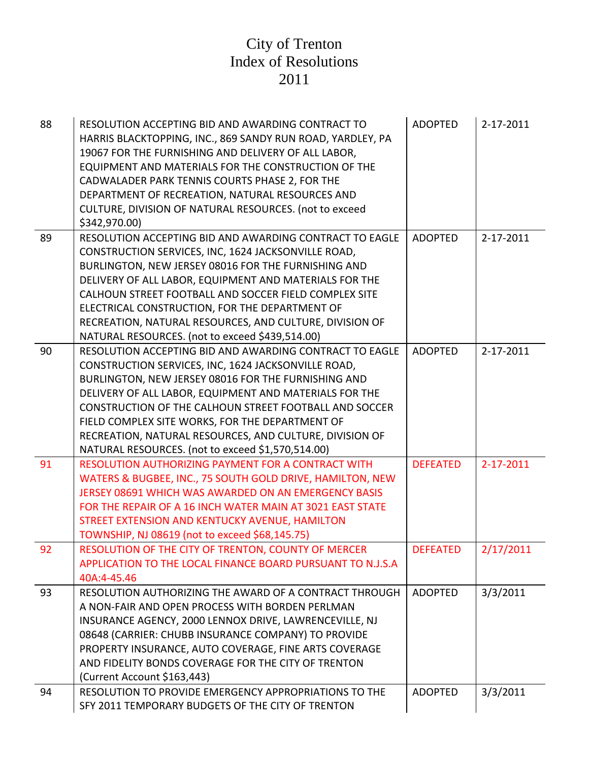# City of Trenton
# Index of Resolutions
# 2011

| | | | |
|---|---|---|---|
| 88 | RESOLUTION ACCEPTING BID AND AWARDING CONTRACT TO HARRIS BLACKTOPPING, INC., 869 SANDY RUN ROAD, YARDLEY, PA 19067 FOR THE FURNISHING AND DELIVERY OF ALL LABOR, EQUIPMENT AND MATERIALS FOR THE CONSTRUCTION OF THE CADWALADER PARK TENNIS COURTS PHASE 2, FOR THE DEPARTMENT OF RECREATION, NATURAL RESOURCES AND CULTURE, DIVISION OF NATURAL RESOURCES. (not to exceed $342,970.00) | ADOPTED | 2-17-2011 |
| 89 | RESOLUTION ACCEPTING BID AND AWARDING CONTRACT TO EAGLE CONSTRUCTION SERVICES, INC, 1624 JACKSONVILLE ROAD, BURLINGTON, NEW JERSEY 08016 FOR THE FURNISHING AND DELIVERY OF ALL LABOR, EQUIPMENT AND MATERIALS FOR THE CALHOUN STREET FOOTBALL AND SOCCER FIELD COMPLEX SITE ELECTRICAL CONSTRUCTION, FOR THE DEPARTMENT OF RECREATION, NATURAL RESOURCES, AND CULTURE, DIVISION OF NATURAL RESOURCES. (not to exceed $439,514.00) | ADOPTED | 2-17-2011 |
| 90 | RESOLUTION ACCEPTING BID AND AWARDING CONTRACT TO EAGLE CONSTRUCTION SERVICES, INC, 1624 JACKSONVILLE ROAD, BURLINGTON, NEW JERSEY 08016 FOR THE FURNISHING AND DELIVERY OF ALL LABOR, EQUIPMENT AND MATERIALS FOR THE CONSTRUCTION OF THE CALHOUN STREET FOOTBALL AND SOCCER FIELD COMPLEX SITE WORKS, FOR THE DEPARTMENT OF RECREATION, NATURAL RESOURCES, AND CULTURE, DIVISION OF NATURAL RESOURCES. (not to exceed $1,570,514.00) | ADOPTED | 2-17-2011 |
| 91 | RESOLUTION AUTHORIZING PAYMENT FOR A CONTRACT WITH WATERS & BUGBEE, INC., 75 SOUTH GOLD DRIVE, HAMILTON, NEW JERSEY 08691 WHICH WAS AWARDED ON AN EMERGENCY BASIS FOR THE REPAIR OF A 16 INCH WATER MAIN AT 3021 EAST STATE STREET EXTENSION AND KENTUCKY AVENUE, HAMILTON TOWNSHIP, NJ 08619 (not to exceed $68,145.75) | DEFEATED | 2-17-2011 |
| 92 | RESOLUTION OF THE CITY OF TRENTON, COUNTY OF MERCER APPLICATION TO THE LOCAL FINANCE BOARD PURSUANT TO N.J.S.A 40A:4-45.46 | DEFEATED | 2/17/2011 |
| 93 | RESOLUTION AUTHORIZING THE AWARD OF A CONTRACT THROUGH A NON-FAIR AND OPEN PROCESS WITH BORDEN PERLMAN INSURANCE AGENCY, 2000 LENNOX DRIVE, LAWRENCEVILLE, NJ 08648 (CARRIER: CHUBB INSURANCE COMPANY) TO PROVIDE PROPERTY INSURANCE, AUTO COVERAGE, FINE ARTS COVERAGE AND FIDELITY BONDS COVERAGE FOR THE CITY OF TRENTON (Current Account $163,443) | ADOPTED | 3/3/2011 |
| 94 | RESOLUTION TO PROVIDE EMERGENCY APPROPRIATIONS TO THE SFY 2011 TEMPORARY BUDGETS OF THE CITY OF TRENTON | ADOPTED | 3/3/2011 |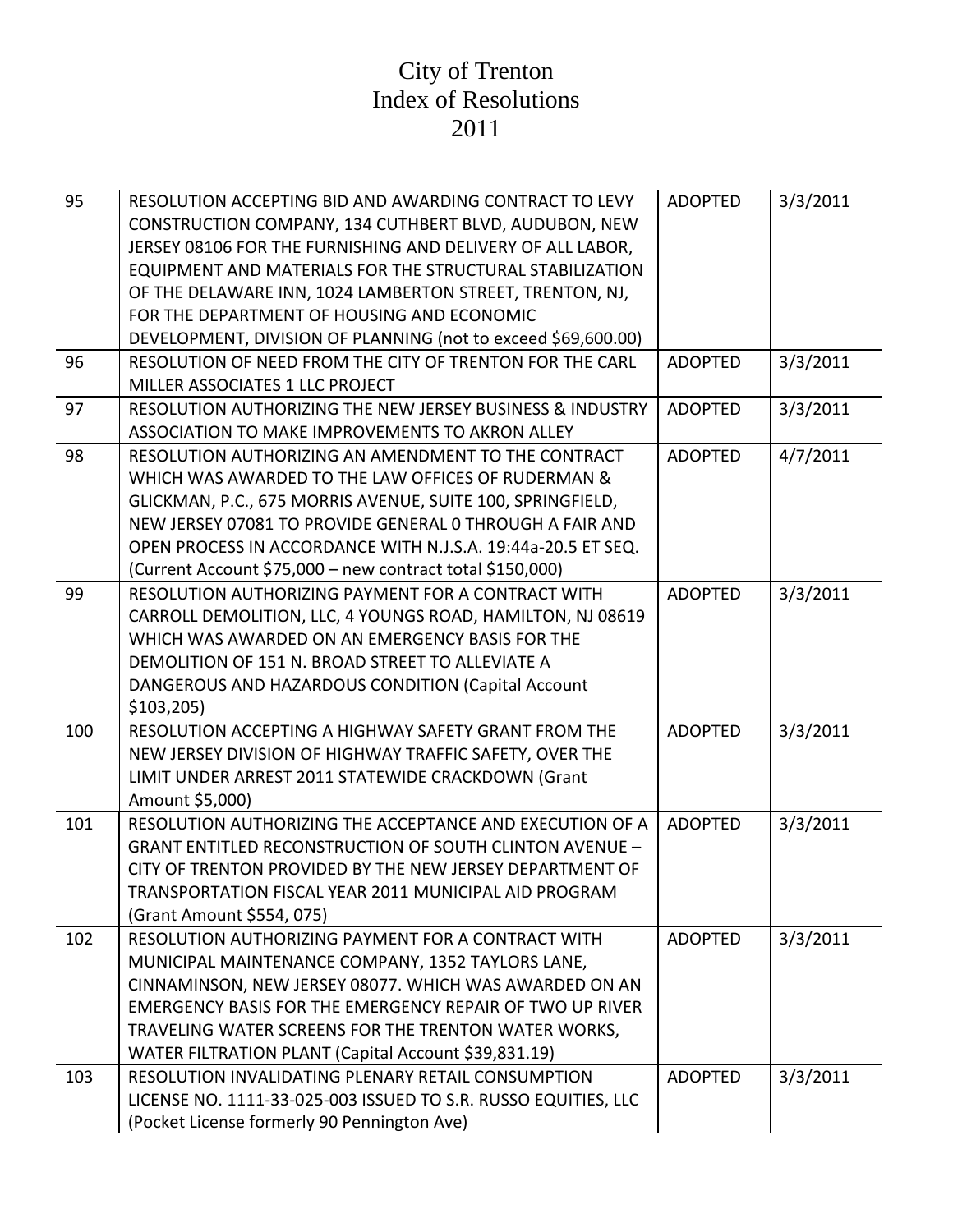# City of Trenton
# Index of Resolutions
# 2011

| | | | |
|---|---|---|---|
| 95 | RESOLUTION ACCEPTING BID AND AWARDING CONTRACT TO LEVY CONSTRUCTION COMPANY, 134 CUTHBERT BLVD, AUDUBON, NEW JERSEY 08106 FOR THE FURNISHING AND DELIVERY OF ALL LABOR, EQUIPMENT AND MATERIALS FOR THE STRUCTURAL STABILIZATION OF THE DELAWARE INN, 1024 LAMBERTON STREET, TRENTON, NJ, FOR THE DEPARTMENT OF HOUSING AND ECONOMIC DEVELOPMENT, DIVISION OF PLANNING (not to exceed $69,600.00) | ADOPTED | 3/3/2011 |
| 96 | RESOLUTION OF NEED FROM THE CITY OF TRENTON FOR THE CARL MILLER ASSOCIATES 1 LLC PROJECT | ADOPTED | 3/3/2011 |
| 97 | RESOLUTION AUTHORIZING THE NEW JERSEY BUSINESS & INDUSTRY ASSOCIATION TO MAKE IMPROVEMENTS TO AKRON ALLEY | ADOPTED | 3/3/2011 |
| 98 | RESOLUTION AUTHORIZING AN AMENDMENT TO THE CONTRACT WHICH WAS AWARDED TO THE LAW OFFICES OF RUDERMAN & GLICKMAN, P.C., 675 MORRIS AVENUE, SUITE 100, SPRINGFIELD, NEW JERSEY 07081 TO PROVIDE GENERAL 0 THROUGH A FAIR AND OPEN PROCESS IN ACCORDANCE WITH N.J.S.A. 19:44a-20.5 ET SEQ. (Current Account $75,000 – new contract total $150,000) | ADOPTED | 4/7/2011 |
| 99 | RESOLUTION AUTHORIZING PAYMENT FOR A CONTRACT WITH CARROLL DEMOLITION, LLC, 4 YOUNGS ROAD, HAMILTON, NJ 08619 WHICH WAS AWARDED ON AN EMERGENCY BASIS FOR THE DEMOLITION OF 151 N. BROAD STREET TO ALLEVIATE A DANGEROUS AND HAZARDOUS CONDITION (Capital Account $103,205) | ADOPTED | 3/3/2011 |
| 100 | RESOLUTION ACCEPTING A HIGHWAY SAFETY GRANT FROM THE NEW JERSEY DIVISION OF HIGHWAY TRAFFIC SAFETY, OVER THE LIMIT UNDER ARREST 2011 STATEWIDE CRACKDOWN (Grant Amount $5,000) | ADOPTED | 3/3/2011 |
| 101 | RESOLUTION AUTHORIZING THE ACCEPTANCE AND EXECUTION OF A GRANT ENTITLED RECONSTRUCTION OF SOUTH CLINTON AVENUE – CITY OF TRENTON PROVIDED BY THE NEW JERSEY DEPARTMENT OF TRANSPORTATION FISCAL YEAR 2011 MUNICIPAL AID PROGRAM (Grant Amount $554, 075) | ADOPTED | 3/3/2011 |
| 102 | RESOLUTION AUTHORIZING PAYMENT FOR A CONTRACT WITH MUNICIPAL MAINTENANCE COMPANY, 1352 TAYLORS LANE, CINNAMINSON, NEW JERSEY 08077. WHICH WAS AWARDED ON AN EMERGENCY BASIS FOR THE EMERGENCY REPAIR OF TWO UP RIVER TRAVELING WATER SCREENS FOR THE TRENTON WATER WORKS, WATER FILTRATION PLANT (Capital Account $39,831.19) | ADOPTED | 3/3/2011 |
| 103 | RESOLUTION INVALIDATING PLENARY RETAIL CONSUMPTION LICENSE NO. 1111-33-025-003 ISSUED TO S.R. RUSSO EQUITIES, LLC (Pocket License formerly 90 Pennington Ave) | ADOPTED | 3/3/2011 |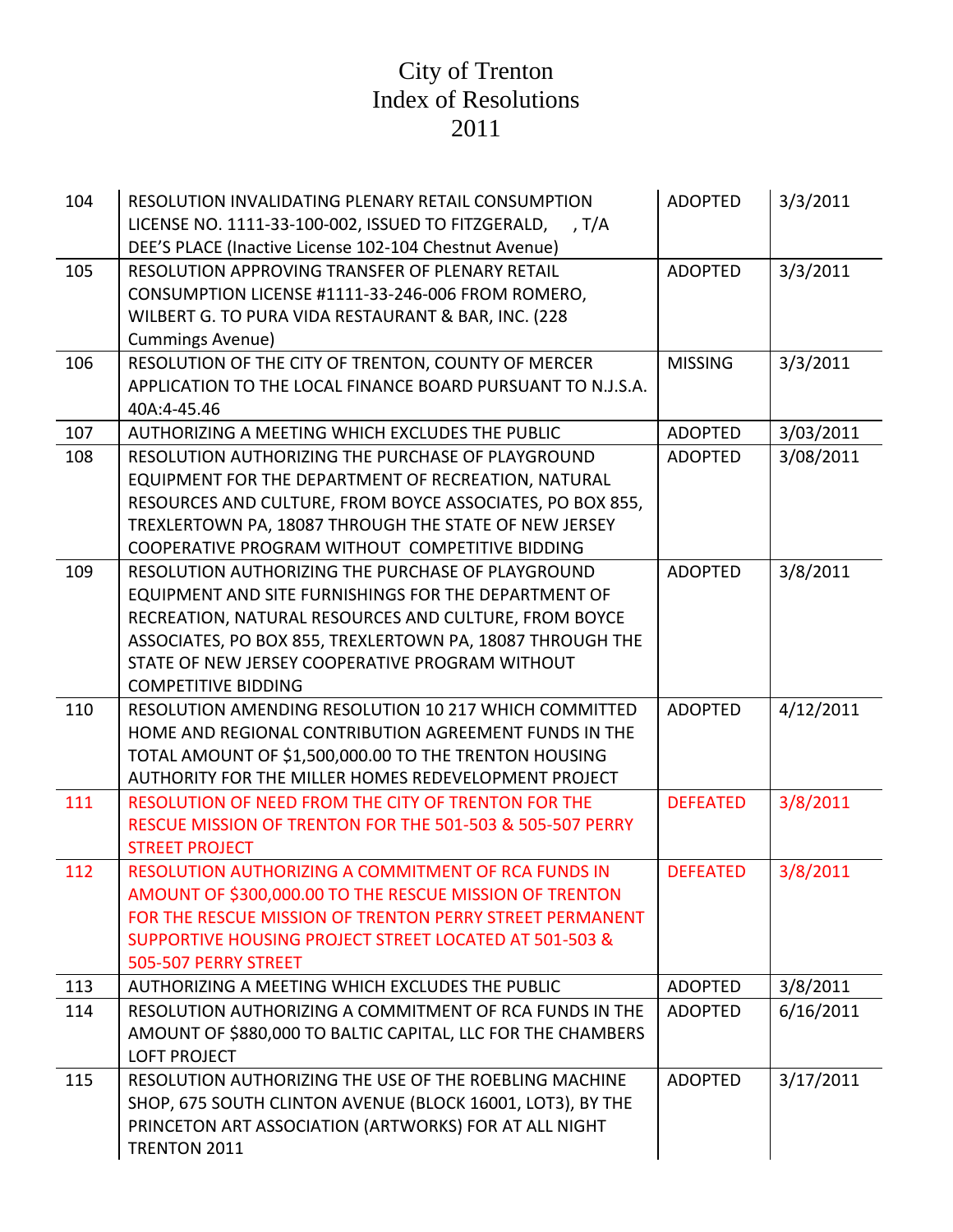# City of Trenton
# Index of Resolutions
# 2011

| | | | |
|---|---|---|---|
| 104 | RESOLUTION INVALIDATING PLENARY RETAIL CONSUMPTION LICENSE NO. 1111-33-100-002, ISSUED TO FITZGERALD, , T/A DEE'S PLACE (Inactive License 102-104 Chestnut Avenue) | ADOPTED | 3/3/2011 |
| 105 | RESOLUTION APPROVING TRANSFER OF PLENARY RETAIL CONSUMPTION LICENSE #1111-33-246-006 FROM ROMERO, WILBERT G. TO PURA VIDA RESTAURANT & BAR, INC. (228 Cummings Avenue) | ADOPTED | 3/3/2011 |
| 106 | RESOLUTION OF THE CITY OF TRENTON, COUNTY OF MERCER APPLICATION TO THE LOCAL FINANCE BOARD PURSUANT TO N.J.S.A. 40A:4-45.46 | MISSING | 3/3/2011 |
| 107 | AUTHORIZING A MEETING WHICH EXCLUDES THE PUBLIC | ADOPTED | 3/03/2011 |
| 108 | RESOLUTION AUTHORIZING THE PURCHASE OF PLAYGROUND EQUIPMENT FOR THE DEPARTMENT OF RECREATION, NATURAL RESOURCES AND CULTURE, FROM BOYCE ASSOCIATES, PO BOX 855, TREXLERTOWN PA, 18087 THROUGH THE STATE OF NEW JERSEY COOPERATIVE PROGRAM WITHOUT COMPETITIVE BIDDING | ADOPTED | 3/08/2011 |
| 109 | RESOLUTION AUTHORIZING THE PURCHASE OF PLAYGROUND EQUIPMENT AND SITE FURNISHINGS FOR THE DEPARTMENT OF RECREATION, NATURAL RESOURCES AND CULTURE, FROM BOYCE ASSOCIATES, PO BOX 855, TREXLERTOWN PA, 18087 THROUGH THE STATE OF NEW JERSEY COOPERATIVE PROGRAM WITHOUT COMPETITIVE BIDDING | ADOPTED | 3/8/2011 |
| 110 | RESOLUTION AMENDING RESOLUTION 10 217 WHICH COMMITTED HOME AND REGIONAL CONTRIBUTION AGREEMENT FUNDS IN THE TOTAL AMOUNT OF $1,500,000.00 TO THE TRENTON HOUSING AUTHORITY FOR THE MILLER HOMES REDEVELOPMENT PROJECT | ADOPTED | 4/12/2011 |
| 111 | RESOLUTION OF NEED FROM THE CITY OF TRENTON FOR THE RESCUE MISSION OF TRENTON FOR THE 501-503 & 505-507 PERRY STREET PROJECT | DEFEATED | 3/8/2011 |
| 112 | RESOLUTION AUTHORIZING A COMMITMENT OF RCA FUNDS IN AMOUNT OF $300,000.00 TO THE RESCUE MISSION OF TRENTON FOR THE RESCUE MISSION OF TRENTON PERRY STREET PERMANENT SUPPORTIVE HOUSING PROJECT STREET LOCATED AT 501-503 & 505-507 PERRY STREET | DEFEATED | 3/8/2011 |
| 113 | AUTHORIZING A MEETING WHICH EXCLUDES THE PUBLIC | ADOPTED | 3/8/2011 |
| 114 | RESOLUTION AUTHORIZING A COMMITMENT OF RCA FUNDS IN THE AMOUNT OF $880,000 TO BALTIC CAPITAL, LLC FOR THE CHAMBERS LOFT PROJECT | ADOPTED | 6/16/2011 |
| 115 | RESOLUTION AUTHORIZING THE USE OF THE ROEBLING MACHINE SHOP, 675 SOUTH CLINTON AVENUE (BLOCK 16001, LOT3), BY THE PRINCETON ART ASSOCIATION (ARTWORKS) FOR AT ALL NIGHT TRENTON 2011 | ADOPTED | 3/17/2011 |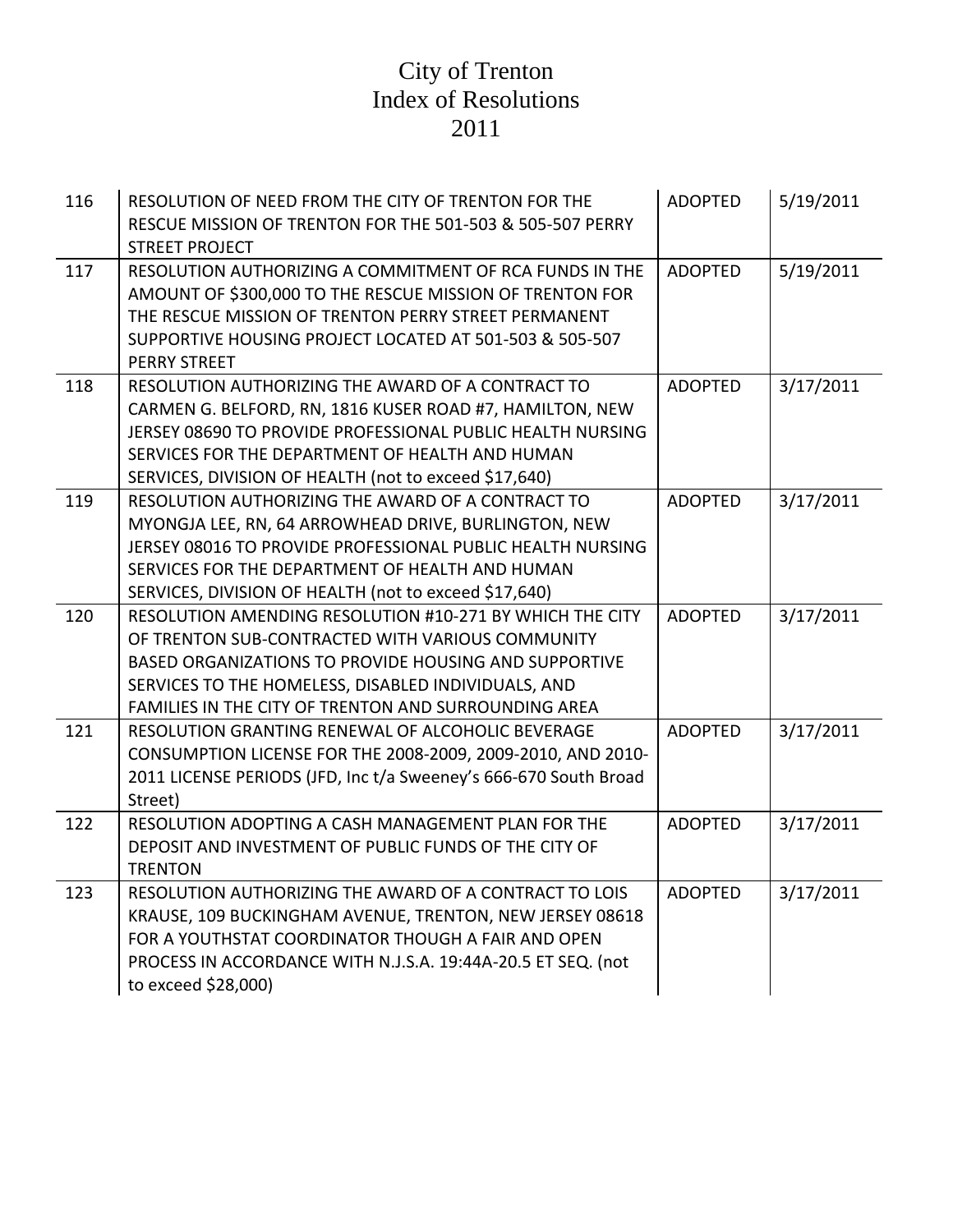# City of Trenton
# Index of Resolutions
# 2011

| | | | |
|---|---|---|---|
| 116 | RESOLUTION OF NEED FROM THE CITY OF TRENTON FOR THE RESCUE MISSION OF TRENTON FOR THE 501-503 & 505-507 PERRY STREET PROJECT | ADOPTED | 5/19/2011 |
| 117 | RESOLUTION AUTHORIZING A COMMITMENT OF RCA FUNDS IN THE AMOUNT OF $300,000 TO THE RESCUE MISSION OF TRENTON FOR THE RESCUE MISSION OF TRENTON PERRY STREET PERMANENT SUPPORTIVE HOUSING PROJECT LOCATED AT 501-503 & 505-507 PERRY STREET | ADOPTED | 5/19/2011 |
| 118 | RESOLUTION AUTHORIZING THE AWARD OF A CONTRACT TO CARMEN G. BELFORD, RN, 1816 KUSER ROAD #7, HAMILTON, NEW JERSEY 08690 TO PROVIDE PROFESSIONAL PUBLIC HEALTH NURSING SERVICES FOR THE DEPARTMENT OF HEALTH AND HUMAN SERVICES, DIVISION OF HEALTH (not to exceed $17,640) | ADOPTED | 3/17/2011 |
| 119 | RESOLUTION AUTHORIZING THE AWARD OF A CONTRACT TO MYONGJA LEE, RN, 64 ARROWHEAD DRIVE, BURLINGTON, NEW JERSEY 08016 TO PROVIDE PROFESSIONAL PUBLIC HEALTH NURSING SERVICES FOR THE DEPARTMENT OF HEALTH AND HUMAN SERVICES, DIVISION OF HEALTH (not to exceed $17,640) | ADOPTED | 3/17/2011 |
| 120 | RESOLUTION AMENDING RESOLUTION #10-271 BY WHICH THE CITY OF TRENTON SUB-CONTRACTED WITH VARIOUS COMMUNITY BASED ORGANIZATIONS TO PROVIDE HOUSING AND SUPPORTIVE SERVICES TO THE HOMELESS, DISABLED INDIVIDUALS, AND FAMILIES IN THE CITY OF TRENTON AND SURROUNDING AREA | ADOPTED | 3/17/2011 |
| 121 | RESOLUTION GRANTING RENEWAL OF ALCOHOLIC BEVERAGE CONSUMPTION LICENSE FOR THE 2008-2009, 2009-2010, AND 2010-2011 LICENSE PERIODS (JFD, Inc t/a Sweeney's 666-670 South Broad Street) | ADOPTED | 3/17/2011 |
| 122 | RESOLUTION ADOPTING A CASH MANAGEMENT PLAN FOR THE DEPOSIT AND INVESTMENT OF PUBLIC FUNDS OF THE CITY OF TRENTON | ADOPTED | 3/17/2011 |
| 123 | RESOLUTION AUTHORIZING THE AWARD OF A CONTRACT TO LOIS KRAUSE, 109 BUCKINGHAM AVENUE, TRENTON, NEW JERSEY 08618 FOR A YOUTHSTAT COORDINATOR THOUGH A FAIR AND OPEN PROCESS IN ACCORDANCE WITH N.J.S.A. 19:44A-20.5 ET SEQ. (not to exceed $28,000) | ADOPTED | 3/17/2011 |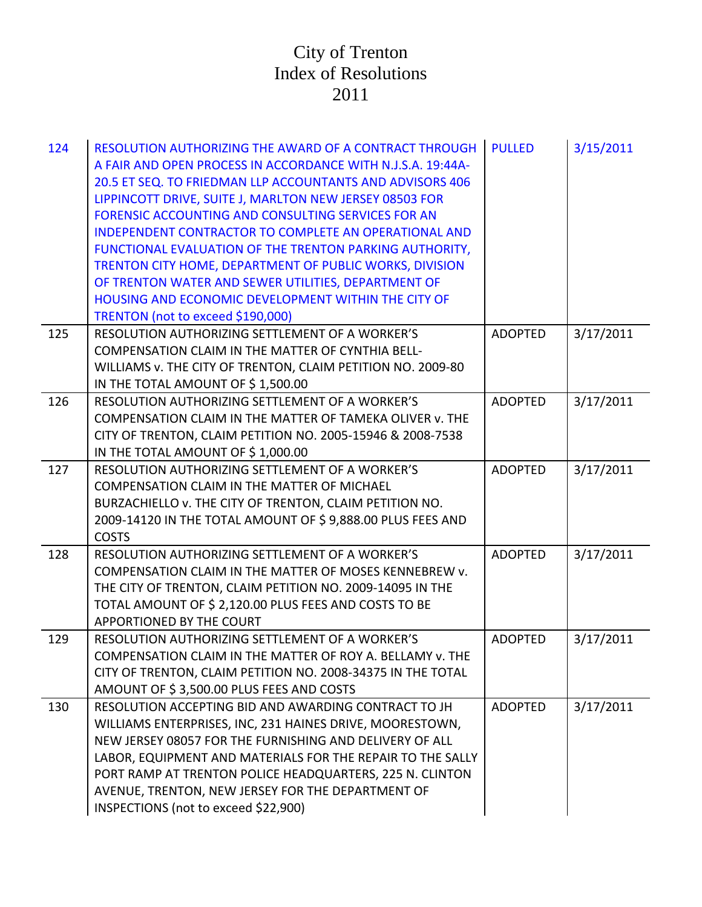# City of Trenton
# Index of Resolutions
# 2011

| | | | |
|---|---|---|---|
| 124 | RESOLUTION AUTHORIZING THE AWARD OF A CONTRACT THROUGH A FAIR AND OPEN PROCESS IN ACCORDANCE WITH N.J.S.A. 19:44A-20.5 ET SEQ. TO FRIEDMAN LLP ACCOUNTANTS AND ADVISORS 406 LIPPINCOTT DRIVE, SUITE J, MARLTON NEW JERSEY 08503 FOR FORENSIC ACCOUNTING AND CONSULTING SERVICES FOR AN INDEPENDENT CONTRACTOR TO COMPLETE AN OPERATIONAL AND FUNCTIONAL EVALUATION OF THE TRENTON PARKING AUTHORITY, TRENTON CITY HOME, DEPARTMENT OF PUBLIC WORKS, DIVISION OF TRENTON WATER AND SEWER UTILITIES, DEPARTMENT OF HOUSING AND ECONOMIC DEVELOPMENT WITHIN THE CITY OF TRENTON (not to exceed $190,000) | PULLED | 3/15/2011 |
| 125 | RESOLUTION AUTHORIZING SETTLEMENT OF A WORKER'S COMPENSATION CLAIM IN THE MATTER OF CYNTHIA BELL-WILLIAMS v. THE CITY OF TRENTON, CLAIM PETITION NO. 2009-80 IN THE TOTAL AMOUNT OF $ 1,500.00 | ADOPTED | 3/17/2011 |
| 126 | RESOLUTION AUTHORIZING SETTLEMENT OF A WORKER'S COMPENSATION CLAIM IN THE MATTER OF TAMEKA OLIVER v. THE CITY OF TRENTON, CLAIM PETITION NO. 2005-15946 & 2008-7538 IN THE TOTAL AMOUNT OF $ 1,000.00 | ADOPTED | 3/17/2011 |
| 127 | RESOLUTION AUTHORIZING SETTLEMENT OF A WORKER'S COMPENSATION CLAIM IN THE MATTER OF MICHAEL BURZACHIELLO v. THE CITY OF TRENTON, CLAIM PETITION NO. 2009-14120 IN THE TOTAL AMOUNT OF $ 9,888.00 PLUS FEES AND COSTS | ADOPTED | 3/17/2011 |
| 128 | RESOLUTION AUTHORIZING SETTLEMENT OF A WORKER'S COMPENSATION CLAIM IN THE MATTER OF MOSES KENNEBREW v. THE CITY OF TRENTON, CLAIM PETITION NO. 2009-14095 IN THE TOTAL AMOUNT OF $ 2,120.00 PLUS FEES AND COSTS TO BE APPORTIONED BY THE COURT | ADOPTED | 3/17/2011 |
| 129 | RESOLUTION AUTHORIZING SETTLEMENT OF A WORKER'S COMPENSATION CLAIM IN THE MATTER OF ROY A. BELLAMY v. THE CITY OF TRENTON, CLAIM PETITION NO. 2008-34375 IN THE TOTAL AMOUNT OF $ 3,500.00 PLUS FEES AND COSTS | ADOPTED | 3/17/2011 |
| 130 | RESOLUTION ACCEPTING BID AND AWARDING CONTRACT TO JH WILLIAMS ENTERPRISES, INC, 231 HAINES DRIVE, MOORESTOWN, NEW JERSEY 08057 FOR THE FURNISHING AND DELIVERY OF ALL LABOR, EQUIPMENT AND MATERIALS FOR THE REPAIR TO THE SALLY PORT RAMP AT TRENTON POLICE HEADQUARTERS, 225 N. CLINTON AVENUE, TRENTON, NEW JERSEY FOR THE DEPARTMENT OF INSPECTIONS (not to exceed $22,900) | ADOPTED | 3/17/2011 |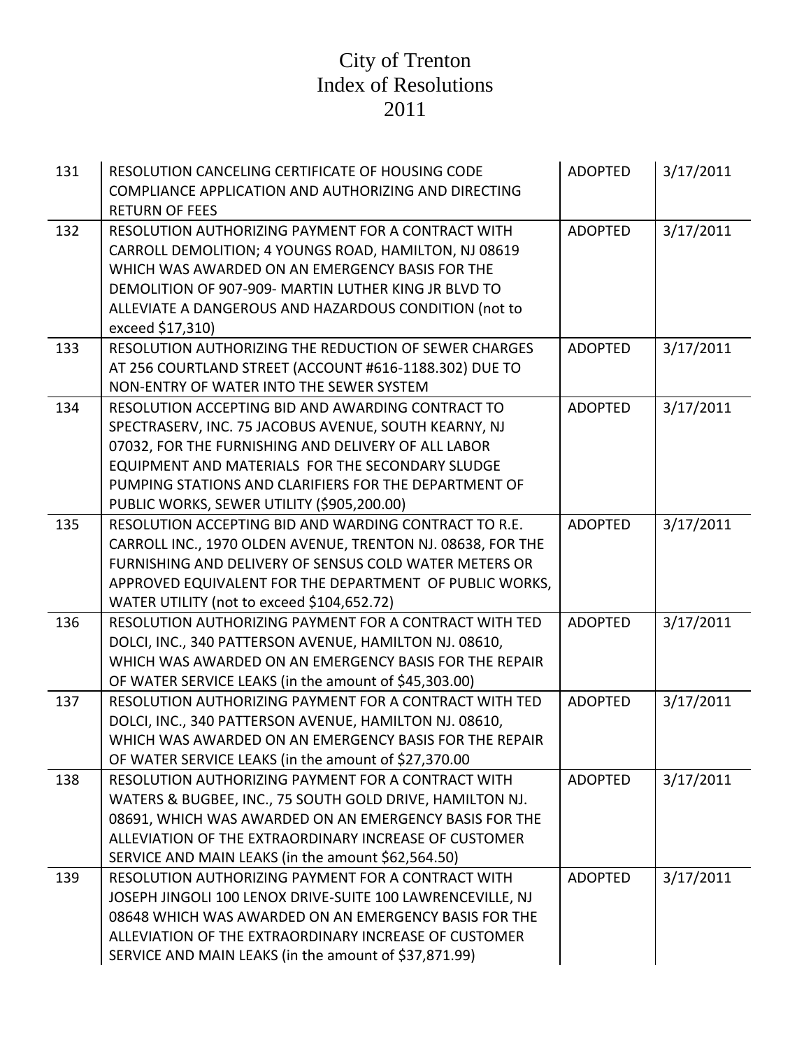# City of Trenton
# Index of Resolutions
# 2011

| | | | |
|---|---|---|---|
| 131 | RESOLUTION CANCELING CERTIFICATE OF HOUSING CODE COMPLIANCE APPLICATION AND AUTHORIZING AND DIRECTING RETURN OF FEES | ADOPTED | 3/17/2011 |
| 132 | RESOLUTION AUTHORIZING PAYMENT FOR A CONTRACT WITH CARROLL DEMOLITION; 4 YOUNGS ROAD, HAMILTON, NJ 08619 WHICH WAS AWARDED ON AN EMERGENCY BASIS FOR THE DEMOLITION OF 907-909- MARTIN LUTHER KING JR BLVD TO ALLEVIATE A DANGEROUS AND HAZARDOUS CONDITION (not to exceed $17,310) | ADOPTED | 3/17/2011 |
| 133 | RESOLUTION AUTHORIZING THE REDUCTION OF SEWER CHARGES AT 256 COURTLAND STREET (ACCOUNT #616-1188.302) DUE TO NON-ENTRY OF WATER INTO THE SEWER SYSTEM | ADOPTED | 3/17/2011 |
| 134 | RESOLUTION ACCEPTING BID AND AWARDING CONTRACT TO SPECTRASERV, INC. 75 JACOBUS AVENUE, SOUTH KEARNY, NJ 07032, FOR THE FURNISHING AND DELIVERY OF ALL LABOR EQUIPMENT AND MATERIALS FOR THE SECONDARY SLUDGE PUMPING STATIONS AND CLARIFIERS FOR THE DEPARTMENT OF PUBLIC WORKS, SEWER UTILITY ($905,200.00) | ADOPTED | 3/17/2011 |
| 135 | RESOLUTION ACCEPTING BID AND WARDING CONTRACT TO R.E. CARROLL INC., 1970 OLDEN AVENUE, TRENTON NJ. 08638, FOR THE FURNISHING AND DELIVERY OF SENSUS COLD WATER METERS OR APPROVED EQUIVALENT FOR THE DEPARTMENT OF PUBLIC WORKS, WATER UTILITY (not to exceed $104,652.72) | ADOPTED | 3/17/2011 |
| 136 | RESOLUTION AUTHORIZING PAYMENT FOR A CONTRACT WITH TED DOLCI, INC., 340 PATTERSON AVENUE, HAMILTON NJ. 08610, WHICH WAS AWARDED ON AN EMERGENCY BASIS FOR THE REPAIR OF WATER SERVICE LEAKS (in the amount of $45,303.00) | ADOPTED | 3/17/2011 |
| 137 | RESOLUTION AUTHORIZING PAYMENT FOR A CONTRACT WITH TED DOLCI, INC., 340 PATTERSON AVENUE, HAMILTON NJ. 08610, WHICH WAS AWARDED ON AN EMERGENCY BASIS FOR THE REPAIR OF WATER SERVICE LEAKS (in the amount of $27,370.00 | ADOPTED | 3/17/2011 |
| 138 | RESOLUTION AUTHORIZING PAYMENT FOR A CONTRACT WITH WATERS & BUGBEE, INC., 75 SOUTH GOLD DRIVE, HAMILTON NJ. 08691, WHICH WAS AWARDED ON AN EMERGENCY BASIS FOR THE ALLEVIATION OF THE EXTRAORDINARY INCREASE OF CUSTOMER SERVICE AND MAIN LEAKS (in the amount $62,564.50) | ADOPTED | 3/17/2011 |
| 139 | RESOLUTION AUTHORIZING PAYMENT FOR A CONTRACT WITH JOSEPH JINGOLI 100 LENOX DRIVE-SUITE 100 LAWRENCEVILLE, NJ 08648 WHICH WAS AWARDED ON AN EMERGENCY BASIS FOR THE ALLEVIATION OF THE EXTRAORDINARY INCREASE OF CUSTOMER SERVICE AND MAIN LEAKS (in the amount of $37,871.99) | ADOPTED | 3/17/2011 |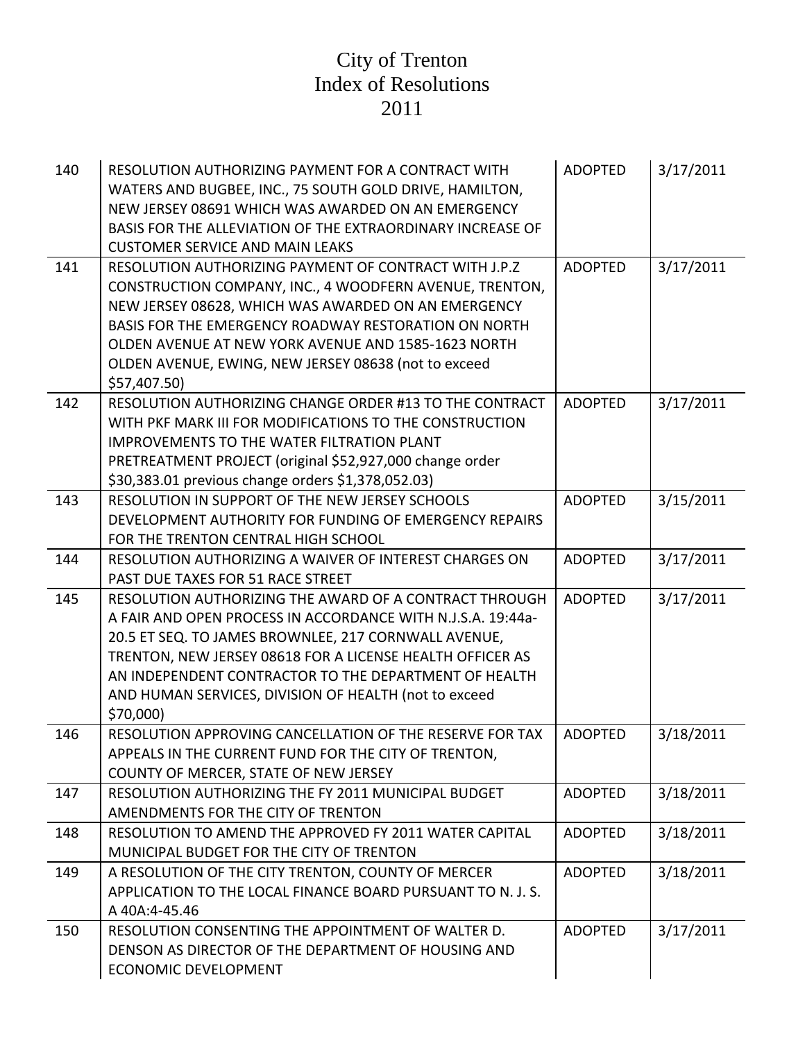# City of Trenton
# Index of Resolutions
# 2011

| | | | |
|---|---|---|---|
| 140 | RESOLUTION AUTHORIZING PAYMENT FOR A CONTRACT WITH WATERS AND BUGBEE, INC., 75 SOUTH GOLD DRIVE, HAMILTON, NEW JERSEY 08691 WHICH WAS AWARDED ON AN EMERGENCY BASIS FOR THE ALLEVIATION OF THE EXTRAORDINARY INCREASE OF CUSTOMER SERVICE AND MAIN LEAKS | ADOPTED | 3/17/2011 |
| 141 | RESOLUTION AUTHORIZING PAYMENT OF CONTRACT WITH J.P.Z CONSTRUCTION COMPANY, INC., 4 WOODFERN AVENUE, TRENTON, NEW JERSEY 08628, WHICH WAS AWARDED ON AN EMERGENCY BASIS FOR THE EMERGENCY ROADWAY RESTORATION ON NORTH OLDEN AVENUE AT NEW YORK AVENUE AND 1585-1623 NORTH OLDEN AVENUE, EWING, NEW JERSEY 08638 (not to exceed $57,407.50) | ADOPTED | 3/17/2011 |
| 142 | RESOLUTION AUTHORIZING CHANGE ORDER #13 TO THE CONTRACT WITH PKF MARK III FOR MODIFICATIONS TO THE CONSTRUCTION IMPROVEMENTS TO THE WATER FILTRATION PLANT PRETREATMENT PROJECT (original $52,927,000 change order $30,383.01 previous change orders $1,378,052.03) | ADOPTED | 3/17/2011 |
| 143 | RESOLUTION IN SUPPORT OF THE NEW JERSEY SCHOOLS DEVELOPMENT AUTHORITY FOR FUNDING OF EMERGENCY REPAIRS FOR THE TRENTON CENTRAL HIGH SCHOOL | ADOPTED | 3/15/2011 |
| 144 | RESOLUTION AUTHORIZING A WAIVER OF INTEREST CHARGES ON PAST DUE TAXES FOR 51 RACE STREET | ADOPTED | 3/17/2011 |
| 145 | RESOLUTION AUTHORIZING THE AWARD OF A CONTRACT THROUGH A FAIR AND OPEN PROCESS IN ACCORDANCE WITH N.J.S.A. 19:44a-20.5 ET SEQ. TO JAMES BROWNLEE, 217 CORNWALL AVENUE, TRENTON, NEW JERSEY 08618 FOR A LICENSE HEALTH OFFICER AS AN INDEPENDENT CONTRACTOR TO THE DEPARTMENT OF HEALTH AND HUMAN SERVICES, DIVISION OF HEALTH (not to exceed $70,000) | ADOPTED | 3/17/2011 |
| 146 | RESOLUTION APPROVING CANCELLATION OF THE RESERVE FOR TAX APPEALS IN THE CURRENT FUND FOR THE CITY OF TRENTON, COUNTY OF MERCER, STATE OF NEW JERSEY | ADOPTED | 3/18/2011 |
| 147 | RESOLUTION AUTHORIZING THE FY 2011 MUNICIPAL BUDGET AMENDMENTS FOR THE CITY OF TRENTON | ADOPTED | 3/18/2011 |
| 148 | RESOLUTION TO AMEND THE APPROVED FY 2011 WATER CAPITAL MUNICIPAL BUDGET FOR THE CITY OF TRENTON | ADOPTED | 3/18/2011 |
| 149 | A RESOLUTION OF THE CITY TRENTON, COUNTY OF MERCER APPLICATION TO THE LOCAL FINANCE BOARD PURSUANT TO N. J. S. A 40A:4-45.46 | ADOPTED | 3/18/2011 |
| 150 | RESOLUTION CONSENTING THE APPOINTMENT OF WALTER D. DENSON AS DIRECTOR OF THE DEPARTMENT OF HOUSING AND ECONOMIC DEVELOPMENT | ADOPTED | 3/17/2011 |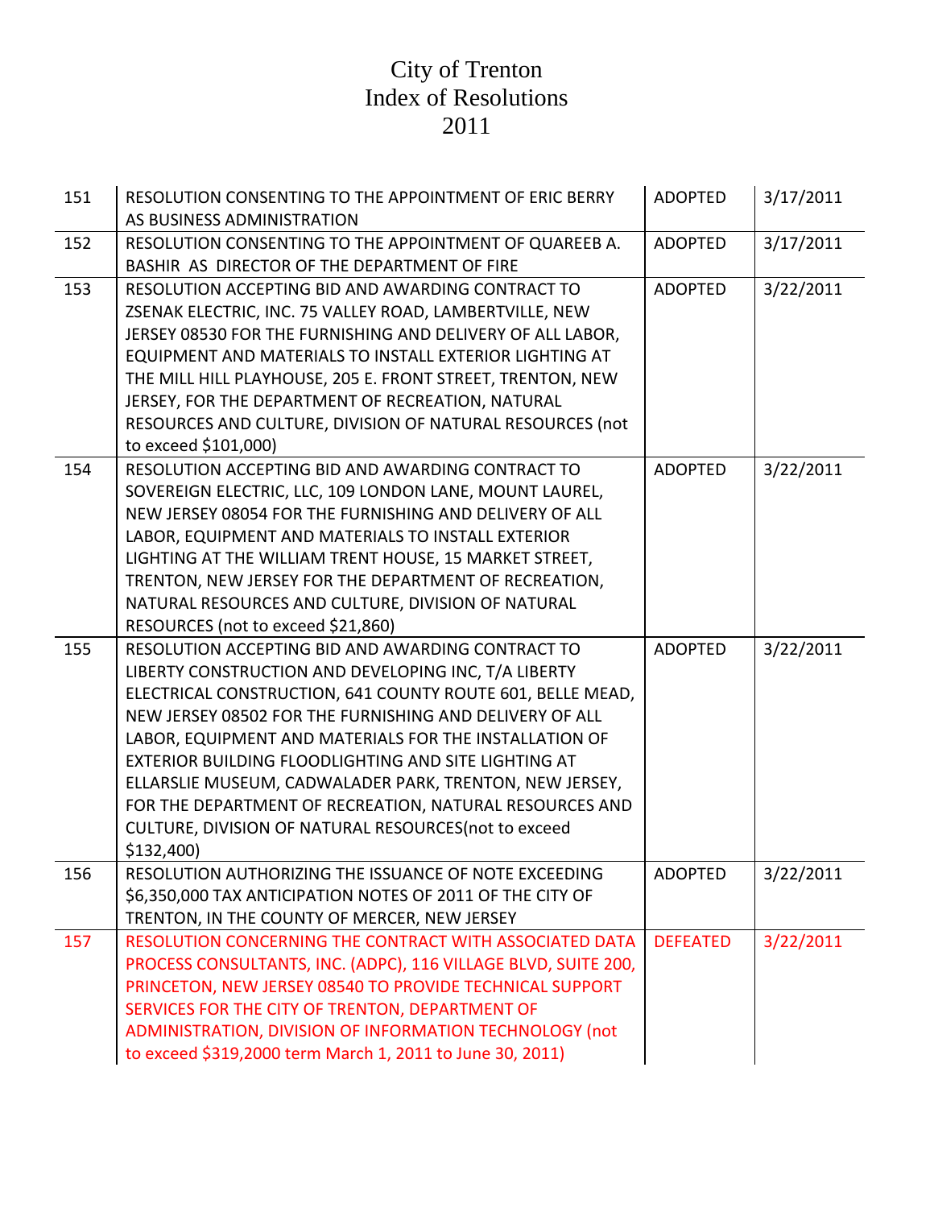# City of Trenton
# Index of Resolutions
# 2011

| | | | |
|---|---|---|---|
| 151 | RESOLUTION CONSENTING TO THE APPOINTMENT OF ERIC BERRY AS BUSINESS ADMINISTRATION | ADOPTED | 3/17/2011 |
| 152 | RESOLUTION CONSENTING TO THE APPOINTMENT OF QUAREEB A. BASHIR AS DIRECTOR OF THE DEPARTMENT OF FIRE | ADOPTED | 3/17/2011 |
| 153 | RESOLUTION ACCEPTING BID AND AWARDING CONTRACT TO ZSENAK ELECTRIC, INC. 75 VALLEY ROAD, LAMBERTVILLE, NEW JERSEY 08530 FOR THE FURNISHING AND DELIVERY OF ALL LABOR, EQUIPMENT AND MATERIALS TO INSTALL EXTERIOR LIGHTING AT THE MILL HILL PLAYHOUSE, 205 E. FRONT STREET, TRENTON, NEW JERSEY, FOR THE DEPARTMENT OF RECREATION, NATURAL RESOURCES AND CULTURE, DIVISION OF NATURAL RESOURCES (not to exceed $101,000) | ADOPTED | 3/22/2011 |
| 154 | RESOLUTION ACCEPTING BID AND AWARDING CONTRACT TO SOVEREIGN ELECTRIC, LLC, 109 LONDON LANE, MOUNT LAUREL, NEW JERSEY 08054 FOR THE FURNISHING AND DELIVERY OF ALL LABOR, EQUIPMENT AND MATERIALS TO INSTALL EXTERIOR LIGHTING AT THE WILLIAM TRENT HOUSE, 15 MARKET STREET, TRENTON, NEW JERSEY FOR THE DEPARTMENT OF RECREATION, NATURAL RESOURCES AND CULTURE, DIVISION OF NATURAL RESOURCES (not to exceed $21,860) | ADOPTED | 3/22/2011 |
| 155 | RESOLUTION ACCEPTING BID AND AWARDING CONTRACT TO LIBERTY CONSTRUCTION AND DEVELOPING INC, T/A LIBERTY ELECTRICAL CONSTRUCTION, 641 COUNTY ROUTE 601, BELLE MEAD, NEW JERSEY 08502 FOR THE FURNISHING AND DELIVERY OF ALL LABOR, EQUIPMENT AND MATERIALS FOR THE INSTALLATION OF EXTERIOR BUILDING FLOODLIGHTING AND SITE LIGHTING AT ELLARSLIE MUSEUM, CADWALADER PARK, TRENTON, NEW JERSEY, FOR THE DEPARTMENT OF RECREATION, NATURAL RESOURCES AND CULTURE, DIVISION OF NATURAL RESOURCES(not to exceed $132,400) | ADOPTED | 3/22/2011 |
| 156 | RESOLUTION AUTHORIZING THE ISSUANCE OF NOTE EXCEEDING $6,350,000 TAX ANTICIPATION NOTES OF 2011 OF THE CITY OF TRENTON, IN THE COUNTY OF MERCER, NEW JERSEY | ADOPTED | 3/22/2011 |
| 157 | RESOLUTION CONCERNING THE CONTRACT WITH ASSOCIATED DATA PROCESS CONSULTANTS, INC. (ADPC), 116 VILLAGE BLVD, SUITE 200, PRINCETON, NEW JERSEY 08540 TO PROVIDE TECHNICAL SUPPORT SERVICES FOR THE CITY OF TRENTON, DEPARTMENT OF ADMINISTRATION, DIVISION OF INFORMATION TECHNOLOGY (not to exceed $319,2000 term March 1, 2011 to June 30, 2011) | DEFEATED | 3/22/2011 |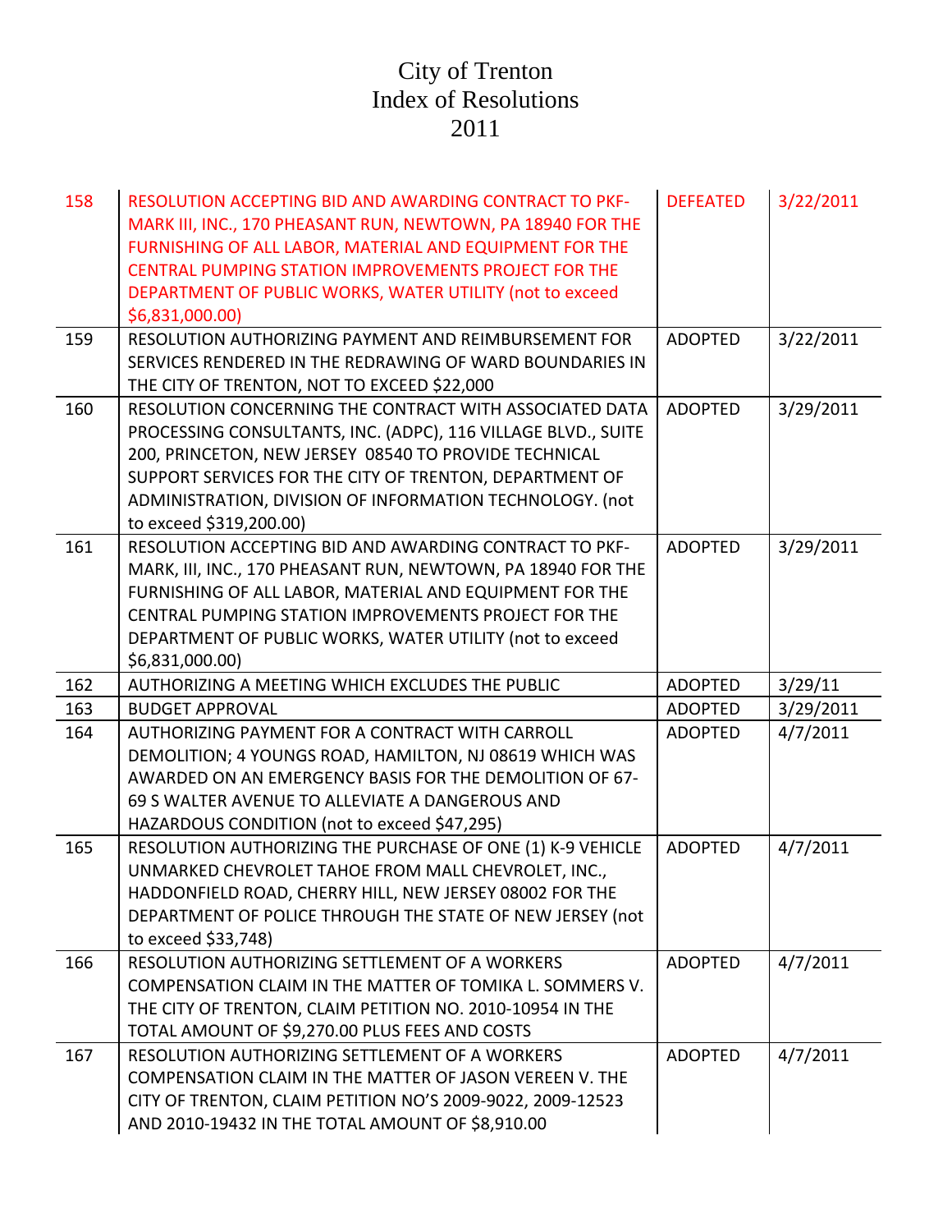# City of Trenton
# Index of Resolutions
# 2011

| | | | |
|---|---|---|---|
| 158 | RESOLUTION ACCEPTING BID AND AWARDING CONTRACT TO PKF-MARK III, INC., 170 PHEASANT RUN, NEWTOWN, PA 18940 FOR THE FURNISHING OF ALL LABOR, MATERIAL AND EQUIPMENT FOR THE CENTRAL PUMPING STATION IMPROVEMENTS PROJECT FOR THE DEPARTMENT OF PUBLIC WORKS, WATER UTILITY (not to exceed $6,831,000.00) | DEFEATED | 3/22/2011 |
| 159 | RESOLUTION AUTHORIZING PAYMENT AND REIMBURSEMENT FOR SERVICES RENDERED IN THE REDRAWING OF WARD BOUNDARIES IN THE CITY OF TRENTON, NOT TO EXCEED $22,000 | ADOPTED | 3/22/2011 |
| 160 | RESOLUTION CONCERNING THE CONTRACT WITH ASSOCIATED DATA PROCESSING CONSULTANTS, INC. (ADPC), 116 VILLAGE BLVD., SUITE 200, PRINCETON, NEW JERSEY 08540 TO PROVIDE TECHNICAL SUPPORT SERVICES FOR THE CITY OF TRENTON, DEPARTMENT OF ADMINISTRATION, DIVISION OF INFORMATION TECHNOLOGY. (not to exceed $319,200.00) | ADOPTED | 3/29/2011 |
| 161 | RESOLUTION ACCEPTING BID AND AWARDING CONTRACT TO PKF-MARK, III, INC., 170 PHEASANT RUN, NEWTOWN, PA 18940 FOR THE FURNISHING OF ALL LABOR, MATERIAL AND EQUIPMENT FOR THE CENTRAL PUMPING STATION IMPROVEMENTS PROJECT FOR THE DEPARTMENT OF PUBLIC WORKS, WATER UTILITY (not to exceed $6,831,000.00) | ADOPTED | 3/29/2011 |
| 162 | AUTHORIZING A MEETING WHICH EXCLUDES THE PUBLIC | ADOPTED | 3/29/11 |
| 163 | BUDGET APPROVAL | ADOPTED | 3/29/2011 |
| 164 | AUTHORIZING PAYMENT FOR A CONTRACT WITH CARROLL DEMOLITION; 4 YOUNGS ROAD, HAMILTON, NJ 08619 WHICH WAS AWARDED ON AN EMERGENCY BASIS FOR THE DEMOLITION OF 67-69 S WALTER AVENUE TO ALLEVIATE A DANGEROUS AND HAZARDOUS CONDITION (not to exceed $47,295) | ADOPTED | 4/7/2011 |
| 165 | RESOLUTION AUTHORIZING THE PURCHASE OF ONE (1) K-9 VEHICLE UNMARKED CHEVROLET TAHOE FROM MALL CHEVROLET, INC., HADDONFIELD ROAD, CHERRY HILL, NEW JERSEY 08002 FOR THE DEPARTMENT OF POLICE THROUGH THE STATE OF NEW JERSEY (not to exceed $33,748) | ADOPTED | 4/7/2011 |
| 166 | RESOLUTION AUTHORIZING SETTLEMENT OF A WORKERS COMPENSATION CLAIM IN THE MATTER OF TOMIKA L. SOMMERS V. THE CITY OF TRENTON, CLAIM PETITION NO. 2010-10954 IN THE TOTAL AMOUNT OF $9,270.00 PLUS FEES AND COSTS | ADOPTED | 4/7/2011 |
| 167 | RESOLUTION AUTHORIZING SETTLEMENT OF A WORKERS COMPENSATION CLAIM IN THE MATTER OF JASON VEREEN V. THE CITY OF TRENTON, CLAIM PETITION NO'S 2009-9022, 2009-12523 AND 2010-19432 IN THE TOTAL AMOUNT OF $8,910.00 | ADOPTED | 4/7/2011 |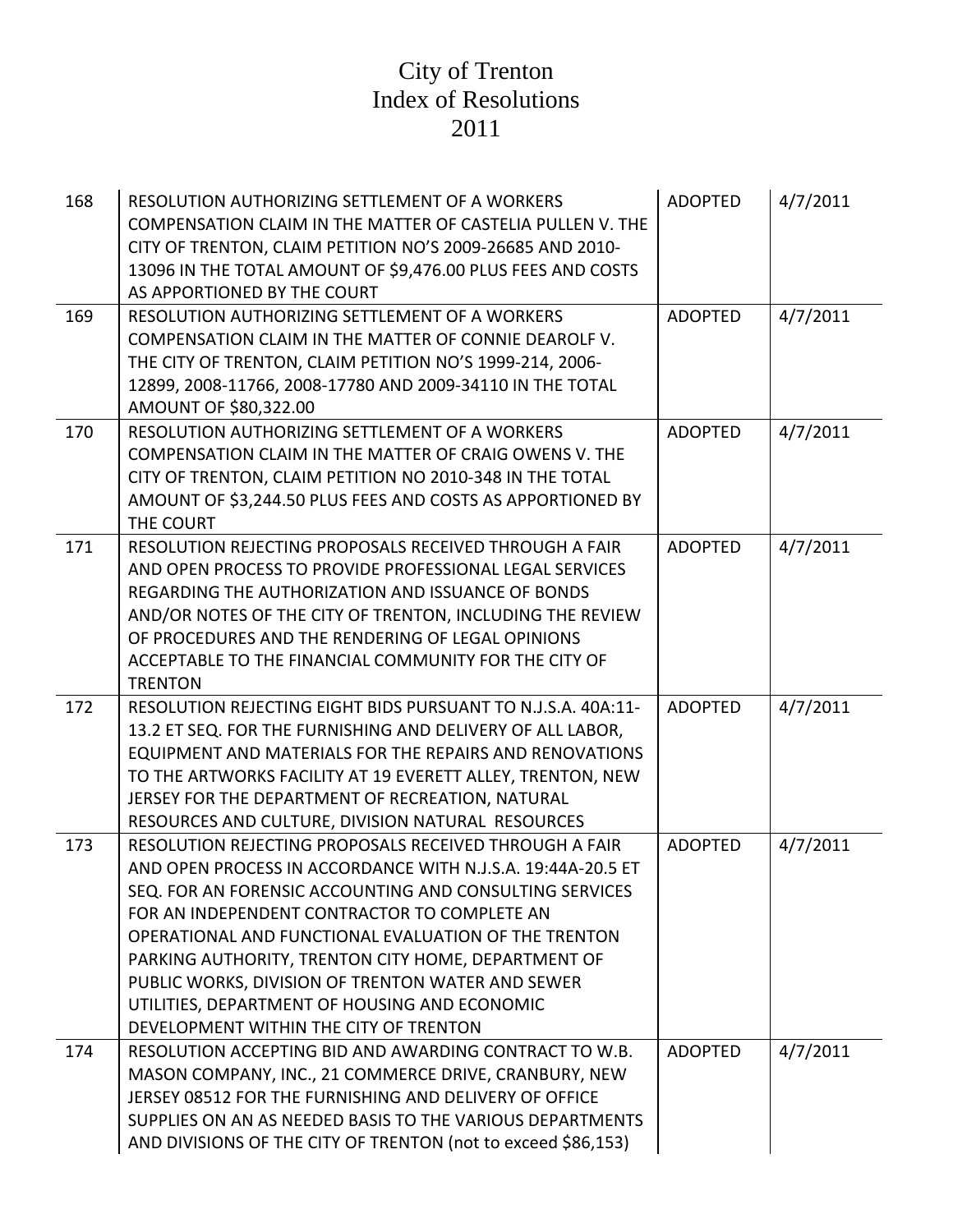# City of Trenton
# Index of Resolutions
# 2011

| | | | |
|---|---|---|---|
| 168 | RESOLUTION AUTHORIZING SETTLEMENT OF A WORKERS COMPENSATION CLAIM IN THE MATTER OF CASTELIA PULLEN V. THE CITY OF TRENTON, CLAIM PETITION NO'S 2009-26685 AND 2010-13096 IN THE TOTAL AMOUNT OF $9,476.00 PLUS FEES AND COSTS AS APPORTIONED BY THE COURT | ADOPTED | 4/7/2011 |
| 169 | RESOLUTION AUTHORIZING SETTLEMENT OF A WORKERS COMPENSATION CLAIM IN THE MATTER OF CONNIE DEAROLF V. THE CITY OF TRENTON, CLAIM PETITION NO'S 1999-214, 2006-12899, 2008-11766, 2008-17780 AND 2009-34110 IN THE TOTAL AMOUNT OF $80,322.00 | ADOPTED | 4/7/2011 |
| 170 | RESOLUTION AUTHORIZING SETTLEMENT OF A WORKERS COMPENSATION CLAIM IN THE MATTER OF CRAIG OWENS V. THE CITY OF TRENTON, CLAIM PETITION NO 2010-348 IN THE TOTAL AMOUNT OF $3,244.50 PLUS FEES AND COSTS AS APPORTIONED BY THE COURT | ADOPTED | 4/7/2011 |
| 171 | RESOLUTION REJECTING PROPOSALS RECEIVED THROUGH A FAIR AND OPEN PROCESS TO PROVIDE PROFESSIONAL LEGAL SERVICES REGARDING THE AUTHORIZATION AND ISSUANCE OF BONDS AND/OR NOTES OF THE CITY OF TRENTON, INCLUDING THE REVIEW OF PROCEDURES AND THE RENDERING OF LEGAL OPINIONS ACCEPTABLE TO THE FINANCIAL COMMUNITY FOR THE CITY OF TRENTON | ADOPTED | 4/7/2011 |
| 172 | RESOLUTION REJECTING EIGHT BIDS PURSUANT TO N.J.S.A. 40A:11-13.2 ET SEQ. FOR THE FURNISHING AND DELIVERY OF ALL LABOR, EQUIPMENT AND MATERIALS FOR THE REPAIRS AND RENOVATIONS TO THE ARTWORKS FACILITY AT 19 EVERETT ALLEY, TRENTON, NEW JERSEY FOR THE DEPARTMENT OF RECREATION, NATURAL RESOURCES AND CULTURE, DIVISION NATURAL RESOURCES | ADOPTED | 4/7/2011 |
| 173 | RESOLUTION REJECTING PROPOSALS RECEIVED THROUGH A FAIR AND OPEN PROCESS IN ACCORDANCE WITH N.J.S.A. 19:44A-20.5 ET SEQ. FOR AN FORENSIC ACCOUNTING AND CONSULTING SERVICES FOR AN INDEPENDENT CONTRACTOR TO COMPLETE AN OPERATIONAL AND FUNCTIONAL EVALUATION OF THE TRENTON PARKING AUTHORITY, TRENTON CITY HOME, DEPARTMENT OF PUBLIC WORKS, DIVISION OF TRENTON WATER AND SEWER UTILITIES, DEPARTMENT OF HOUSING AND ECONOMIC DEVELOPMENT WITHIN THE CITY OF TRENTON | ADOPTED | 4/7/2011 |
| 174 | RESOLUTION ACCEPTING BID AND AWARDING CONTRACT TO W.B. MASON COMPANY, INC., 21 COMMERCE DRIVE, CRANBURY, NEW JERSEY 08512 FOR THE FURNISHING AND DELIVERY OF OFFICE SUPPLIES ON AN AS NEEDED BASIS TO THE VARIOUS DEPARTMENTS AND DIVISIONS OF THE CITY OF TRENTON (not to exceed $86,153) | ADOPTED | 4/7/2011 |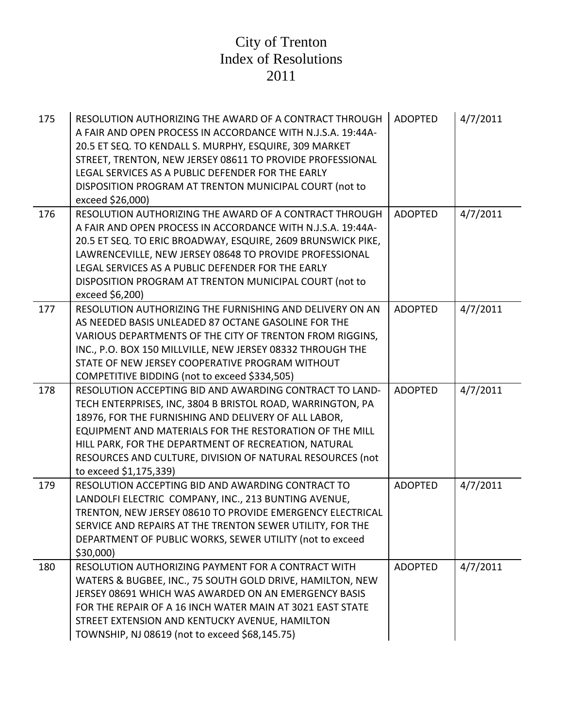# City of Trenton
# Index of Resolutions
# 2011

| | | | |
|---|---|---|---|
| 175 | RESOLUTION AUTHORIZING THE AWARD OF A CONTRACT THROUGH A FAIR AND OPEN PROCESS IN ACCORDANCE WITH N.J.S.A. 19:44A-20.5 ET SEQ. TO KENDALL S. MURPHY, ESQUIRE, 309 MARKET STREET, TRENTON, NEW JERSEY 08611 TO PROVIDE PROFESSIONAL LEGAL SERVICES AS A PUBLIC DEFENDER FOR THE EARLY DISPOSITION PROGRAM AT TRENTON MUNICIPAL COURT (not to exceed $26,000) | ADOPTED | 4/7/2011 |
| 176 | RESOLUTION AUTHORIZING THE AWARD OF A CONTRACT THROUGH A FAIR AND OPEN PROCESS IN ACCORDANCE WITH N.J.S.A. 19:44A-20.5 ET SEQ. TO ERIC BROADWAY, ESQUIRE, 2609 BRUNSWICK PIKE, LAWRENCEVILLE, NEW JERSEY 08648 TO PROVIDE PROFESSIONAL LEGAL SERVICES AS A PUBLIC DEFENDER FOR THE EARLY DISPOSITION PROGRAM AT TRENTON MUNICIPAL COURT (not to exceed $6,200) | ADOPTED | 4/7/2011 |
| 177 | RESOLUTION AUTHORIZING THE FURNISHING AND DELIVERY ON AN AS NEEDED BASIS UNLEADED 87 OCTANE GASOLINE FOR THE VARIOUS DEPARTMENTS OF THE CITY OF TRENTON FROM RIGGINS, INC., P.O. BOX 150 MILLVILLE, NEW JERSEY 08332 THROUGH THE STATE OF NEW JERSEY COOPERATIVE PROGRAM WITHOUT COMPETITIVE BIDDING (not to exceed $334,505) | ADOPTED | 4/7/2011 |
| 178 | RESOLUTION ACCEPTING BID AND AWARDING CONTRACT TO LAND-TECH ENTERPRISES, INC, 3804 B BRISTOL ROAD, WARRINGTON, PA 18976, FOR THE FURNISHING AND DELIVERY OF ALL LABOR, EQUIPMENT AND MATERIALS FOR THE RESTORATION OF THE MILL HILL PARK, FOR THE DEPARTMENT OF RECREATION, NATURAL RESOURCES AND CULTURE, DIVISION OF NATURAL RESOURCES (not to exceed $1,175,339) | ADOPTED | 4/7/2011 |
| 179 | RESOLUTION ACCEPTING BID AND AWARDING CONTRACT TO LANDOLFI ELECTRIC COMPANY, INC., 213 BUNTING AVENUE, TRENTON, NEW JERSEY 08610 TO PROVIDE EMERGENCY ELECTRICAL SERVICE AND REPAIRS AT THE TRENTON SEWER UTILITY, FOR THE DEPARTMENT OF PUBLIC WORKS, SEWER UTILITY (not to exceed $30,000) | ADOPTED | 4/7/2011 |
| 180 | RESOLUTION AUTHORIZING PAYMENT FOR A CONTRACT WITH WATERS & BUGBEE, INC., 75 SOUTH GOLD DRIVE, HAMILTON, NEW JERSEY 08691 WHICH WAS AWARDED ON AN EMERGENCY BASIS FOR THE REPAIR OF A 16 INCH WATER MAIN AT 3021 EAST STATE STREET EXTENSION AND KENTUCKY AVENUE, HAMILTON TOWNSHIP, NJ 08619 (not to exceed $68,145.75) | ADOPTED | 4/7/2011 |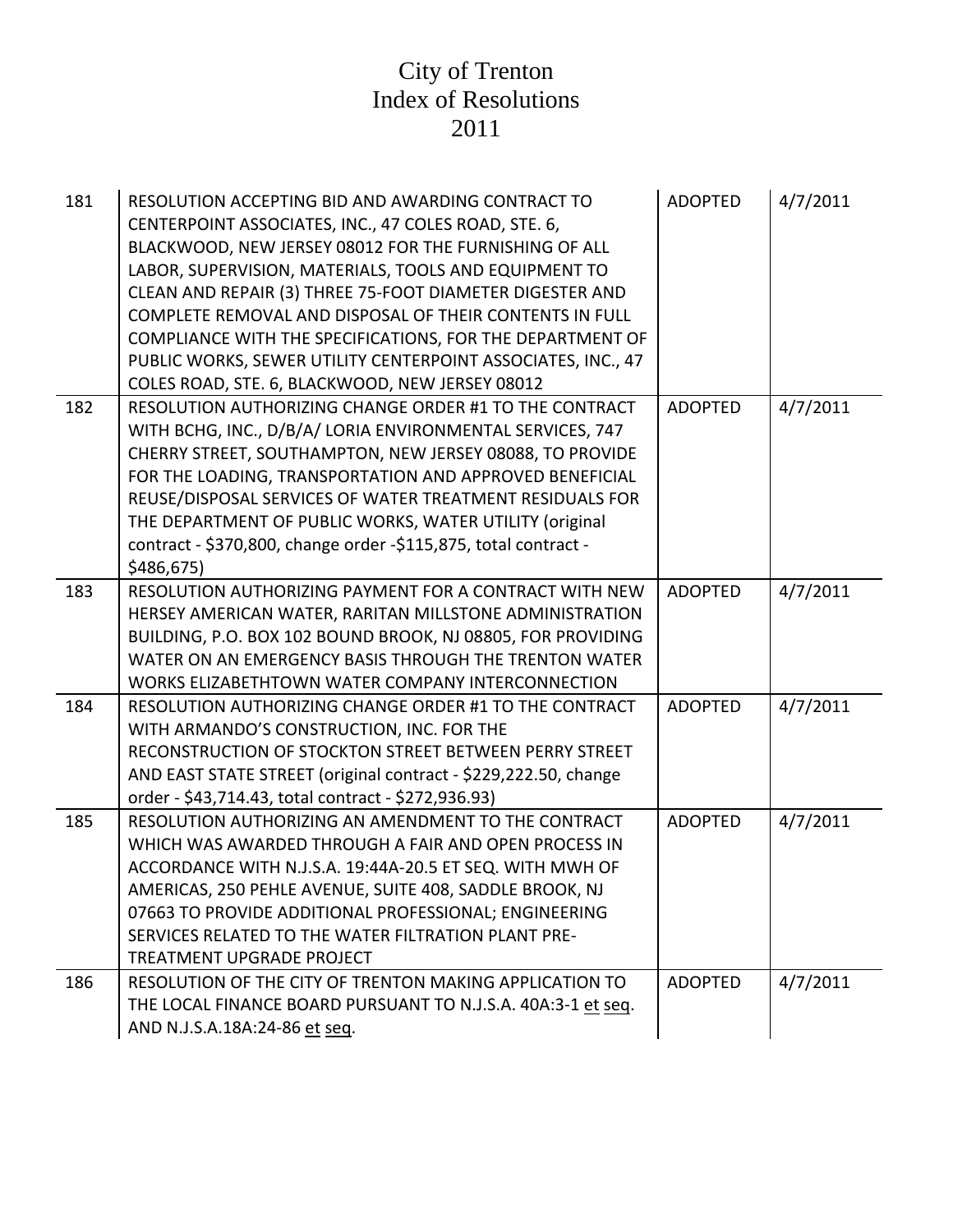# City of Trenton
# Index of Resolutions
# 2011

| | | | |
|---|---|---|---|
| 181 | RESOLUTION ACCEPTING BID AND AWARDING CONTRACT TO CENTERPOINT ASSOCIATES, INC., 47 COLES ROAD, STE. 6, BLACKWOOD, NEW JERSEY 08012 FOR THE FURNISHING OF ALL LABOR, SUPERVISION, MATERIALS, TOOLS AND EQUIPMENT TO CLEAN AND REPAIR (3) THREE 75-FOOT DIAMETER DIGESTER AND COMPLETE REMOVAL AND DISPOSAL OF THEIR CONTENTS IN FULL COMPLIANCE WITH THE SPECIFICATIONS, FOR THE DEPARTMENT OF PUBLIC WORKS, SEWER UTILITY CENTERPOINT ASSOCIATES, INC., 47 COLES ROAD, STE. 6, BLACKWOOD, NEW JERSEY 08012 | ADOPTED | 4/7/2011 |
| 182 | RESOLUTION AUTHORIZING CHANGE ORDER #1 TO THE CONTRACT WITH BCHG, INC., D/B/A/ LORIA ENVIRONMENTAL SERVICES, 747 CHERRY STREET, SOUTHAMPTON, NEW JERSEY 08088, TO PROVIDE FOR THE LOADING, TRANSPORTATION AND APPROVED BENEFICIAL REUSE/DISPOSAL SERVICES OF WATER TREATMENT RESIDUALS FOR THE DEPARTMENT OF PUBLIC WORKS, WATER UTILITY (original contract - $370,800, change order -$115,875, total contract - $486,675) | ADOPTED | 4/7/2011 |
| 183 | RESOLUTION AUTHORIZING PAYMENT FOR A CONTRACT WITH NEW HERSEY AMERICAN WATER, RARITAN MILLSTONE ADMINISTRATION BUILDING, P.O. BOX 102 BOUND BROOK, NJ 08805, FOR PROVIDING WATER ON AN EMERGENCY BASIS THROUGH THE TRENTON WATER WORKS ELIZABETHTOWN WATER COMPANY INTERCONNECTION | ADOPTED | 4/7/2011 |
| 184 | RESOLUTION AUTHORIZING CHANGE ORDER #1 TO THE CONTRACT WITH ARMANDO'S CONSTRUCTION, INC. FOR THE RECONSTRUCTION OF STOCKTON STREET BETWEEN PERRY STREET AND EAST STATE STREET (original contract - $229,222.50, change order - $43,714.43, total contract - $272,936.93) | ADOPTED | 4/7/2011 |
| 185 | RESOLUTION AUTHORIZING AN AMENDMENT TO THE CONTRACT WHICH WAS AWARDED THROUGH A FAIR AND OPEN PROCESS IN ACCORDANCE WITH N.J.S.A. 19:44A-20.5 ET SEQ. WITH MWH OF AMERICAS, 250 PEHLE AVENUE, SUITE 408, SADDLE BROOK, NJ 07663 TO PROVIDE ADDITIONAL PROFESSIONAL; ENGINEERING SERVICES RELATED TO THE WATER FILTRATION PLANT PRE-TREATMENT UPGRADE PROJECT | ADOPTED | 4/7/2011 |
| 186 | RESOLUTION OF THE CITY OF TRENTON MAKING APPLICATION TO THE LOCAL FINANCE BOARD PURSUANT TO N.J.S.A. 40A:3-1 et seq. AND N.J.S.A.18A:24-86 et seq. | ADOPTED | 4/7/2011 |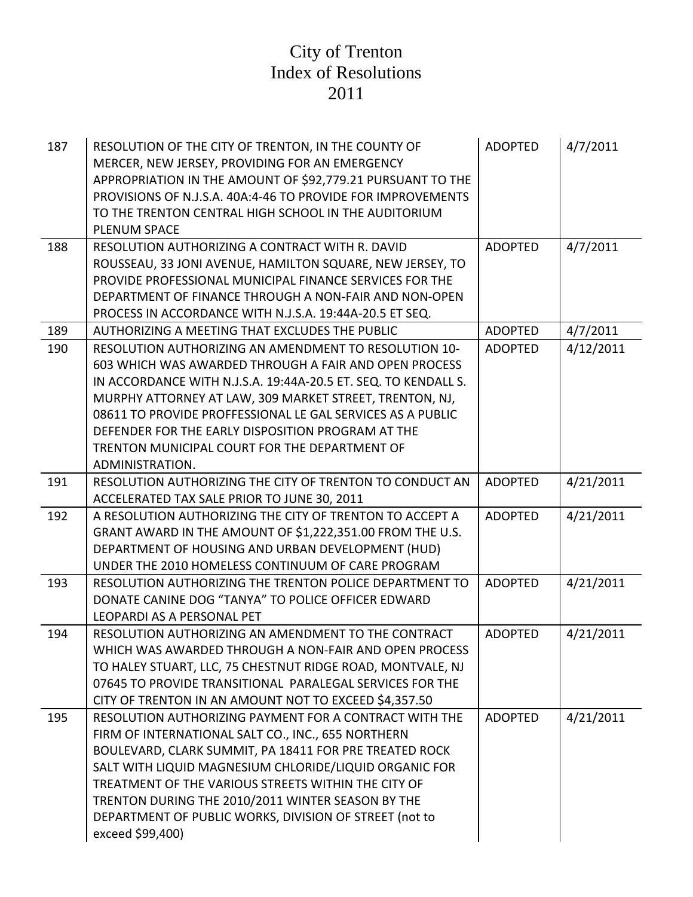# City of Trenton
# Index of Resolutions
# 2011

| | | | |
|---|---|---|---|
| 187 | RESOLUTION OF THE CITY OF TRENTON, IN THE COUNTY OF MERCER, NEW JERSEY, PROVIDING FOR AN EMERGENCY APPROPRIATION IN THE AMOUNT OF $92,779.21 PURSUANT TO THE PROVISIONS OF N.J.S.A. 40A:4-46 TO PROVIDE FOR IMPROVEMENTS TO THE TRENTON CENTRAL HIGH SCHOOL IN THE AUDITORIUM PLENUM SPACE | ADOPTED | 4/7/2011 |
| 188 | RESOLUTION AUTHORIZING A CONTRACT WITH R. DAVID ROUSSEAU, 33 JONI AVENUE, HAMILTON SQUARE, NEW JERSEY, TO PROVIDE PROFESSIONAL MUNICIPAL FINANCE SERVICES FOR THE DEPARTMENT OF FINANCE THROUGH A NON-FAIR AND NON-OPEN PROCESS IN ACCORDANCE WITH N.J.S.A. 19:44A-20.5 ET SEQ. | ADOPTED | 4/7/2011 |
| 189 | AUTHORIZING A MEETING THAT EXCLUDES THE PUBLIC | ADOPTED | 4/7/2011 |
| 190 | RESOLUTION AUTHORIZING AN AMENDMENT TO RESOLUTION 10-603 WHICH WAS AWARDED THROUGH A FAIR AND OPEN PROCESS IN ACCORDANCE WITH N.J.S.A. 19:44A-20.5 ET. SEQ. TO KENDALL S. MURPHY ATTORNEY AT LAW, 309 MARKET STREET, TRENTON, NJ, 08611 TO PROVIDE PROFFESSIONAL LE GAL SERVICES AS A PUBLIC DEFENDER FOR THE EARLY DISPOSITION PROGRAM AT THE TRENTON MUNICIPAL COURT FOR THE DEPARTMENT OF ADMINISTRATION. | ADOPTED | 4/12/2011 |
| 191 | RESOLUTION AUTHORIZING THE CITY OF TRENTON TO CONDUCT AN ACCELERATED TAX SALE PRIOR TO JUNE 30, 2011 | ADOPTED | 4/21/2011 |
| 192 | A RESOLUTION AUTHORIZING THE CITY OF TRENTON TO ACCEPT A GRANT AWARD IN THE AMOUNT OF $1,222,351.00 FROM THE U.S. DEPARTMENT OF HOUSING AND URBAN DEVELOPMENT (HUD) UNDER THE 2010 HOMELESS CONTINUUM OF CARE PROGRAM | ADOPTED | 4/21/2011 |
| 193 | RESOLUTION AUTHORIZING THE TRENTON POLICE DEPARTMENT TO DONATE CANINE DOG "TANYA" TO POLICE OFFICER EDWARD LEOPARDI AS A PERSONAL PET | ADOPTED | 4/21/2011 |
| 194 | RESOLUTION AUTHORIZING AN AMENDMENT TO THE CONTRACT WHICH WAS AWARDED THROUGH A NON-FAIR AND OPEN PROCESS TO HALEY STUART, LLC, 75 CHESTNUT RIDGE ROAD, MONTVALE, NJ 07645 TO PROVIDE TRANSITIONAL PARALEGAL SERVICES FOR THE CITY OF TRENTON IN AN AMOUNT NOT TO EXCEED $4,357.50 | ADOPTED | 4/21/2011 |
| 195 | RESOLUTION AUTHORIZING PAYMENT FOR A CONTRACT WITH THE FIRM OF INTERNATIONAL SALT CO., INC., 655 NORTHERN BOULEVARD, CLARK SUMMIT, PA 18411 FOR PRE TREATED ROCK SALT WITH LIQUID MAGNESIUM CHLORIDE/LIQUID ORGANIC FOR TREATMENT OF THE VARIOUS STREETS WITHIN THE CITY OF TRENTON DURING THE 2010/2011 WINTER SEASON BY THE DEPARTMENT OF PUBLIC WORKS, DIVISION OF STREET (not to exceed $99,400) | ADOPTED | 4/21/2011 |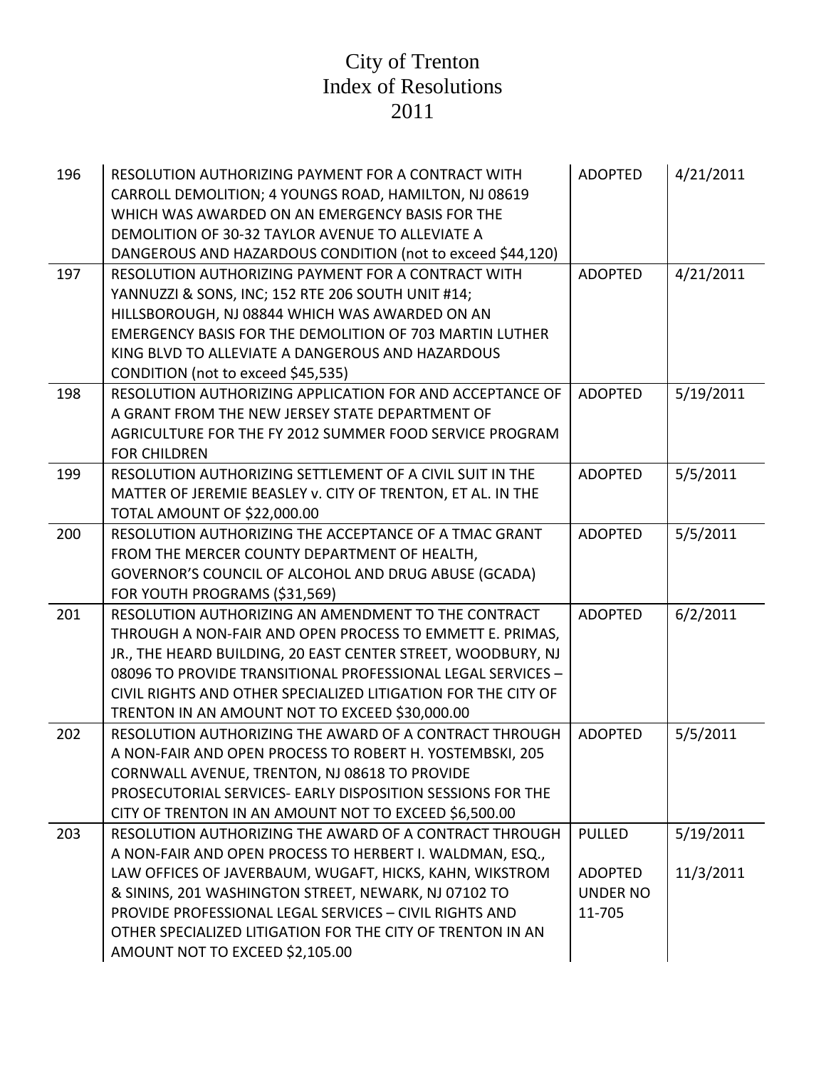# City of Trenton
# Index of Resolutions
# 2011

| | | | |
|---|---|---|---|
| 196 | RESOLUTION AUTHORIZING PAYMENT FOR A CONTRACT WITH CARROLL DEMOLITION; 4 YOUNGS ROAD, HAMILTON, NJ 08619 WHICH WAS AWARDED ON AN EMERGENCY BASIS FOR THE DEMOLITION OF 30-32 TAYLOR AVENUE TO ALLEVIATE A DANGEROUS AND HAZARDOUS CONDITION (not to exceed $44,120) | ADOPTED | 4/21/2011 |
| 197 | RESOLUTION AUTHORIZING PAYMENT FOR A CONTRACT WITH YANNUZZI & SONS, INC; 152 RTE 206 SOUTH UNIT #14; HILLSBOROUGH, NJ 08844 WHICH WAS AWARDED ON AN EMERGENCY BASIS FOR THE DEMOLITION OF 703 MARTIN LUTHER KING BLVD TO ALLEVIATE A DANGEROUS AND HAZARDOUS CONDITION (not to exceed $45,535) | ADOPTED | 4/21/2011 |
| 198 | RESOLUTION AUTHORIZING APPLICATION FOR AND ACCEPTANCE OF A GRANT FROM THE NEW JERSEY STATE DEPARTMENT OF AGRICULTURE FOR THE FY 2012 SUMMER FOOD SERVICE PROGRAM FOR CHILDREN | ADOPTED | 5/19/2011 |
| 199 | RESOLUTION AUTHORIZING SETTLEMENT OF A CIVIL SUIT IN THE MATTER OF JEREMIE BEASLEY v. CITY OF TRENTON, ET AL. IN THE TOTAL AMOUNT OF $22,000.00 | ADOPTED | 5/5/2011 |
| 200 | RESOLUTION AUTHORIZING THE ACCEPTANCE OF A TMAC GRANT FROM THE MERCER COUNTY DEPARTMENT OF HEALTH, GOVERNOR'S COUNCIL OF ALCOHOL AND DRUG ABUSE (GCADA) FOR YOUTH PROGRAMS ($31,569) | ADOPTED | 5/5/2011 |
| 201 | RESOLUTION AUTHORIZING AN AMENDMENT TO THE CONTRACT THROUGH A NON-FAIR AND OPEN PROCESS TO EMMETT E. PRIMAS, JR., THE HEARD BUILDING, 20 EAST CENTER STREET, WOODBURY, NJ 08096 TO PROVIDE TRANSITIONAL PROFESSIONAL LEGAL SERVICES – CIVIL RIGHTS AND OTHER SPECIALIZED LITIGATION FOR THE CITY OF TRENTON IN AN AMOUNT NOT TO EXCEED $30,000.00 | ADOPTED | 6/2/2011 |
| 202 | RESOLUTION AUTHORIZING THE AWARD OF A CONTRACT THROUGH A NON-FAIR AND OPEN PROCESS TO ROBERT H. YOSTEMBSKI, 205 CORNWALL AVENUE, TRENTON, NJ 08618 TO PROVIDE PROSECUTORIAL SERVICES- EARLY DISPOSITION SESSIONS FOR THE CITY OF TRENTON IN AN AMOUNT NOT TO EXCEED $6,500.00 | ADOPTED | 5/5/2011 |
| 203 | RESOLUTION AUTHORIZING THE AWARD OF A CONTRACT THROUGH A NON-FAIR AND OPEN PROCESS TO HERBERT I. WALDMAN, ESQ., LAW OFFICES OF JAVERBAUM, WUGAFT, HICKS, KAHN, WIKSTROM & SININS, 201 WASHINGTON STREET, NEWARK, NJ 07102 TO PROVIDE PROFESSIONAL LEGAL SERVICES – CIVIL RIGHTS AND OTHER SPECIALIZED LITIGATION FOR THE CITY OF TRENTON IN AN AMOUNT NOT TO EXCEED $2,105.00 | PULLED<br><br>ADOPTED UNDER NO 11-705 | 5/19/2011<br><br>11/3/2011 |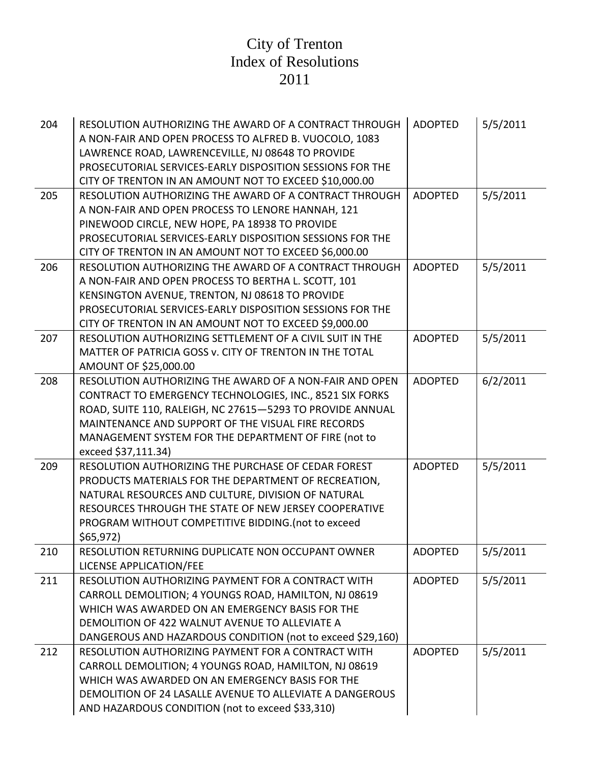# City of Trenton
# Index of Resolutions
# 2011

| | | | |
|---|---|---|---|
| 204 | RESOLUTION AUTHORIZING THE AWARD OF A CONTRACT THROUGH A NON-FAIR AND OPEN PROCESS TO ALFRED B. VUOCOLO, 1083 LAWRENCE ROAD, LAWRENCEVILLE, NJ 08648 TO PROVIDE PROSECUTORIAL SERVICES-EARLY DISPOSITION SESSIONS FOR THE CITY OF TRENTON IN AN AMOUNT NOT TO EXCEED $10,000.00 | ADOPTED | 5/5/2011 |
| 205 | RESOLUTION AUTHORIZING THE AWARD OF A CONTRACT THROUGH A NON-FAIR AND OPEN PROCESS TO LENORE HANNAH, 121 PINEWOOD CIRCLE, NEW HOPE, PA 18938 TO PROVIDE PROSECUTORIAL SERVICES-EARLY DISPOSITION SESSIONS FOR THE CITY OF TRENTON IN AN AMOUNT NOT TO EXCEED $6,000.00 | ADOPTED | 5/5/2011 |
| 206 | RESOLUTION AUTHORIZING THE AWARD OF A CONTRACT THROUGH A NON-FAIR AND OPEN PROCESS TO BERTHA L. SCOTT, 101 KENSINGTON AVENUE, TRENTON, NJ 08618 TO PROVIDE PROSECUTORIAL SERVICES-EARLY DISPOSITION SESSIONS FOR THE CITY OF TRENTON IN AN AMOUNT NOT TO EXCEED $9,000.00 | ADOPTED | 5/5/2011 |
| 207 | RESOLUTION AUTHORIZING SETTLEMENT OF A CIVIL SUIT IN THE MATTER OF PATRICIA GOSS v. CITY OF TRENTON IN THE TOTAL AMOUNT OF $25,000.00 | ADOPTED | 5/5/2011 |
| 208 | RESOLUTION AUTHORIZING THE AWARD OF A NON-FAIR AND OPEN CONTRACT TO EMERGENCY TECHNOLOGIES, INC., 8521 SIX FORKS ROAD, SUITE 110, RALEIGH, NC 27615—5293 TO PROVIDE ANNUAL MAINTENANCE AND SUPPORT OF THE VISUAL FIRE RECORDS MANAGEMENT SYSTEM FOR THE DEPARTMENT OF FIRE (not to exceed $37,111.34) | ADOPTED | 6/2/2011 |
| 209 | RESOLUTION AUTHORIZING THE PURCHASE OF CEDAR FOREST PRODUCTS MATERIALS FOR THE DEPARTMENT OF RECREATION, NATURAL RESOURCES AND CULTURE, DIVISION OF NATURAL RESOURCES THROUGH THE STATE OF NEW JERSEY COOPERATIVE PROGRAM WITHOUT COMPETITIVE BIDDING.(not to exceed $65,972) | ADOPTED | 5/5/2011 |
| 210 | RESOLUTION RETURNING DUPLICATE NON OCCUPANT OWNER LICENSE APPLICATION/FEE | ADOPTED | 5/5/2011 |
| 211 | RESOLUTION AUTHORIZING PAYMENT FOR A CONTRACT WITH CARROLL DEMOLITION; 4 YOUNGS ROAD, HAMILTON, NJ 08619 WHICH WAS AWARDED ON AN EMERGENCY BASIS FOR THE DEMOLITION OF 422 WALNUT AVENUE TO ALLEVIATE A DANGEROUS AND HAZARDOUS CONDITION (not to exceed $29,160) | ADOPTED | 5/5/2011 |
| 212 | RESOLUTION AUTHORIZING PAYMENT FOR A CONTRACT WITH CARROLL DEMOLITION; 4 YOUNGS ROAD, HAMILTON, NJ 08619 WHICH WAS AWARDED ON AN EMERGENCY BASIS FOR THE DEMOLITION OF 24 LASALLE AVENUE TO ALLEVIATE A DANGEROUS AND HAZARDOUS CONDITION (not to exceed $33,310) | ADOPTED | 5/5/2011 |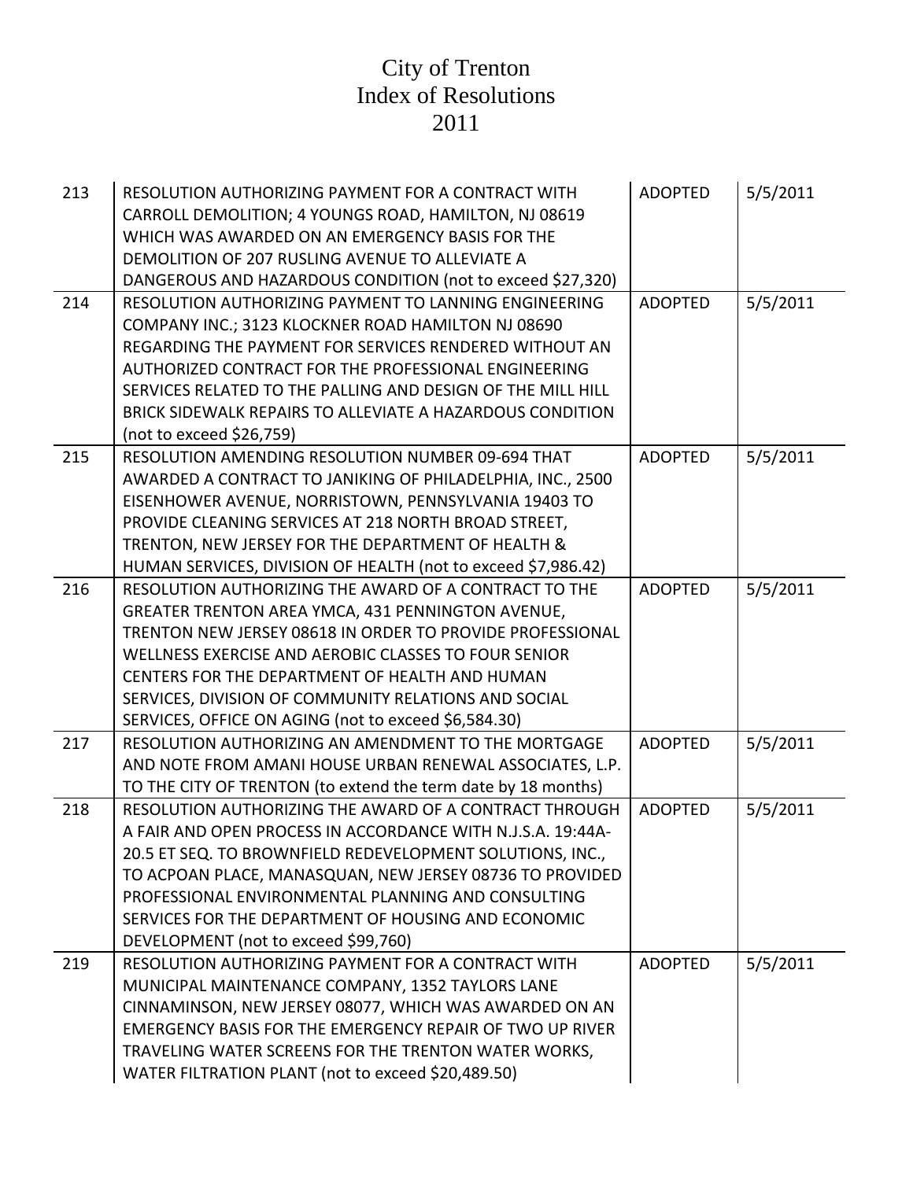# City of Trenton
# Index of Resolutions
# 2011

| | | | |
|---|---|---|---|
| 213 | RESOLUTION AUTHORIZING PAYMENT FOR A CONTRACT WITH CARROLL DEMOLITION; 4 YOUNGS ROAD, HAMILTON, NJ 08619 WHICH WAS AWARDED ON AN EMERGENCY BASIS FOR THE DEMOLITION OF 207 RUSLING AVENUE TO ALLEVIATE A DANGEROUS AND HAZARDOUS CONDITION (not to exceed $27,320) | ADOPTED | 5/5/2011 |
| 214 | RESOLUTION AUTHORIZING PAYMENT TO LANNING ENGINEERING COMPANY INC.; 3123 KLOCKNER ROAD HAMILTON NJ 08690 REGARDING THE PAYMENT FOR SERVICES RENDERED WITHOUT AN AUTHORIZED CONTRACT FOR THE PROFESSIONAL ENGINEERING SERVICES RELATED TO THE PALLING AND DESIGN OF THE MILL HILL BRICK SIDEWALK REPAIRS TO ALLEVIATE A HAZARDOUS CONDITION (not to exceed $26,759) | ADOPTED | 5/5/2011 |
| 215 | RESOLUTION AMENDING RESOLUTION NUMBER 09-694 THAT AWARDED A CONTRACT TO JANIKING OF PHILADELPHIA, INC., 2500 EISENHOWER AVENUE, NORRISTOWN, PENNSYLVANIA 19403 TO PROVIDE CLEANING SERVICES AT 218 NORTH BROAD STREET, TRENTON, NEW JERSEY FOR THE DEPARTMENT OF HEALTH & HUMAN SERVICES, DIVISION OF HEALTH (not to exceed $7,986.42) | ADOPTED | 5/5/2011 |
| 216 | RESOLUTION AUTHORIZING THE AWARD OF A CONTRACT TO THE GREATER TRENTON AREA YMCA, 431 PENNINGTON AVENUE, TRENTON NEW JERSEY 08618 IN ORDER TO PROVIDE PROFESSIONAL WELLNESS EXERCISE AND AEROBIC CLASSES TO FOUR SENIOR CENTERS FOR THE DEPARTMENT OF HEALTH AND HUMAN SERVICES, DIVISION OF COMMUNITY RELATIONS AND SOCIAL SERVICES, OFFICE ON AGING (not to exceed $6,584.30) | ADOPTED | 5/5/2011 |
| 217 | RESOLUTION AUTHORIZING AN AMENDMENT TO THE MORTGAGE AND NOTE FROM AMANI HOUSE URBAN RENEWAL ASSOCIATES, L.P. TO THE CITY OF TRENTON (to extend the term date by 18 months) | ADOPTED | 5/5/2011 |
| 218 | RESOLUTION AUTHORIZING THE AWARD OF A CONTRACT THROUGH A FAIR AND OPEN PROCESS IN ACCORDANCE WITH N.J.S.A. 19:44A-20.5 ET SEQ. TO BROWNFIELD REDEVELOPMENT SOLUTIONS, INC., TO ACPOAN PLACE, MANASQUAN, NEW JERSEY 08736 TO PROVIDED PROFESSIONAL ENVIRONMENTAL PLANNING AND CONSULTING SERVICES FOR THE DEPARTMENT OF HOUSING AND ECONOMIC DEVELOPMENT (not to exceed $99,760) | ADOPTED | 5/5/2011 |
| 219 | RESOLUTION AUTHORIZING PAYMENT FOR A CONTRACT WITH MUNICIPAL MAINTENANCE COMPANY, 1352 TAYLORS LANE CINNAMINSON, NEW JERSEY 08077, WHICH WAS AWARDED ON AN EMERGENCY BASIS FOR THE EMERGENCY REPAIR OF TWO UP RIVER TRAVELING WATER SCREENS FOR THE TRENTON WATER WORKS, WATER FILTRATION PLANT (not to exceed $20,489.50) | | |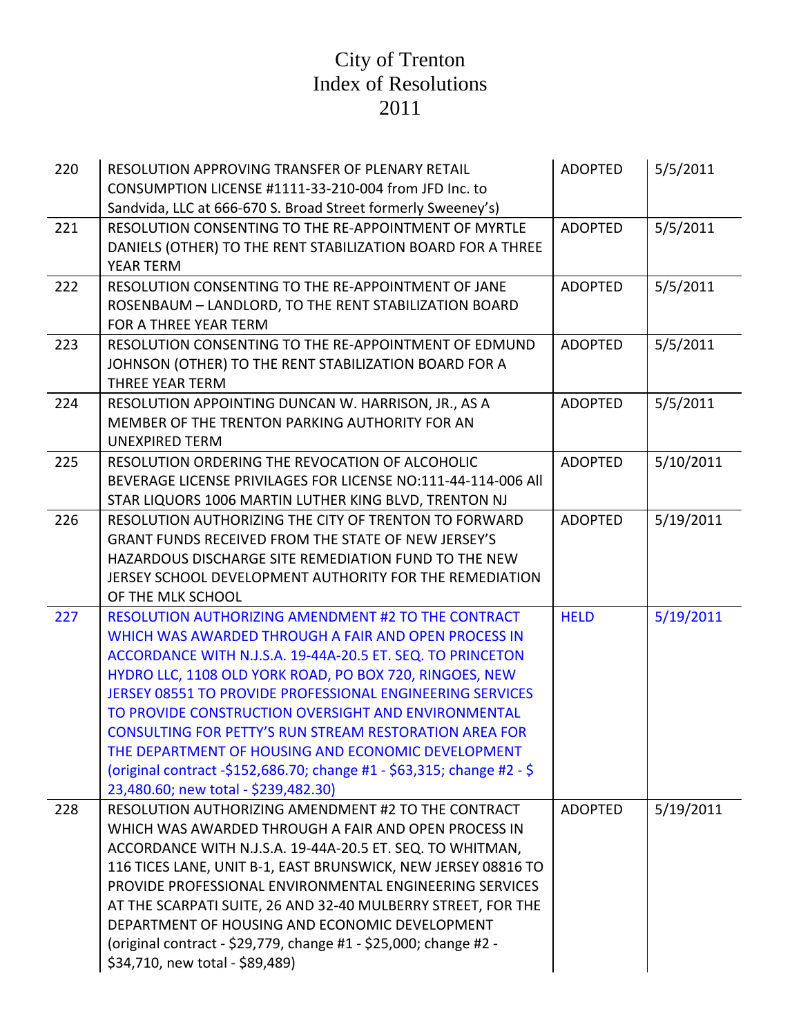# City of Trenton
# Index of Resolutions
# 2011

| | | | |
|---|---|---|---|
| 220 | RESOLUTION APPROVING TRANSFER OF PLENARY RETAIL CONSUMPTION LICENSE #1111-33-210-004 from JFD Inc. to Sandvida, LLC at 666-670 S. Broad Street formerly Sweeney's) | ADOPTED | 5/5/2011 |
| 221 | RESOLUTION CONSENTING TO THE RE-APPOINTMENT OF MYRTLE DANIELS (OTHER) TO THE RENT STABILIZATION BOARD FOR A THREE YEAR TERM | ADOPTED | 5/5/2011 |
| 222 | RESOLUTION CONSENTING TO THE RE-APPOINTMENT OF JANE ROSENBAUM – LANDLORD, TO THE RENT STABILIZATION BOARD FOR A THREE YEAR TERM | ADOPTED | 5/5/2011 |
| 223 | RESOLUTION CONSENTING TO THE RE-APPOINTMENT OF EDMUND JOHNSON (OTHER) TO THE RENT STABILIZATION BOARD FOR A THREE YEAR TERM | ADOPTED | 5/5/2011 |
| 224 | RESOLUTION APPOINTING DUNCAN W. HARRISON, JR., AS A MEMBER OF THE TRENTON PARKING AUTHORITY FOR AN UNEXPIRED TERM | ADOPTED | 5/5/2011 |
| 225 | RESOLUTION ORDERING THE REVOCATION OF ALCOHOLIC BEVERAGE LICENSE PRIVILAGES FOR LICENSE NO:111-44-114-006 All STAR LIQUORS 1006 MARTIN LUTHER KING BLVD, TRENTON NJ | ADOPTED | 5/10/2011 |
| 226 | RESOLUTION AUTHORIZING THE CITY OF TRENTON TO FORWARD GRANT FUNDS RECEIVED FROM THE STATE OF NEW JERSEY'S HAZARDOUS DISCHARGE SITE REMEDIATION FUND TO THE NEW JERSEY SCHOOL DEVELOPMENT AUTHORITY FOR THE REMEDIATION OF THE MLK SCHOOL | ADOPTED | 5/19/2011 |
| 227 | RESOLUTION AUTHORIZING AMENDMENT #2 TO THE CONTRACT WHICH WAS AWARDED THROUGH A FAIR AND OPEN PROCESS IN ACCORDANCE WITH N.J.S.A. 19-44A-20.5 ET. SEQ. TO PRINCETON HYDRO LLC, 1108 OLD YORK ROAD, PO BOX 720, RINGOES, NEW JERSEY 08551 TO PROVIDE PROFESSIONAL ENGINEERING SERVICES TO PROVIDE CONSTRUCTION OVERSIGHT AND ENVIRONMENTAL CONSULTING FOR PETTY'S RUN STREAM RESTORATION AREA FOR THE DEPARTMENT OF HOUSING AND ECONOMIC DEVELOPMENT (original contract -$152,686.70; change #1 - $63,315; change #2 - $ 23,480.60; new total - $239,482.30) | HELD | 5/19/2011 |
| 228 | RESOLUTION AUTHORIZING AMENDMENT #2 TO THE CONTRACT WHICH WAS AWARDED THROUGH A FAIR AND OPEN PROCESS IN ACCORDANCE WITH N.J.S.A. 19-44A-20.5 ET. SEQ. TO WHITMAN, 116 TICES LANE, UNIT B-1, EAST BRUNSWICK, NEW JERSEY 08816 TO PROVIDE PROFESSIONAL ENVIRONMENTAL ENGINEERING SERVICES AT THE SCARPATI SUITE, 26 AND 32-40 MULBERRY STREET, FOR THE DEPARTMENT OF HOUSING AND ECONOMIC DEVELOPMENT (original contract - $29,779, change #1 - $25,000; change #2 - $34,710, new total - $89,489) | ADOPTED | 5/19/2011 |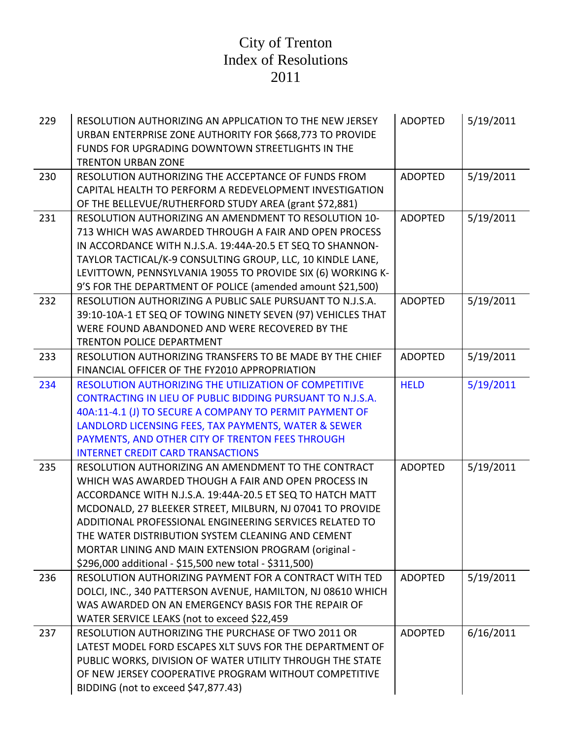# City of Trenton
# Index of Resolutions
# 2011

| | | | |
|---|---|---|---|
| 229 | RESOLUTION AUTHORIZING AN APPLICATION TO THE NEW JERSEY URBAN ENTERPRISE ZONE AUTHORITY FOR $668,773 TO PROVIDE FUNDS FOR UPGRADING DOWNTOWN STREETLIGHTS IN THE TRENTON URBAN ZONE | ADOPTED | 5/19/2011 |
| 230 | RESOLUTION AUTHORIZING THE ACCEPTANCE OF FUNDS FROM CAPITAL HEALTH TO PERFORM A REDEVELOPMENT INVESTIGATION OF THE BELLEVUE/RUTHERFORD STUDY AREA (grant $72,881) | ADOPTED | 5/19/2011 |
| 231 | RESOLUTION AUTHORIZING AN AMENDMENT TO RESOLUTION 10-713 WHICH WAS AWARDED THROUGH A FAIR AND OPEN PROCESS IN ACCORDANCE WITH N.J.S.A. 19:44A-20.5 ET SEQ TO SHANNON-TAYLOR TACTICAL/K-9 CONSULTING GROUP, LLC, 10 KINDLE LANE, LEVITTOWN, PENNSYLVANIA 19055 TO PROVIDE SIX (6) WORKING K-9'S FOR THE DEPARTMENT OF POLICE (amended amount $21,500) | ADOPTED | 5/19/2011 |
| 232 | RESOLUTION AUTHORIZING A PUBLIC SALE PURSUANT TO N.J.S.A. 39:10-10A-1 ET SEQ OF TOWING NINETY SEVEN (97) VEHICLES THAT WERE FOUND ABANDONED AND WERE RECOVERED BY THE TRENTON POLICE DEPARTMENT | ADOPTED | 5/19/2011 |
| 233 | RESOLUTION AUTHORIZING TRANSFERS TO BE MADE BY THE CHIEF FINANCIAL OFFICER OF THE FY2010 APPROPRIATION | ADOPTED | 5/19/2011 |
| 234 | RESOLUTION AUTHORIZING THE UTILIZATION OF COMPETITIVE CONTRACTING IN LIEU OF PUBLIC BIDDING PURSUANT TO N.J.S.A. 40A:11-4.1 (J) TO SECURE A COMPANY TO PERMIT PAYMENT OF LANDLORD LICENSING FEES, TAX PAYMENTS, WATER & SEWER PAYMENTS, AND OTHER CITY OF TRENTON FEES THROUGH INTERNET CREDIT CARD TRANSACTIONS | HELD | 5/19/2011 |
| 235 | RESOLUTION AUTHORIZING AN AMENDMENT TO THE CONTRACT WHICH WAS AWARDED THOUGH A FAIR AND OPEN PROCESS IN ACCORDANCE WITH N.J.S.A. 19:44A-20.5 ET SEQ TO HATCH MATT MCDONALD, 27 BLEEKER STREET, MILBURN, NJ 07041 TO PROVIDE ADDITIONAL PROFESSIONAL ENGINEERING SERVICES RELATED TO THE WATER DISTRIBUTION SYSTEM CLEANING AND CEMENT MORTAR LINING AND MAIN EXTENSION PROGRAM (original - $296,000 additional - $15,500 new total - $311,500) | ADOPTED | 5/19/2011 |
| 236 | RESOLUTION AUTHORIZING PAYMENT FOR A CONTRACT WITH TED DOLCI, INC., 340 PATTERSON AVENUE, HAMILTON, NJ 08610 WHICH WAS AWARDED ON AN EMERGENCY BASIS FOR THE REPAIR OF WATER SERVICE LEAKS (not to exceed $22,459 | ADOPTED | 5/19/2011 |
| 237 | RESOLUTION AUTHORIZING THE PURCHASE OF TWO 2011 OR LATEST MODEL FORD ESCAPES XLT SUVS FOR THE DEPARTMENT OF PUBLIC WORKS, DIVISION OF WATER UTILITY THROUGH THE STATE OF NEW JERSEY COOPERATIVE PROGRAM WITHOUT COMPETITIVE BIDDING (not to exceed $47,877.43) | ADOPTED | 6/16/2011 |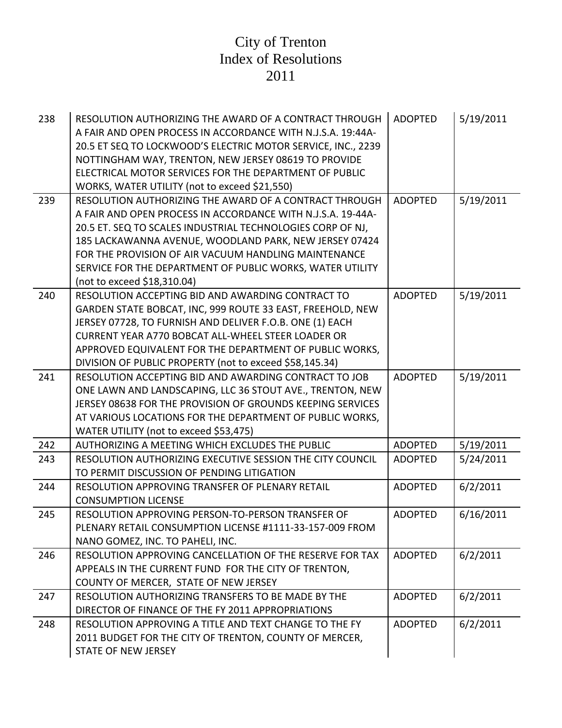# City of Trenton
# Index of Resolutions
# 2011

| | | | |
|---|---|---|---|
| 238 | RESOLUTION AUTHORIZING THE AWARD OF A CONTRACT THROUGH A FAIR AND OPEN PROCESS IN ACCORDANCE WITH N.J.S.A. 19:44A-20.5 ET SEQ TO LOCKWOOD'S ELECTRIC MOTOR SERVICE, INC., 2239 NOTTINGHAM WAY, TRENTON, NEW JERSEY 08619 TO PROVIDE ELECTRICAL MOTOR SERVICES FOR THE DEPARTMENT OF PUBLIC WORKS, WATER UTILITY (not to exceed $21,550) | ADOPTED | 5/19/2011 |
| 239 | RESOLUTION AUTHORIZING THE AWARD OF A CONTRACT THROUGH A FAIR AND OPEN PROCESS IN ACCORDANCE WITH N.J.S.A. 19-44A-20.5 ET. SEQ TO SCALES INDUSTRIAL TECHNOLOGIES CORP OF NJ, 185 LACKAWANNA AVENUE, WOODLAND PARK, NEW JERSEY 07424 FOR THE PROVISION OF AIR VACUUM HANDLING MAINTENANCE SERVICE FOR THE DEPARTMENT OF PUBLIC WORKS, WATER UTILITY (not to exceed $18,310.04) | ADOPTED | 5/19/2011 |
| 240 | RESOLUTION ACCEPTING BID AND AWARDING CONTRACT TO GARDEN STATE BOBCAT, INC, 999 ROUTE 33 EAST, FREEHOLD, NEW JERSEY 07728, TO FURNISH AND DELIVER F.O.B. ONE (1) EACH CURRENT YEAR A770 BOBCAT ALL-WHEEL STEER LOADER OR APPROVED EQUIVALENT FOR THE DEPARTMENT OF PUBLIC WORKS, DIVISION OF PUBLIC PROPERTY (not to exceed $58,145.34) | ADOPTED | 5/19/2011 |
| 241 | RESOLUTION ACCEPTING BID AND AWARDING CONTRACT TO JOB ONE LAWN AND LANDSCAPING, LLC 36 STOUT AVE., TRENTON, NEW JERSEY 08638 FOR THE PROVISION OF GROUNDS KEEPING SERVICES AT VARIOUS LOCATIONS FOR THE DEPARTMENT OF PUBLIC WORKS, WATER UTILITY (not to exceed $53,475) | ADOPTED | 5/19/2011 |
| 242 | AUTHORIZING A MEETING WHICH EXCLUDES THE PUBLIC | ADOPTED | 5/19/2011 |
| 243 | RESOLUTION AUTHORIZING EXECUTIVE SESSION THE CITY COUNCIL TO PERMIT DISCUSSION OF PENDING LITIGATION | ADOPTED | 5/24/2011 |
| 244 | RESOLUTION APPROVING TRANSFER OF PLENARY RETAIL CONSUMPTION LICENSE | ADOPTED | 6/2/2011 |
| 245 | RESOLUTION APPROVING PERSON-TO-PERSON TRANSFER OF PLENARY RETAIL CONSUMPTION LICENSE #1111-33-157-009 FROM NANO GOMEZ, INC. TO PAHELI, INC. | ADOPTED | 6/16/2011 |
| 246 | RESOLUTION APPROVING CANCELLATION OF THE RESERVE FOR TAX APPEALS IN THE CURRENT FUND FOR THE CITY OF TRENTON, COUNTY OF MERCER, STATE OF NEW JERSEY | ADOPTED | 6/2/2011 |
| 247 | RESOLUTION AUTHORIZING TRANSFERS TO BE MADE BY THE DIRECTOR OF FINANCE OF THE FY 2011 APPROPRIATIONS | ADOPTED | 6/2/2011 |
| 248 | RESOLUTION APPROVING A TITLE AND TEXT CHANGE TO THE FY 2011 BUDGET FOR THE CITY OF TRENTON, COUNTY OF MERCER, STATE OF NEW JERSEY | ADOPTED | 6/2/2011 |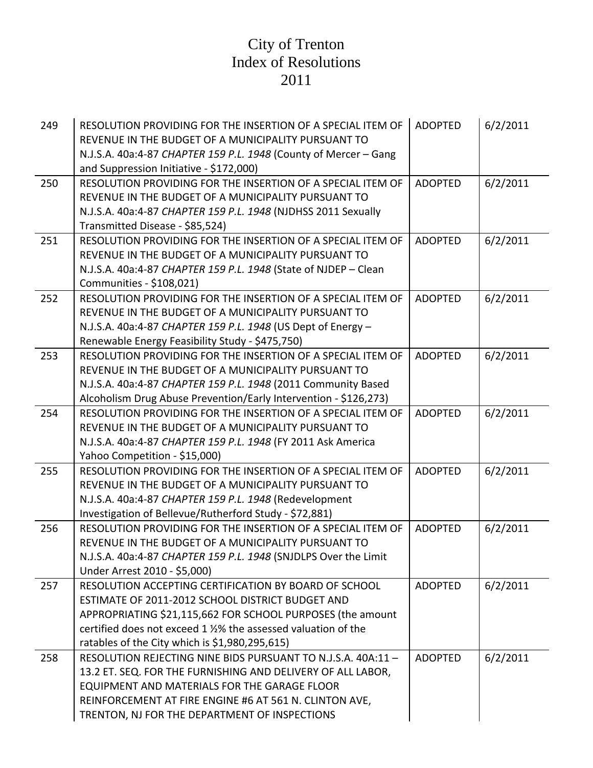# City of Trenton
# Index of Resolutions
# 2011

| | | | |
|---|---|---|---|
| 249 | RESOLUTION PROVIDING FOR THE INSERTION OF A SPECIAL ITEM OF REVENUE IN THE BUDGET OF A MUNICIPALITY PURSUANT TO N.J.S.A. 40a:4-87 *CHAPTER 159 P.L. 1948* (County of Mercer – Gang and Suppression Initiative - $172,000) | ADOPTED | 6/2/2011 |
| 250 | RESOLUTION PROVIDING FOR THE INSERTION OF A SPECIAL ITEM OF REVENUE IN THE BUDGET OF A MUNICIPALITY PURSUANT TO N.J.S.A. 40a:4-87 *CHAPTER 159 P.L. 1948* (NJDHSS 2011 Sexually Transmitted Disease - $85,524) | ADOPTED | 6/2/2011 |
| 251 | RESOLUTION PROVIDING FOR THE INSERTION OF A SPECIAL ITEM OF REVENUE IN THE BUDGET OF A MUNICIPALITY PURSUANT TO N.J.S.A. 40a:4-87 *CHAPTER 159 P.L. 1948* (State of NJDEP – Clean Communities - $108,021) | ADOPTED | 6/2/2011 |
| 252 | RESOLUTION PROVIDING FOR THE INSERTION OF A SPECIAL ITEM OF REVENUE IN THE BUDGET OF A MUNICIPALITY PURSUANT TO N.J.S.A. 40a:4-87 *CHAPTER 159 P.L. 1948* (US Dept of Energy – Renewable Energy Feasibility Study - $475,750) | ADOPTED | 6/2/2011 |
| 253 | RESOLUTION PROVIDING FOR THE INSERTION OF A SPECIAL ITEM OF REVENUE IN THE BUDGET OF A MUNICIPALITY PURSUANT TO N.J.S.A. 40a:4-87 *CHAPTER 159 P.L. 1948* (2011 Community Based Alcoholism Drug Abuse Prevention/Early Intervention - $126,273) | ADOPTED | 6/2/2011 |
| 254 | RESOLUTION PROVIDING FOR THE INSERTION OF A SPECIAL ITEM OF REVENUE IN THE BUDGET OF A MUNICIPALITY PURSUANT TO N.J.S.A. 40a:4-87 *CHAPTER 159 P.L. 1948* (FY 2011 Ask America Yahoo Competition - $15,000) | ADOPTED | 6/2/2011 |
| 255 | RESOLUTION PROVIDING FOR THE INSERTION OF A SPECIAL ITEM OF REVENUE IN THE BUDGET OF A MUNICIPALITY PURSUANT TO N.J.S.A. 40a:4-87 *CHAPTER 159 P.L. 1948* (Redevelopment Investigation of Bellevue/Rutherford Study - $72,881) | ADOPTED | 6/2/2011 |
| 256 | RESOLUTION PROVIDING FOR THE INSERTION OF A SPECIAL ITEM OF REVENUE IN THE BUDGET OF A MUNICIPALITY PURSUANT TO N.J.S.A. 40a:4-87 *CHAPTER 159 P.L. 1948* (SNJDLPS Over the Limit Under Arrest 2010 - $5,000) | ADOPTED | 6/2/2011 |
| 257 | RESOLUTION ACCEPTING CERTIFICATION BY BOARD OF SCHOOL ESTIMATE OF 2011-2012 SCHOOL DISTRICT BUDGET AND APPROPRIATING $21,115,662 FOR SCHOOL PURPOSES (the amount certified does not exceed 1 ½% the assessed valuation of the ratables of the City which is $1,980,295,615) | ADOPTED | 6/2/2011 |
| 258 | RESOLUTION REJECTING NINE BIDS PURSUANT TO N.J.S.A. 40A:11 – 13.2 ET. SEQ. FOR THE FURNISHING AND DELIVERY OF ALL LABOR, EQUIPMENT AND MATERIALS FOR THE GARAGE FLOOR REINFORCEMENT AT FIRE ENGINE #6 AT 561 N. CLINTON AVE, TRENTON, NJ FOR THE DEPARTMENT OF INSPECTIONS | ADOPTED | 6/2/2011 |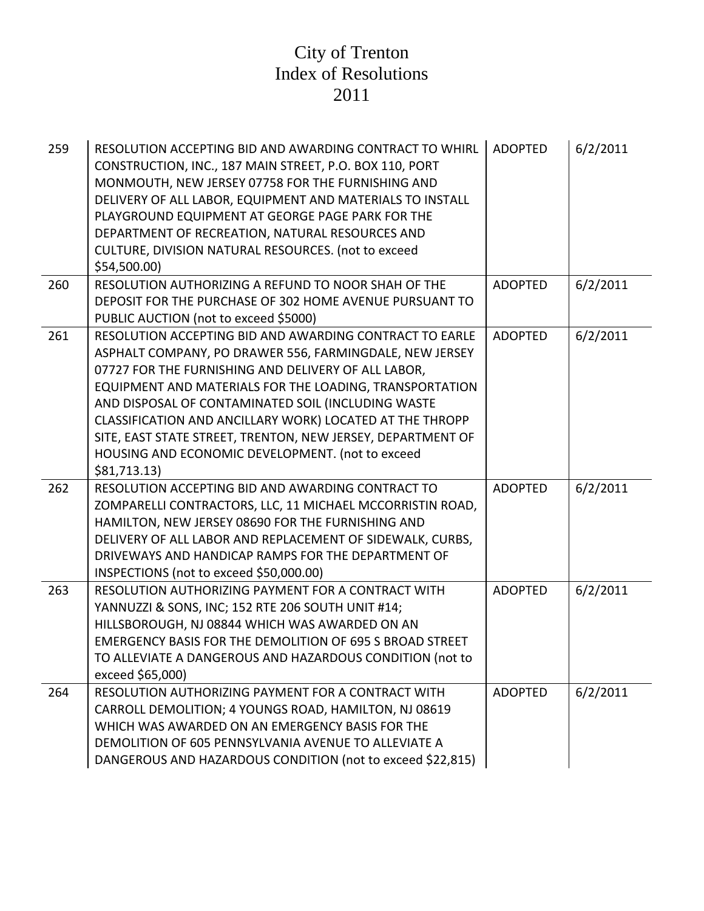# City of Trenton
# Index of Resolutions
# 2011

| | | | |
|---|---|---|---|
| 259 | RESOLUTION ACCEPTING BID AND AWARDING CONTRACT TO WHIRL CONSTRUCTION, INC., 187 MAIN STREET, P.O. BOX 110, PORT MONMOUTH, NEW JERSEY 07758 FOR THE FURNISHING AND DELIVERY OF ALL LABOR, EQUIPMENT AND MATERIALS TO INSTALL PLAYGROUND EQUIPMENT AT GEORGE PAGE PARK FOR THE DEPARTMENT OF RECREATION, NATURAL RESOURCES AND CULTURE, DIVISION NATURAL RESOURCES. (not to exceed $54,500.00) | ADOPTED | 6/2/2011 |
| 260 | RESOLUTION AUTHORIZING A REFUND TO NOOR SHAH OF THE DEPOSIT FOR THE PURCHASE OF 302 HOME AVENUE PURSUANT TO PUBLIC AUCTION (not to exceed $5000) | ADOPTED | 6/2/2011 |
| 261 | RESOLUTION ACCEPTING BID AND AWARDING CONTRACT TO EARLE ASPHALT COMPANY, PO DRAWER 556, FARMINGDALE, NEW JERSEY 07727 FOR THE FURNISHING AND DELIVERY OF ALL LABOR, EQUIPMENT AND MATERIALS FOR THE LOADING, TRANSPORTATION AND DISPOSAL OF CONTAMINATED SOIL (INCLUDING WASTE CLASSIFICATION AND ANCILLARY WORK) LOCATED AT THE THROPP SITE, EAST STATE STREET, TRENTON, NEW JERSEY, DEPARTMENT OF HOUSING AND ECONOMIC DEVELOPMENT. (not to exceed $81,713.13) | ADOPTED | 6/2/2011 |
| 262 | RESOLUTION ACCEPTING BID AND AWARDING CONTRACT TO ZOMPARELLI CONTRACTORS, LLC, 11 MICHAEL MCCORRISTIN ROAD, HAMILTON, NEW JERSEY 08690 FOR THE FURNISHING AND DELIVERY OF ALL LABOR AND REPLACEMENT OF SIDEWALK, CURBS, DRIVEWAYS AND HANDICAP RAMPS FOR THE DEPARTMENT OF INSPECTIONS (not to exceed $50,000.00) | ADOPTED | 6/2/2011 |
| 263 | RESOLUTION AUTHORIZING PAYMENT FOR A CONTRACT WITH YANNUZZI & SONS, INC; 152 RTE 206 SOUTH UNIT #14; HILLSBOROUGH, NJ 08844 WHICH WAS AWARDED ON AN EMERGENCY BASIS FOR THE DEMOLITION OF 695 S BROAD STREET TO ALLEVIATE A DANGEROUS AND HAZARDOUS CONDITION (not to exceed $65,000) | ADOPTED | 6/2/2011 |
| 264 | RESOLUTION AUTHORIZING PAYMENT FOR A CONTRACT WITH CARROLL DEMOLITION; 4 YOUNGS ROAD, HAMILTON, NJ 08619 WHICH WAS AWARDED ON AN EMERGENCY BASIS FOR THE DEMOLITION OF 605 PENNSYLVANIA AVENUE TO ALLEVIATE A DANGEROUS AND HAZARDOUS CONDITION (not to exceed $22,815) | ADOPTED | 6/2/2011 |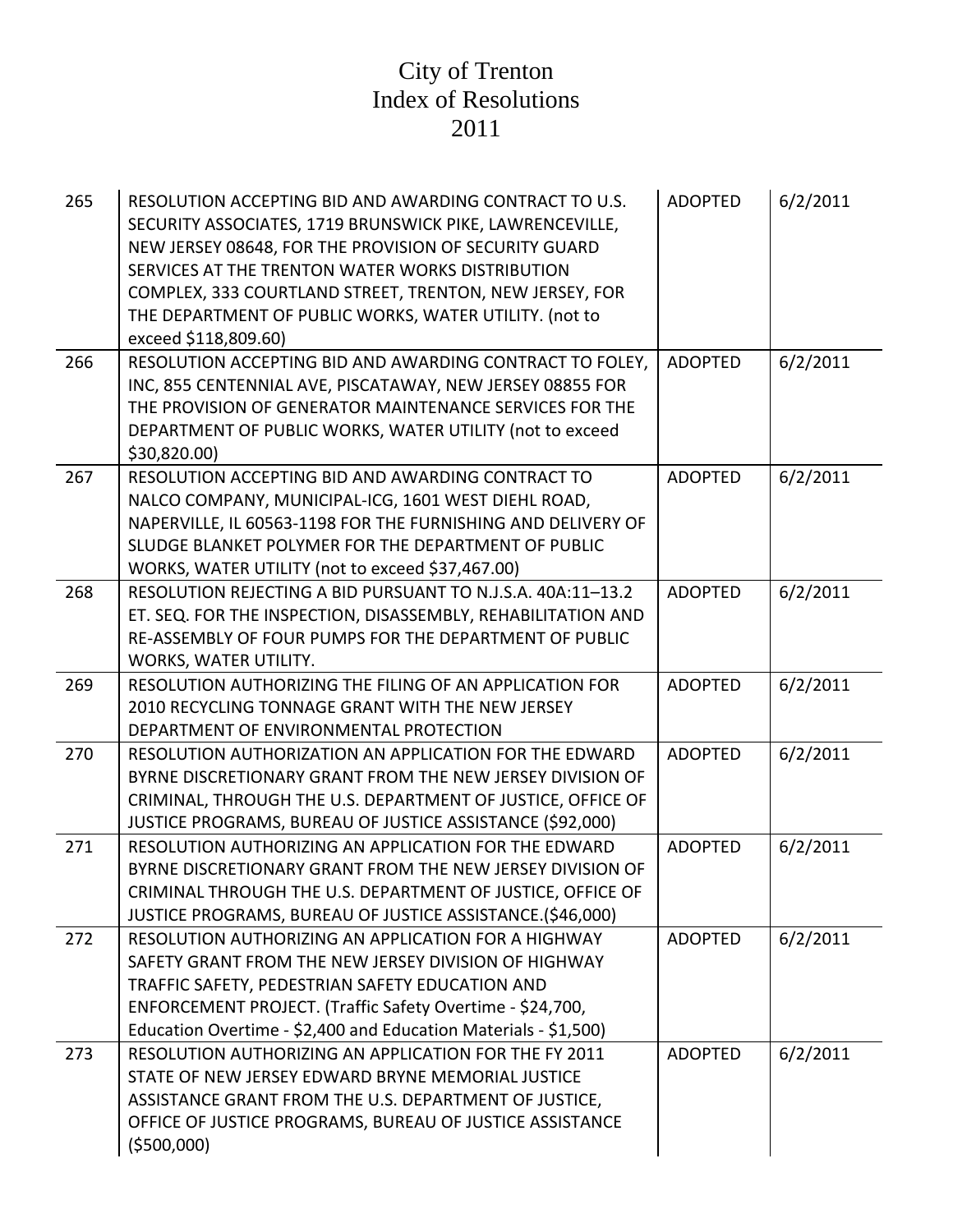# City of Trenton
# Index of Resolutions
# 2011

| | | | |
|---|---|---|---|
| 265 | RESOLUTION ACCEPTING BID AND AWARDING CONTRACT TO U.S. SECURITY ASSOCIATES, 1719 BRUNSWICK PIKE, LAWRENCEVILLE, NEW JERSEY 08648, FOR THE PROVISION OF SECURITY GUARD SERVICES AT THE TRENTON WATER WORKS DISTRIBUTION COMPLEX, 333 COURTLAND STREET, TRENTON, NEW JERSEY, FOR THE DEPARTMENT OF PUBLIC WORKS, WATER UTILITY. (not to exceed $118,809.60) | ADOPTED | 6/2/2011 |
| 266 | RESOLUTION ACCEPTING BID AND AWARDING CONTRACT TO FOLEY, INC, 855 CENTENNIAL AVE, PISCATAWAY, NEW JERSEY 08855 FOR THE PROVISION OF GENERATOR MAINTENANCE SERVICES FOR THE DEPARTMENT OF PUBLIC WORKS, WATER UTILITY (not to exceed $30,820.00) | ADOPTED | 6/2/2011 |
| 267 | RESOLUTION ACCEPTING BID AND AWARDING CONTRACT TO NALCO COMPANY, MUNICIPAL-ICG, 1601 WEST DIEHL ROAD, NAPERVILLE, IL 60563-1198 FOR THE FURNISHING AND DELIVERY OF SLUDGE BLANKET POLYMER FOR THE DEPARTMENT OF PUBLIC WORKS, WATER UTILITY (not to exceed $37,467.00) | ADOPTED | 6/2/2011 |
| 268 | RESOLUTION REJECTING A BID PURSUANT TO N.J.S.A. 40A:11–13.2 ET. SEQ. FOR THE INSPECTION, DISASSEMBLY, REHABILITATION AND RE-ASSEMBLY OF FOUR PUMPS FOR THE DEPARTMENT OF PUBLIC WORKS, WATER UTILITY. | ADOPTED | 6/2/2011 |
| 269 | RESOLUTION AUTHORIZING THE FILING OF AN APPLICATION FOR 2010 RECYCLING TONNAGE GRANT WITH THE NEW JERSEY DEPARTMENT OF ENVIRONMENTAL PROTECTION | ADOPTED | 6/2/2011 |
| 270 | RESOLUTION AUTHORIZATION AN APPLICATION FOR THE EDWARD BYRNE DISCRETIONARY GRANT FROM THE NEW JERSEY DIVISION OF CRIMINAL, THROUGH THE U.S. DEPARTMENT OF JUSTICE, OFFICE OF JUSTICE PROGRAMS, BUREAU OF JUSTICE ASSISTANCE ($92,000) | ADOPTED | 6/2/2011 |
| 271 | RESOLUTION AUTHORIZING AN APPLICATION FOR THE EDWARD BYRNE DISCRETIONARY GRANT FROM THE NEW JERSEY DIVISION OF CRIMINAL THROUGH THE U.S. DEPARTMENT OF JUSTICE, OFFICE OF JUSTICE PROGRAMS, BUREAU OF JUSTICE ASSISTANCE.($46,000) | ADOPTED | 6/2/2011 |
| 272 | RESOLUTION AUTHORIZING AN APPLICATION FOR A HIGHWAY SAFETY GRANT FROM THE NEW JERSEY DIVISION OF HIGHWAY TRAFFIC SAFETY, PEDESTRIAN SAFETY EDUCATION AND ENFORCEMENT PROJECT. (Traffic Safety Overtime - $24,700, Education Overtime - $2,400 and Education Materials - $1,500) | ADOPTED | 6/2/2011 |
| 273 | RESOLUTION AUTHORIZING AN APPLICATION FOR THE FY 2011 STATE OF NEW JERSEY EDWARD BRYNE MEMORIAL JUSTICE ASSISTANCE GRANT FROM THE U.S. DEPARTMENT OF JUSTICE, OFFICE OF JUSTICE PROGRAMS, BUREAU OF JUSTICE ASSISTANCE ($500,000) | | |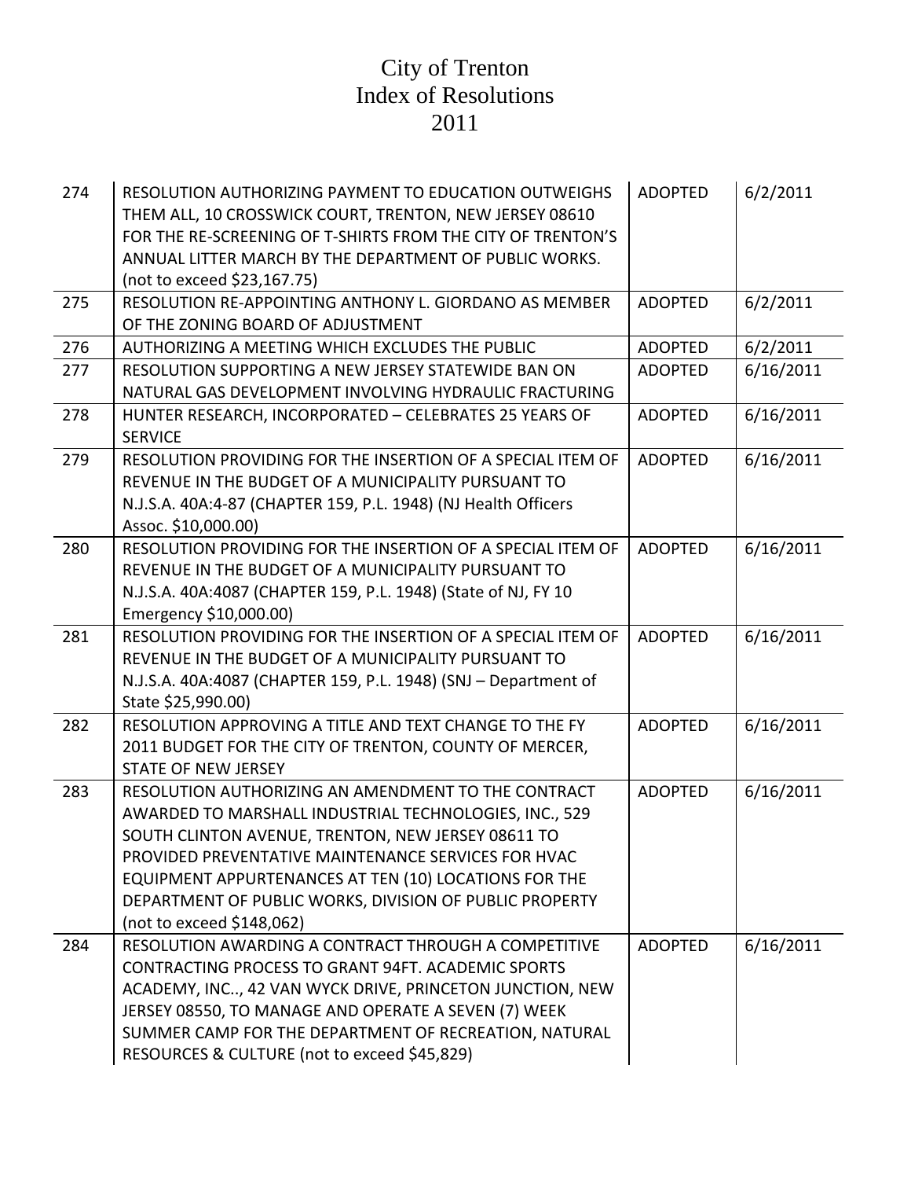# City of Trenton
# Index of Resolutions
# 2011

| | | | |
|---|---|---|---|
| 274 | RESOLUTION AUTHORIZING PAYMENT TO EDUCATION OUTWEIGHS THEM ALL, 10 CROSSWICK COURT, TRENTON, NEW JERSEY 08610 FOR THE RE-SCREENING OF T-SHIRTS FROM THE CITY OF TRENTON'S ANNUAL LITTER MARCH BY THE DEPARTMENT OF PUBLIC WORKS. (not to exceed $23,167.75) | ADOPTED | 6/2/2011 |
| 275 | RESOLUTION RE-APPOINTING ANTHONY L. GIORDANO AS MEMBER OF THE ZONING BOARD OF ADJUSTMENT | ADOPTED | 6/2/2011 |
| 276 | AUTHORIZING A MEETING WHICH EXCLUDES THE PUBLIC | ADOPTED | 6/2/2011 |
| 277 | RESOLUTION SUPPORTING A NEW JERSEY STATEWIDE BAN ON NATURAL GAS DEVELOPMENT INVOLVING HYDRAULIC FRACTURING | ADOPTED | 6/16/2011 |
| 278 | HUNTER RESEARCH, INCORPORATED – CELEBRATES 25 YEARS OF SERVICE | ADOPTED | 6/16/2011 |
| 279 | RESOLUTION PROVIDING FOR THE INSERTION OF A SPECIAL ITEM OF REVENUE IN THE BUDGET OF A MUNICIPALITY PURSUANT TO N.J.S.A. 40A:4-87 (CHAPTER 159, P.L. 1948) (NJ Health Officers Assoc. $10,000.00) | ADOPTED | 6/16/2011 |
| 280 | RESOLUTION PROVIDING FOR THE INSERTION OF A SPECIAL ITEM OF REVENUE IN THE BUDGET OF A MUNICIPALITY PURSUANT TO N.J.S.A. 40A:4087 (CHAPTER 159, P.L. 1948) (State of NJ, FY 10 Emergency $10,000.00) | ADOPTED | 6/16/2011 |
| 281 | RESOLUTION PROVIDING FOR THE INSERTION OF A SPECIAL ITEM OF REVENUE IN THE BUDGET OF A MUNICIPALITY PURSUANT TO N.J.S.A. 40A:4087 (CHAPTER 159, P.L. 1948) (SNJ – Department of State $25,990.00) | ADOPTED | 6/16/2011 |
| 282 | RESOLUTION APPROVING A TITLE AND TEXT CHANGE TO THE FY 2011 BUDGET FOR THE CITY OF TRENTON, COUNTY OF MERCER, STATE OF NEW JERSEY | ADOPTED | 6/16/2011 |
| 283 | RESOLUTION AUTHORIZING AN AMENDMENT TO THE CONTRACT AWARDED TO MARSHALL INDUSTRIAL TECHNOLOGIES, INC., 529 SOUTH CLINTON AVENUE, TRENTON, NEW JERSEY 08611 TO PROVIDED PREVENTATIVE MAINTENANCE SERVICES FOR HVAC EQUIPMENT APPURTENANCES AT TEN (10) LOCATIONS FOR THE DEPARTMENT OF PUBLIC WORKS, DIVISION OF PUBLIC PROPERTY (not to exceed $148,062) | ADOPTED | 6/16/2011 |
| 284 | RESOLUTION AWARDING A CONTRACT THROUGH A COMPETITIVE CONTRACTING PROCESS TO GRANT 94FT. ACADEMIC SPORTS ACADEMY, INC.., 42 VAN WYCK DRIVE, PRINCETON JUNCTION, NEW JERSEY 08550, TO MANAGE AND OPERATE A SEVEN (7) WEEK SUMMER CAMP FOR THE DEPARTMENT OF RECREATION, NATURAL RESOURCES & CULTURE (not to exceed $45,829) | ADOPTED | 6/16/2011 |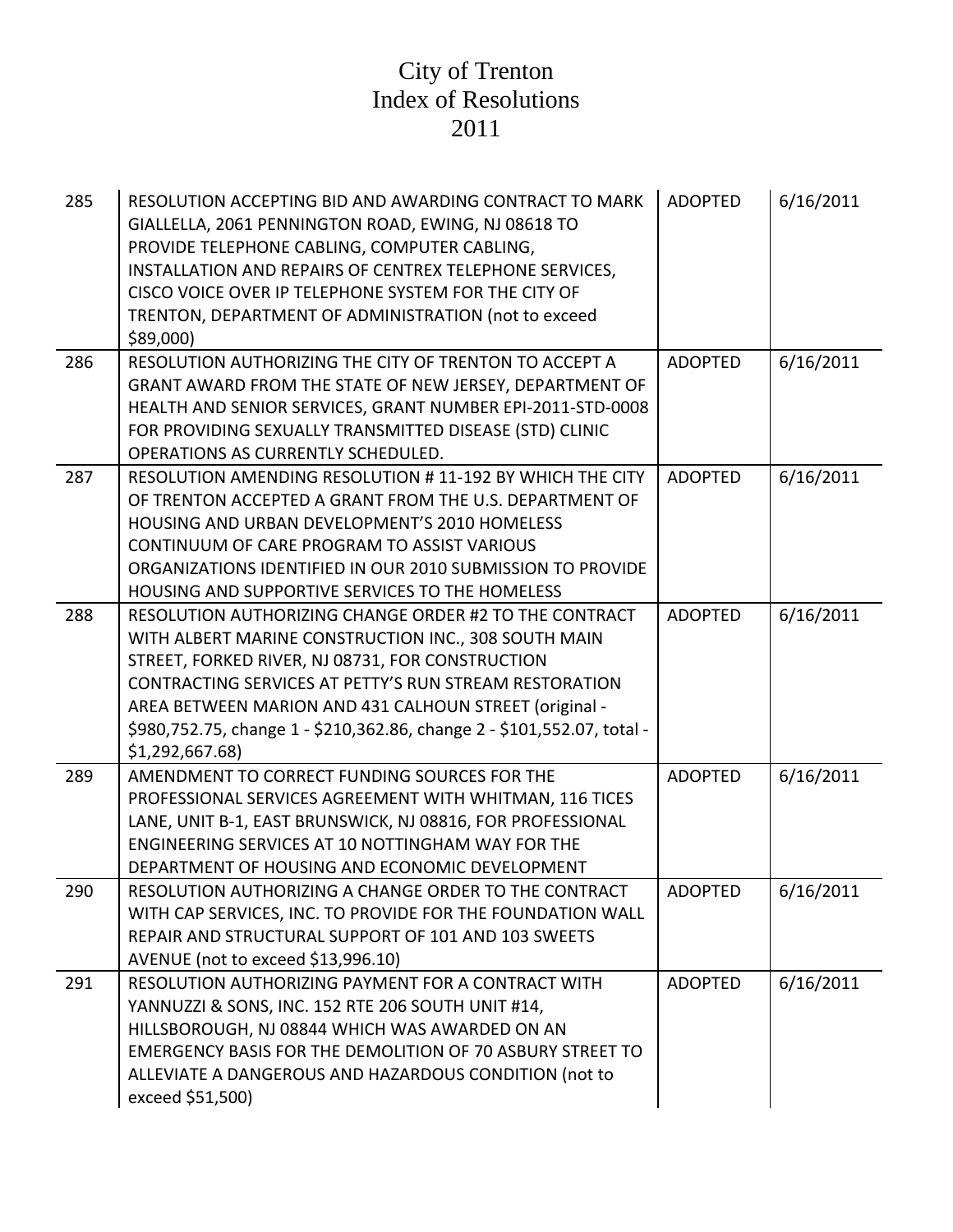# City of Trenton
# Index of Resolutions
# 2011

| | | | |
|---|---|---|---|
| 285 | RESOLUTION ACCEPTING BID AND AWARDING CONTRACT TO MARK GIALLELLA, 2061 PENNINGTON ROAD, EWING, NJ 08618 TO PROVIDE TELEPHONE CABLING, COMPUTER CABLING, INSTALLATION AND REPAIRS OF CENTREX TELEPHONE SERVICES, CISCO VOICE OVER IP TELEPHONE SYSTEM FOR THE CITY OF TRENTON, DEPARTMENT OF ADMINISTRATION (not to exceed $89,000) | ADOPTED | 6/16/2011 |
| 286 | RESOLUTION AUTHORIZING THE CITY OF TRENTON TO ACCEPT A GRANT AWARD FROM THE STATE OF NEW JERSEY, DEPARTMENT OF HEALTH AND SENIOR SERVICES, GRANT NUMBER EPI-2011-STD-0008 FOR PROVIDING SEXUALLY TRANSMITTED DISEASE (STD) CLINIC OPERATIONS AS CURRENTLY SCHEDULED. | ADOPTED | 6/16/2011 |
| 287 | RESOLUTION AMENDING RESOLUTION # 11-192 BY WHICH THE CITY OF TRENTON ACCEPTED A GRANT FROM THE U.S. DEPARTMENT OF HOUSING AND URBAN DEVELOPMENT'S 2010 HOMELESS CONTINUUM OF CARE PROGRAM TO ASSIST VARIOUS ORGANIZATIONS IDENTIFIED IN OUR 2010 SUBMISSION TO PROVIDE HOUSING AND SUPPORTIVE SERVICES TO THE HOMELESS | ADOPTED | 6/16/2011 |
| 288 | RESOLUTION AUTHORIZING CHANGE ORDER #2 TO THE CONTRACT WITH ALBERT MARINE CONSTRUCTION INC., 308 SOUTH MAIN STREET, FORKED RIVER, NJ 08731, FOR CONSTRUCTION CONTRACTING SERVICES AT PETTY'S RUN STREAM RESTORATION AREA BETWEEN MARION AND 431 CALHOUN STREET (original - $980,752.75, change 1 - $210,362.86, change 2 - $101,552.07, total - $1,292,667.68) | ADOPTED | 6/16/2011 |
| 289 | AMENDMENT TO CORRECT FUNDING SOURCES FOR THE PROFESSIONAL SERVICES AGREEMENT WITH WHITMAN, 116 TICES LANE, UNIT B-1, EAST BRUNSWICK, NJ 08816, FOR PROFESSIONAL ENGINEERING SERVICES AT 10 NOTTINGHAM WAY FOR THE DEPARTMENT OF HOUSING AND ECONOMIC DEVELOPMENT | ADOPTED | 6/16/2011 |
| 290 | RESOLUTION AUTHORIZING A CHANGE ORDER TO THE CONTRACT WITH CAP SERVICES, INC. TO PROVIDE FOR THE FOUNDATION WALL REPAIR AND STRUCTURAL SUPPORT OF 101 AND 103 SWEETS AVENUE (not to exceed $13,996.10) | ADOPTED | 6/16/2011 |
| 291 | RESOLUTION AUTHORIZING PAYMENT FOR A CONTRACT WITH YANNUZZI & SONS, INC. 152 RTE 206 SOUTH UNIT #14, HILLSBOROUGH, NJ 08844 WHICH WAS AWARDED ON AN EMERGENCY BASIS FOR THE DEMOLITION OF 70 ASBURY STREET TO ALLEVIATE A DANGEROUS AND HAZARDOUS CONDITION (not to exceed $51,500) | ADOPTED | 6/16/2011 |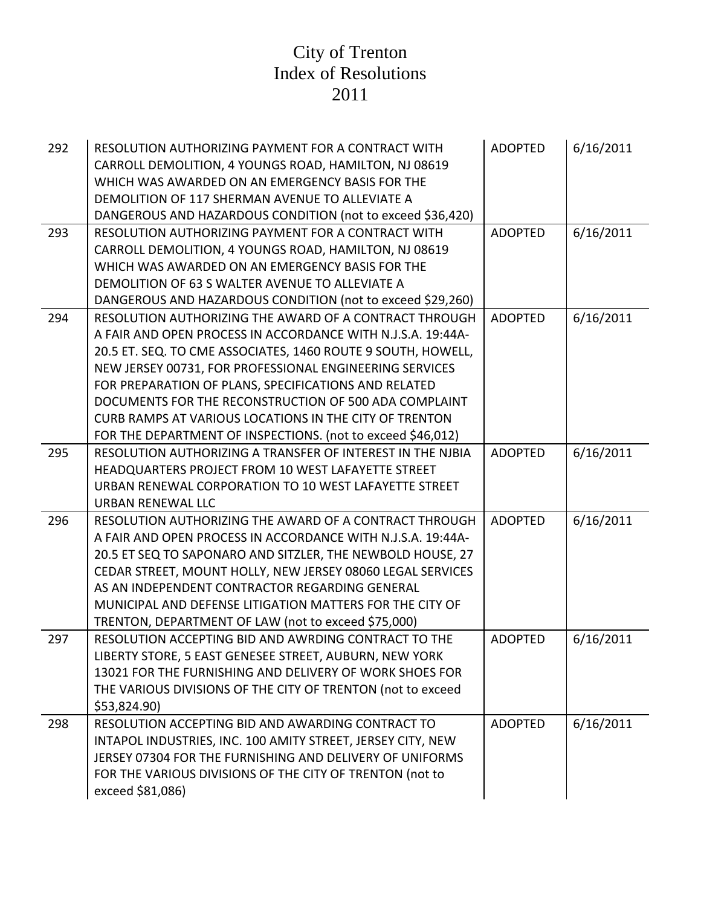# City of Trenton
# Index of Resolutions
# 2011

| | | | |
|---|---|---|---|
| 292 | RESOLUTION AUTHORIZING PAYMENT FOR A CONTRACT WITH CARROLL DEMOLITION, 4 YOUNGS ROAD, HAMILTON, NJ 08619 WHICH WAS AWARDED ON AN EMERGENCY BASIS FOR THE DEMOLITION OF 117 SHERMAN AVENUE TO ALLEVIATE A DANGEROUS AND HAZARDOUS CONDITION (not to exceed $36,420) | ADOPTED | 6/16/2011 |
| 293 | RESOLUTION AUTHORIZING PAYMENT FOR A CONTRACT WITH CARROLL DEMOLITION, 4 YOUNGS ROAD, HAMILTON, NJ 08619 WHICH WAS AWARDED ON AN EMERGENCY BASIS FOR THE DEMOLITION OF 63 S WALTER AVENUE TO ALLEVIATE A DANGEROUS AND HAZARDOUS CONDITION (not to exceed $29,260) | ADOPTED | 6/16/2011 |
| 294 | RESOLUTION AUTHORIZING THE AWARD OF A CONTRACT THROUGH A FAIR AND OPEN PROCESS IN ACCORDANCE WITH N.J.S.A. 19:44A-20.5 ET. SEQ. TO CME ASSOCIATES, 1460 ROUTE 9 SOUTH, HOWELL, NEW JERSEY 00731, FOR PROFESSIONAL ENGINEERING SERVICES FOR PREPARATION OF PLANS, SPECIFICATIONS AND RELATED DOCUMENTS FOR THE RECONSTRUCTION OF 500 ADA COMPLAINT CURB RAMPS AT VARIOUS LOCATIONS IN THE CITY OF TRENTON FOR THE DEPARTMENT OF INSPECTIONS. (not to exceed $46,012) | ADOPTED | 6/16/2011 |
| 295 | RESOLUTION AUTHORIZING A TRANSFER OF INTEREST IN THE NJBIA HEADQUARTERS PROJECT FROM 10 WEST LAFAYETTE STREET URBAN RENEWAL CORPORATION TO 10 WEST LAFAYETTE STREET URBAN RENEWAL LLC | ADOPTED | 6/16/2011 |
| 296 | RESOLUTION AUTHORIZING THE AWARD OF A CONTRACT THROUGH A FAIR AND OPEN PROCESS IN ACCORDANCE WITH N.J.S.A. 19:44A-20.5 ET SEQ TO SAPONARO AND SITZLER, THE NEWBOLD HOUSE, 27 CEDAR STREET, MOUNT HOLLY, NEW JERSEY 08060 LEGAL SERVICES AS AN INDEPENDENT CONTRACTOR REGARDING GENERAL MUNICIPAL AND DEFENSE LITIGATION MATTERS FOR THE CITY OF TRENTON, DEPARTMENT OF LAW (not to exceed $75,000) | ADOPTED | 6/16/2011 |
| 297 | RESOLUTION ACCEPTING BID AND AWRDING CONTRACT TO THE LIBERTY STORE, 5 EAST GENESEE STREET, AUBURN, NEW YORK 13021 FOR THE FURNISHING AND DELIVERY OF WORK SHOES FOR THE VARIOUS DIVISIONS OF THE CITY OF TRENTON (not to exceed $53,824.90) | ADOPTED | 6/16/2011 |
| 298 | RESOLUTION ACCEPTING BID AND AWARDING CONTRACT TO INTAPOL INDUSTRIES, INC. 100 AMITY STREET, JERSEY CITY, NEW JERSEY 07304 FOR THE FURNISHING AND DELIVERY OF UNIFORMS FOR THE VARIOUS DIVISIONS OF THE CITY OF TRENTON (not to exceed $81,086) | ADOPTED | 6/16/2011 |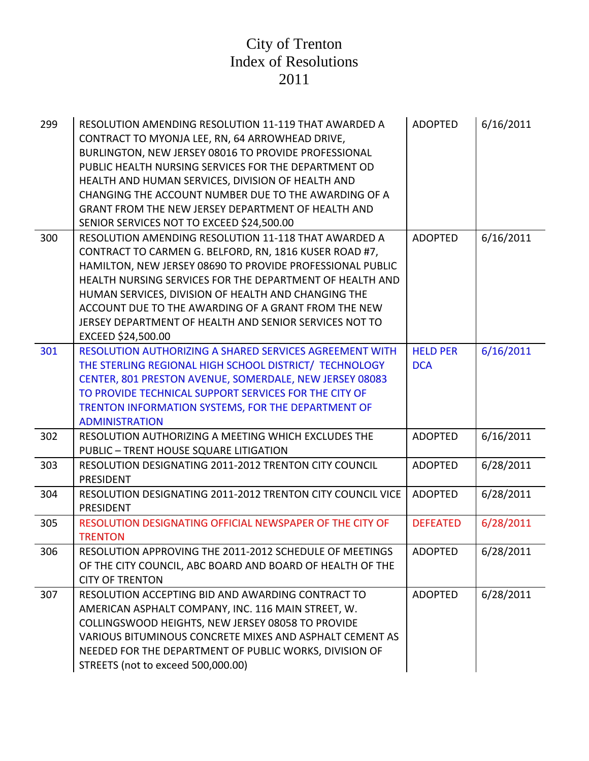# City of Trenton
# Index of Resolutions
# 2011

| | | | |
|---|---|---|---|
| 299 | RESOLUTION AMENDING RESOLUTION 11-119 THAT AWARDED A CONTRACT TO MYONJA LEE, RN, 64 ARROWHEAD DRIVE, BURLINGTON, NEW JERSEY 08016 TO PROVIDE PROFESSIONAL PUBLIC HEALTH NURSING SERVICES FOR THE DEPARTMENT OD HEALTH AND HUMAN SERVICES, DIVISION OF HEALTH AND CHANGING THE ACCOUNT NUMBER DUE TO THE AWARDING OF A GRANT FROM THE NEW JERSEY DEPARTMENT OF HEALTH AND SENIOR SERVICES NOT TO EXCEED $24,500.00 | ADOPTED | 6/16/2011 |
| 300 | RESOLUTION AMENDING RESOLUTION 11-118 THAT AWARDED A CONTRACT TO CARMEN G. BELFORD, RN, 1816 KUSER ROAD #7, HAMILTON, NEW JERSEY 08690 TO PROVIDE PROFESSIONAL PUBLIC HEALTH NURSING SERVICES FOR THE DEPARTMENT OF HEALTH AND HUMAN SERVICES, DIVISION OF HEALTH AND CHANGING THE ACCOUNT DUE TO THE AWARDING OF A GRANT FROM THE NEW JERSEY DEPARTMENT OF HEALTH AND SENIOR SERVICES NOT TO EXCEED $24,500.00 | ADOPTED | 6/16/2011 |
| 301 | RESOLUTION AUTHORIZING A SHARED SERVICES AGREEMENT WITH THE STERLING REGIONAL HIGH SCHOOL DISTRICT/ TECHNOLOGY CENTER, 801 PRESTON AVENUE, SOMERDALE, NEW JERSEY 08083 TO PROVIDE TECHNICAL SUPPORT SERVICES FOR THE CITY OF TRENTON INFORMATION SYSTEMS, FOR THE DEPARTMENT OF ADMINISTRATION | HELD PER DCA | 6/16/2011 |
| 302 | RESOLUTION AUTHORIZING A MEETING WHICH EXCLUDES THE PUBLIC – TRENT HOUSE SQUARE LITIGATION | ADOPTED | 6/16/2011 |
| 303 | RESOLUTION DESIGNATING 2011-2012 TRENTON CITY COUNCIL PRESIDENT | ADOPTED | 6/28/2011 |
| 304 | RESOLUTION DESIGNATING 2011-2012 TRENTON CITY COUNCIL VICE PRESIDENT | ADOPTED | 6/28/2011 |
| 305 | RESOLUTION DESIGNATING OFFICIAL NEWSPAPER OF THE CITY OF TRENTON | DEFEATED | 6/28/2011 |
| 306 | RESOLUTION APPROVING THE 2011-2012 SCHEDULE OF MEETINGS OF THE CITY COUNCIL, ABC BOARD AND BOARD OF HEALTH OF THE CITY OF TRENTON | ADOPTED | 6/28/2011 |
| 307 | RESOLUTION ACCEPTING BID AND AWARDING CONTRACT TO AMERICAN ASPHALT COMPANY, INC. 116 MAIN STREET, W. COLLINGSWOOD HEIGHTS, NEW JERSEY 08058 TO PROVIDE VARIOUS BITUMINOUS CONCRETE MIXES AND ASPHALT CEMENT AS NEEDED FOR THE DEPARTMENT OF PUBLIC WORKS, DIVISION OF STREETS (not to exceed 500,000.00) | ADOPTED | 6/28/2011 |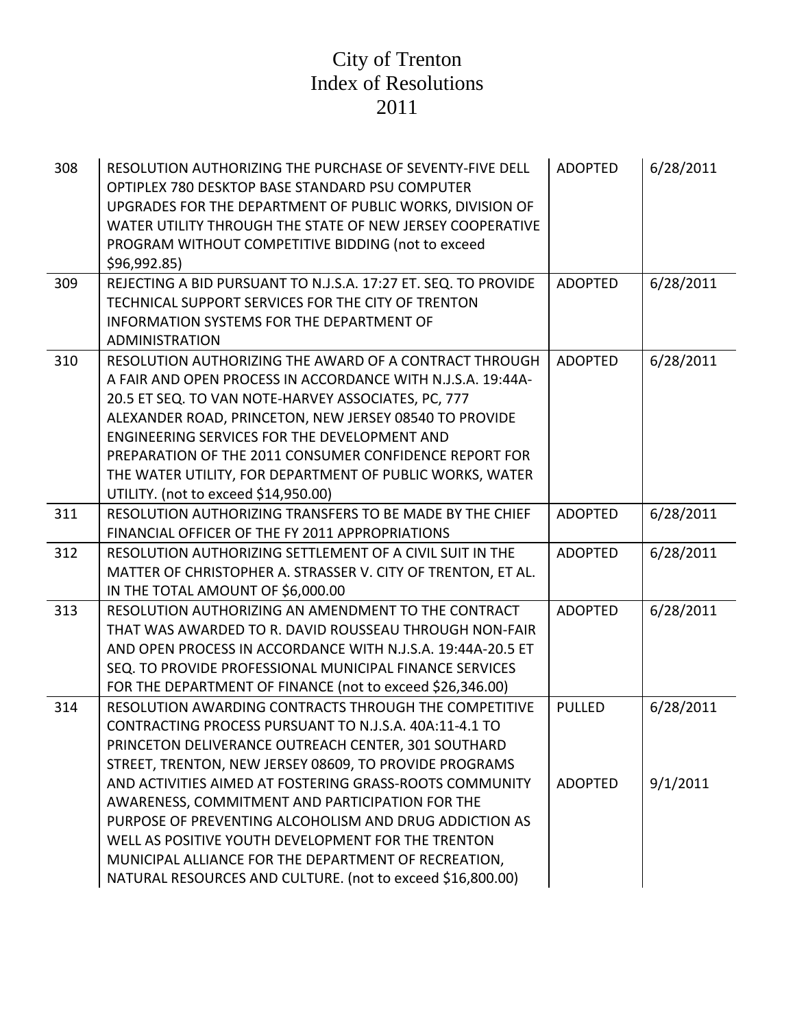# City of Trenton
# Index of Resolutions
# 2011

| | | | |
|---|---|---|---|
| 308 | RESOLUTION AUTHORIZING THE PURCHASE OF SEVENTY-FIVE DELL OPTIPLEX 780 DESKTOP BASE STANDARD PSU COMPUTER UPGRADES FOR THE DEPARTMENT OF PUBLIC WORKS, DIVISION OF WATER UTILITY THROUGH THE STATE OF NEW JERSEY COOPERATIVE PROGRAM WITHOUT COMPETITIVE BIDDING (not to exceed $96,992.85) | ADOPTED | 6/28/2011 |
| 309 | REJECTING A BID PURSUANT TO N.J.S.A. 17:27 ET. SEQ. TO PROVIDE TECHNICAL SUPPORT SERVICES FOR THE CITY OF TRENTON INFORMATION SYSTEMS FOR THE DEPARTMENT OF ADMINISTRATION | ADOPTED | 6/28/2011 |
| 310 | RESOLUTION AUTHORIZING THE AWARD OF A CONTRACT THROUGH A FAIR AND OPEN PROCESS IN ACCORDANCE WITH N.J.S.A. 19:44A-20.5 ET SEQ. TO VAN NOTE-HARVEY ASSOCIATES, PC, 777 ALEXANDER ROAD, PRINCETON, NEW JERSEY 08540 TO PROVIDE ENGINEERING SERVICES FOR THE DEVELOPMENT AND PREPARATION OF THE 2011 CONSUMER CONFIDENCE REPORT FOR THE WATER UTILITY, FOR DEPARTMENT OF PUBLIC WORKS, WATER UTILITY. (not to exceed $14,950.00) | ADOPTED | 6/28/2011 |
| 311 | RESOLUTION AUTHORIZING TRANSFERS TO BE MADE BY THE CHIEF FINANCIAL OFFICER OF THE FY 2011 APPROPRIATIONS | ADOPTED | 6/28/2011 |
| 312 | RESOLUTION AUTHORIZING SETTLEMENT OF A CIVIL SUIT IN THE MATTER OF CHRISTOPHER A. STRASSER V. CITY OF TRENTON, ET AL. IN THE TOTAL AMOUNT OF $6,000.00 | ADOPTED | 6/28/2011 |
| 313 | RESOLUTION AUTHORIZING AN AMENDMENT TO THE CONTRACT THAT WAS AWARDED TO R. DAVID ROUSSEAU THROUGH NON-FAIR AND OPEN PROCESS IN ACCORDANCE WITH N.J.S.A. 19:44A-20.5 ET SEQ. TO PROVIDE PROFESSIONAL MUNICIPAL FINANCE SERVICES FOR THE DEPARTMENT OF FINANCE (not to exceed $26,346.00) | ADOPTED | 6/28/2011 |
| 314 | RESOLUTION AWARDING CONTRACTS THROUGH THE COMPETITIVE CONTRACTING PROCESS PURSUANT TO N.J.S.A. 40A:11-4.1 TO PRINCETON DELIVERANCE OUTREACH CENTER, 301 SOUTHARD STREET, TRENTON, NEW JERSEY 08609, TO PROVIDE PROGRAMS AND ACTIVITIES AIMED AT FOSTERING GRASS-ROOTS COMMUNITY AWARENESS, COMMITMENT AND PARTICIPATION FOR THE PURPOSE OF PREVENTING ALCOHOLISM AND DRUG ADDICTION AS WELL AS POSITIVE YOUTH DEVELOPMENT FOR THE TRENTON MUNICIPAL ALLIANCE FOR THE DEPARTMENT OF RECREATION, NATURAL RESOURCES AND CULTURE. (not to exceed $16,800.00) | PULLED<br><br>ADOPTED | 6/28/2011<br><br>9/1/2011 |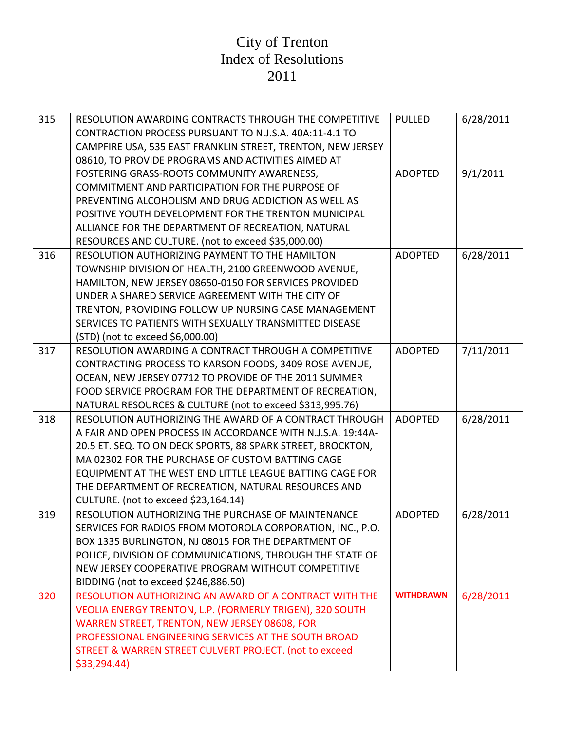# City of Trenton
# Index of Resolutions
# 2011

| No. | Resolution | Status | Date |
|---|---|---|---|
| 315 | RESOLUTION AWARDING CONTRACTS THROUGH THE COMPETITIVE CONTRACTION PROCESS PURSUANT TO N.J.S.A. 40A:11-4.1 TO CAMPFIRE USA, 535 EAST FRANKLIN STREET, TRENTON, NEW JERSEY 08610, TO PROVIDE PROGRAMS AND ACTIVITIES AIMED AT FOSTERING GRASS-ROOTS COMMUNITY AWARENESS, COMMITMENT AND PARTICIPATION FOR THE PURPOSE OF PREVENTING ALCOHOLISM AND DRUG ADDICTION AS WELL AS POSITIVE YOUTH DEVELOPMENT FOR THE TRENTON MUNICIPAL ALLIANCE FOR THE DEPARTMENT OF RECREATION, NATURAL RESOURCES AND CULTURE. (not to exceed $35,000.00) | PULLED<br>ADOPTED | 6/28/2011<br>9/1/2011 |
| 316 | RESOLUTION AUTHORIZING PAYMENT TO THE HAMILTON TOWNSHIP DIVISION OF HEALTH, 2100 GREENWOOD AVENUE, HAMILTON, NEW JERSEY 08650-0150 FOR SERVICES PROVIDED UNDER A SHARED SERVICE AGREEMENT WITH THE CITY OF TRENTON, PROVIDING FOLLOW UP NURSING CASE MANAGEMENT SERVICES TO PATIENTS WITH SEXUALLY TRANSMITTED DISEASE (STD) (not to exceed $6,000.00) | ADOPTED | 6/28/2011 |
| 317 | RESOLUTION AWARDING A CONTRACT THROUGH A COMPETITIVE CONTRACTING PROCESS TO KARSON FOODS, 3409 ROSE AVENUE, OCEAN, NEW JERSEY 07712 TO PROVIDE OF THE 2011 SUMMER FOOD SERVICE PROGRAM FOR THE DEPARTMENT OF RECREATION, NATURAL RESOURCES & CULTURE (not to exceed $313,995.76) | ADOPTED | 7/11/2011 |
| 318 | RESOLUTION AUTHORIZING THE AWARD OF A CONTRACT THROUGH A FAIR AND OPEN PROCESS IN ACCORDANCE WITH N.J.S.A. 19:44A-20.5 ET. SEQ. TO ON DECK SPORTS, 88 SPARK STREET, BROCKTON, MA 02302 FOR THE PURCHASE OF CUSTOM BATTING CAGE EQUIPMENT AT THE WEST END LITTLE LEAGUE BATTING CAGE FOR THE DEPARTMENT OF RECREATION, NATURAL RESOURCES AND CULTURE. (not to exceed $23,164.14) | ADOPTED | 6/28/2011 |
| 319 | RESOLUTION AUTHORIZING THE PURCHASE OF MAINTENANCE SERVICES FOR RADIOS FROM MOTOROLA CORPORATION, INC., P.O. BOX 1335 BURLINGTON, NJ 08015 FOR THE DEPARTMENT OF POLICE, DIVISION OF COMMUNICATIONS, THROUGH THE STATE OF NEW JERSEY COOPERATIVE PROGRAM WITHOUT COMPETITIVE BIDDING (not to exceed $246,886.50) | ADOPTED | 6/28/2011 |
| 320 | RESOLUTION AUTHORIZING AN AWARD OF A CONTRACT WITH THE VEOLIA ENERGY TRENTON, L.P. (FORMERLY TRIGEN), 320 SOUTH WARREN STREET, TRENTON, NEW JERSEY 08608, FOR PROFESSIONAL ENGINEERING SERVICES AT THE SOUTH BROAD STREET & WARREN STREET CULVERT PROJECT. (not to exceed $33,294.44) | **WITHDRAWN** | 6/28/2011 |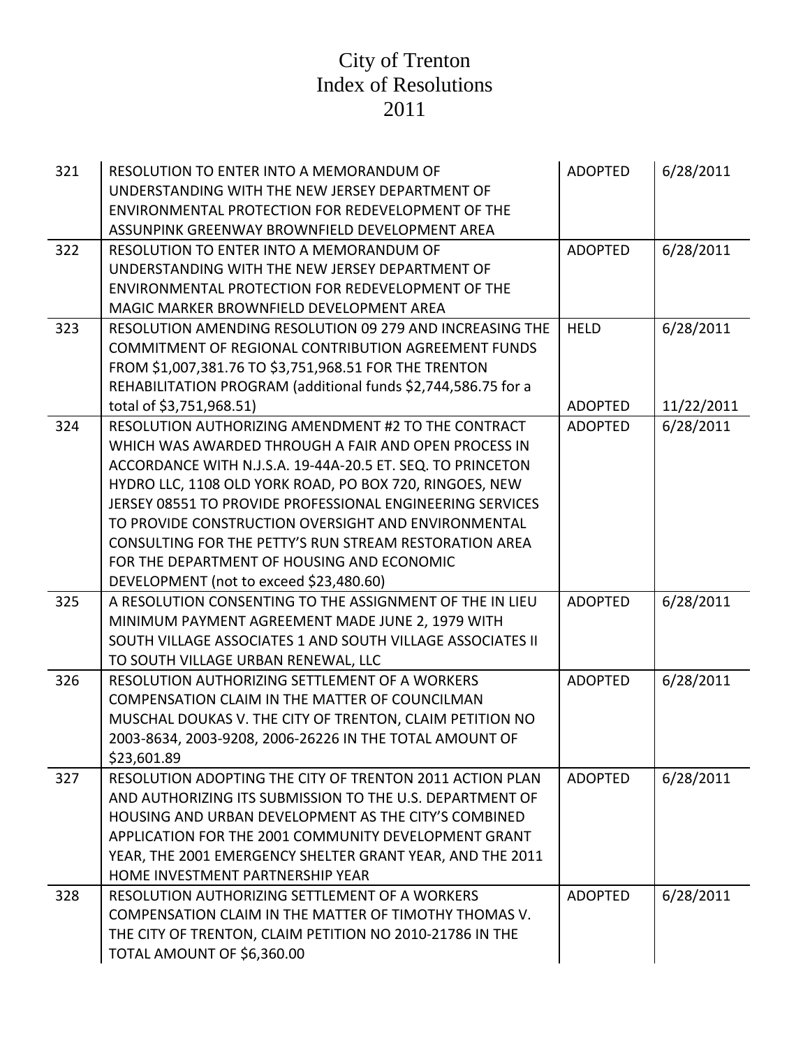# City of Trenton
# Index of Resolutions
# 2011

| | | | |
|---|---|---|---|
| 321 | RESOLUTION TO ENTER INTO A MEMORANDUM OF UNDERSTANDING WITH THE NEW JERSEY DEPARTMENT OF ENVIRONMENTAL PROTECTION FOR REDEVELOPMENT OF THE ASSUNPINK GREENWAY BROWNFIELD DEVELOPMENT AREA | ADOPTED | 6/28/2011 |
| 322 | RESOLUTION TO ENTER INTO A MEMORANDUM OF UNDERSTANDING WITH THE NEW JERSEY DEPARTMENT OF ENVIRONMENTAL PROTECTION FOR REDEVELOPMENT OF THE MAGIC MARKER BROWNFIELD DEVELOPMENT AREA | ADOPTED | 6/28/2011 |
| 323 | RESOLUTION AMENDING RESOLUTION 09 279 AND INCREASING THE COMMITMENT OF REGIONAL CONTRIBUTION AGREEMENT FUNDS FROM $1,007,381.76 TO $3,751,968.51 FOR THE TRENTON REHABILITATION PROGRAM (additional funds $2,744,586.75 for a total of $3,751,968.51) | HELD<br><br>ADOPTED | 6/28/2011<br><br>11/22/2011 |
| 324 | RESOLUTION AUTHORIZING AMENDMENT #2 TO THE CONTRACT WHICH WAS AWARDED THROUGH A FAIR AND OPEN PROCESS IN ACCORDANCE WITH N.J.S.A. 19-44A-20.5 ET. SEQ. TO PRINCETON HYDRO LLC, 1108 OLD YORK ROAD, PO BOX 720, RINGOES, NEW JERSEY 08551 TO PROVIDE PROFESSIONAL ENGINEERING SERVICES TO PROVIDE CONSTRUCTION OVERSIGHT AND ENVIRONMENTAL CONSULTING FOR THE PETTY'S RUN STREAM RESTORATION AREA FOR THE DEPARTMENT OF HOUSING AND ECONOMIC DEVELOPMENT (not to exceed $23,480.60) | ADOPTED | 6/28/2011 |
| 325 | A RESOLUTION CONSENTING TO THE ASSIGNMENT OF THE IN LIEU MINIMUM PAYMENT AGREEMENT MADE JUNE 2, 1979 WITH SOUTH VILLAGE ASSOCIATES 1 AND SOUTH VILLAGE ASSOCIATES II TO SOUTH VILLAGE URBAN RENEWAL, LLC | ADOPTED | 6/28/2011 |
| 326 | RESOLUTION AUTHORIZING SETTLEMENT OF A WORKERS COMPENSATION CLAIM IN THE MATTER OF COUNCILMAN MUSCHAL DOUKAS V. THE CITY OF TRENTON, CLAIM PETITION NO 2003-8634, 2003-9208, 2006-26226 IN THE TOTAL AMOUNT OF $23,601.89 | ADOPTED | 6/28/2011 |
| 327 | RESOLUTION ADOPTING THE CITY OF TRENTON 2011 ACTION PLAN AND AUTHORIZING ITS SUBMISSION TO THE U.S. DEPARTMENT OF HOUSING AND URBAN DEVELOPMENT AS THE CITY'S COMBINED APPLICATION FOR THE 2001 COMMUNITY DEVELOPMENT GRANT YEAR, THE 2001 EMERGENCY SHELTER GRANT YEAR, AND THE 2011 HOME INVESTMENT PARTNERSHIP YEAR | ADOPTED | 6/28/2011 |
| 328 | RESOLUTION AUTHORIZING SETTLEMENT OF A WORKERS COMPENSATION CLAIM IN THE MATTER OF TIMOTHY THOMAS V. THE CITY OF TRENTON, CLAIM PETITION NO 2010-21786 IN THE TOTAL AMOUNT OF $6,360.00 | ADOPTED | 6/28/2011 |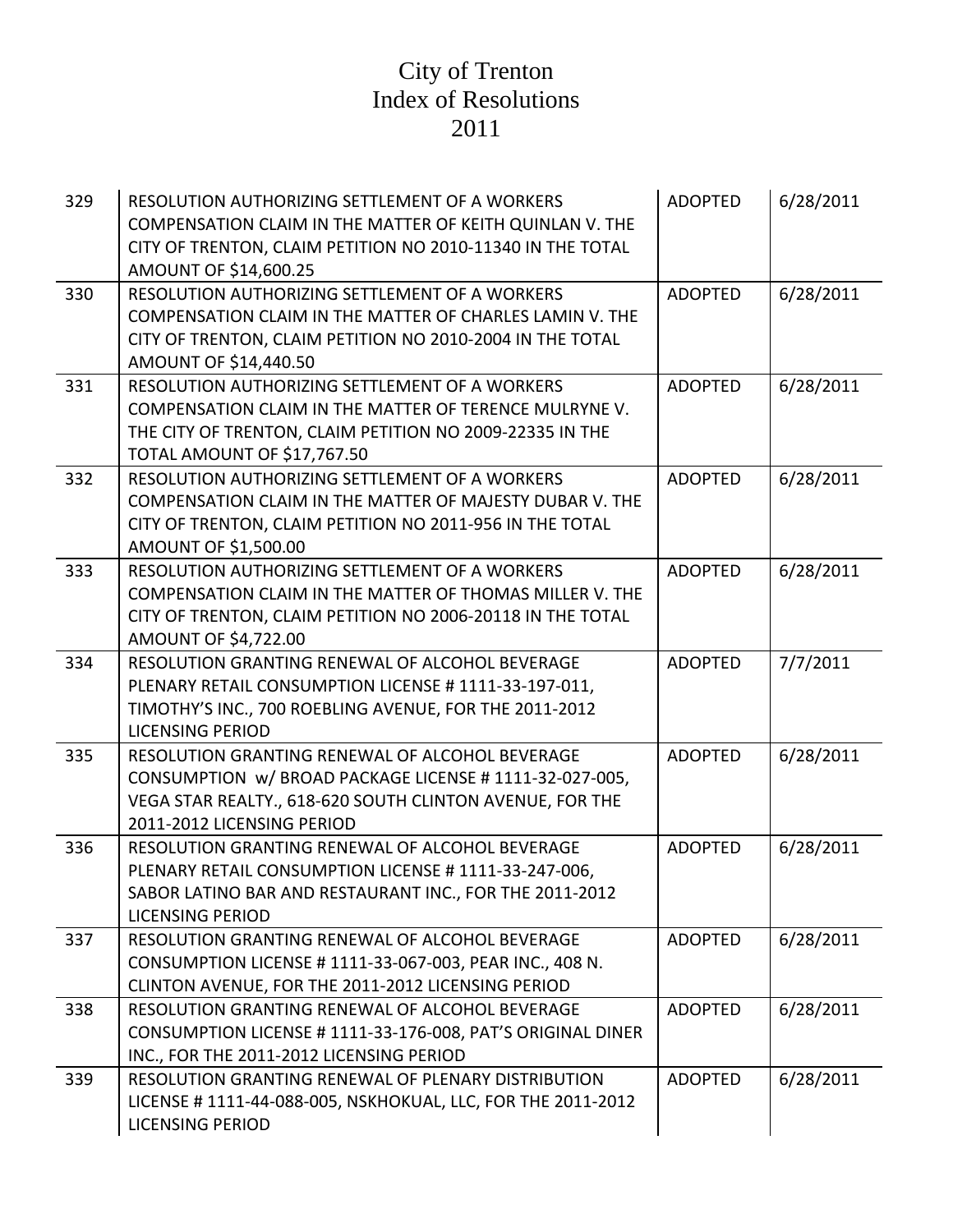# City of Trenton
# Index of Resolutions
# 2011

| | | | |
|---|---|---|---|
| 329 | RESOLUTION AUTHORIZING SETTLEMENT OF A WORKERS COMPENSATION CLAIM IN THE MATTER OF KEITH QUINLAN V. THE CITY OF TRENTON, CLAIM PETITION NO 2010-11340 IN THE TOTAL AMOUNT OF $14,600.25 | ADOPTED | 6/28/2011 |
| 330 | RESOLUTION AUTHORIZING SETTLEMENT OF A WORKERS COMPENSATION CLAIM IN THE MATTER OF CHARLES LAMIN V. THE CITY OF TRENTON, CLAIM PETITION NO 2010-2004 IN THE TOTAL AMOUNT OF $14,440.50 | ADOPTED | 6/28/2011 |
| 331 | RESOLUTION AUTHORIZING SETTLEMENT OF A WORKERS COMPENSATION CLAIM IN THE MATTER OF TERENCE MULRYNE V. THE CITY OF TRENTON, CLAIM PETITION NO 2009-22335 IN THE TOTAL AMOUNT OF $17,767.50 | ADOPTED | 6/28/2011 |
| 332 | RESOLUTION AUTHORIZING SETTLEMENT OF A WORKERS COMPENSATION CLAIM IN THE MATTER OF MAJESTY DUBAR V. THE CITY OF TRENTON, CLAIM PETITION NO 2011-956 IN THE TOTAL AMOUNT OF $1,500.00 | ADOPTED | 6/28/2011 |
| 333 | RESOLUTION AUTHORIZING SETTLEMENT OF A WORKERS COMPENSATION CLAIM IN THE MATTER OF THOMAS MILLER V. THE CITY OF TRENTON, CLAIM PETITION NO 2006-20118 IN THE TOTAL AMOUNT OF $4,722.00 | ADOPTED | 6/28/2011 |
| 334 | RESOLUTION GRANTING RENEWAL OF ALCOHOL BEVERAGE PLENARY RETAIL CONSUMPTION LICENSE # 1111-33-197-011, TIMOTHY'S INC., 700 ROEBLING AVENUE, FOR THE 2011-2012 LICENSING PERIOD | ADOPTED | 7/7/2011 |
| 335 | RESOLUTION GRANTING RENEWAL OF ALCOHOL BEVERAGE CONSUMPTION w/ BROAD PACKAGE LICENSE # 1111-32-027-005, VEGA STAR REALTY., 618-620 SOUTH CLINTON AVENUE, FOR THE 2011-2012 LICENSING PERIOD | ADOPTED | 6/28/2011 |
| 336 | RESOLUTION GRANTING RENEWAL OF ALCOHOL BEVERAGE PLENARY RETAIL CONSUMPTION LICENSE # 1111-33-247-006, SABOR LATINO BAR AND RESTAURANT INC., FOR THE 2011-2012 LICENSING PERIOD | ADOPTED | 6/28/2011 |
| 337 | RESOLUTION GRANTING RENEWAL OF ALCOHOL BEVERAGE CONSUMPTION LICENSE # 1111-33-067-003, PEAR INC., 408 N. CLINTON AVENUE, FOR THE 2011-2012 LICENSING PERIOD | ADOPTED | 6/28/2011 |
| 338 | RESOLUTION GRANTING RENEWAL OF ALCOHOL BEVERAGE CONSUMPTION LICENSE # 1111-33-176-008, PAT'S ORIGINAL DINER INC., FOR THE 2011-2012 LICENSING PERIOD | ADOPTED | 6/28/2011 |
| 339 | RESOLUTION GRANTING RENEWAL OF PLENARY DISTRIBUTION LICENSE # 1111-44-088-005, NSKHOKUAL, LLC, FOR THE 2011-2012 LICENSING PERIOD | ADOPTED | 6/28/2011 |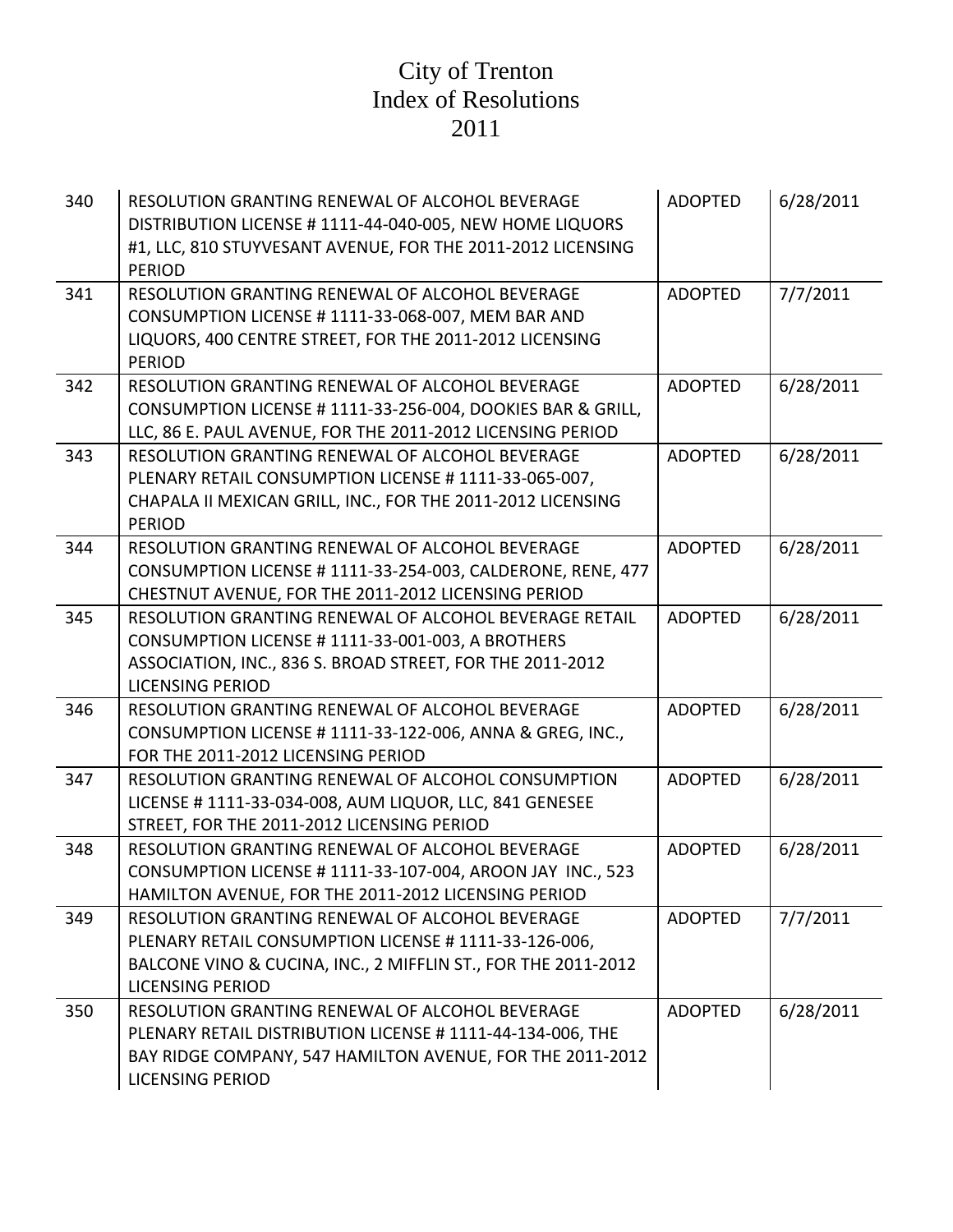# City of Trenton
# Index of Resolutions
# 2011

| | | | |
|---|---|---|---|
| 340 | RESOLUTION GRANTING RENEWAL OF ALCOHOL BEVERAGE DISTRIBUTION LICENSE # 1111-44-040-005, NEW HOME LIQUORS #1, LLC, 810 STUYVESANT AVENUE, FOR THE 2011-2012 LICENSING PERIOD | ADOPTED | 6/28/2011 |
| 341 | RESOLUTION GRANTING RENEWAL OF ALCOHOL BEVERAGE CONSUMPTION LICENSE # 1111-33-068-007, MEM BAR AND LIQUORS, 400 CENTRE STREET, FOR THE 2011-2012 LICENSING PERIOD | ADOPTED | 7/7/2011 |
| 342 | RESOLUTION GRANTING RENEWAL OF ALCOHOL BEVERAGE CONSUMPTION LICENSE # 1111-33-256-004, DOOKIES BAR & GRILL, LLC, 86 E. PAUL AVENUE, FOR THE 2011-2012 LICENSING PERIOD | ADOPTED | 6/28/2011 |
| 343 | RESOLUTION GRANTING RENEWAL OF ALCOHOL BEVERAGE PLENARY RETAIL CONSUMPTION LICENSE # 1111-33-065-007, CHAPALA II MEXICAN GRILL, INC., FOR THE 2011-2012 LICENSING PERIOD | ADOPTED | 6/28/2011 |
| 344 | RESOLUTION GRANTING RENEWAL OF ALCOHOL BEVERAGE CONSUMPTION LICENSE # 1111-33-254-003, CALDERONE, RENE, 477 CHESTNUT AVENUE, FOR THE 2011-2012 LICENSING PERIOD | ADOPTED | 6/28/2011 |
| 345 | RESOLUTION GRANTING RENEWAL OF ALCOHOL BEVERAGE RETAIL CONSUMPTION LICENSE # 1111-33-001-003, A BROTHERS ASSOCIATION, INC., 836 S. BROAD STREET, FOR THE 2011-2012 LICENSING PERIOD | ADOPTED | 6/28/2011 |
| 346 | RESOLUTION GRANTING RENEWAL OF ALCOHOL BEVERAGE CONSUMPTION LICENSE # 1111-33-122-006, ANNA & GREG, INC., FOR THE 2011-2012 LICENSING PERIOD | ADOPTED | 6/28/2011 |
| 347 | RESOLUTION GRANTING RENEWAL OF ALCOHOL CONSUMPTION LICENSE # 1111-33-034-008, AUM LIQUOR, LLC, 841 GENESEE STREET, FOR THE 2011-2012 LICENSING PERIOD | ADOPTED | 6/28/2011 |
| 348 | RESOLUTION GRANTING RENEWAL OF ALCOHOL BEVERAGE CONSUMPTION LICENSE # 1111-33-107-004, AROON JAY INC., 523 HAMILTON AVENUE, FOR THE 2011-2012 LICENSING PERIOD | ADOPTED | 6/28/2011 |
| 349 | RESOLUTION GRANTING RENEWAL OF ALCOHOL BEVERAGE PLENARY RETAIL CONSUMPTION LICENSE # 1111-33-126-006, BALCONE VINO & CUCINA, INC., 2 MIFFLIN ST., FOR THE 2011-2012 LICENSING PERIOD | ADOPTED | 7/7/2011 |
| 350 | RESOLUTION GRANTING RENEWAL OF ALCOHOL BEVERAGE PLENARY RETAIL DISTRIBUTION LICENSE # 1111-44-134-006, THE BAY RIDGE COMPANY, 547 HAMILTON AVENUE, FOR THE 2011-2012 LICENSING PERIOD | ADOPTED | 6/28/2011 |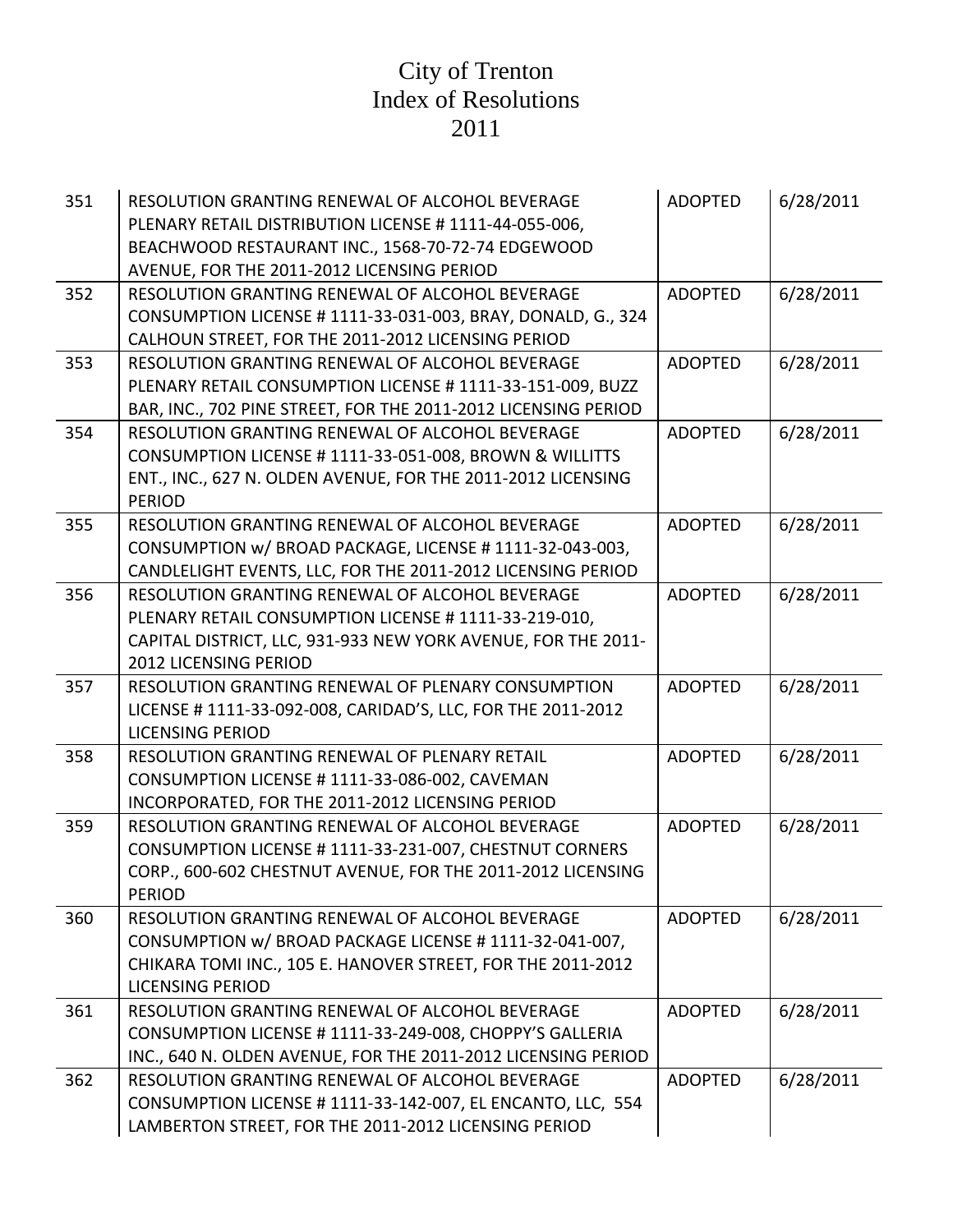# City of Trenton
# Index of Resolutions
# 2011

| | | | |
|---|---|---|---|
| 351 | RESOLUTION GRANTING RENEWAL OF ALCOHOL BEVERAGE PLENARY RETAIL DISTRIBUTION LICENSE # 1111-44-055-006, BEACHWOOD RESTAURANT INC., 1568-70-72-74 EDGEWOOD AVENUE, FOR THE 2011-2012 LICENSING PERIOD | ADOPTED | 6/28/2011 |
| 352 | RESOLUTION GRANTING RENEWAL OF ALCOHOL BEVERAGE CONSUMPTION LICENSE # 1111-33-031-003, BRAY, DONALD, G., 324 CALHOUN STREET, FOR THE 2011-2012 LICENSING PERIOD | ADOPTED | 6/28/2011 |
| 353 | RESOLUTION GRANTING RENEWAL OF ALCOHOL BEVERAGE PLENARY RETAIL CONSUMPTION LICENSE # 1111-33-151-009, BUZZ BAR, INC., 702 PINE STREET, FOR THE 2011-2012 LICENSING PERIOD | ADOPTED | 6/28/2011 |
| 354 | RESOLUTION GRANTING RENEWAL OF ALCOHOL BEVERAGE CONSUMPTION LICENSE # 1111-33-051-008, BROWN & WILLITTS ENT., INC., 627 N. OLDEN AVENUE, FOR THE 2011-2012 LICENSING PERIOD | ADOPTED | 6/28/2011 |
| 355 | RESOLUTION GRANTING RENEWAL OF ALCOHOL BEVERAGE CONSUMPTION w/ BROAD PACKAGE, LICENSE # 1111-32-043-003, CANDLELIGHT EVENTS, LLC, FOR THE 2011-2012 LICENSING PERIOD | ADOPTED | 6/28/2011 |
| 356 | RESOLUTION GRANTING RENEWAL OF ALCOHOL BEVERAGE PLENARY RETAIL CONSUMPTION LICENSE # 1111-33-219-010, CAPITAL DISTRICT, LLC, 931-933 NEW YORK AVENUE, FOR THE 2011-2012 LICENSING PERIOD | ADOPTED | 6/28/2011 |
| 357 | RESOLUTION GRANTING RENEWAL OF PLENARY CONSUMPTION LICENSE # 1111-33-092-008, CARIDAD'S, LLC, FOR THE 2011-2012 LICENSING PERIOD | ADOPTED | 6/28/2011 |
| 358 | RESOLUTION GRANTING RENEWAL OF PLENARY RETAIL CONSUMPTION LICENSE # 1111-33-086-002, CAVEMAN INCORPORATED, FOR THE 2011-2012 LICENSING PERIOD | ADOPTED | 6/28/2011 |
| 359 | RESOLUTION GRANTING RENEWAL OF ALCOHOL BEVERAGE CONSUMPTION LICENSE # 1111-33-231-007, CHESTNUT CORNERS CORP., 600-602 CHESTNUT AVENUE, FOR THE 2011-2012 LICENSING PERIOD | ADOPTED | 6/28/2011 |
| 360 | RESOLUTION GRANTING RENEWAL OF ALCOHOL BEVERAGE CONSUMPTION w/ BROAD PACKAGE LICENSE # 1111-32-041-007, CHIKARA TOMI INC., 105 E. HANOVER STREET, FOR THE 2011-2012 LICENSING PERIOD | ADOPTED | 6/28/2011 |
| 361 | RESOLUTION GRANTING RENEWAL OF ALCOHOL BEVERAGE CONSUMPTION LICENSE # 1111-33-249-008, CHOPPY'S GALLERIA INC., 640 N. OLDEN AVENUE, FOR THE 2011-2012 LICENSING PERIOD | ADOPTED | 6/28/2011 |
| 362 | RESOLUTION GRANTING RENEWAL OF ALCOHOL BEVERAGE CONSUMPTION LICENSE # 1111-33-142-007, EL ENCANTO, LLC, 554 LAMBERTON STREET, FOR THE 2011-2012 LICENSING PERIOD | ADOPTED | 6/28/2011 |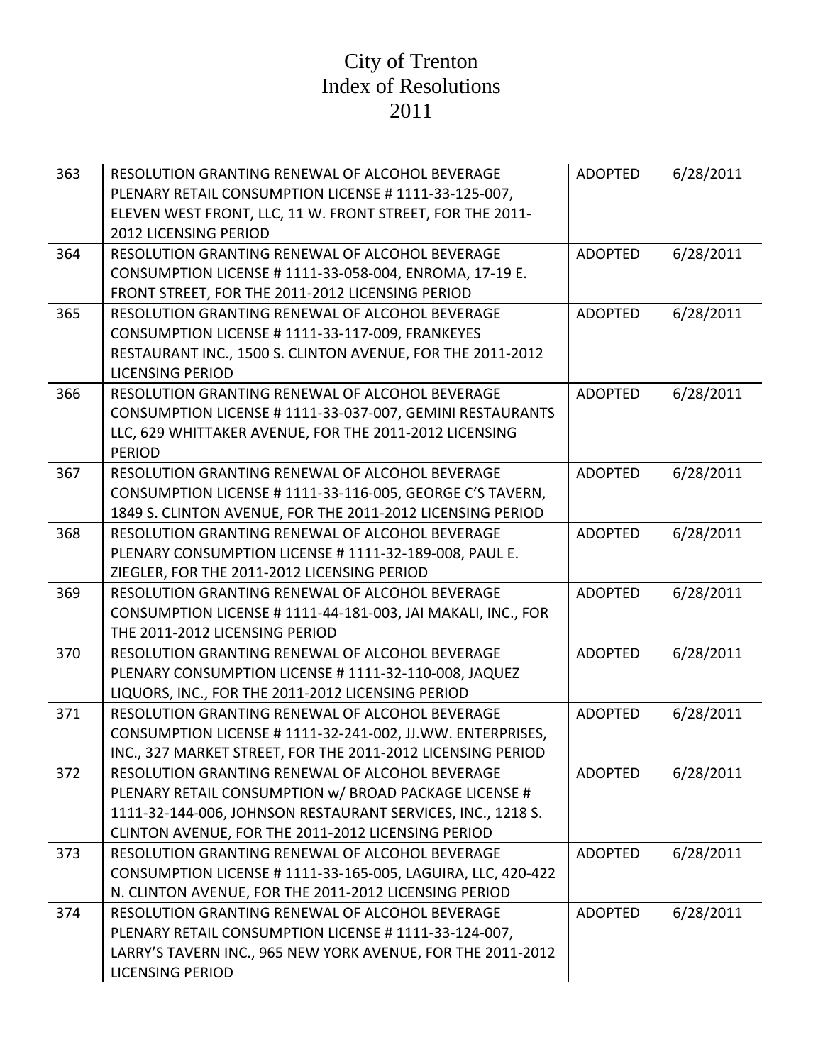# City of Trenton
# Index of Resolutions
# 2011

| | | | |
|---|---|---|---|
| 363 | RESOLUTION GRANTING RENEWAL OF ALCOHOL BEVERAGE PLENARY RETAIL CONSUMPTION LICENSE # 1111-33-125-007, ELEVEN WEST FRONT, LLC, 11 W. FRONT STREET, FOR THE 2011-2012 LICENSING PERIOD | ADOPTED | 6/28/2011 |
| 364 | RESOLUTION GRANTING RENEWAL OF ALCOHOL BEVERAGE CONSUMPTION LICENSE # 1111-33-058-004, ENROMA, 17-19 E. FRONT STREET, FOR THE 2011-2012 LICENSING PERIOD | ADOPTED | 6/28/2011 |
| 365 | RESOLUTION GRANTING RENEWAL OF ALCOHOL BEVERAGE CONSUMPTION LICENSE # 1111-33-117-009, FRANKEYES RESTAURANT INC., 1500 S. CLINTON AVENUE, FOR THE 2011-2012 LICENSING PERIOD | ADOPTED | 6/28/2011 |
| 366 | RESOLUTION GRANTING RENEWAL OF ALCOHOL BEVERAGE CONSUMPTION LICENSE # 1111-33-037-007, GEMINI RESTAURANTS LLC, 629 WHITTAKER AVENUE, FOR THE 2011-2012 LICENSING PERIOD | ADOPTED | 6/28/2011 |
| 367 | RESOLUTION GRANTING RENEWAL OF ALCOHOL BEVERAGE CONSUMPTION LICENSE # 1111-33-116-005, GEORGE C'S TAVERN, 1849 S. CLINTON AVENUE, FOR THE 2011-2012 LICENSING PERIOD | ADOPTED | 6/28/2011 |
| 368 | RESOLUTION GRANTING RENEWAL OF ALCOHOL BEVERAGE PLENARY CONSUMPTION LICENSE # 1111-32-189-008, PAUL E. ZIEGLER, FOR THE 2011-2012 LICENSING PERIOD | ADOPTED | 6/28/2011 |
| 369 | RESOLUTION GRANTING RENEWAL OF ALCOHOL BEVERAGE CONSUMPTION LICENSE # 1111-44-181-003, JAI MAKALI, INC., FOR THE 2011-2012 LICENSING PERIOD | ADOPTED | 6/28/2011 |
| 370 | RESOLUTION GRANTING RENEWAL OF ALCOHOL BEVERAGE PLENARY CONSUMPTION LICENSE # 1111-32-110-008, JAQUEZ LIQUORS, INC., FOR THE 2011-2012 LICENSING PERIOD | ADOPTED | 6/28/2011 |
| 371 | RESOLUTION GRANTING RENEWAL OF ALCOHOL BEVERAGE CONSUMPTION LICENSE # 1111-32-241-002, JJ.WW. ENTERPRISES, INC., 327 MARKET STREET, FOR THE 2011-2012 LICENSING PERIOD | ADOPTED | 6/28/2011 |
| 372 | RESOLUTION GRANTING RENEWAL OF ALCOHOL BEVERAGE PLENARY RETAIL CONSUMPTION w/ BROAD PACKAGE LICENSE # 1111-32-144-006, JOHNSON RESTAURANT SERVICES, INC., 1218 S. CLINTON AVENUE, FOR THE 2011-2012 LICENSING PERIOD | ADOPTED | 6/28/2011 |
| 373 | RESOLUTION GRANTING RENEWAL OF ALCOHOL BEVERAGE CONSUMPTION LICENSE # 1111-33-165-005, LAGUIRA, LLC, 420-422 N. CLINTON AVENUE, FOR THE 2011-2012 LICENSING PERIOD | ADOPTED | 6/28/2011 |
| 374 | RESOLUTION GRANTING RENEWAL OF ALCOHOL BEVERAGE PLENARY RETAIL CONSUMPTION LICENSE # 1111-33-124-007, LARRY'S TAVERN INC., 965 NEW YORK AVENUE, FOR THE 2011-2012 LICENSING PERIOD | ADOPTED | 6/28/2011 |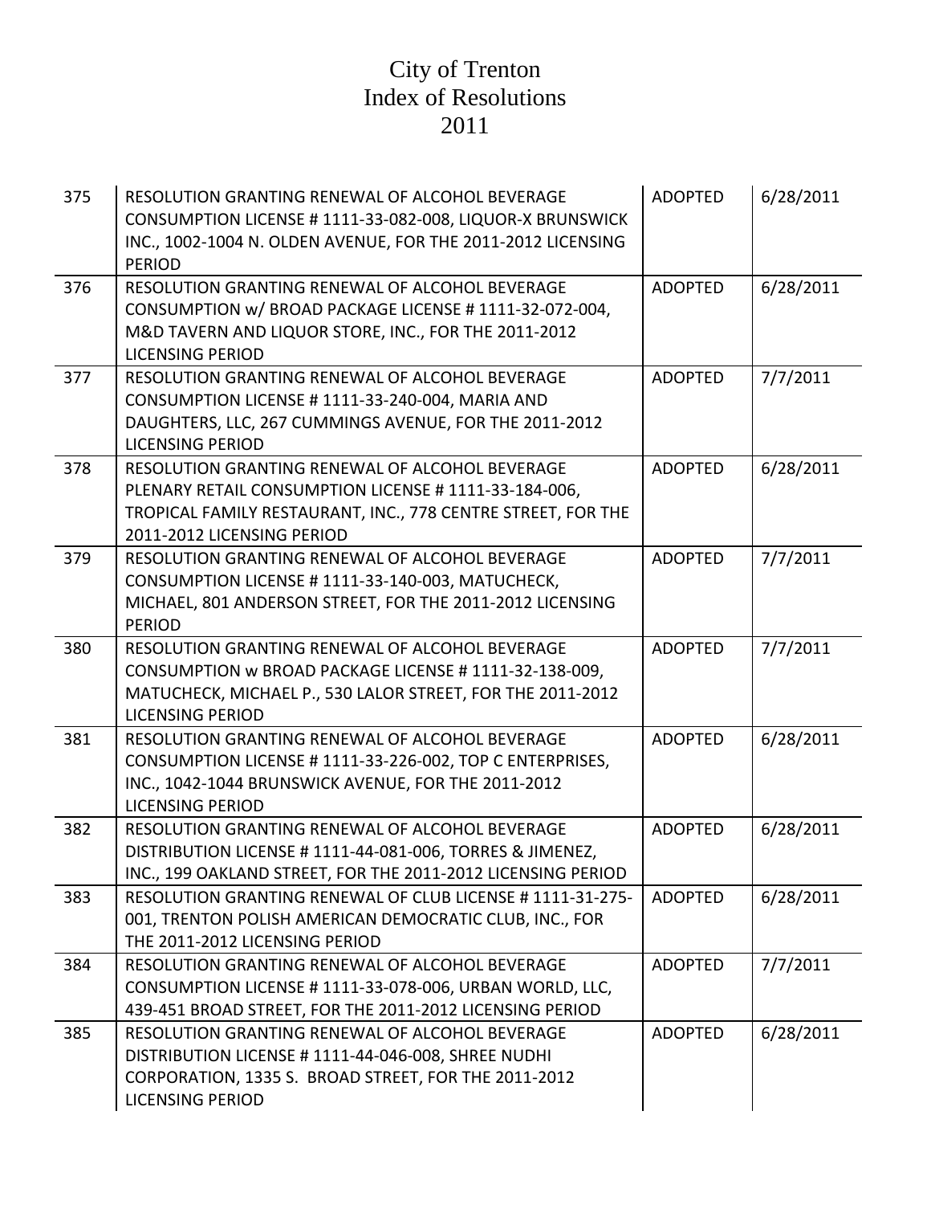# City of Trenton
# Index of Resolutions
# 2011

| | | | |
|---|---|---|---|
| 375 | RESOLUTION GRANTING RENEWAL OF ALCOHOL BEVERAGE CONSUMPTION LICENSE # 1111-33-082-008, LIQUOR-X BRUNSWICK INC., 1002-1004 N. OLDEN AVENUE, FOR THE 2011-2012 LICENSING PERIOD | ADOPTED | 6/28/2011 |
| 376 | RESOLUTION GRANTING RENEWAL OF ALCOHOL BEVERAGE CONSUMPTION w/ BROAD PACKAGE LICENSE # 1111-32-072-004, M&D TAVERN AND LIQUOR STORE, INC., FOR THE 2011-2012 LICENSING PERIOD | ADOPTED | 6/28/2011 |
| 377 | RESOLUTION GRANTING RENEWAL OF ALCOHOL BEVERAGE CONSUMPTION LICENSE # 1111-33-240-004, MARIA AND DAUGHTERS, LLC, 267 CUMMINGS AVENUE, FOR THE 2011-2012 LICENSING PERIOD | ADOPTED | 7/7/2011 |
| 378 | RESOLUTION GRANTING RENEWAL OF ALCOHOL BEVERAGE PLENARY RETAIL CONSUMPTION LICENSE # 1111-33-184-006, TROPICAL FAMILY RESTAURANT, INC., 778 CENTRE STREET, FOR THE 2011-2012 LICENSING PERIOD | ADOPTED | 6/28/2011 |
| 379 | RESOLUTION GRANTING RENEWAL OF ALCOHOL BEVERAGE CONSUMPTION LICENSE # 1111-33-140-003, MATUCHECK, MICHAEL, 801 ANDERSON STREET, FOR THE 2011-2012 LICENSING PERIOD | ADOPTED | 7/7/2011 |
| 380 | RESOLUTION GRANTING RENEWAL OF ALCOHOL BEVERAGE CONSUMPTION w BROAD PACKAGE LICENSE # 1111-32-138-009, MATUCHECK, MICHAEL P., 530 LALOR STREET, FOR THE 2011-2012 LICENSING PERIOD | ADOPTED | 7/7/2011 |
| 381 | RESOLUTION GRANTING RENEWAL OF ALCOHOL BEVERAGE CONSUMPTION LICENSE # 1111-33-226-002, TOP C ENTERPRISES, INC., 1042-1044 BRUNSWICK AVENUE, FOR THE 2011-2012 LICENSING PERIOD | ADOPTED | 6/28/2011 |
| 382 | RESOLUTION GRANTING RENEWAL OF ALCOHOL BEVERAGE DISTRIBUTION LICENSE # 1111-44-081-006, TORRES & JIMENEZ, INC., 199 OAKLAND STREET, FOR THE 2011-2012 LICENSING PERIOD | ADOPTED | 6/28/2011 |
| 383 | RESOLUTION GRANTING RENEWAL OF CLUB LICENSE # 1111-31-275-001, TRENTON POLISH AMERICAN DEMOCRATIC CLUB, INC., FOR THE 2011-2012 LICENSING PERIOD | ADOPTED | 6/28/2011 |
| 384 | RESOLUTION GRANTING RENEWAL OF ALCOHOL BEVERAGE CONSUMPTION LICENSE # 1111-33-078-006, URBAN WORLD, LLC, 439-451 BROAD STREET, FOR THE 2011-2012 LICENSING PERIOD | ADOPTED | 7/7/2011 |
| 385 | RESOLUTION GRANTING RENEWAL OF ALCOHOL BEVERAGE DISTRIBUTION LICENSE # 1111-44-046-008, SHREE NUDHI CORPORATION, 1335 S. BROAD STREET, FOR THE 2011-2012 LICENSING PERIOD | ADOPTED | 6/28/2011 |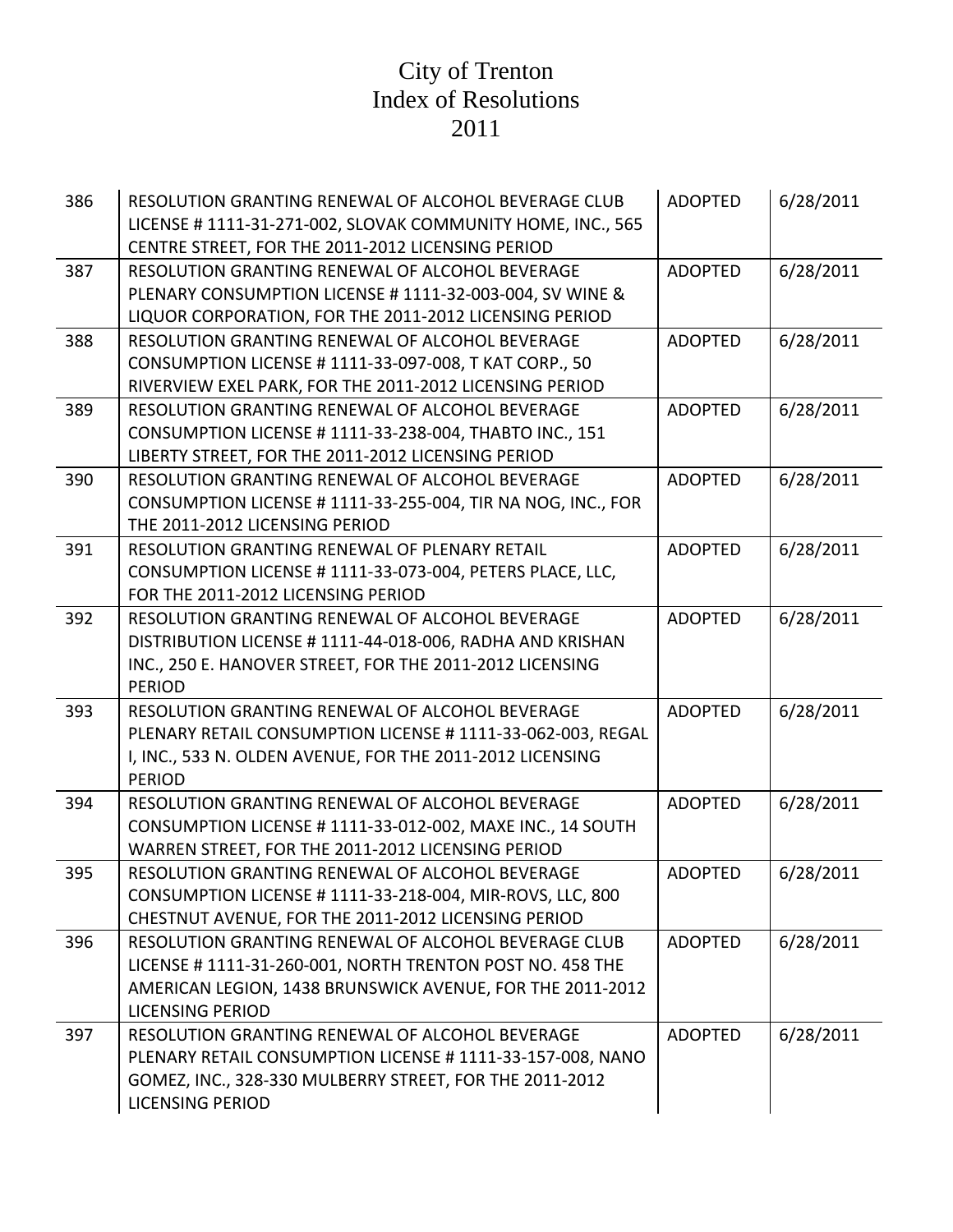# City of Trenton
# Index of Resolutions
# 2011

| | | | |
|---|---|---|---|
| 386 | RESOLUTION GRANTING RENEWAL OF ALCOHOL BEVERAGE CLUB LICENSE # 1111-31-271-002, SLOVAK COMMUNITY HOME, INC., 565 CENTRE STREET, FOR THE 2011-2012 LICENSING PERIOD | ADOPTED | 6/28/2011 |
| 387 | RESOLUTION GRANTING RENEWAL OF ALCOHOL BEVERAGE PLENARY CONSUMPTION LICENSE # 1111-32-003-004, SV WINE & LIQUOR CORPORATION, FOR THE 2011-2012 LICENSING PERIOD | ADOPTED | 6/28/2011 |
| 388 | RESOLUTION GRANTING RENEWAL OF ALCOHOL BEVERAGE CONSUMPTION LICENSE # 1111-33-097-008, T KAT CORP., 50 RIVERVIEW EXEL PARK, FOR THE 2011-2012 LICENSING PERIOD | ADOPTED | 6/28/2011 |
| 389 | RESOLUTION GRANTING RENEWAL OF ALCOHOL BEVERAGE CONSUMPTION LICENSE # 1111-33-238-004, THABTO INC., 151 LIBERTY STREET, FOR THE 2011-2012 LICENSING PERIOD | ADOPTED | 6/28/2011 |
| 390 | RESOLUTION GRANTING RENEWAL OF ALCOHOL BEVERAGE CONSUMPTION LICENSE # 1111-33-255-004, TIR NA NOG, INC., FOR THE 2011-2012 LICENSING PERIOD | ADOPTED | 6/28/2011 |
| 391 | RESOLUTION GRANTING RENEWAL OF PLENARY RETAIL CONSUMPTION LICENSE # 1111-33-073-004, PETERS PLACE, LLC, FOR THE 2011-2012 LICENSING PERIOD | ADOPTED | 6/28/2011 |
| 392 | RESOLUTION GRANTING RENEWAL OF ALCOHOL BEVERAGE DISTRIBUTION LICENSE # 1111-44-018-006, RADHA AND KRISHAN INC., 250 E. HANOVER STREET, FOR THE 2011-2012 LICENSING PERIOD | ADOPTED | 6/28/2011 |
| 393 | RESOLUTION GRANTING RENEWAL OF ALCOHOL BEVERAGE PLENARY RETAIL CONSUMPTION LICENSE # 1111-33-062-003, REGAL I, INC., 533 N. OLDEN AVENUE, FOR THE 2011-2012 LICENSING PERIOD | ADOPTED | 6/28/2011 |
| 394 | RESOLUTION GRANTING RENEWAL OF ALCOHOL BEVERAGE CONSUMPTION LICENSE # 1111-33-012-002, MAXE INC., 14 SOUTH WARREN STREET, FOR THE 2011-2012 LICENSING PERIOD | ADOPTED | 6/28/2011 |
| 395 | RESOLUTION GRANTING RENEWAL OF ALCOHOL BEVERAGE CONSUMPTION LICENSE # 1111-33-218-004, MIR-ROVS, LLC, 800 CHESTNUT AVENUE, FOR THE 2011-2012 LICENSING PERIOD | ADOPTED | 6/28/2011 |
| 396 | RESOLUTION GRANTING RENEWAL OF ALCOHOL BEVERAGE CLUB LICENSE # 1111-31-260-001, NORTH TRENTON POST NO. 458 THE AMERICAN LEGION, 1438 BRUNSWICK AVENUE, FOR THE 2011-2012 LICENSING PERIOD | ADOPTED | 6/28/2011 |
| 397 | RESOLUTION GRANTING RENEWAL OF ALCOHOL BEVERAGE PLENARY RETAIL CONSUMPTION LICENSE # 1111-33-157-008, NANO GOMEZ, INC., 328-330 MULBERRY STREET, FOR THE 2011-2012 LICENSING PERIOD | ADOPTED | 6/28/2011 |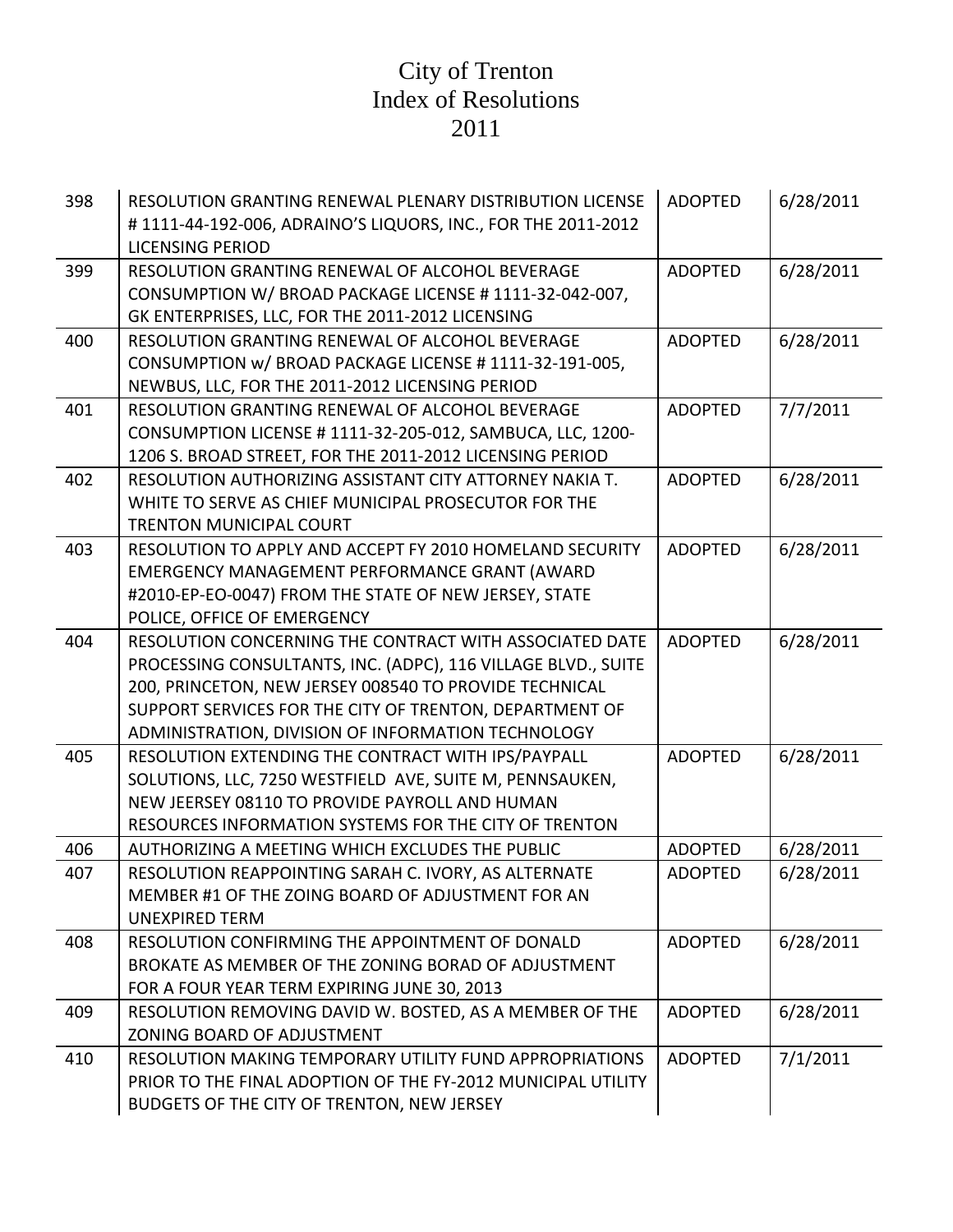# City of Trenton
# Index of Resolutions
# 2011

| | | | |
|---|---|---|---|
| 398 | RESOLUTION GRANTING RENEWAL PLENARY DISTRIBUTION LICENSE # 1111-44-192-006, ADRAINO'S LIQUORS, INC., FOR THE 2011-2012 LICENSING PERIOD | ADOPTED | 6/28/2011 |
| 399 | RESOLUTION GRANTING RENEWAL OF ALCOHOL BEVERAGE CONSUMPTION W/ BROAD PACKAGE LICENSE # 1111-32-042-007, GK ENTERPRISES, LLC, FOR THE 2011-2012 LICENSING | ADOPTED | 6/28/2011 |
| 400 | RESOLUTION GRANTING RENEWAL OF ALCOHOL BEVERAGE CONSUMPTION w/ BROAD PACKAGE LICENSE # 1111-32-191-005, NEWBUS, LLC, FOR THE 2011-2012 LICENSING PERIOD | ADOPTED | 6/28/2011 |
| 401 | RESOLUTION GRANTING RENEWAL OF ALCOHOL BEVERAGE CONSUMPTION LICENSE # 1111-32-205-012, SAMBUCA, LLC, 1200-1206 S. BROAD STREET, FOR THE 2011-2012 LICENSING PERIOD | ADOPTED | 7/7/2011 |
| 402 | RESOLUTION AUTHORIZING ASSISTANT CITY ATTORNEY NAKIA T. WHITE TO SERVE AS CHIEF MUNICIPAL PROSECUTOR FOR THE TRENTON MUNICIPAL COURT | ADOPTED | 6/28/2011 |
| 403 | RESOLUTION TO APPLY AND ACCEPT FY 2010 HOMELAND SECURITY EMERGENCY MANAGEMENT PERFORMANCE GRANT (AWARD #2010-EP-EO-0047) FROM THE STATE OF NEW JERSEY, STATE POLICE, OFFICE OF EMERGENCY | ADOPTED | 6/28/2011 |
| 404 | RESOLUTION CONCERNING THE CONTRACT WITH ASSOCIATED DATE PROCESSING CONSULTANTS, INC. (ADPC), 116 VILLAGE BLVD., SUITE 200, PRINCETON, NEW JERSEY 008540 TO PROVIDE TECHNICAL SUPPORT SERVICES FOR THE CITY OF TRENTON, DEPARTMENT OF ADMINISTRATION, DIVISION OF INFORMATION TECHNOLOGY | ADOPTED | 6/28/2011 |
| 405 | RESOLUTION EXTENDING THE CONTRACT WITH IPS/PAYPALL SOLUTIONS, LLC, 7250 WESTFIELD AVE, SUITE M, PENNSAUKEN, NEW JEERSEY 08110 TO PROVIDE PAYROLL AND HUMAN RESOURCES INFORMATION SYSTEMS FOR THE CITY OF TRENTON | ADOPTED | 6/28/2011 |
| 406 | AUTHORIZING A MEETING WHICH EXCLUDES THE PUBLIC | ADOPTED | 6/28/2011 |
| 407 | RESOLUTION REAPPOINTING SARAH C. IVORY, AS ALTERNATE MEMBER #1 OF THE ZOING BOARD OF ADJUSTMENT FOR AN UNEXPIRED TERM | ADOPTED | 6/28/2011 |
| 408 | RESOLUTION CONFIRMING THE APPOINTMENT OF DONALD BROKATE AS MEMBER OF THE ZONING BORAD OF ADJUSTMENT FOR A FOUR YEAR TERM EXPIRING JUNE 30, 2013 | ADOPTED | 6/28/2011 |
| 409 | RESOLUTION REMOVING DAVID W. BOSTED, AS A MEMBER OF THE ZONING BOARD OF ADJUSTMENT | ADOPTED | 6/28/2011 |
| 410 | RESOLUTION MAKING TEMPORARY UTILITY FUND APPROPRIATIONS PRIOR TO THE FINAL ADOPTION OF THE FY-2012 MUNICIPAL UTILITY BUDGETS OF THE CITY OF TRENTON, NEW JERSEY | ADOPTED | 7/1/2011 |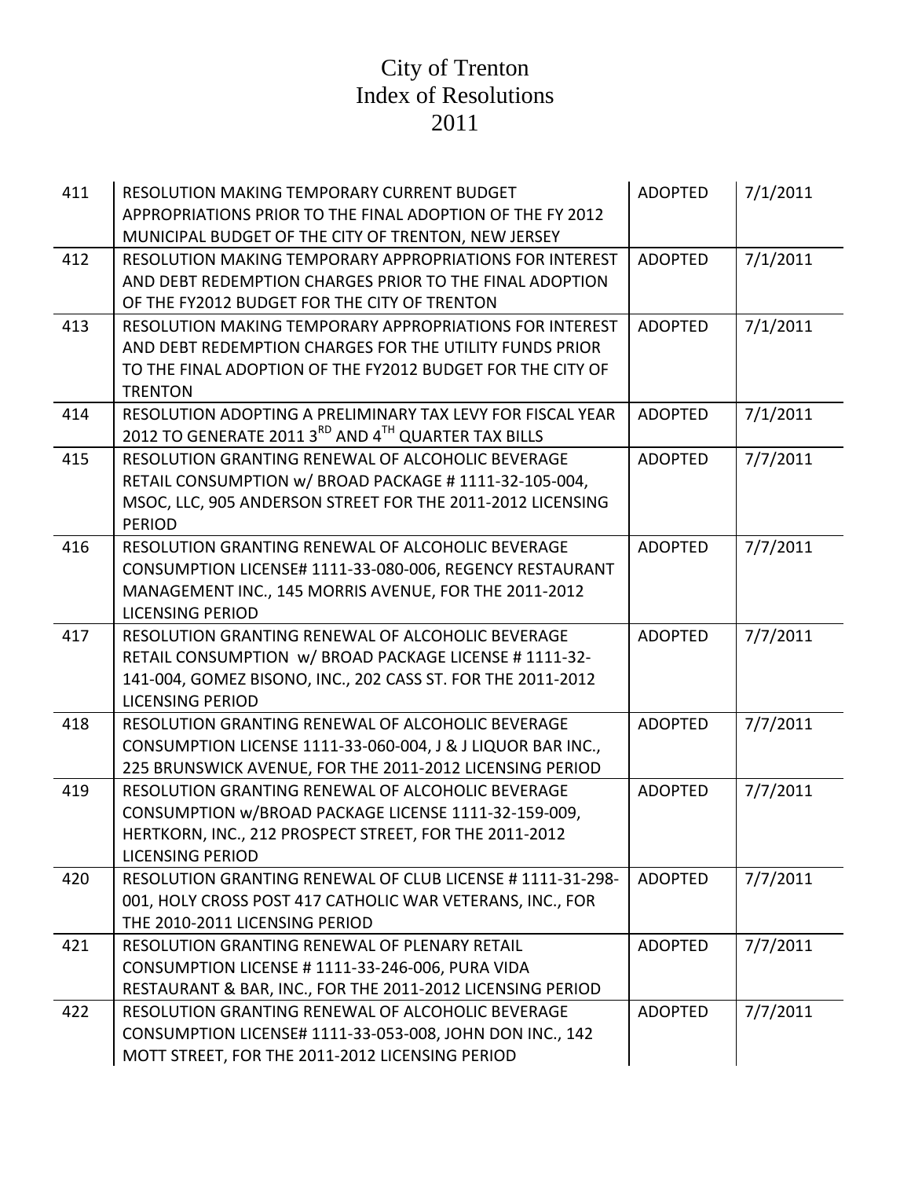# City of Trenton
# Index of Resolutions
# 2011

| | | | |
|---|---|---|---|
| 411 | RESOLUTION MAKING TEMPORARY CURRENT BUDGET APPROPRIATIONS PRIOR TO THE FINAL ADOPTION OF THE FY 2012 MUNICIPAL BUDGET OF THE CITY OF TRENTON, NEW JERSEY | ADOPTED | 7/1/2011 |
| 412 | RESOLUTION MAKING TEMPORARY APPROPRIATIONS FOR INTEREST AND DEBT REDEMPTION CHARGES PRIOR TO THE FINAL ADOPTION OF THE FY2012 BUDGET FOR THE CITY OF TRENTON | ADOPTED | 7/1/2011 |
| 413 | RESOLUTION MAKING TEMPORARY APPROPRIATIONS FOR INTEREST AND DEBT REDEMPTION CHARGES FOR THE UTILITY FUNDS PRIOR TO THE FINAL ADOPTION OF THE FY2012 BUDGET FOR THE CITY OF TRENTON | ADOPTED | 7/1/2011 |
| 414 | RESOLUTION ADOPTING A PRELIMINARY TAX LEVY FOR FISCAL YEAR 2012 TO GENERATE 2011 3RD AND 4TH QUARTER TAX BILLS | ADOPTED | 7/1/2011 |
| 415 | RESOLUTION GRANTING RENEWAL OF ALCOHOLIC BEVERAGE RETAIL CONSUMPTION w/ BROAD PACKAGE # 1111-32-105-004, MSOC, LLC, 905 ANDERSON STREET FOR THE 2011-2012 LICENSING PERIOD | ADOPTED | 7/7/2011 |
| 416 | RESOLUTION GRANTING RENEWAL OF ALCOHOLIC BEVERAGE CONSUMPTION LICENSE# 1111-33-080-006, REGENCY RESTAURANT MANAGEMENT INC., 145 MORRIS AVENUE, FOR THE 2011-2012 LICENSING PERIOD | ADOPTED | 7/7/2011 |
| 417 | RESOLUTION GRANTING RENEWAL OF ALCOHOLIC BEVERAGE RETAIL CONSUMPTION w/ BROAD PACKAGE LICENSE # 1111-32-141-004, GOMEZ BISONO, INC., 202 CASS ST. FOR THE 2011-2012 LICENSING PERIOD | ADOPTED | 7/7/2011 |
| 418 | RESOLUTION GRANTING RENEWAL OF ALCOHOLIC BEVERAGE CONSUMPTION LICENSE 1111-33-060-004, J & J LIQUOR BAR INC., 225 BRUNSWICK AVENUE, FOR THE 2011-2012 LICENSING PERIOD | ADOPTED | 7/7/2011 |
| 419 | RESOLUTION GRANTING RENEWAL OF ALCOHOLIC BEVERAGE CONSUMPTION w/BROAD PACKAGE LICENSE 1111-32-159-009, HERTKORN, INC., 212 PROSPECT STREET, FOR THE 2011-2012 LICENSING PERIOD | ADOPTED | 7/7/2011 |
| 420 | RESOLUTION GRANTING RENEWAL OF CLUB LICENSE # 1111-31-298-001, HOLY CROSS POST 417 CATHOLIC WAR VETERANS, INC., FOR THE 2010-2011 LICENSING PERIOD | ADOPTED | 7/7/2011 |
| 421 | RESOLUTION GRANTING RENEWAL OF PLENARY RETAIL CONSUMPTION LICENSE # 1111-33-246-006, PURA VIDA RESTAURANT & BAR, INC., FOR THE 2011-2012 LICENSING PERIOD | ADOPTED | 7/7/2011 |
| 422 | RESOLUTION GRANTING RENEWAL OF ALCOHOLIC BEVERAGE CONSUMPTION LICENSE# 1111-33-053-008, JOHN DON INC., 142 MOTT STREET, FOR THE 2011-2012 LICENSING PERIOD | ADOPTED | 7/7/2011 |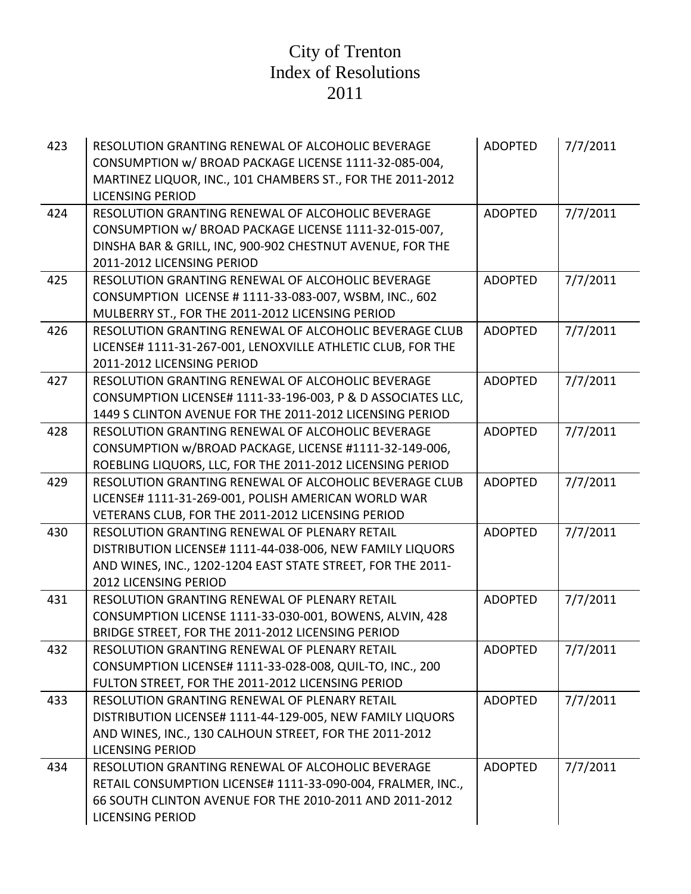# City of Trenton
# Index of Resolutions
# 2011

| | | | |
|---|---|---|---|
| 423 | RESOLUTION GRANTING RENEWAL OF ALCOHOLIC BEVERAGE CONSUMPTION w/ BROAD PACKAGE LICENSE 1111-32-085-004, MARTINEZ LIQUOR, INC., 101 CHAMBERS ST., FOR THE 2011-2012 LICENSING PERIOD | ADOPTED | 7/7/2011 |
| 424 | RESOLUTION GRANTING RENEWAL OF ALCOHOLIC BEVERAGE CONSUMPTION w/ BROAD PACKAGE LICENSE 1111-32-015-007, DINSHA BAR & GRILL, INC, 900-902 CHESTNUT AVENUE, FOR THE 2011-2012 LICENSING PERIOD | ADOPTED | 7/7/2011 |
| 425 | RESOLUTION GRANTING RENEWAL OF ALCOHOLIC BEVERAGE CONSUMPTION LICENSE # 1111-33-083-007, WSBM, INC., 602 MULBERRY ST., FOR THE 2011-2012 LICENSING PERIOD | ADOPTED | 7/7/2011 |
| 426 | RESOLUTION GRANTING RENEWAL OF ALCOHOLIC BEVERAGE CLUB LICENSE# 1111-31-267-001, LENOXVILLE ATHLETIC CLUB, FOR THE 2011-2012 LICENSING PERIOD | ADOPTED | 7/7/2011 |
| 427 | RESOLUTION GRANTING RENEWAL OF ALCOHOLIC BEVERAGE CONSUMPTION LICENSE# 1111-33-196-003, P & D ASSOCIATES LLC, 1449 S CLINTON AVENUE FOR THE 2011-2012 LICENSING PERIOD | ADOPTED | 7/7/2011 |
| 428 | RESOLUTION GRANTING RENEWAL OF ALCOHOLIC BEVERAGE CONSUMPTION w/BROAD PACKAGE, LICENSE #1111-32-149-006, ROEBLING LIQUORS, LLC, FOR THE 2011-2012 LICENSING PERIOD | ADOPTED | 7/7/2011 |
| 429 | RESOLUTION GRANTING RENEWAL OF ALCOHOLIC BEVERAGE CLUB LICENSE# 1111-31-269-001, POLISH AMERICAN WORLD WAR VETERANS CLUB, FOR THE 2011-2012 LICENSING PERIOD | ADOPTED | 7/7/2011 |
| 430 | RESOLUTION GRANTING RENEWAL OF PLENARY RETAIL DISTRIBUTION LICENSE# 1111-44-038-006, NEW FAMILY LIQUORS AND WINES, INC., 1202-1204 EAST STATE STREET, FOR THE 2011-2012 LICENSING PERIOD | ADOPTED | 7/7/2011 |
| 431 | RESOLUTION GRANTING RENEWAL OF PLENARY RETAIL CONSUMPTION LICENSE 1111-33-030-001, BOWENS, ALVIN, 428 BRIDGE STREET, FOR THE 2011-2012 LICENSING PERIOD | ADOPTED | 7/7/2011 |
| 432 | RESOLUTION GRANTING RENEWAL OF PLENARY RETAIL CONSUMPTION LICENSE# 1111-33-028-008, QUIL-TO, INC., 200 FULTON STREET, FOR THE 2011-2012 LICENSING PERIOD | ADOPTED | 7/7/2011 |
| 433 | RESOLUTION GRANTING RENEWAL OF PLENARY RETAIL DISTRIBUTION LICENSE# 1111-44-129-005, NEW FAMILY LIQUORS AND WINES, INC., 130 CALHOUN STREET, FOR THE 2011-2012 LICENSING PERIOD | ADOPTED | 7/7/2011 |
| 434 | RESOLUTION GRANTING RENEWAL OF ALCOHOLIC BEVERAGE RETAIL CONSUMPTION LICENSE# 1111-33-090-004, FRALMER, INC., 66 SOUTH CLINTON AVENUE FOR THE 2010-2011 AND 2011-2012 LICENSING PERIOD | ADOPTED | 7/7/2011 |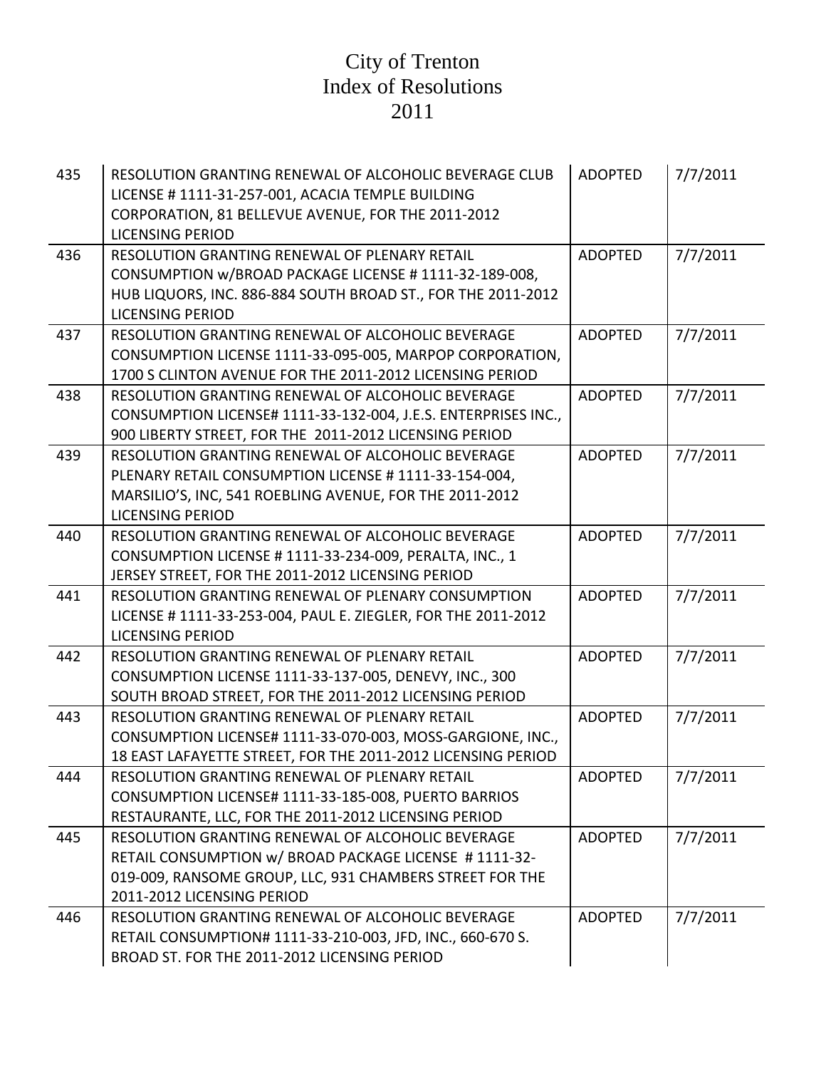# City of Trenton
# Index of Resolutions
# 2011

| | | | |
|---|---|---|---|
| 435 | RESOLUTION GRANTING RENEWAL OF ALCOHOLIC BEVERAGE CLUB LICENSE # 1111-31-257-001, ACACIA TEMPLE BUILDING CORPORATION, 81 BELLEVUE AVENUE, FOR THE 2011-2012 LICENSING PERIOD | ADOPTED | 7/7/2011 |
| 436 | RESOLUTION GRANTING RENEWAL OF PLENARY RETAIL CONSUMPTION w/BROAD PACKAGE LICENSE # 1111-32-189-008, HUB LIQUORS, INC. 886-884 SOUTH BROAD ST., FOR THE 2011-2012 LICENSING PERIOD | ADOPTED | 7/7/2011 |
| 437 | RESOLUTION GRANTING RENEWAL OF ALCOHOLIC BEVERAGE CONSUMPTION LICENSE 1111-33-095-005, MARPOP CORPORATION, 1700 S CLINTON AVENUE FOR THE 2011-2012 LICENSING PERIOD | ADOPTED | 7/7/2011 |
| 438 | RESOLUTION GRANTING RENEWAL OF ALCOHOLIC BEVERAGE CONSUMPTION LICENSE# 1111-33-132-004, J.E.S. ENTERPRISES INC., 900 LIBERTY STREET, FOR THE 2011-2012 LICENSING PERIOD | ADOPTED | 7/7/2011 |
| 439 | RESOLUTION GRANTING RENEWAL OF ALCOHOLIC BEVERAGE PLENARY RETAIL CONSUMPTION LICENSE # 1111-33-154-004, MARSILIO'S, INC, 541 ROEBLING AVENUE, FOR THE 2011-2012 LICENSING PERIOD | ADOPTED | 7/7/2011 |
| 440 | RESOLUTION GRANTING RENEWAL OF ALCOHOLIC BEVERAGE CONSUMPTION LICENSE # 1111-33-234-009, PERALTA, INC., 1 JERSEY STREET, FOR THE 2011-2012 LICENSING PERIOD | ADOPTED | 7/7/2011 |
| 441 | RESOLUTION GRANTING RENEWAL OF PLENARY CONSUMPTION LICENSE # 1111-33-253-004, PAUL E. ZIEGLER, FOR THE 2011-2012 LICENSING PERIOD | ADOPTED | 7/7/2011 |
| 442 | RESOLUTION GRANTING RENEWAL OF PLENARY RETAIL CONSUMPTION LICENSE 1111-33-137-005, DENEVY, INC., 300 SOUTH BROAD STREET, FOR THE 2011-2012 LICENSING PERIOD | ADOPTED | 7/7/2011 |
| 443 | RESOLUTION GRANTING RENEWAL OF PLENARY RETAIL CONSUMPTION LICENSE# 1111-33-070-003, MOSS-GARGIONE, INC., 18 EAST LAFAYETTE STREET, FOR THE 2011-2012 LICENSING PERIOD | ADOPTED | 7/7/2011 |
| 444 | RESOLUTION GRANTING RENEWAL OF PLENARY RETAIL CONSUMPTION LICENSE# 1111-33-185-008, PUERTO BARRIOS RESTAURANTE, LLC, FOR THE 2011-2012 LICENSING PERIOD | ADOPTED | 7/7/2011 |
| 445 | RESOLUTION GRANTING RENEWAL OF ALCOHOLIC BEVERAGE RETAIL CONSUMPTION w/ BROAD PACKAGE LICENSE # 1111-32-019-009, RANSOME GROUP, LLC, 931 CHAMBERS STREET FOR THE 2011-2012 LICENSING PERIOD | ADOPTED | 7/7/2011 |
| 446 | RESOLUTION GRANTING RENEWAL OF ALCOHOLIC BEVERAGE RETAIL CONSUMPTION# 1111-33-210-003, JFD, INC., 660-670 S. BROAD ST. FOR THE 2011-2012 LICENSING PERIOD | ADOPTED | 7/7/2011 |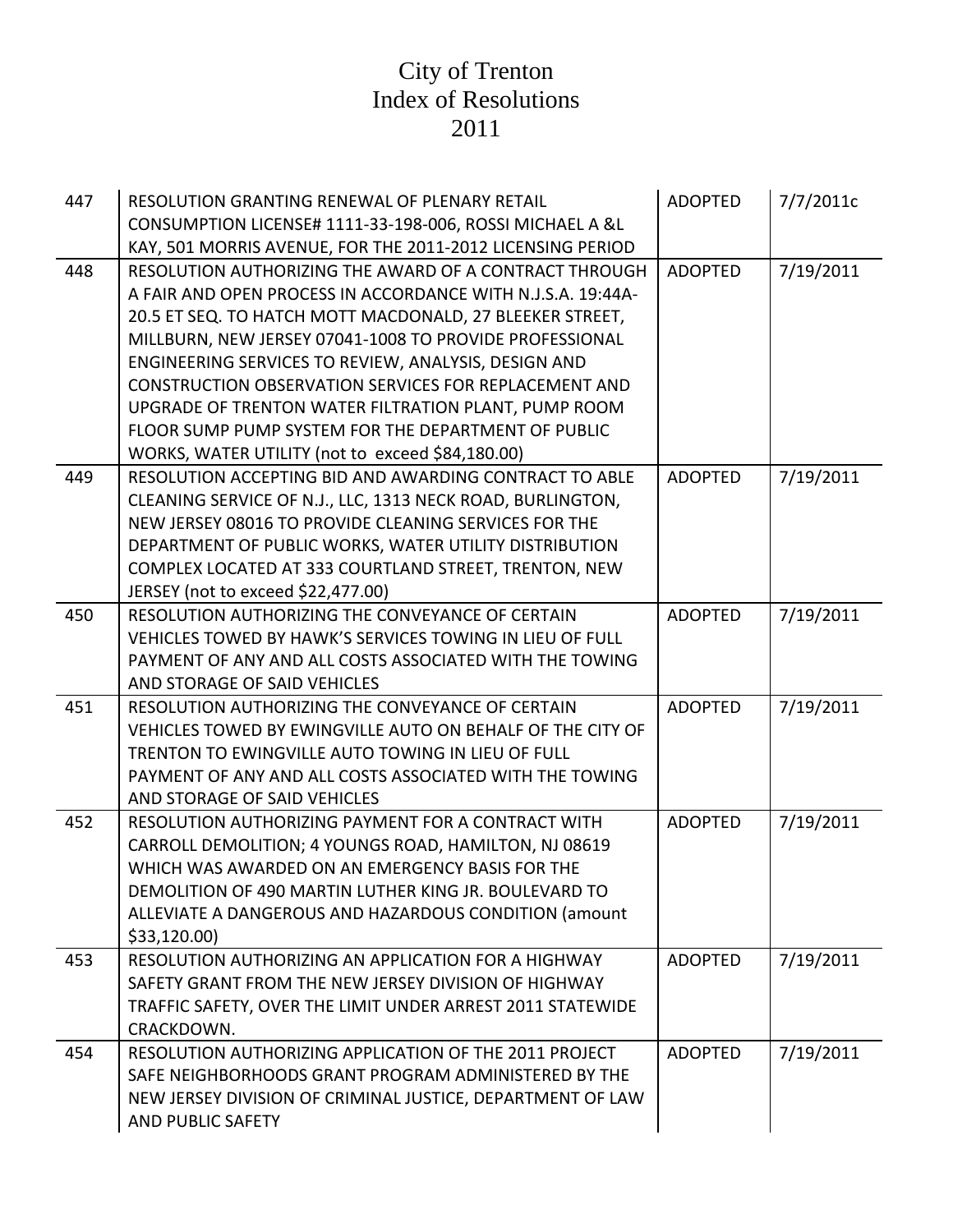# City of Trenton
# Index of Resolutions
# 2011

| | | | |
|---|---|---|---|
| 447 | RESOLUTION GRANTING RENEWAL OF PLENARY RETAIL CONSUMPTION LICENSE# 1111-33-198-006, ROSSI MICHAEL A &L KAY, 501 MORRIS AVENUE, FOR THE 2011-2012 LICENSING PERIOD | ADOPTED | 7/7/2011c |
| 448 | RESOLUTION AUTHORIZING THE AWARD OF A CONTRACT THROUGH A FAIR AND OPEN PROCESS IN ACCORDANCE WITH N.J.S.A. 19:44A-20.5 ET SEQ. TO HATCH MOTT MACDONALD, 27 BLEEKER STREET, MILLBURN, NEW JERSEY 07041-1008 TO PROVIDE PROFESSIONAL ENGINEERING SERVICES TO REVIEW, ANALYSIS, DESIGN AND CONSTRUCTION OBSERVATION SERVICES FOR REPLACEMENT AND UPGRADE OF TRENTON WATER FILTRATION PLANT, PUMP ROOM FLOOR SUMP PUMP SYSTEM FOR THE DEPARTMENT OF PUBLIC WORKS, WATER UTILITY (not to exceed $84,180.00) | ADOPTED | 7/19/2011 |
| 449 | RESOLUTION ACCEPTING BID AND AWARDING CONTRACT TO ABLE CLEANING SERVICE OF N.J., LLC, 1313 NECK ROAD, BURLINGTON, NEW JERSEY 08016 TO PROVIDE CLEANING SERVICES FOR THE DEPARTMENT OF PUBLIC WORKS, WATER UTILITY DISTRIBUTION COMPLEX LOCATED AT 333 COURTLAND STREET, TRENTON, NEW JERSEY (not to exceed $22,477.00) | ADOPTED | 7/19/2011 |
| 450 | RESOLUTION AUTHORIZING THE CONVEYANCE OF CERTAIN VEHICLES TOWED BY HAWK'S SERVICES TOWING IN LIEU OF FULL PAYMENT OF ANY AND ALL COSTS ASSOCIATED WITH THE TOWING AND STORAGE OF SAID VEHICLES | ADOPTED | 7/19/2011 |
| 451 | RESOLUTION AUTHORIZING THE CONVEYANCE OF CERTAIN VEHICLES TOWED BY EWINGVILLE AUTO ON BEHALF OF THE CITY OF TRENTON TO EWINGVILLE AUTO TOWING IN LIEU OF FULL PAYMENT OF ANY AND ALL COSTS ASSOCIATED WITH THE TOWING AND STORAGE OF SAID VEHICLES | ADOPTED | 7/19/2011 |
| 452 | RESOLUTION AUTHORIZING PAYMENT FOR A CONTRACT WITH CARROLL DEMOLITION; 4 YOUNGS ROAD, HAMILTON, NJ 08619 WHICH WAS AWARDED ON AN EMERGENCY BASIS FOR THE DEMOLITION OF 490 MARTIN LUTHER KING JR. BOULEVARD TO ALLEVIATE A DANGEROUS AND HAZARDOUS CONDITION (amount $33,120.00) | ADOPTED | 7/19/2011 |
| 453 | RESOLUTION AUTHORIZING AN APPLICATION FOR A HIGHWAY SAFETY GRANT FROM THE NEW JERSEY DIVISION OF HIGHWAY TRAFFIC SAFETY, OVER THE LIMIT UNDER ARREST 2011 STATEWIDE CRACKDOWN. | ADOPTED | 7/19/2011 |
| 454 | RESOLUTION AUTHORIZING APPLICATION OF THE 2011 PROJECT SAFE NEIGHBORHOODS GRANT PROGRAM ADMINISTERED BY THE NEW JERSEY DIVISION OF CRIMINAL JUSTICE, DEPARTMENT OF LAW AND PUBLIC SAFETY | ADOPTED | 7/19/2011 |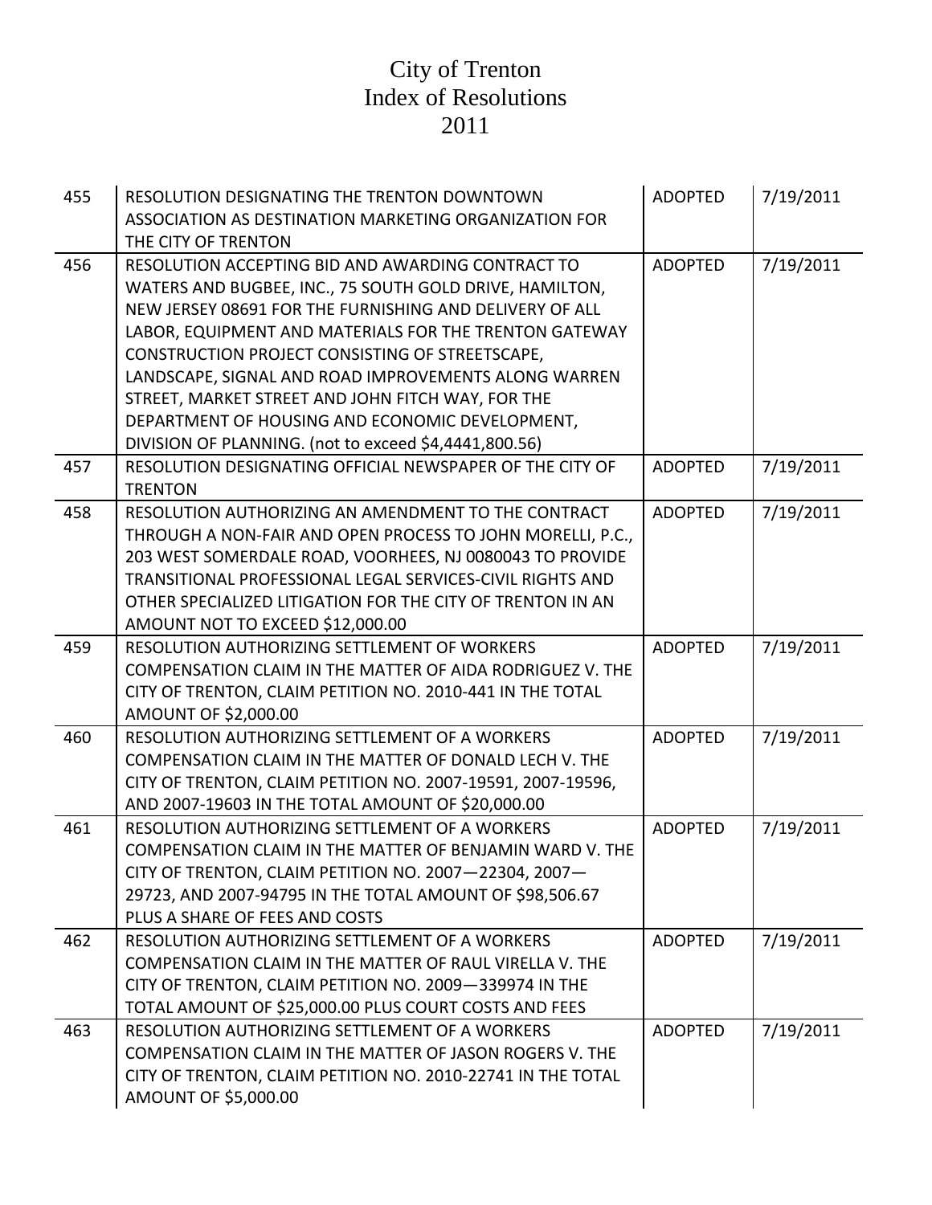# City of Trenton
# Index of Resolutions
# 2011

| | | | |
|---|---|---|---|
| 455 | RESOLUTION DESIGNATING THE TRENTON DOWNTOWN ASSOCIATION AS DESTINATION MARKETING ORGANIZATION FOR THE CITY OF TRENTON | ADOPTED | 7/19/2011 |
| 456 | RESOLUTION ACCEPTING BID AND AWARDING CONTRACT TO WATERS AND BUGBEE, INC., 75 SOUTH GOLD DRIVE, HAMILTON, NEW JERSEY 08691 FOR THE FURNISHING AND DELIVERY OF ALL LABOR, EQUIPMENT AND MATERIALS FOR THE TRENTON GATEWAY CONSTRUCTION PROJECT CONSISTING OF STREETSCAPE, LANDSCAPE, SIGNAL AND ROAD IMPROVEMENTS ALONG WARREN STREET, MARKET STREET AND JOHN FITCH WAY, FOR THE DEPARTMENT OF HOUSING AND ECONOMIC DEVELOPMENT, DIVISION OF PLANNING. (not to exceed $4,4441,800.56) | ADOPTED | 7/19/2011 |
| 457 | RESOLUTION DESIGNATING OFFICIAL NEWSPAPER OF THE CITY OF TRENTON | ADOPTED | 7/19/2011 |
| 458 | RESOLUTION AUTHORIZING AN AMENDMENT TO THE CONTRACT THROUGH A NON-FAIR AND OPEN PROCESS TO JOHN MORELLI, P.C., 203 WEST SOMERDALE ROAD, VOORHEES, NJ 0080043 TO PROVIDE TRANSITIONAL PROFESSIONAL LEGAL SERVICES-CIVIL RIGHTS AND OTHER SPECIALIZED LITIGATION FOR THE CITY OF TRENTON IN AN AMOUNT NOT TO EXCEED $12,000.00 | ADOPTED | 7/19/2011 |
| 459 | RESOLUTION AUTHORIZING SETTLEMENT OF WORKERS COMPENSATION CLAIM IN THE MATTER OF AIDA RODRIGUEZ V. THE CITY OF TRENTON, CLAIM PETITION NO. 2010-441 IN THE TOTAL AMOUNT OF $2,000.00 | ADOPTED | 7/19/2011 |
| 460 | RESOLUTION AUTHORIZING SETTLEMENT OF A WORKERS COMPENSATION CLAIM IN THE MATTER OF DONALD LECH V. THE CITY OF TRENTON, CLAIM PETITION NO. 2007-19591, 2007-19596, AND 2007-19603 IN THE TOTAL AMOUNT OF $20,000.00 | ADOPTED | 7/19/2011 |
| 461 | RESOLUTION AUTHORIZING SETTLEMENT OF A WORKERS COMPENSATION CLAIM IN THE MATTER OF BENJAMIN WARD V. THE CITY OF TRENTON, CLAIM PETITION NO. 2007—22304, 2007—29723, AND 2007-94795 IN THE TOTAL AMOUNT OF $98,506.67 PLUS A SHARE OF FEES AND COSTS | ADOPTED | 7/19/2011 |
| 462 | RESOLUTION AUTHORIZING SETTLEMENT OF A WORKERS COMPENSATION CLAIM IN THE MATTER OF RAUL VIRELLA V. THE CITY OF TRENTON, CLAIM PETITION NO. 2009—339974 IN THE TOTAL AMOUNT OF $25,000.00 PLUS COURT COSTS AND FEES | ADOPTED | 7/19/2011 |
| 463 | RESOLUTION AUTHORIZING SETTLEMENT OF A WORKERS COMPENSATION CLAIM IN THE MATTER OF JASON ROGERS V. THE CITY OF TRENTON, CLAIM PETITION NO. 2010-22741 IN THE TOTAL AMOUNT OF $5,000.00 | ADOPTED | 7/19/2011 |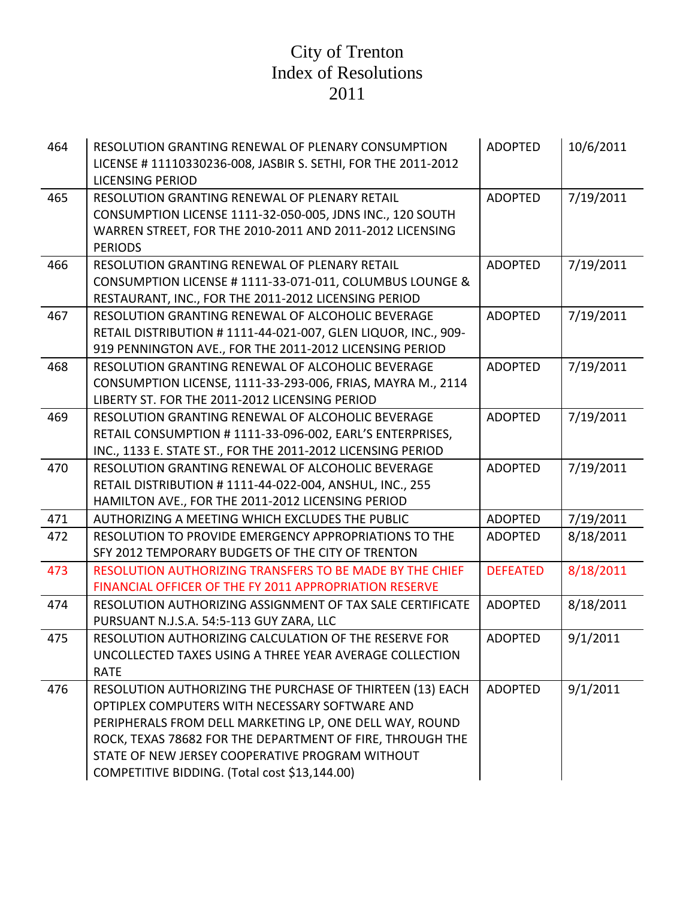# City of Trenton
# Index of Resolutions
# 2011

| | | | |
|---|---|---|---|
| 464 | RESOLUTION GRANTING RENEWAL OF PLENARY CONSUMPTION LICENSE # 11110330236-008, JASBIR S. SETHI, FOR THE 2011-2012 LICENSING PERIOD | ADOPTED | 10/6/2011 |
| 465 | RESOLUTION GRANTING RENEWAL OF PLENARY RETAIL CONSUMPTION LICENSE 1111-32-050-005, JDNS INC., 120 SOUTH WARREN STREET, FOR THE 2010-2011 AND 2011-2012 LICENSING PERIODS | ADOPTED | 7/19/2011 |
| 466 | RESOLUTION GRANTING RENEWAL OF PLENARY RETAIL CONSUMPTION LICENSE # 1111-33-071-011, COLUMBUS LOUNGE & RESTAURANT, INC., FOR THE 2011-2012 LICENSING PERIOD | ADOPTED | 7/19/2011 |
| 467 | RESOLUTION GRANTING RENEWAL OF ALCOHOLIC BEVERAGE RETAIL DISTRIBUTION # 1111-44-021-007, GLEN LIQUOR, INC., 909-919 PENNINGTON AVE., FOR THE 2011-2012 LICENSING PERIOD | ADOPTED | 7/19/2011 |
| 468 | RESOLUTION GRANTING RENEWAL OF ALCOHOLIC BEVERAGE CONSUMPTION LICENSE, 1111-33-293-006, FRIAS, MAYRA M., 2114 LIBERTY ST. FOR THE 2011-2012 LICENSING PERIOD | ADOPTED | 7/19/2011 |
| 469 | RESOLUTION GRANTING RENEWAL OF ALCOHOLIC BEVERAGE RETAIL CONSUMPTION # 1111-33-096-002, EARL'S ENTERPRISES, INC., 1133 E. STATE ST., FOR THE 2011-2012 LICENSING PERIOD | ADOPTED | 7/19/2011 |
| 470 | RESOLUTION GRANTING RENEWAL OF ALCOHOLIC BEVERAGE RETAIL DISTRIBUTION # 1111-44-022-004, ANSHUL, INC., 255 HAMILTON AVE., FOR THE 2011-2012 LICENSING PERIOD | ADOPTED | 7/19/2011 |
| 471 | AUTHORIZING A MEETING WHICH EXCLUDES THE PUBLIC | ADOPTED | 7/19/2011 |
| 472 | RESOLUTION TO PROVIDE EMERGENCY APPROPRIATIONS TO THE SFY 2012 TEMPORARY BUDGETS OF THE CITY OF TRENTON | ADOPTED | 8/18/2011 |
| 473 | RESOLUTION AUTHORIZING TRANSFERS TO BE MADE BY THE CHIEF FINANCIAL OFFICER OF THE FY 2011 APPROPRIATION RESERVE | DEFEATED | 8/18/2011 |
| 474 | RESOLUTION AUTHORIZING ASSIGNMENT OF TAX SALE CERTIFICATE PURSUANT N.J.S.A. 54:5-113 GUY ZARA, LLC | ADOPTED | 8/18/2011 |
| 475 | RESOLUTION AUTHORIZING CALCULATION OF THE RESERVE FOR UNCOLLECTED TAXES USING A THREE YEAR AVERAGE COLLECTION RATE | ADOPTED | 9/1/2011 |
| 476 | RESOLUTION AUTHORIZING THE PURCHASE OF THIRTEEN (13) EACH OPTIPLEX COMPUTERS WITH NECESSARY SOFTWARE AND PERIPHERALS FROM DELL MARKETING LP, ONE DELL WAY, ROUND ROCK, TEXAS 78682 FOR THE DEPARTMENT OF FIRE, THROUGH THE STATE OF NEW JERSEY COOPERATIVE PROGRAM WITHOUT COMPETITIVE BIDDING. (Total cost $13,144.00) | ADOPTED | 9/1/2011 |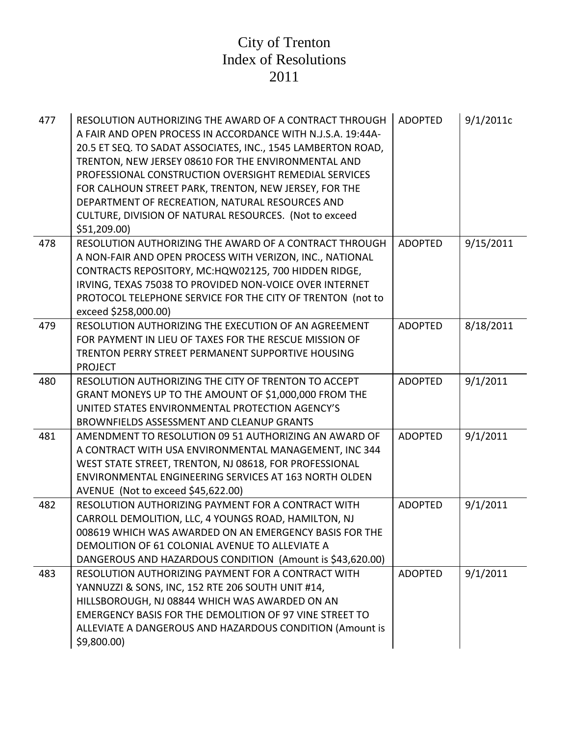# City of Trenton
# Index of Resolutions
# 2011

| | | | |
|---|---|---|---|
| 477 | RESOLUTION AUTHORIZING THE AWARD OF A CONTRACT THROUGH A FAIR AND OPEN PROCESS IN ACCORDANCE WITH N.J.S.A. 19:44A-20.5 ET SEQ. TO SADAT ASSOCIATES, INC., 1545 LAMBERTON ROAD, TRENTON, NEW JERSEY 08610 FOR THE ENVIRONMENTAL AND PROFESSIONAL CONSTRUCTION OVERSIGHT REMEDIAL SERVICES FOR CALHOUN STREET PARK, TRENTON, NEW JERSEY, FOR THE DEPARTMENT OF RECREATION, NATURAL RESOURCES AND CULTURE, DIVISION OF NATURAL RESOURCES. (Not to exceed $51,209.00) | ADOPTED | 9/1/2011c |
| 478 | RESOLUTION AUTHORIZING THE AWARD OF A CONTRACT THROUGH A NON-FAIR AND OPEN PROCESS WITH VERIZON, INC., NATIONAL CONTRACTS REPOSITORY, MC:HQW02125, 700 HIDDEN RIDGE, IRVING, TEXAS 75038 TO PROVIDED NON-VOICE OVER INTERNET PROTOCOL TELEPHONE SERVICE FOR THE CITY OF TRENTON (not to exceed $258,000.00) | ADOPTED | 9/15/2011 |
| 479 | RESOLUTION AUTHORIZING THE EXECUTION OF AN AGREEMENT FOR PAYMENT IN LIEU OF TAXES FOR THE RESCUE MISSION OF TRENTON PERRY STREET PERMANENT SUPPORTIVE HOUSING PROJECT | ADOPTED | 8/18/2011 |
| 480 | RESOLUTION AUTHORIZING THE CITY OF TRENTON TO ACCEPT GRANT MONEYS UP TO THE AMOUNT OF $1,000,000 FROM THE UNITED STATES ENVIRONMENTAL PROTECTION AGENCY'S BROWNFIELDS ASSESSMENT AND CLEANUP GRANTS | ADOPTED | 9/1/2011 |
| 481 | AMENDMENT TO RESOLUTION 09 51 AUTHORIZING AN AWARD OF A CONTRACT WITH USA ENVIRONMENTAL MANAGEMENT, INC 344 WEST STATE STREET, TRENTON, NJ 08618, FOR PROFESSIONAL ENVIRONMENTAL ENGINEERING SERVICES AT 163 NORTH OLDEN AVENUE (Not to exceed $45,622.00) | ADOPTED | 9/1/2011 |
| 482 | RESOLUTION AUTHORIZING PAYMENT FOR A CONTRACT WITH CARROLL DEMOLITION, LLC, 4 YOUNGS ROAD, HAMILTON, NJ 008619 WHICH WAS AWARDED ON AN EMERGENCY BASIS FOR THE DEMOLITION OF 61 COLONIAL AVENUE TO ALLEVIATE A DANGEROUS AND HAZARDOUS CONDITION (Amount is $43,620.00) | ADOPTED | 9/1/2011 |
| 483 | RESOLUTION AUTHORIZING PAYMENT FOR A CONTRACT WITH YANNUZZI & SONS, INC, 152 RTE 206 SOUTH UNIT #14, HILLSBOROUGH, NJ 08844 WHICH WAS AWARDED ON AN EMERGENCY BASIS FOR THE DEMOLITION OF 97 VINE STREET TO ALLEVIATE A DANGEROUS AND HAZARDOUS CONDITION (Amount is $9,800.00) | ADOPTED | 9/1/2011 |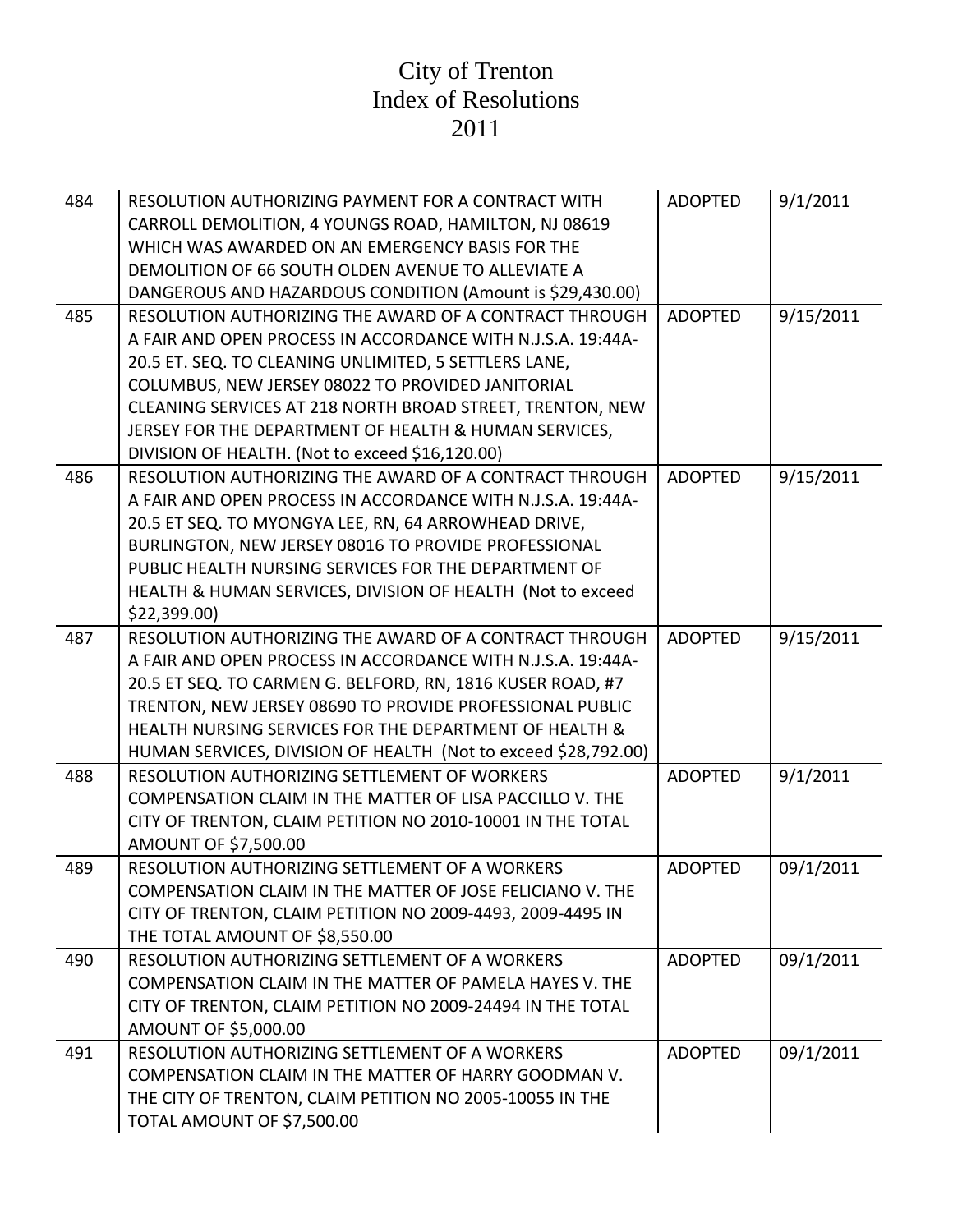# City of Trenton
# Index of Resolutions
# 2011

| | | | |
|---|---|---|---|
| 484 | RESOLUTION AUTHORIZING PAYMENT FOR A CONTRACT WITH CARROLL DEMOLITION, 4 YOUNGS ROAD, HAMILTON, NJ 08619 WHICH WAS AWARDED ON AN EMERGENCY BASIS FOR THE DEMOLITION OF 66 SOUTH OLDEN AVENUE TO ALLEVIATE A DANGEROUS AND HAZARDOUS CONDITION (Amount is $29,430.00) | ADOPTED | 9/1/2011 |
| 485 | RESOLUTION AUTHORIZING THE AWARD OF A CONTRACT THROUGH A FAIR AND OPEN PROCESS IN ACCORDANCE WITH N.J.S.A. 19:44A-20.5 ET. SEQ. TO CLEANING UNLIMITED, 5 SETTLERS LANE, COLUMBUS, NEW JERSEY 08022 TO PROVIDED JANITORIAL CLEANING SERVICES AT 218 NORTH BROAD STREET, TRENTON, NEW JERSEY FOR THE DEPARTMENT OF HEALTH & HUMAN SERVICES, DIVISION OF HEALTH. (Not to exceed $16,120.00) | ADOPTED | 9/15/2011 |
| 486 | RESOLUTION AUTHORIZING THE AWARD OF A CONTRACT THROUGH A FAIR AND OPEN PROCESS IN ACCORDANCE WITH N.J.S.A. 19:44A-20.5 ET SEQ. TO MYONGYA LEE, RN, 64 ARROWHEAD DRIVE, BURLINGTON, NEW JERSEY 08016 TO PROVIDE PROFESSIONAL PUBLIC HEALTH NURSING SERVICES FOR THE DEPARTMENT OF HEALTH & HUMAN SERVICES, DIVISION OF HEALTH (Not to exceed $22,399.00) | ADOPTED | 9/15/2011 |
| 487 | RESOLUTION AUTHORIZING THE AWARD OF A CONTRACT THROUGH A FAIR AND OPEN PROCESS IN ACCORDANCE WITH N.J.S.A. 19:44A-20.5 ET SEQ. TO CARMEN G. BELFORD, RN, 1816 KUSER ROAD, #7 TRENTON, NEW JERSEY 08690 TO PROVIDE PROFESSIONAL PUBLIC HEALTH NURSING SERVICES FOR THE DEPARTMENT OF HEALTH & HUMAN SERVICES, DIVISION OF HEALTH (Not to exceed $28,792.00) | ADOPTED | 9/15/2011 |
| 488 | RESOLUTION AUTHORIZING SETTLEMENT OF WORKERS COMPENSATION CLAIM IN THE MATTER OF LISA PACCILLO V. THE CITY OF TRENTON, CLAIM PETITION NO 2010-10001 IN THE TOTAL AMOUNT OF $7,500.00 | ADOPTED | 9/1/2011 |
| 489 | RESOLUTION AUTHORIZING SETTLEMENT OF A WORKERS COMPENSATION CLAIM IN THE MATTER OF JOSE FELICIANO V. THE CITY OF TRENTON, CLAIM PETITION NO 2009-4493, 2009-4495 IN THE TOTAL AMOUNT OF $8,550.00 | ADOPTED | 09/1/2011 |
| 490 | RESOLUTION AUTHORIZING SETTLEMENT OF A WORKERS COMPENSATION CLAIM IN THE MATTER OF PAMELA HAYES V. THE CITY OF TRENTON, CLAIM PETITION NO 2009-24494 IN THE TOTAL AMOUNT OF $5,000.00 | ADOPTED | 09/1/2011 |
| 491 | RESOLUTION AUTHORIZING SETTLEMENT OF A WORKERS COMPENSATION CLAIM IN THE MATTER OF HARRY GOODMAN V. THE CITY OF TRENTON, CLAIM PETITION NO 2005-10055 IN THE TOTAL AMOUNT OF $7,500.00 | ADOPTED | 09/1/2011 |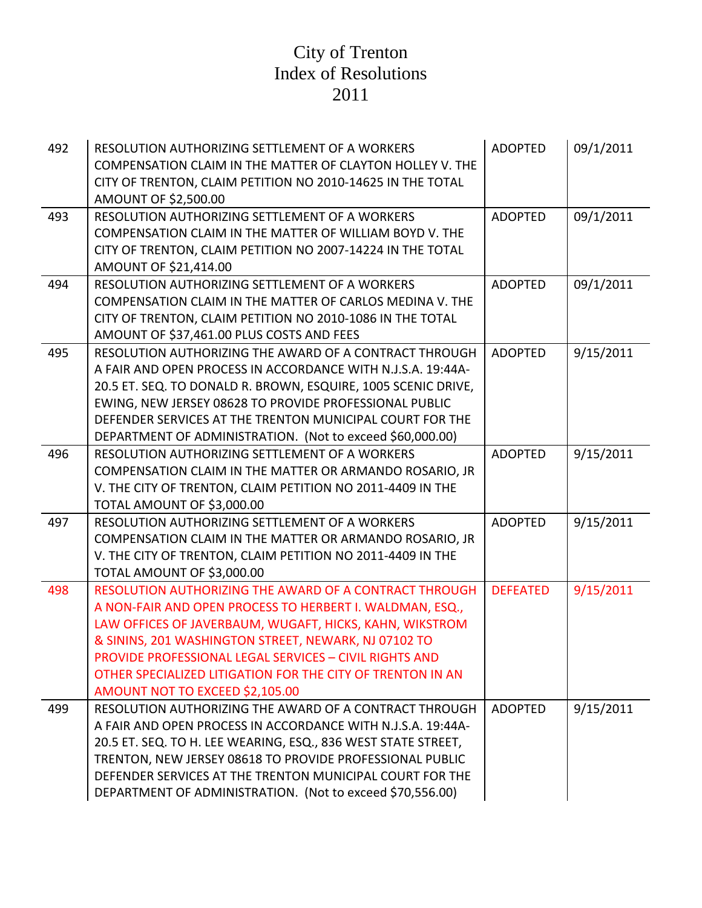# City of Trenton Index of Resolutions 2011

| | | | |
|---|---|---|---|
| 492 | RESOLUTION AUTHORIZING SETTLEMENT OF A WORKERS COMPENSATION CLAIM IN THE MATTER OF CLAYTON HOLLEY V. THE CITY OF TRENTON, CLAIM PETITION NO 2010-14625 IN THE TOTAL AMOUNT OF $2,500.00 | ADOPTED | 09/1/2011 |
| 493 | RESOLUTION AUTHORIZING SETTLEMENT OF A WORKERS COMPENSATION CLAIM IN THE MATTER OF WILLIAM BOYD V. THE CITY OF TRENTON, CLAIM PETITION NO 2007-14224 IN THE TOTAL AMOUNT OF $21,414.00 | ADOPTED | 09/1/2011 |
| 494 | RESOLUTION AUTHORIZING SETTLEMENT OF A WORKERS COMPENSATION CLAIM IN THE MATTER OF CARLOS MEDINA V. THE CITY OF TRENTON, CLAIM PETITION NO 2010-1086 IN THE TOTAL AMOUNT OF $37,461.00 PLUS COSTS AND FEES | ADOPTED | 09/1/2011 |
| 495 | RESOLUTION AUTHORIZING THE AWARD OF A CONTRACT THROUGH A FAIR AND OPEN PROCESS IN ACCORDANCE WITH N.J.S.A. 19:44A-20.5 ET. SEQ. TO DONALD R. BROWN, ESQUIRE, 1005 SCENIC DRIVE, EWING, NEW JERSEY 08628 TO PROVIDE PROFESSIONAL PUBLIC DEFENDER SERVICES AT THE TRENTON MUNICIPAL COURT FOR THE DEPARTMENT OF ADMINISTRATION. (Not to exceed $60,000.00) | ADOPTED | 9/15/2011 |
| 496 | RESOLUTION AUTHORIZING SETTLEMENT OF A WORKERS COMPENSATION CLAIM IN THE MATTER OR ARMANDO ROSARIO, JR V. THE CITY OF TRENTON, CLAIM PETITION NO 2011-4409 IN THE TOTAL AMOUNT OF $3,000.00 | ADOPTED | 9/15/2011 |
| 497 | RESOLUTION AUTHORIZING SETTLEMENT OF A WORKERS COMPENSATION CLAIM IN THE MATTER OR ARMANDO ROSARIO, JR V. THE CITY OF TRENTON, CLAIM PETITION NO 2011-4409 IN THE TOTAL AMOUNT OF $3,000.00 | ADOPTED | 9/15/2011 |
| 498 | RESOLUTION AUTHORIZING THE AWARD OF A CONTRACT THROUGH A NON-FAIR AND OPEN PROCESS TO HERBERT I. WALDMAN, ESQ., LAW OFFICES OF JAVERBAUM, WUGAFT, HICKS, KAHN, WIKSTROM & SININS, 201 WASHINGTON STREET, NEWARK, NJ 07102 TO PROVIDE PROFESSIONAL LEGAL SERVICES – CIVIL RIGHTS AND OTHER SPECIALIZED LITIGATION FOR THE CITY OF TRENTON IN AN AMOUNT NOT TO EXCEED $2,105.00 | DEFEATED | 9/15/2011 |
| 499 | RESOLUTION AUTHORIZING THE AWARD OF A CONTRACT THROUGH A FAIR AND OPEN PROCESS IN ACCORDANCE WITH N.J.S.A. 19:44A-20.5 ET. SEQ. TO H. LEE WEARING, ESQ., 836 WEST STATE STREET, TRENTON, NEW JERSEY 08618 TO PROVIDE PROFESSIONAL PUBLIC DEFENDER SERVICES AT THE TRENTON MUNICIPAL COURT FOR THE DEPARTMENT OF ADMINISTRATION. (Not to exceed $70,556.00) | ADOPTED | 9/15/2011 |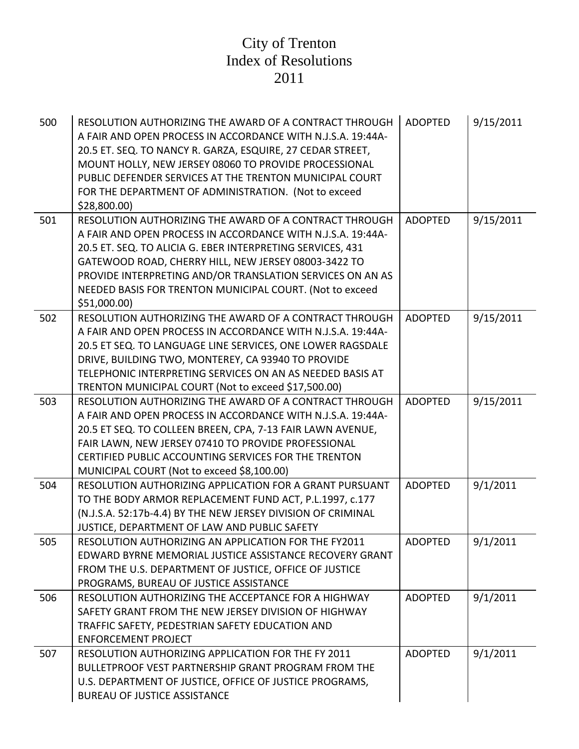# City of Trenton
# Index of Resolutions
# 2011

| | | | |
|---|---|---|---|
| 500 | RESOLUTION AUTHORIZING THE AWARD OF A CONTRACT THROUGH A FAIR AND OPEN PROCESS IN ACCORDANCE WITH N.J.S.A. 19:44A-20.5 ET. SEQ. TO NANCY R. GARZA, ESQUIRE, 27 CEDAR STREET, MOUNT HOLLY, NEW JERSEY 08060 TO PROVIDE PROCESSIONAL PUBLIC DEFENDER SERVICES AT THE TRENTON MUNICIPAL COURT FOR THE DEPARTMENT OF ADMINISTRATION. (Not to exceed $28,800.00) | ADOPTED | 9/15/2011 |
| 501 | RESOLUTION AUTHORIZING THE AWARD OF A CONTRACT THROUGH A FAIR AND OPEN PROCESS IN ACCORDANCE WITH N.J.S.A. 19:44A-20.5 ET. SEQ. TO ALICIA G. EBER INTERPRETING SERVICES, 431 GATEWOOD ROAD, CHERRY HILL, NEW JERSEY 08003-3422 TO PROVIDE INTERPRETING AND/OR TRANSLATION SERVICES ON AN AS NEEDED BASIS FOR TRENTON MUNICIPAL COURT. (Not to exceed $51,000.00) | ADOPTED | 9/15/2011 |
| 502 | RESOLUTION AUTHORIZING THE AWARD OF A CONTRACT THROUGH A FAIR AND OPEN PROCESS IN ACCORDANCE WITH N.J.S.A. 19:44A-20.5 ET SEQ. TO LANGUAGE LINE SERVICES, ONE LOWER RAGSDALE DRIVE, BUILDING TWO, MONTEREY, CA 93940 TO PROVIDE TELEPHONIC INTERPRETING SERVICES ON AN AS NEEDED BASIS AT TRENTON MUNICIPAL COURT (Not to exceed $17,500.00) | ADOPTED | 9/15/2011 |
| 503 | RESOLUTION AUTHORIZING THE AWARD OF A CONTRACT THROUGH A FAIR AND OPEN PROCESS IN ACCORDANCE WITH N.J.S.A. 19:44A-20.5 ET SEQ. TO COLLEEN BREEN, CPA, 7-13 FAIR LAWN AVENUE, FAIR LAWN, NEW JERSEY 07410 TO PROVIDE PROFESSIONAL CERTIFIED PUBLIC ACCOUNTING SERVICES FOR THE TRENTON MUNICIPAL COURT (Not to exceed $8,100.00) | ADOPTED | 9/15/2011 |
| 504 | RESOLUTION AUTHORIZING APPLICATION FOR A GRANT PURSUANT TO THE BODY ARMOR REPLACEMENT FUND ACT, P.L.1997, c.177 (N.J.S.A. 52:17b-4.4) BY THE NEW JERSEY DIVISION OF CRIMINAL JUSTICE, DEPARTMENT OF LAW AND PUBLIC SAFETY | ADOPTED | 9/1/2011 |
| 505 | RESOLUTION AUTHORIZING AN APPLICATION FOR THE FY2011 EDWARD BYRNE MEMORIAL JUSTICE ASSISTANCE RECOVERY GRANT FROM THE U.S. DEPARTMENT OF JUSTICE, OFFICE OF JUSTICE PROGRAMS, BUREAU OF JUSTICE ASSISTANCE | ADOPTED | 9/1/2011 |
| 506 | RESOLUTION AUTHORIZING THE ACCEPTANCE FOR A HIGHWAY SAFETY GRANT FROM THE NEW JERSEY DIVISION OF HIGHWAY TRAFFIC SAFETY, PEDESTRIAN SAFETY EDUCATION AND ENFORCEMENT PROJECT | ADOPTED | 9/1/2011 |
| 507 | RESOLUTION AUTHORIZING APPLICATION FOR THE FY 2011 BULLETPROOF VEST PARTNERSHIP GRANT PROGRAM FROM THE U.S. DEPARTMENT OF JUSTICE, OFFICE OF JUSTICE PROGRAMS, BUREAU OF JUSTICE ASSISTANCE | ADOPTED | 9/1/2011 |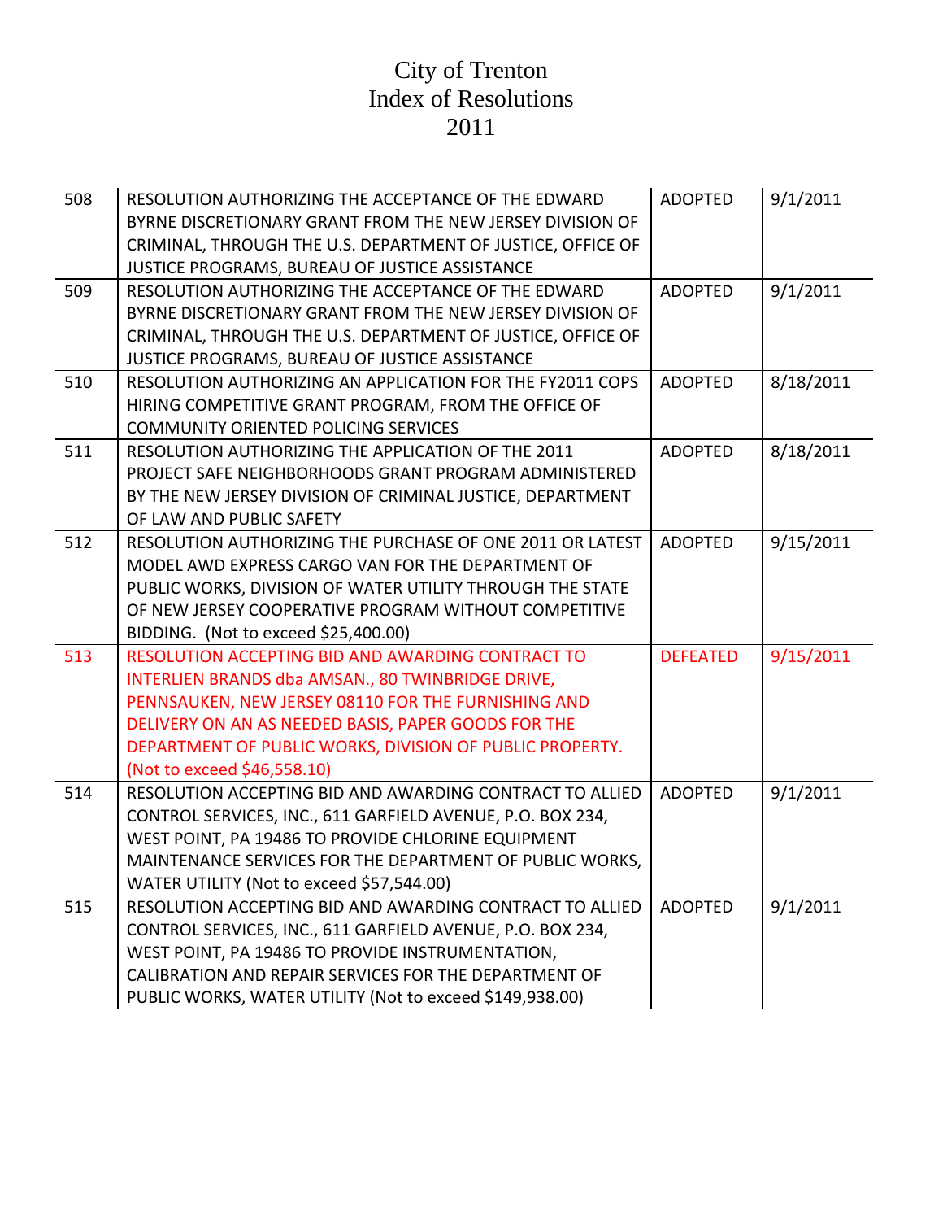# City of Trenton
# Index of Resolutions
# 2011

| | | | |
|---|---|---|---|
| 508 | RESOLUTION AUTHORIZING THE ACCEPTANCE OF THE EDWARD BYRNE DISCRETIONARY GRANT FROM THE NEW JERSEY DIVISION OF CRIMINAL, THROUGH THE U.S. DEPARTMENT OF JUSTICE, OFFICE OF JUSTICE PROGRAMS, BUREAU OF JUSTICE ASSISTANCE | ADOPTED | 9/1/2011 |
| 509 | RESOLUTION AUTHORIZING THE ACCEPTANCE OF THE EDWARD BYRNE DISCRETIONARY GRANT FROM THE NEW JERSEY DIVISION OF CRIMINAL, THROUGH THE U.S. DEPARTMENT OF JUSTICE, OFFICE OF JUSTICE PROGRAMS, BUREAU OF JUSTICE ASSISTANCE | ADOPTED | 9/1/2011 |
| 510 | RESOLUTION AUTHORIZING AN APPLICATION FOR THE FY2011 COPS HIRING COMPETITIVE GRANT PROGRAM, FROM THE OFFICE OF COMMUNITY ORIENTED POLICING SERVICES | ADOPTED | 8/18/2011 |
| 511 | RESOLUTION AUTHORIZING THE APPLICATION OF THE 2011 PROJECT SAFE NEIGHBORHOODS GRANT PROGRAM ADMINISTERED BY THE NEW JERSEY DIVISION OF CRIMINAL JUSTICE, DEPARTMENT OF LAW AND PUBLIC SAFETY | ADOPTED | 8/18/2011 |
| 512 | RESOLUTION AUTHORIZING THE PURCHASE OF ONE 2011 OR LATEST MODEL AWD EXPRESS CARGO VAN FOR THE DEPARTMENT OF PUBLIC WORKS, DIVISION OF WATER UTILITY THROUGH THE STATE OF NEW JERSEY COOPERATIVE PROGRAM WITHOUT COMPETITIVE BIDDING. (Not to exceed $25,400.00) | ADOPTED | 9/15/2011 |
| 513 | RESOLUTION ACCEPTING BID AND AWARDING CONTRACT TO INTERLIEN BRANDS dba AMSAN., 80 TWINBRIDGE DRIVE, PENNSAUKEN, NEW JERSEY 08110 FOR THE FURNISHING AND DELIVERY ON AN AS NEEDED BASIS, PAPER GOODS FOR THE DEPARTMENT OF PUBLIC WORKS, DIVISION OF PUBLIC PROPERTY. (Not to exceed $46,558.10) | DEFEATED | 9/15/2011 |
| 514 | RESOLUTION ACCEPTING BID AND AWARDING CONTRACT TO ALLIED CONTROL SERVICES, INC., 611 GARFIELD AVENUE, P.O. BOX 234, WEST POINT, PA 19486 TO PROVIDE CHLORINE EQUIPMENT MAINTENANCE SERVICES FOR THE DEPARTMENT OF PUBLIC WORKS, WATER UTILITY (Not to exceed $57,544.00) | ADOPTED | 9/1/2011 |
| 515 | RESOLUTION ACCEPTING BID AND AWARDING CONTRACT TO ALLIED CONTROL SERVICES, INC., 611 GARFIELD AVENUE, P.O. BOX 234, WEST POINT, PA 19486 TO PROVIDE INSTRUMENTATION, CALIBRATION AND REPAIR SERVICES FOR THE DEPARTMENT OF PUBLIC WORKS, WATER UTILITY (Not to exceed $149,938.00) | ADOPTED | 9/1/2011 |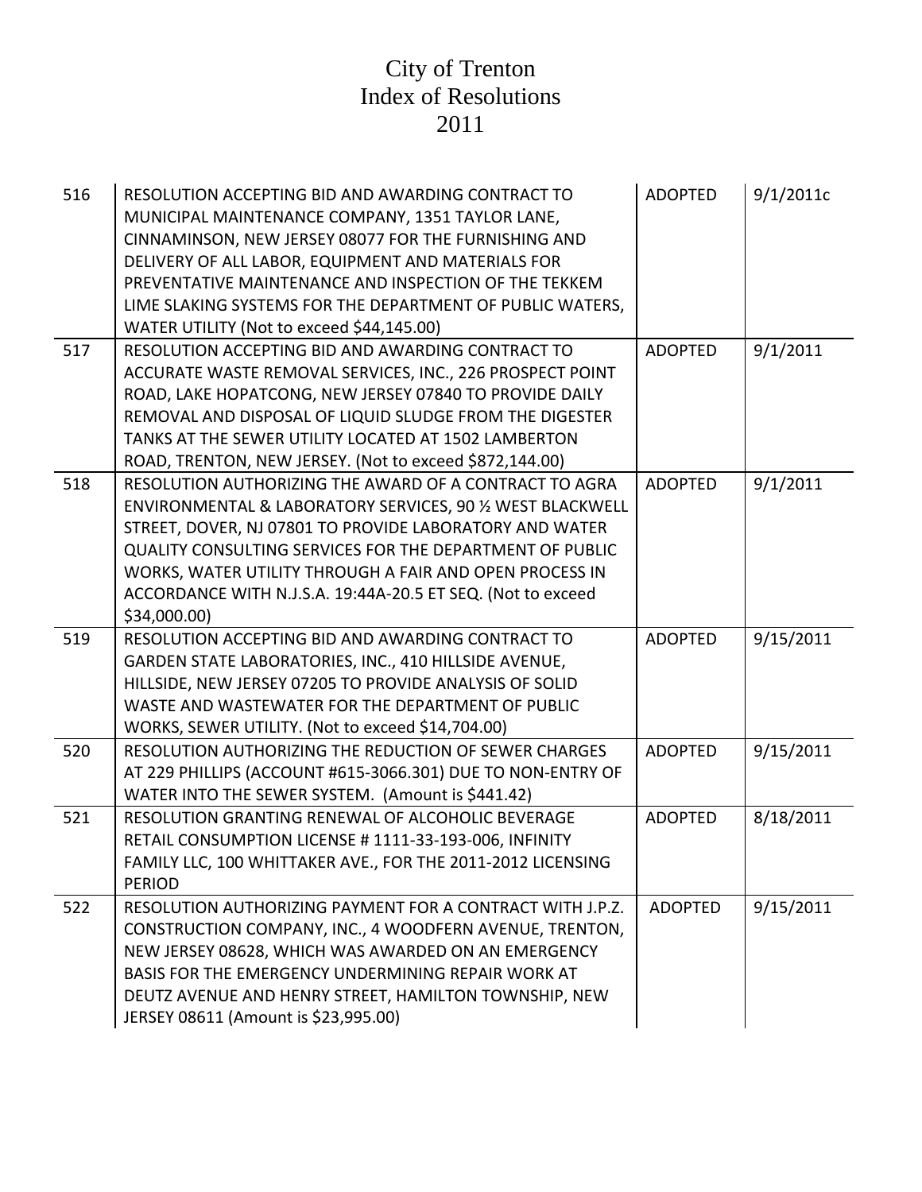# City of Trenton
# Index of Resolutions
# 2011

| | | | |
|---|---|---|---|
| 516 | RESOLUTION ACCEPTING BID AND AWARDING CONTRACT TO MUNICIPAL MAINTENANCE COMPANY, 1351 TAYLOR LANE, CINNAMINSON, NEW JERSEY 08077 FOR THE FURNISHING AND DELIVERY OF ALL LABOR, EQUIPMENT AND MATERIALS FOR PREVENTATIVE MAINTENANCE AND INSPECTION OF THE TEKKEM LIME SLAKING SYSTEMS FOR THE DEPARTMENT OF PUBLIC WATERS, WATER UTILITY (Not to exceed $44,145.00) | ADOPTED | 9/1/2011c |
| 517 | RESOLUTION ACCEPTING BID AND AWARDING CONTRACT TO ACCURATE WASTE REMOVAL SERVICES, INC., 226 PROSPECT POINT ROAD, LAKE HOPATCONG, NEW JERSEY 07840 TO PROVIDE DAILY REMOVAL AND DISPOSAL OF LIQUID SLUDGE FROM THE DIGESTER TANKS AT THE SEWER UTILITY LOCATED AT 1502 LAMBERTON ROAD, TRENTON, NEW JERSEY. (Not to exceed $872,144.00) | ADOPTED | 9/1/2011 |
| 518 | RESOLUTION AUTHORIZING THE AWARD OF A CONTRACT TO AGRA ENVIRONMENTAL & LABORATORY SERVICES, 90 ½ WEST BLACKWELL STREET, DOVER, NJ 07801 TO PROVIDE LABORATORY AND WATER QUALITY CONSULTING SERVICES FOR THE DEPARTMENT OF PUBLIC WORKS, WATER UTILITY THROUGH A FAIR AND OPEN PROCESS IN ACCORDANCE WITH N.J.S.A. 19:44A-20.5 ET SEQ. (Not to exceed $34,000.00) | ADOPTED | 9/1/2011 |
| 519 | RESOLUTION ACCEPTING BID AND AWARDING CONTRACT TO GARDEN STATE LABORATORIES, INC., 410 HILLSIDE AVENUE, HILLSIDE, NEW JERSEY 07205 TO PROVIDE ANALYSIS OF SOLID WASTE AND WASTEWATER FOR THE DEPARTMENT OF PUBLIC WORKS, SEWER UTILITY. (Not to exceed $14,704.00) | ADOPTED | 9/15/2011 |
| 520 | RESOLUTION AUTHORIZING THE REDUCTION OF SEWER CHARGES AT 229 PHILLIPS (ACCOUNT #615-3066.301) DUE TO NON-ENTRY OF WATER INTO THE SEWER SYSTEM. (Amount is $441.42) | ADOPTED | 9/15/2011 |
| 521 | RESOLUTION GRANTING RENEWAL OF ALCOHOLIC BEVERAGE RETAIL CONSUMPTION LICENSE # 1111-33-193-006, INFINITY FAMILY LLC, 100 WHITTAKER AVE., FOR THE 2011-2012 LICENSING PERIOD | ADOPTED | 8/18/2011 |
| 522 | RESOLUTION AUTHORIZING PAYMENT FOR A CONTRACT WITH J.P.Z. CONSTRUCTION COMPANY, INC., 4 WOODFERN AVENUE, TRENTON, NEW JERSEY 08628, WHICH WAS AWARDED ON AN EMERGENCY BASIS FOR THE EMERGENCY UNDERMINING REPAIR WORK AT DEUTZ AVENUE AND HENRY STREET, HAMILTON TOWNSHIP, NEW JERSEY 08611 (Amount is $23,995.00) | ADOPTED | 9/15/2011 |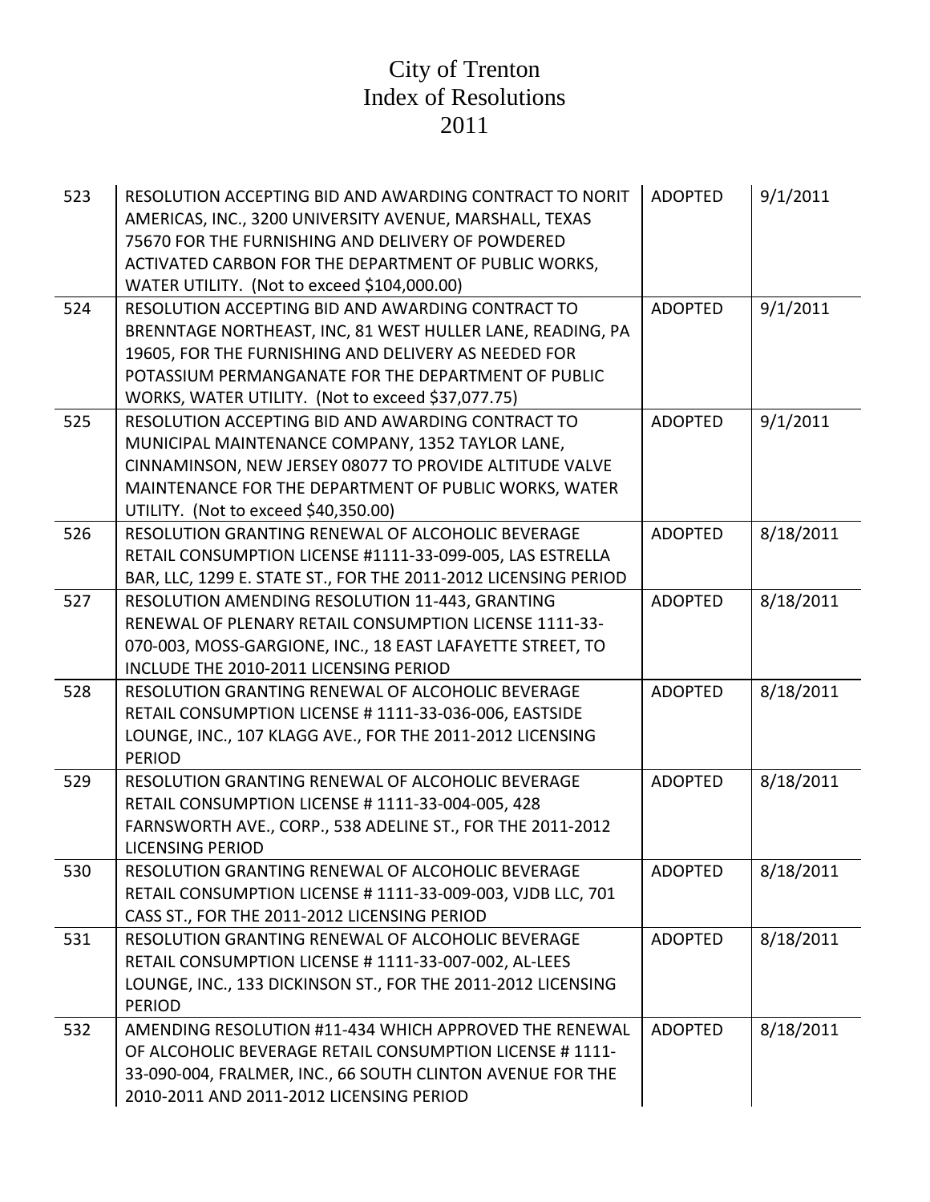# City of Trenton
# Index of Resolutions
# 2011

| | | | |
|---|---|---|---|
| 523 | RESOLUTION ACCEPTING BID AND AWARDING CONTRACT TO NORIT AMERICAS, INC., 3200 UNIVERSITY AVENUE, MARSHALL, TEXAS 75670 FOR THE FURNISHING AND DELIVERY OF POWDERED ACTIVATED CARBON FOR THE DEPARTMENT OF PUBLIC WORKS, WATER UTILITY. (Not to exceed $104,000.00) | ADOPTED | 9/1/2011 |
| 524 | RESOLUTION ACCEPTING BID AND AWARDING CONTRACT TO BRENNTAGE NORTHEAST, INC, 81 WEST HULLER LANE, READING, PA 19605, FOR THE FURNISHING AND DELIVERY AS NEEDED FOR POTASSIUM PERMANGANATE FOR THE DEPARTMENT OF PUBLIC WORKS, WATER UTILITY. (Not to exceed $37,077.75) | ADOPTED | 9/1/2011 |
| 525 | RESOLUTION ACCEPTING BID AND AWARDING CONTRACT TO MUNICIPAL MAINTENANCE COMPANY, 1352 TAYLOR LANE, CINNAMINSON, NEW JERSEY 08077 TO PROVIDE ALTITUDE VALVE MAINTENANCE FOR THE DEPARTMENT OF PUBLIC WORKS, WATER UTILITY. (Not to exceed $40,350.00) | ADOPTED | 9/1/2011 |
| 526 | RESOLUTION GRANTING RENEWAL OF ALCOHOLIC BEVERAGE RETAIL CONSUMPTION LICENSE #1111-33-099-005, LAS ESTRELLA BAR, LLC, 1299 E. STATE ST., FOR THE 2011-2012 LICENSING PERIOD | ADOPTED | 8/18/2011 |
| 527 | RESOLUTION AMENDING RESOLUTION 11-443, GRANTING RENEWAL OF PLENARY RETAIL CONSUMPTION LICENSE 1111-33-070-003, MOSS-GARGIONE, INC., 18 EAST LAFAYETTE STREET, TO INCLUDE THE 2010-2011 LICENSING PERIOD | ADOPTED | 8/18/2011 |
| 528 | RESOLUTION GRANTING RENEWAL OF ALCOHOLIC BEVERAGE RETAIL CONSUMPTION LICENSE # 1111-33-036-006, EASTSIDE LOUNGE, INC., 107 KLAGG AVE., FOR THE 2011-2012 LICENSING PERIOD | ADOPTED | 8/18/2011 |
| 529 | RESOLUTION GRANTING RENEWAL OF ALCOHOLIC BEVERAGE RETAIL CONSUMPTION LICENSE # 1111-33-004-005, 428 FARNSWORTH AVE., CORP., 538 ADELINE ST., FOR THE 2011-2012 LICENSING PERIOD | ADOPTED | 8/18/2011 |
| 530 | RESOLUTION GRANTING RENEWAL OF ALCOHOLIC BEVERAGE RETAIL CONSUMPTION LICENSE # 1111-33-009-003, VJDB LLC, 701 CASS ST., FOR THE 2011-2012 LICENSING PERIOD | ADOPTED | 8/18/2011 |
| 531 | RESOLUTION GRANTING RENEWAL OF ALCOHOLIC BEVERAGE RETAIL CONSUMPTION LICENSE # 1111-33-007-002, AL-LEES LOUNGE, INC., 133 DICKINSON ST., FOR THE 2011-2012 LICENSING PERIOD | ADOPTED | 8/18/2011 |
| 532 | AMENDING RESOLUTION #11-434 WHICH APPROVED THE RENEWAL OF ALCOHOLIC BEVERAGE RETAIL CONSUMPTION LICENSE # 1111-33-090-004, FRALMER, INC., 66 SOUTH CLINTON AVENUE FOR THE 2010-2011 AND 2011-2012 LICENSING PERIOD | ADOPTED | 8/18/2011 |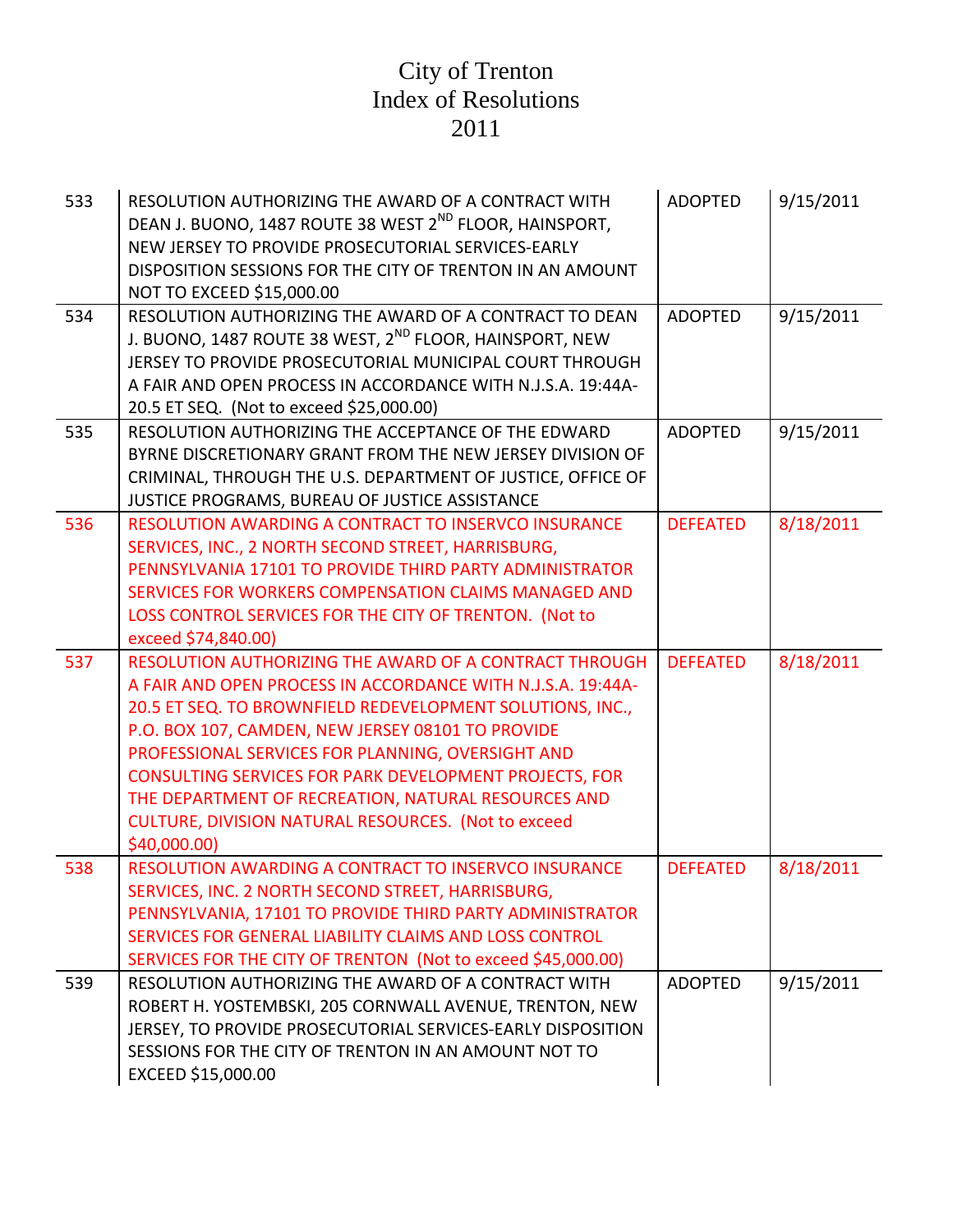# City of Trenton
# Index of Resolutions
# 2011

| | | | |
|---|---|---|---|
| 533 | RESOLUTION AUTHORIZING THE AWARD OF A CONTRACT WITH DEAN J. BUONO, 1487 ROUTE 38 WEST 2ND FLOOR, HAINSPORT, NEW JERSEY TO PROVIDE PROSECUTORIAL SERVICES-EARLY DISPOSITION SESSIONS FOR THE CITY OF TRENTON IN AN AMOUNT NOT TO EXCEED $15,000.00 | ADOPTED | 9/15/2011 |
| 534 | RESOLUTION AUTHORIZING THE AWARD OF A CONTRACT TO DEAN J. BUONO, 1487 ROUTE 38 WEST, 2ND FLOOR, HAINSPORT, NEW JERSEY TO PROVIDE PROSECUTORIAL MUNICIPAL COURT THROUGH A FAIR AND OPEN PROCESS IN ACCORDANCE WITH N.J.S.A. 19:44A-20.5 ET SEQ. (Not to exceed $25,000.00) | ADOPTED | 9/15/2011 |
| 535 | RESOLUTION AUTHORIZING THE ACCEPTANCE OF THE EDWARD BYRNE DISCRETIONARY GRANT FROM THE NEW JERSEY DIVISION OF CRIMINAL, THROUGH THE U.S. DEPARTMENT OF JUSTICE, OFFICE OF JUSTICE PROGRAMS, BUREAU OF JUSTICE ASSISTANCE | ADOPTED | 9/15/2011 |
| 536 | RESOLUTION AWARDING A CONTRACT TO INSERVCO INSURANCE SERVICES, INC., 2 NORTH SECOND STREET, HARRISBURG, PENNSYLVANIA 17101 TO PROVIDE THIRD PARTY ADMINISTRATOR SERVICES FOR WORKERS COMPENSATION CLAIMS MANAGED AND LOSS CONTROL SERVICES FOR THE CITY OF TRENTON. (Not to exceed $74,840.00) | DEFEATED | 8/18/2011 |
| 537 | RESOLUTION AUTHORIZING THE AWARD OF A CONTRACT THROUGH A FAIR AND OPEN PROCESS IN ACCORDANCE WITH N.J.S.A. 19:44A-20.5 ET SEQ. TO BROWNFIELD REDEVELOPMENT SOLUTIONS, INC., P.O. BOX 107, CAMDEN, NEW JERSEY 08101 TO PROVIDE PROFESSIONAL SERVICES FOR PLANNING, OVERSIGHT AND CONSULTING SERVICES FOR PARK DEVELOPMENT PROJECTS, FOR THE DEPARTMENT OF RECREATION, NATURAL RESOURCES AND CULTURE, DIVISION NATURAL RESOURCES. (Not to exceed $40,000.00) | DEFEATED | 8/18/2011 |
| 538 | RESOLUTION AWARDING A CONTRACT TO INSERVCO INSURANCE SERVICES, INC. 2 NORTH SECOND STREET, HARRISBURG, PENNSYLVANIA, 17101 TO PROVIDE THIRD PARTY ADMINISTRATOR SERVICES FOR GENERAL LIABILITY CLAIMS AND LOSS CONTROL SERVICES FOR THE CITY OF TRENTON (Not to exceed $45,000.00) | DEFEATED | 8/18/2011 |
| 539 | RESOLUTION AUTHORIZING THE AWARD OF A CONTRACT WITH ROBERT H. YOSTEMBSKI, 205 CORNWALL AVENUE, TRENTON, NEW JERSEY, TO PROVIDE PROSECUTORIAL SERVICES-EARLY DISPOSITION SESSIONS FOR THE CITY OF TRENTON IN AN AMOUNT NOT TO EXCEED $15,000.00 | ADOPTED | 9/15/2011 |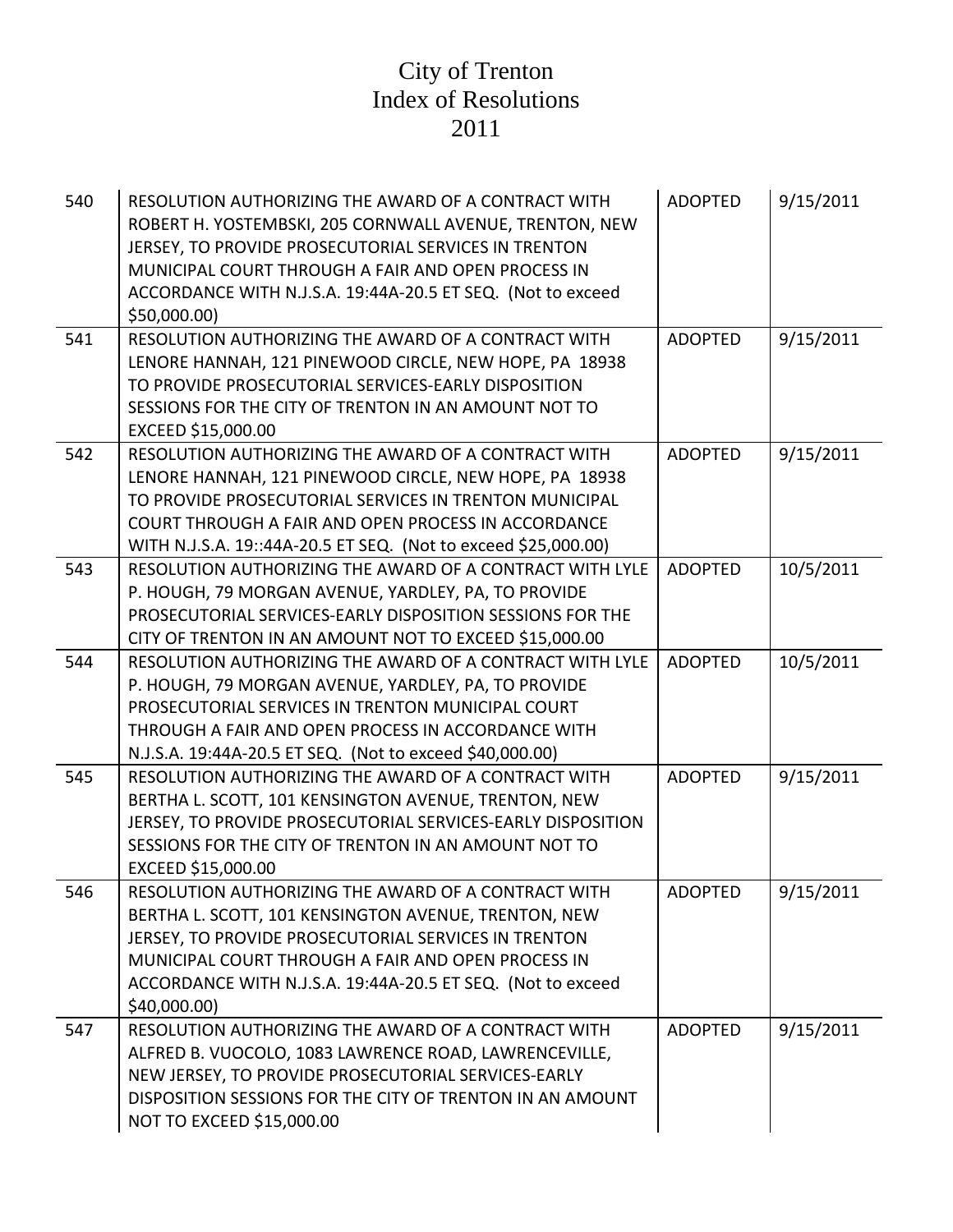# City of Trenton
# Index of Resolutions
# 2011

| | | | |
|---|---|---|---|
| 540 | RESOLUTION AUTHORIZING THE AWARD OF A CONTRACT WITH ROBERT H. YOSTEMBSKI, 205 CORNWALL AVENUE, TRENTON, NEW JERSEY, TO PROVIDE PROSECUTORIAL SERVICES IN TRENTON MUNICIPAL COURT THROUGH A FAIR AND OPEN PROCESS IN ACCORDANCE WITH N.J.S.A. 19:44A-20.5 ET SEQ. (Not to exceed $50,000.00) | ADOPTED | 9/15/2011 |
| 541 | RESOLUTION AUTHORIZING THE AWARD OF A CONTRACT WITH LENORE HANNAH, 121 PINEWOOD CIRCLE, NEW HOPE, PA 18938 TO PROVIDE PROSECUTORIAL SERVICES-EARLY DISPOSITION SESSIONS FOR THE CITY OF TRENTON IN AN AMOUNT NOT TO EXCEED $15,000.00 | ADOPTED | 9/15/2011 |
| 542 | RESOLUTION AUTHORIZING THE AWARD OF A CONTRACT WITH LENORE HANNAH, 121 PINEWOOD CIRCLE, NEW HOPE, PA 18938 TO PROVIDE PROSECUTORIAL SERVICES IN TRENTON MUNICIPAL COURT THROUGH A FAIR AND OPEN PROCESS IN ACCORDANCE WITH N.J.S.A. 19::44A-20.5 ET SEQ. (Not to exceed $25,000.00) | ADOPTED | 9/15/2011 |
| 543 | RESOLUTION AUTHORIZING THE AWARD OF A CONTRACT WITH LYLE P. HOUGH, 79 MORGAN AVENUE, YARDLEY, PA, TO PROVIDE PROSECUTORIAL SERVICES-EARLY DISPOSITION SESSIONS FOR THE CITY OF TRENTON IN AN AMOUNT NOT TO EXCEED $15,000.00 | ADOPTED | 10/5/2011 |
| 544 | RESOLUTION AUTHORIZING THE AWARD OF A CONTRACT WITH LYLE P. HOUGH, 79 MORGAN AVENUE, YARDLEY, PA, TO PROVIDE PROSECUTORIAL SERVICES IN TRENTON MUNICIPAL COURT THROUGH A FAIR AND OPEN PROCESS IN ACCORDANCE WITH N.J.S.A. 19:44A-20.5 ET SEQ. (Not to exceed $40,000.00) | ADOPTED | 10/5/2011 |
| 545 | RESOLUTION AUTHORIZING THE AWARD OF A CONTRACT WITH BERTHA L. SCOTT, 101 KENSINGTON AVENUE, TRENTON, NEW JERSEY, TO PROVIDE PROSECUTORIAL SERVICES-EARLY DISPOSITION SESSIONS FOR THE CITY OF TRENTON IN AN AMOUNT NOT TO EXCEED $15,000.00 | ADOPTED | 9/15/2011 |
| 546 | RESOLUTION AUTHORIZING THE AWARD OF A CONTRACT WITH BERTHA L. SCOTT, 101 KENSINGTON AVENUE, TRENTON, NEW JERSEY, TO PROVIDE PROSECUTORIAL SERVICES IN TRENTON MUNICIPAL COURT THROUGH A FAIR AND OPEN PROCESS IN ACCORDANCE WITH N.J.S.A. 19:44A-20.5 ET SEQ. (Not to exceed $40,000.00) | ADOPTED | 9/15/2011 |
| 547 | RESOLUTION AUTHORIZING THE AWARD OF A CONTRACT WITH ALFRED B. VUOCOLO, 1083 LAWRENCE ROAD, LAWRENCEVILLE, NEW JERSEY, TO PROVIDE PROSECUTORIAL SERVICES-EARLY DISPOSITION SESSIONS FOR THE CITY OF TRENTON IN AN AMOUNT NOT TO EXCEED $15,000.00 | ADOPTED | 9/15/2011 |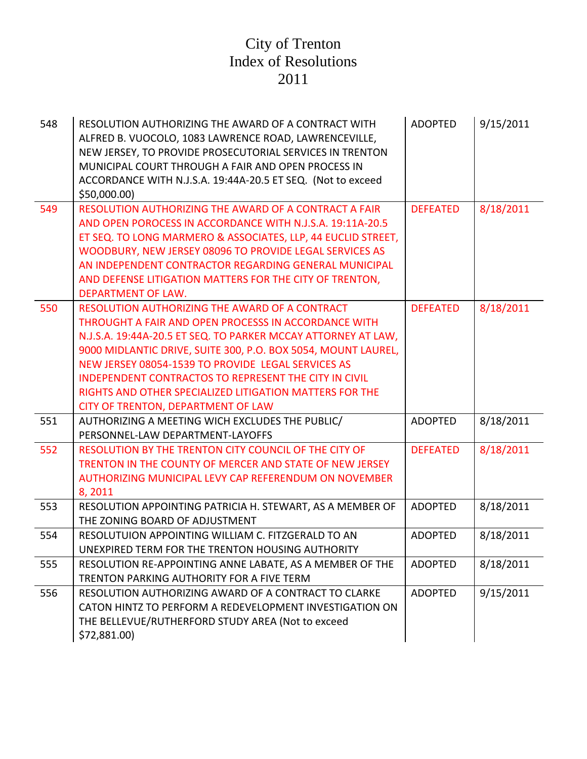# City of Trenton
# Index of Resolutions
# 2011

| | | | |
|---|---|---|---|
| 548 | RESOLUTION AUTHORIZING THE AWARD OF A CONTRACT WITH ALFRED B. VUOCOLO, 1083 LAWRENCE ROAD, LAWRENCEVILLE, NEW JERSEY, TO PROVIDE PROSECUTORIAL SERVICES IN TRENTON MUNICIPAL COURT THROUGH A FAIR AND OPEN PROCESS IN ACCORDANCE WITH N.J.S.A. 19:44A-20.5 ET SEQ. (Not to exceed $50,000.00) | ADOPTED | 9/15/2011 |
| 549 | RESOLUTION AUTHORIZING THE AWARD OF A CONTRACT A FAIR AND OPEN POROCESS IN ACCORDANCE WITH N.J.S.A. 19:11A-20.5 ET SEQ. TO LONG MARMERO & ASSOCIATES, LLP, 44 EUCLID STREET, WOODBURY, NEW JERSEY 08096 TO PROVIDE LEGAL SERVICES AS AN INDEPENDENT CONTRACTOR REGARDING GENERAL MUNICIPAL AND DEFENSE LITIGATION MATTERS FOR THE CITY OF TRENTON, DEPARTMENT OF LAW. | DEFEATED | 8/18/2011 |
| 550 | RESOLUTION AUTHORIZING THE AWARD OF A CONTRACT THROUGHT A FAIR AND OPEN PROCESSS IN ACCORDANCE WITH N.J.S.A. 19:44A-20.5 ET SEQ. TO PARKER MCCAY ATTORNEY AT LAW, 9000 MIDLANTIC DRIVE, SUITE 300, P.O. BOX 5054, MOUNT LAUREL, NEW JERSEY 08054-1539 TO PROVIDE LEGAL SERVICES AS INDEPENDENT CONTRACTOS TO REPRESENT THE CITY IN CIVIL RIGHTS AND OTHER SPECIALIZED LITIGATION MATTERS FOR THE CITY OF TRENTON, DEPARTMENT OF LAW | DEFEATED | 8/18/2011 |
| 551 | AUTHORIZING A MEETING WICH EXCLUDES THE PUBLIC/ PERSONNEL-LAW DEPARTMENT-LAYOFFS | ADOPTED | 8/18/2011 |
| 552 | RESOLUTION BY THE TRENTON CITY COUNCIL OF THE CITY OF TRENTON IN THE COUNTY OF MERCER AND STATE OF NEW JERSEY AUTHORIZING MUNICIPAL LEVY CAP REFERENDUM ON NOVEMBER 8, 2011 | DEFEATED | 8/18/2011 |
| 553 | RESOLUTION APPOINTING PATRICIA H. STEWART, AS A MEMBER OF THE ZONING BOARD OF ADJUSTMENT | ADOPTED | 8/18/2011 |
| 554 | RESOLUTUION APPOINTING WILLIAM C. FITZGERALD TO AN UNEXPIRED TERM FOR THE TRENTON HOUSING AUTHORITY | ADOPTED | 8/18/2011 |
| 555 | RESOLUTION RE-APPOINTING ANNE LABATE, AS A MEMBER OF THE TRENTON PARKING AUTHORITY FOR A FIVE TERM | ADOPTED | 8/18/2011 |
| 556 | RESOLUTION AUTHORIZING AWARD OF A CONTRACT TO CLARKE CATON HINTZ TO PERFORM A REDEVELOPMENT INVESTIGATION ON THE BELLEVUE/RUTHERFORD STUDY AREA (Not to exceed $72,881.00) | ADOPTED | 9/15/2011 |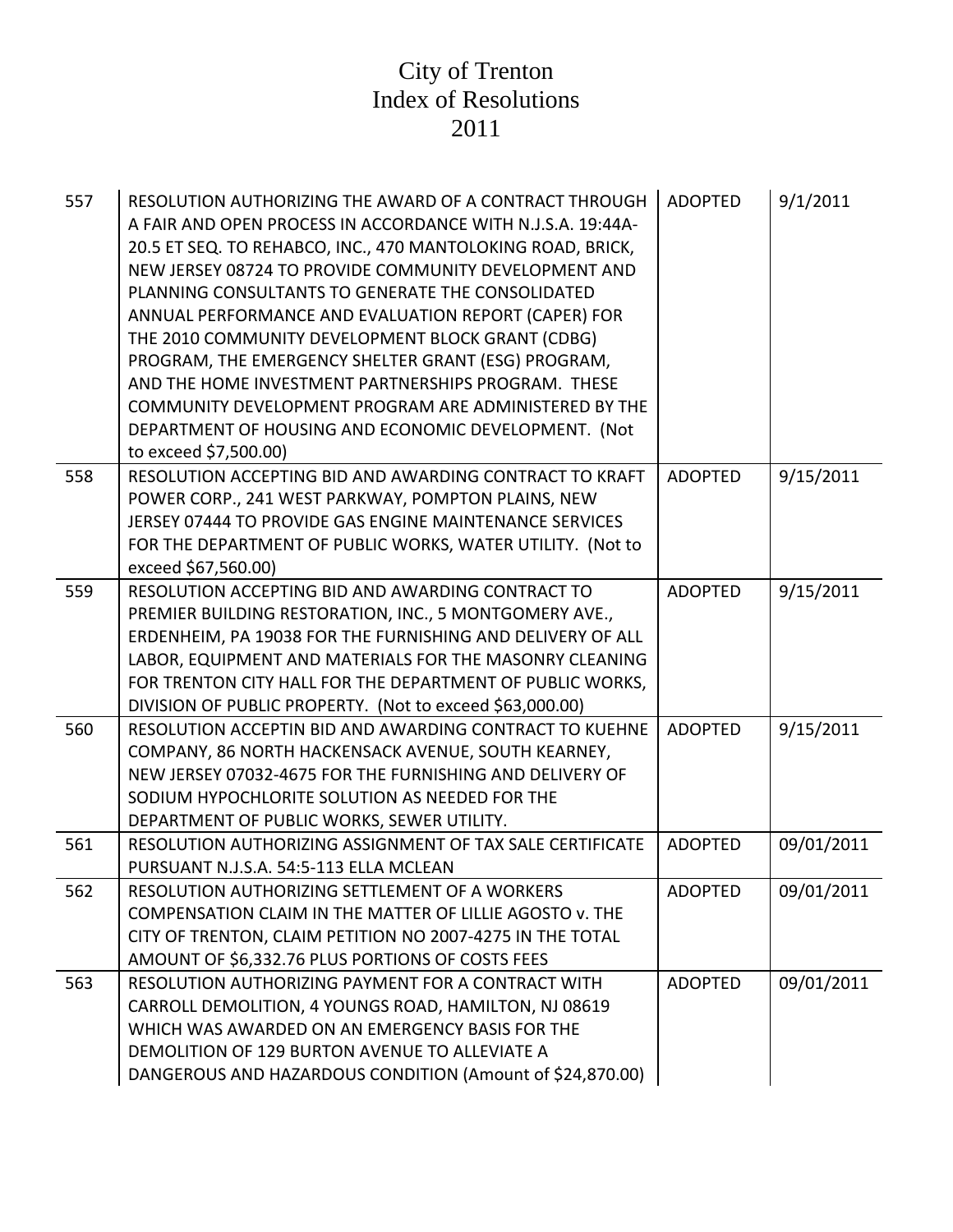# City of Trenton
# Index of Resolutions
# 2011

| | | | |
|---|---|---|---|
| 557 | RESOLUTION AUTHORIZING THE AWARD OF A CONTRACT THROUGH A FAIR AND OPEN PROCESS IN ACCORDANCE WITH N.J.S.A. 19:44A-20.5 ET SEQ. TO REHABCO, INC., 470 MANTOLOKING ROAD, BRICK, NEW JERSEY 08724 TO PROVIDE COMMUNITY DEVELOPMENT AND PLANNING CONSULTANTS TO GENERATE THE CONSOLIDATED ANNUAL PERFORMANCE AND EVALUATION REPORT (CAPER) FOR THE 2010 COMMUNITY DEVELOPMENT BLOCK GRANT (CDBG) PROGRAM, THE EMERGENCY SHELTER GRANT (ESG) PROGRAM, AND THE HOME INVESTMENT PARTNERSHIPS PROGRAM. THESE COMMUNITY DEVELOPMENT PROGRAM ARE ADMINISTERED BY THE DEPARTMENT OF HOUSING AND ECONOMIC DEVELOPMENT. (Not to exceed $7,500.00) | ADOPTED | 9/1/2011 |
| 558 | RESOLUTION ACCEPTING BID AND AWARDING CONTRACT TO KRAFT POWER CORP., 241 WEST PARKWAY, POMPTON PLAINS, NEW JERSEY 07444 TO PROVIDE GAS ENGINE MAINTENANCE SERVICES FOR THE DEPARTMENT OF PUBLIC WORKS, WATER UTILITY. (Not to exceed $67,560.00) | ADOPTED | 9/15/2011 |
| 559 | RESOLUTION ACCEPTING BID AND AWARDING CONTRACT TO PREMIER BUILDING RESTORATION, INC., 5 MONTGOMERY AVE., ERDENHEIM, PA 19038 FOR THE FURNISHING AND DELIVERY OF ALL LABOR, EQUIPMENT AND MATERIALS FOR THE MASONRY CLEANING FOR TRENTON CITY HALL FOR THE DEPARTMENT OF PUBLIC WORKS, DIVISION OF PUBLIC PROPERTY. (Not to exceed $63,000.00) | ADOPTED | 9/15/2011 |
| 560 | RESOLUTION ACCEPTIN BID AND AWARDING CONTRACT TO KUEHNE COMPANY, 86 NORTH HACKENSACK AVENUE, SOUTH KEARNEY, NEW JERSEY 07032-4675 FOR THE FURNISHING AND DELIVERY OF SODIUM HYPOCHLORITE SOLUTION AS NEEDED FOR THE DEPARTMENT OF PUBLIC WORKS, SEWER UTILITY. | ADOPTED | 9/15/2011 |
| 561 | RESOLUTION AUTHORIZING ASSIGNMENT OF TAX SALE CERTIFICATE PURSUANT N.J.S.A. 54:5-113 ELLA MCLEAN | ADOPTED | 09/01/2011 |
| 562 | RESOLUTION AUTHORIZING SETTLEMENT OF A WORKERS COMPENSATION CLAIM IN THE MATTER OF LILLIE AGOSTO v. THE CITY OF TRENTON, CLAIM PETITION NO 2007-4275 IN THE TOTAL AMOUNT OF $6,332.76 PLUS PORTIONS OF COSTS FEES | ADOPTED | 09/01/2011 |
| 563 | RESOLUTION AUTHORIZING PAYMENT FOR A CONTRACT WITH CARROLL DEMOLITION, 4 YOUNGS ROAD, HAMILTON, NJ 08619 WHICH WAS AWARDED ON AN EMERGENCY BASIS FOR THE DEMOLITION OF 129 BURTON AVENUE TO ALLEVIATE A DANGEROUS AND HAZARDOUS CONDITION (Amount of $24,870.00) | ADOPTED | 09/01/2011 |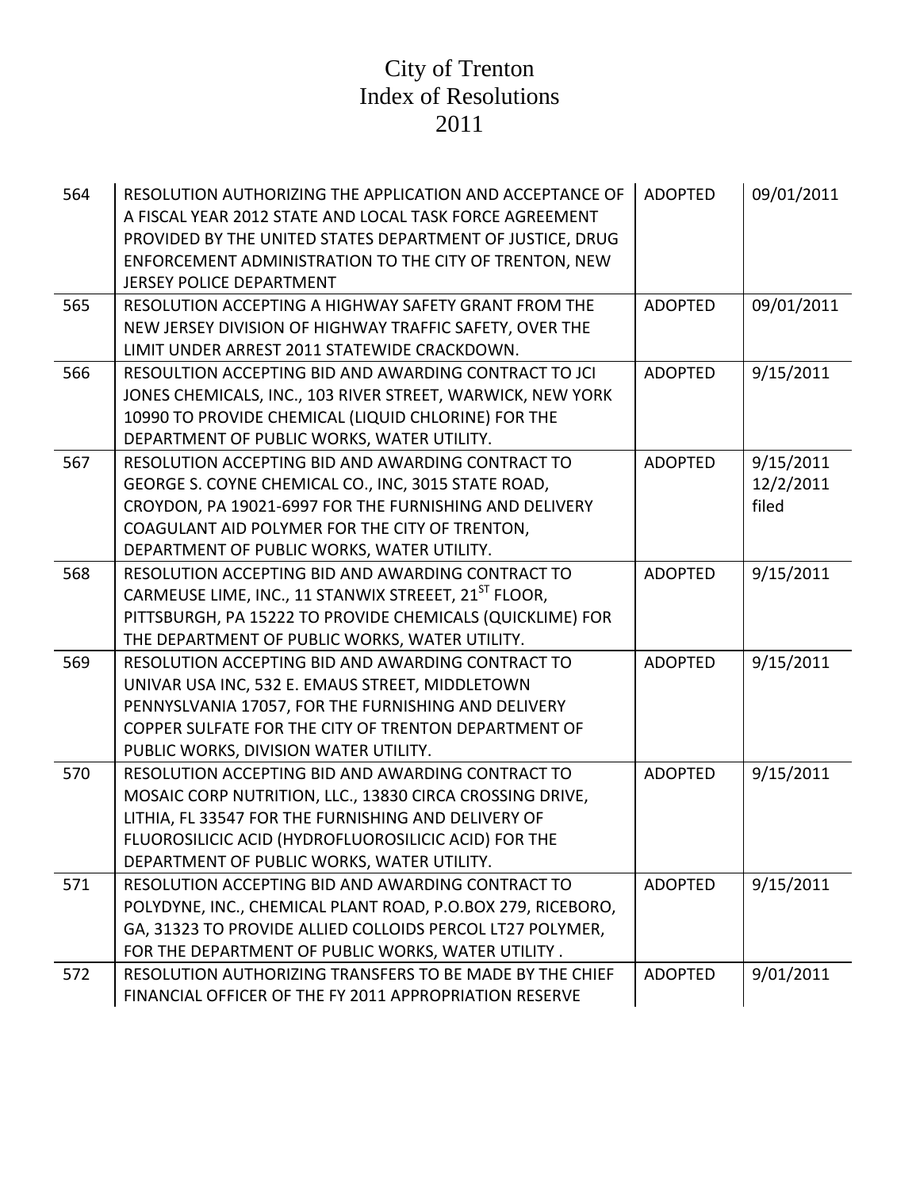# City of Trenton
# Index of Resolutions
# 2011

| | | | |
|---|---|---|---|
| 564 | RESOLUTION AUTHORIZING THE APPLICATION AND ACCEPTANCE OF A FISCAL YEAR 2012 STATE AND LOCAL TASK FORCE AGREEMENT PROVIDED BY THE UNITED STATES DEPARTMENT OF JUSTICE, DRUG ENFORCEMENT ADMINISTRATION TO THE CITY OF TRENTON, NEW JERSEY POLICE DEPARTMENT | ADOPTED | 09/01/2011 |
| 565 | RESOLUTION ACCEPTING A HIGHWAY SAFETY GRANT FROM THE NEW JERSEY DIVISION OF HIGHWAY TRAFFIC SAFETY, OVER THE LIMIT UNDER ARREST 2011 STATEWIDE CRACKDOWN. | ADOPTED | 09/01/2011 |
| 566 | RESOULTION ACCEPTING BID AND AWARDING CONTRACT TO JCI JONES CHEMICALS, INC., 103 RIVER STREET, WARWICK, NEW YORK 10990 TO PROVIDE CHEMICAL (LIQUID CHLORINE) FOR THE DEPARTMENT OF PUBLIC WORKS, WATER UTILITY. | ADOPTED | 9/15/2011 |
| 567 | RESOLUTION ACCEPTING BID AND AWARDING CONTRACT TO GEORGE S. COYNE CHEMICAL CO., INC, 3015 STATE ROAD, CROYDON, PA 19021-6997 FOR THE FURNISHING AND DELIVERY COAGULANT AID POLYMER FOR THE CITY OF TRENTON, DEPARTMENT OF PUBLIC WORKS, WATER UTILITY. | ADOPTED | 9/15/2011 12/2/2011 filed |
| 568 | RESOLUTION ACCEPTING BID AND AWARDING CONTRACT TO CARMEUSE LIME, INC., 11 STANWIX STREEET, 21ST FLOOR, PITTSBURGH, PA 15222 TO PROVIDE CHEMICALS (QUICKLIME) FOR THE DEPARTMENT OF PUBLIC WORKS, WATER UTILITY. | ADOPTED | 9/15/2011 |
| 569 | RESOLUTION ACCEPTING BID AND AWARDING CONTRACT TO UNIVAR USA INC, 532 E. EMAUS STREET, MIDDLETOWN PENNYSLVANIA 17057, FOR THE FURNISHING AND DELIVERY COPPER SULFATE FOR THE CITY OF TRENTON DEPARTMENT OF PUBLIC WORKS, DIVISION WATER UTILITY. | ADOPTED | 9/15/2011 |
| 570 | RESOLUTION ACCEPTING BID AND AWARDING CONTRACT TO MOSAIC CORP NUTRITION, LLC., 13830 CIRCA CROSSING DRIVE, LITHIA, FL 33547 FOR THE FURNISHING AND DELIVERY OF FLUOROSILICIC ACID (HYDROFLUOROSILICIC ACID) FOR THE DEPARTMENT OF PUBLIC WORKS, WATER UTILITY. | ADOPTED | 9/15/2011 |
| 571 | RESOLUTION ACCEPTING BID AND AWARDING CONTRACT TO POLYDYNE, INC., CHEMICAL PLANT ROAD, P.O.BOX 279, RICEBORO, GA, 31323 TO PROVIDE ALLIED COLLOIDS PERCOL LT27 POLYMER, FOR THE DEPARTMENT OF PUBLIC WORKS, WATER UTILITY . | ADOPTED | 9/15/2011 |
| 572 | RESOLUTION AUTHORIZING TRANSFERS TO BE MADE BY THE CHIEF FINANCIAL OFFICER OF THE FY 2011 APPROPRIATION RESERVE | ADOPTED | 9/01/2011 |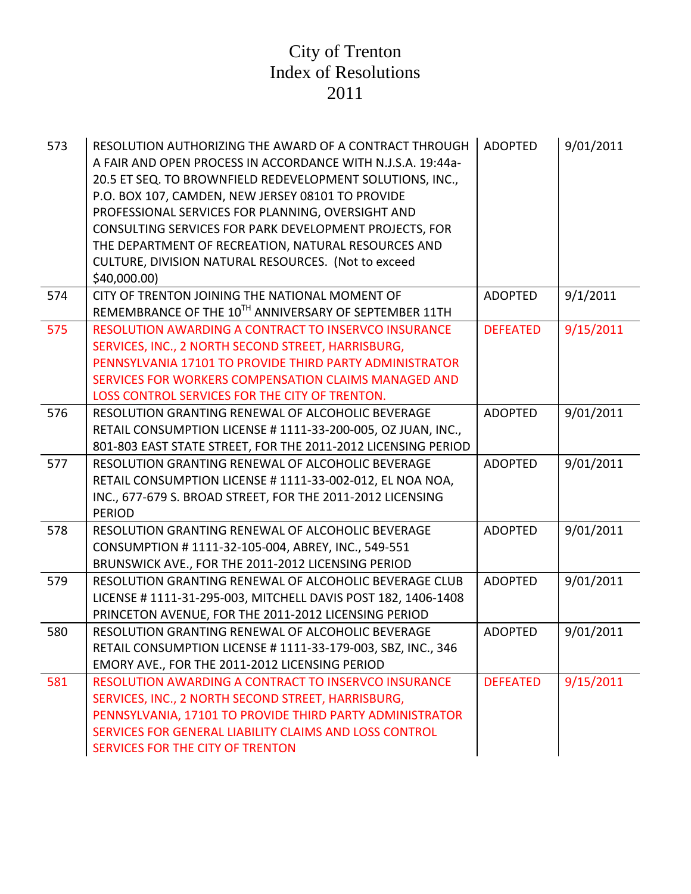# City of Trenton
# Index of Resolutions
# 2011

| | | | |
|---|---|---|---|
| 573 | RESOLUTION AUTHORIZING THE AWARD OF A CONTRACT THROUGH A FAIR AND OPEN PROCESS IN ACCORDANCE WITH N.J.S.A. 19:44a-20.5 ET SEQ. TO BROWNFIELD REDEVELOPMENT SOLUTIONS, INC., P.O. BOX 107, CAMDEN, NEW JERSEY 08101 TO PROVIDE PROFESSIONAL SERVICES FOR PLANNING, OVERSIGHT AND CONSULTING SERVICES FOR PARK DEVELOPMENT PROJECTS, FOR THE DEPARTMENT OF RECREATION, NATURAL RESOURCES AND CULTURE, DIVISION NATURAL RESOURCES. (Not to exceed $40,000.00) | ADOPTED | 9/01/2011 |
| 574 | CITY OF TRENTON JOINING THE NATIONAL MOMENT OF REMEMBRANCE OF THE 10TH ANNIVERSARY OF SEPTEMBER 11TH | ADOPTED | 9/1/2011 |
| 575 | RESOLUTION AWARDING A CONTRACT TO INSERVCO INSURANCE SERVICES, INC., 2 NORTH SECOND STREET, HARRISBURG, PENNSYLVANIA 17101 TO PROVIDE THIRD PARTY ADMINISTRATOR SERVICES FOR WORKERS COMPENSATION CLAIMS MANAGED AND LOSS CONTROL SERVICES FOR THE CITY OF TRENTON. | DEFEATED | 9/15/2011 |
| 576 | RESOLUTION GRANTING RENEWAL OF ALCOHOLIC BEVERAGE RETAIL CONSUMPTION LICENSE # 1111-33-200-005, OZ JUAN, INC., 801-803 EAST STATE STREET, FOR THE 2011-2012 LICENSING PERIOD | ADOPTED | 9/01/2011 |
| 577 | RESOLUTION GRANTING RENEWAL OF ALCOHOLIC BEVERAGE RETAIL CONSUMPTION LICENSE # 1111-33-002-012, EL NOA NOA, INC., 677-679 S. BROAD STREET, FOR THE 2011-2012 LICENSING PERIOD | ADOPTED | 9/01/2011 |
| 578 | RESOLUTION GRANTING RENEWAL OF ALCOHOLIC BEVERAGE CONSUMPTION # 1111-32-105-004, ABREY, INC., 549-551 BRUNSWICK AVE., FOR THE 2011-2012 LICENSING PERIOD | ADOPTED | 9/01/2011 |
| 579 | RESOLUTION GRANTING RENEWAL OF ALCOHOLIC BEVERAGE CLUB LICENSE # 1111-31-295-003, MITCHELL DAVIS POST 182, 1406-1408 PRINCETON AVENUE, FOR THE 2011-2012 LICENSING PERIOD | ADOPTED | 9/01/2011 |
| 580 | RESOLUTION GRANTING RENEWAL OF ALCOHOLIC BEVERAGE RETAIL CONSUMPTION LICENSE # 1111-33-179-003, SBZ, INC., 346 EMORY AVE., FOR THE 2011-2012 LICENSING PERIOD | ADOPTED | 9/01/2011 |
| 581 | RESOLUTION AWARDING A CONTRACT TO INSERVCO INSURANCE SERVICES, INC., 2 NORTH SECOND STREET, HARRISBURG, PENNSYLVANIA, 17101 TO PROVIDE THIRD PARTY ADMINISTRATOR SERVICES FOR GENERAL LIABILITY CLAIMS AND LOSS CONTROL SERVICES FOR THE CITY OF TRENTON | DEFEATED | 9/15/2011 |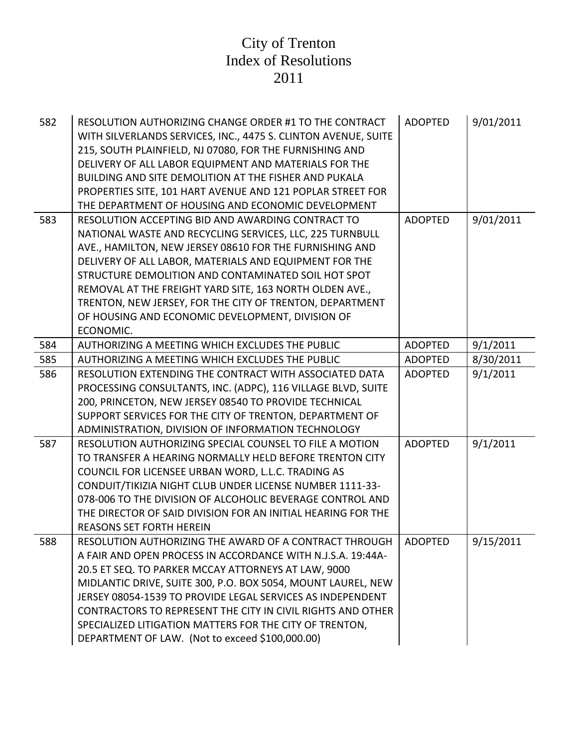# City of Trenton
# Index of Resolutions
# 2011

| | | | |
|---|---|---|---|
| 582 | RESOLUTION AUTHORIZING CHANGE ORDER #1 TO THE CONTRACT WITH SILVERLANDS SERVICES, INC., 4475 S. CLINTON AVENUE, SUITE 215, SOUTH PLAINFIELD, NJ 07080, FOR THE FURNISHING AND DELIVERY OF ALL LABOR EQUIPMENT AND MATERIALS FOR THE BUILDING AND SITE DEMOLITION AT THE FISHER AND PUKALA PROPERTIES SITE, 101 HART AVENUE AND 121 POPLAR STREET FOR THE DEPARTMENT OF HOUSING AND ECONOMIC DEVELOPMENT | ADOPTED | 9/01/2011 |
| 583 | RESOLUTION ACCEPTING BID AND AWARDING CONTRACT TO NATIONAL WASTE AND RECYCLING SERVICES, LLC, 225 TURNBULL AVE., HAMILTON, NEW JERSEY 08610 FOR THE FURNISHING AND DELIVERY OF ALL LABOR, MATERIALS AND EQUIPMENT FOR THE STRUCTURE DEMOLITION AND CONTAMINATED SOIL HOT SPOT REMOVAL AT THE FREIGHT YARD SITE, 163 NORTH OLDEN AVE., TRENTON, NEW JERSEY, FOR THE CITY OF TRENTON, DEPARTMENT OF HOUSING AND ECONOMIC DEVELOPMENT, DIVISION OF ECONOMIC. | ADOPTED | 9/01/2011 |
| 584 | AUTHORIZING A MEETING WHICH EXCLUDES THE PUBLIC | ADOPTED | 9/1/2011 |
| 585 | AUTHORIZING A MEETING WHICH EXCLUDES THE PUBLIC | ADOPTED | 8/30/2011 |
| 586 | RESOLUTION EXTENDING THE CONTRACT WITH ASSOCIATED DATA PROCESSING CONSULTANTS, INC. (ADPC), 116 VILLAGE BLVD, SUITE 200, PRINCETON, NEW JERSEY 08540 TO PROVIDE TECHNICAL SUPPORT SERVICES FOR THE CITY OF TRENTON, DEPARTMENT OF ADMINISTRATION, DIVISION OF INFORMATION TECHNOLOGY | ADOPTED | 9/1/2011 |
| 587 | RESOLUTION AUTHORIZING SPECIAL COUNSEL TO FILE A MOTION TO TRANSFER A HEARING NORMALLY HELD BEFORE TRENTON CITY COUNCIL FOR LICENSEE URBAN WORD, L.L.C. TRADING AS CONDUIT/TIKIZIA NIGHT CLUB UNDER LICENSE NUMBER 1111-33-078-006 TO THE DIVISION OF ALCOHOLIC BEVERAGE CONTROL AND THE DIRECTOR OF SAID DIVISION FOR AN INITIAL HEARING FOR THE REASONS SET FORTH HEREIN | ADOPTED | 9/1/2011 |
| 588 | RESOLUTION AUTHORIZING THE AWARD OF A CONTRACT THROUGH A FAIR AND OPEN PROCESS IN ACCORDANCE WITH N.J.S.A. 19:44A-20.5 ET SEQ. TO PARKER MCCAY ATTORNEYS AT LAW, 9000 MIDLANTIC DRIVE, SUITE 300, P.O. BOX 5054, MOUNT LAUREL, NEW JERSEY 08054-1539 TO PROVIDE LEGAL SERVICES AS INDEPENDENT CONTRACTORS TO REPRESENT THE CITY IN CIVIL RIGHTS AND OTHER SPECIALIZED LITIGATION MATTERS FOR THE CITY OF TRENTON, DEPARTMENT OF LAW. (Not to exceed $100,000.00) | ADOPTED | 9/15/2011 |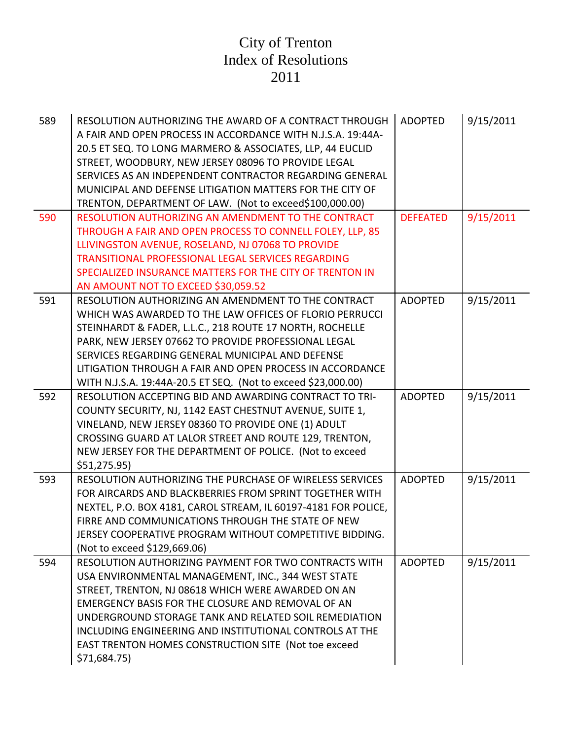# City of Trenton
# Index of Resolutions
# 2011

| | | | |
|---|---|---|---|
| 589 | RESOLUTION AUTHORIZING THE AWARD OF A CONTRACT THROUGH A FAIR AND OPEN PROCESS IN ACCORDANCE WITH N.J.S.A. 19:44A-20.5 ET SEQ. TO LONG MARMERO & ASSOCIATES, LLP, 44 EUCLID STREET, WOODBURY, NEW JERSEY 08096 TO PROVIDE LEGAL SERVICES AS AN INDEPENDENT CONTRACTOR REGARDING GENERAL MUNICIPAL AND DEFENSE LITIGATION MATTERS FOR THE CITY OF TRENTON, DEPARTMENT OF LAW. (Not to exceed$100,000.00) | ADOPTED | 9/15/2011 |
| 590 | RESOLUTION AUTHORIZING AN AMENDMENT TO THE CONTRACT THROUGH A FAIR AND OPEN PROCESS TO CONNELL FOLEY, LLP, 85 LLIVINGSTON AVENUE, ROSELAND, NJ 07068 TO PROVIDE TRANSITIONAL PROFESSIONAL LEGAL SERVICES REGARDING SPECIALIZED INSURANCE MATTERS FOR THE CITY OF TRENTON IN AN AMOUNT NOT TO EXCEED $30,059.52 | DEFEATED | 9/15/2011 |
| 591 | RESOLUTION AUTHORIZING AN AMENDMENT TO THE CONTRACT WHICH WAS AWARDED TO THE LAW OFFICES OF FLORIO PERRUCCI STEINHARDT & FADER, L.L.C., 218 ROUTE 17 NORTH, ROCHELLE PARK, NEW JERSEY 07662 TO PROVIDE PROFESSIONAL LEGAL SERVICES REGARDING GENERAL MUNICIPAL AND DEFENSE LITIGATION THROUGH A FAIR AND OPEN PROCESS IN ACCORDANCE WITH N.J.S.A. 19:44A-20.5 ET SEQ. (Not to exceed $23,000.00) | ADOPTED | 9/15/2011 |
| 592 | RESOLUTION ACCEPTING BID AND AWARDING CONTRACT TO TRI-COUNTY SECURITY, NJ, 1142 EAST CHESTNUT AVENUE, SUITE 1, VINELAND, NEW JERSEY 08360 TO PROVIDE ONE (1) ADULT CROSSING GUARD AT LALOR STREET AND ROUTE 129, TRENTON, NEW JERSEY FOR THE DEPARTMENT OF POLICE. (Not to exceed $51,275.95) | ADOPTED | 9/15/2011 |
| 593 | RESOLUTION AUTHORIZING THE PURCHASE OF WIRELESS SERVICES FOR AIRCARDS AND BLACKBERRIES FROM SPRINT TOGETHER WITH NEXTEL, P.O. BOX 4181, CAROL STREAM, IL 60197-4181 FOR POLICE, FIRRE AND COMMUNICATIONS THROUGH THE STATE OF NEW JERSEY COOPERATIVE PROGRAM WITHOUT COMPETITIVE BIDDING. (Not to exceed $129,669.06) | ADOPTED | 9/15/2011 |
| 594 | RESOLUTION AUTHORIZING PAYMENT FOR TWO CONTRACTS WITH USA ENVIRONMENTAL MANAGEMENT, INC., 344 WEST STATE STREET, TRENTON, NJ 08618 WHICH WERE AWARDED ON AN EMERGENCY BASIS FOR THE CLOSURE AND REMOVAL OF AN UNDERGROUND STORAGE TANK AND RELATED SOIL REMEDIATION INCLUDING ENGINEERING AND INSTITUTIONAL CONTROLS AT THE EAST TRENTON HOMES CONSTRUCTION SITE (Not toe exceed $71,684.75) | ADOPTED | 9/15/2011 |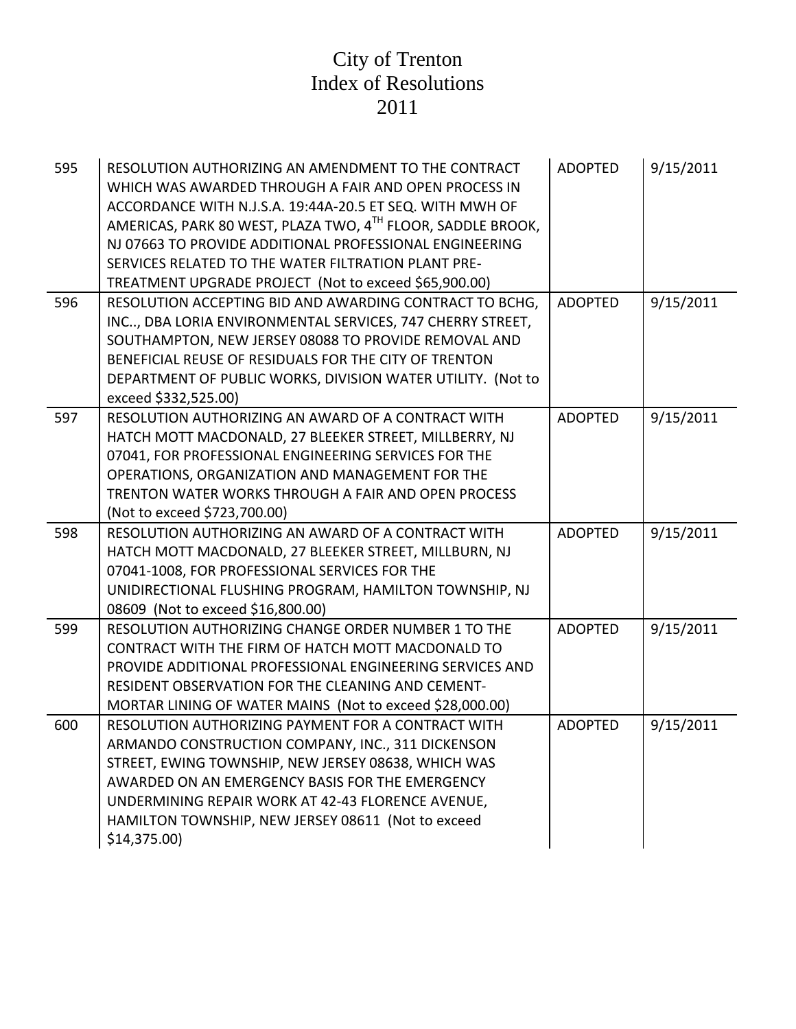# City of Trenton
# Index of Resolutions
# 2011

| | | | |
|---|---|---|---|
| 595 | RESOLUTION AUTHORIZING AN AMENDMENT TO THE CONTRACT WHICH WAS AWARDED THROUGH A FAIR AND OPEN PROCESS IN ACCORDANCE WITH N.J.S.A. 19:44A-20.5 ET SEQ. WITH MWH OF AMERICAS, PARK 80 WEST, PLAZA TWO, 4TH FLOOR, SADDLE BROOK, NJ 07663 TO PROVIDE ADDITIONAL PROFESSIONAL ENGINEERING SERVICES RELATED TO THE WATER FILTRATION PLANT PRE-TREATMENT UPGRADE PROJECT (Not to exceed $65,900.00) | ADOPTED | 9/15/2011 |
| 596 | RESOLUTION ACCEPTING BID AND AWARDING CONTRACT TO BCHG, INC.., DBA LORIA ENVIRONMENTAL SERVICES, 747 CHERRY STREET, SOUTHAMPTON, NEW JERSEY 08088 TO PROVIDE REMOVAL AND BENEFICIAL REUSE OF RESIDUALS FOR THE CITY OF TRENTON DEPARTMENT OF PUBLIC WORKS, DIVISION WATER UTILITY. (Not to exceed $332,525.00) | ADOPTED | 9/15/2011 |
| 597 | RESOLUTION AUTHORIZING AN AWARD OF A CONTRACT WITH HATCH MOTT MACDONALD, 27 BLEEKER STREET, MILLBERRY, NJ 07041, FOR PROFESSIONAL ENGINEERING SERVICES FOR THE OPERATIONS, ORGANIZATION AND MANAGEMENT FOR THE TRENTON WATER WORKS THROUGH A FAIR AND OPEN PROCESS (Not to exceed $723,700.00) | ADOPTED | 9/15/2011 |
| 598 | RESOLUTION AUTHORIZING AN AWARD OF A CONTRACT WITH HATCH MOTT MACDONALD, 27 BLEEKER STREET, MILLBURN, NJ 07041-1008, FOR PROFESSIONAL SERVICES FOR THE UNIDIRECTIONAL FLUSHING PROGRAM, HAMILTON TOWNSHIP, NJ 08609 (Not to exceed $16,800.00) | ADOPTED | 9/15/2011 |
| 599 | RESOLUTION AUTHORIZING CHANGE ORDER NUMBER 1 TO THE CONTRACT WITH THE FIRM OF HATCH MOTT MACDONALD TO PROVIDE ADDITIONAL PROFESSIONAL ENGINEERING SERVICES AND RESIDENT OBSERVATION FOR THE CLEANING AND CEMENT-MORTAR LINING OF WATER MAINS (Not to exceed $28,000.00) | ADOPTED | 9/15/2011 |
| 600 | RESOLUTION AUTHORIZING PAYMENT FOR A CONTRACT WITH ARMANDO CONSTRUCTION COMPANY, INC., 311 DICKENSON STREET, EWING TOWNSHIP, NEW JERSEY 08638, WHICH WAS AWARDED ON AN EMERGENCY BASIS FOR THE EMERGENCY UNDERMINING REPAIR WORK AT 42-43 FLORENCE AVENUE, HAMILTON TOWNSHIP, NEW JERSEY 08611 (Not to exceed $14,375.00) | ADOPTED | 9/15/2011 |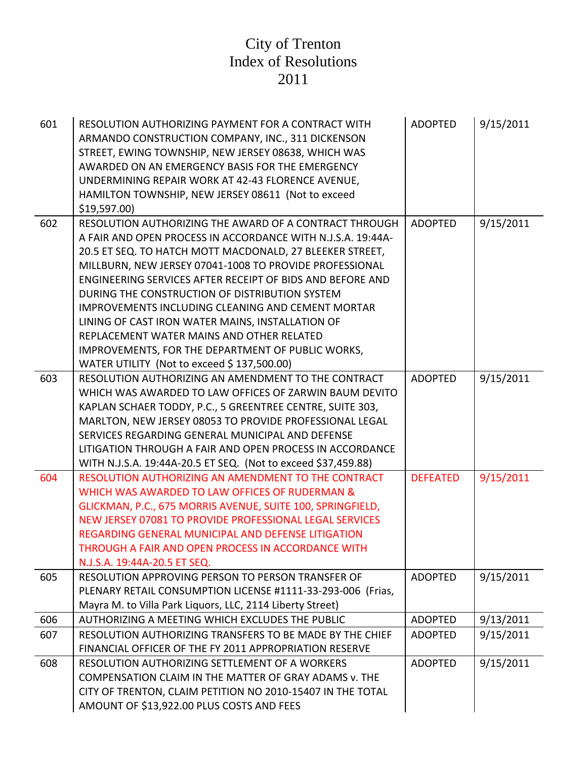# City of Trenton
# Index of Resolutions
# 2011

| | | | |
|---|---|---|---|
| 601 | RESOLUTION AUTHORIZING PAYMENT FOR A CONTRACT WITH ARMANDO CONSTRUCTION COMPANY, INC., 311 DICKENSON STREET, EWING TOWNSHIP, NEW JERSEY 08638, WHICH WAS AWARDED ON AN EMERGENCY BASIS FOR THE EMERGENCY UNDERMINING REPAIR WORK AT 42-43 FLORENCE AVENUE, HAMILTON TOWNSHIP, NEW JERSEY 08611 (Not to exceed $19,597.00) | ADOPTED | 9/15/2011 |
| 602 | RESOLUTION AUTHORIZING THE AWARD OF A CONTRACT THROUGH A FAIR AND OPEN PROCESS IN ACCORDANCE WITH N.J.S.A. 19:44A-20.5 ET SEQ. TO HATCH MOTT MACDONALD, 27 BLEEKER STREET, MILLBURN, NEW JERSEY 07041-1008 TO PROVIDE PROFESSIONAL ENGINEERING SERVICES AFTER RECEIPT OF BIDS AND BEFORE AND DURING THE CONSTRUCTION OF DISTRIBUTION SYSTEM IMPROVEMENTS INCLUDING CLEANING AND CEMENT MORTAR LINING OF CAST IRON WATER MAINS, INSTALLATION OF REPLACEMENT WATER MAINS AND OTHER RELATED IMPROVEMENTS, FOR THE DEPARTMENT OF PUBLIC WORKS, WATER UTILITY (Not to exceed $ 137,500.00) | ADOPTED | 9/15/2011 |
| 603 | RESOLUTION AUTHORIZING AN AMENDMENT TO THE CONTRACT WHICH WAS AWARDED TO LAW OFFICES OF ZARWIN BAUM DEVITO KAPLAN SCHAER TODDY, P.C., 5 GREENTREE CENTRE, SUITE 303, MARLTON, NEW JERSEY 08053 TO PROVIDE PROFESSIONAL LEGAL SERVICES REGARDING GENERAL MUNICIPAL AND DEFENSE LITIGATION THROUGH A FAIR AND OPEN PROCESS IN ACCORDANCE WITH N.J.S.A. 19:44A-20.5 ET SEQ. (Not to exceed $37,459.88) | ADOPTED | 9/15/2011 |
| 604 | RESOLUTION AUTHORIZING AN AMENDMENT TO THE CONTRACT WHICH WAS AWARDED TO LAW OFFICES OF RUDERMAN & GLICKMAN, P.C., 675 MORRIS AVENUE, SUITE 100, SPRINGFIELD, NEW JERSEY 07081 TO PROVIDE PROFESSIONAL LEGAL SERVICES REGARDING GENERAL MUNICIPAL AND DEFENSE LITIGATION THROUGH A FAIR AND OPEN PROCESS IN ACCORDANCE WITH N.J.S.A. 19:44A-20.5 ET SEQ. | DEFEATED | 9/15/2011 |
| 605 | RESOLUTION APPROVING PERSON TO PERSON TRANSFER OF PLENARY RETAIL CONSUMPTION LICENSE #1111-33-293-006 (Frias, Mayra M. to Villa Park Liquors, LLC, 2114 Liberty Street) | ADOPTED | 9/15/2011 |
| 606 | AUTHORIZING A MEETING WHICH EXCLUDES THE PUBLIC | ADOPTED | 9/13/2011 |
| 607 | RESOLUTION AUTHORIZING TRANSFERS TO BE MADE BY THE CHIEF FINANCIAL OFFICER OF THE FY 2011 APPROPRIATION RESERVE | ADOPTED | 9/15/2011 |
| 608 | RESOLUTION AUTHORIZING SETTLEMENT OF A WORKERS COMPENSATION CLAIM IN THE MATTER OF GRAY ADAMS v. THE CITY OF TRENTON, CLAIM PETITION NO 2010-15407 IN THE TOTAL AMOUNT OF $13,922.00 PLUS COSTS AND FEES | ADOPTED | 9/15/2011 |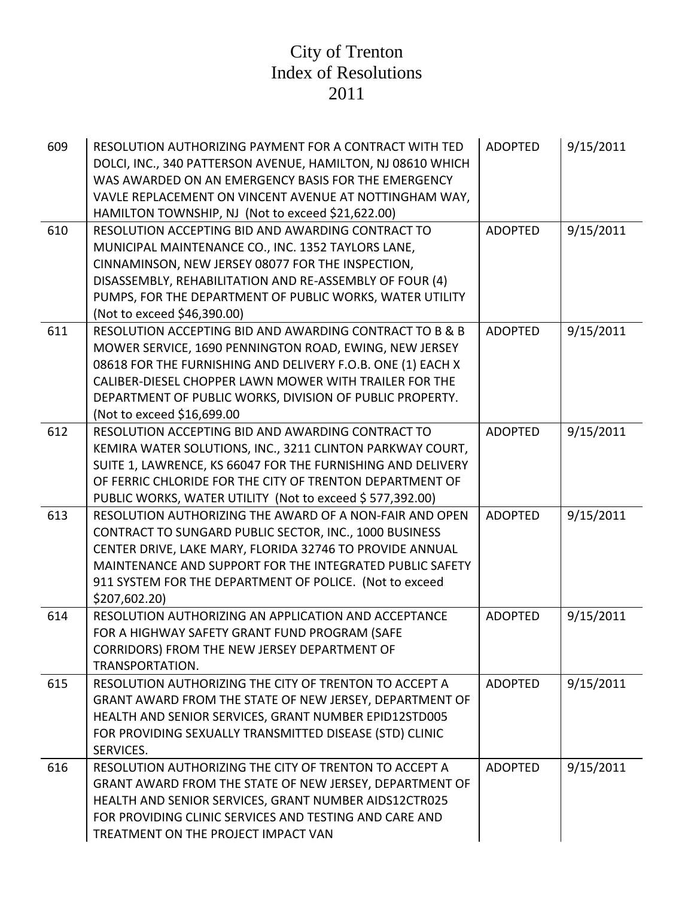# City of Trenton
# Index of Resolutions
# 2011

| | | | |
|---|---|---|---|
| 609 | RESOLUTION AUTHORIZING PAYMENT FOR A CONTRACT WITH TED DOLCI, INC., 340 PATTERSON AVENUE, HAMILTON, NJ 08610 WHICH WAS AWARDED ON AN EMERGENCY BASIS FOR THE EMERGENCY VAVLE REPLACEMENT ON VINCENT AVENUE AT NOTTINGHAM WAY, HAMILTON TOWNSHIP, NJ (Not to exceed $21,622.00) | ADOPTED | 9/15/2011 |
| 610 | RESOLUTION ACCEPTING BID AND AWARDING CONTRACT TO MUNICIPAL MAINTENANCE CO., INC. 1352 TAYLORS LANE, CINNAMINSON, NEW JERSEY 08077 FOR THE INSPECTION, DISASSEMBLY, REHABILITATION AND RE-ASSEMBLY OF FOUR (4) PUMPS, FOR THE DEPARTMENT OF PUBLIC WORKS, WATER UTILITY (Not to exceed $46,390.00) | ADOPTED | 9/15/2011 |
| 611 | RESOLUTION ACCEPTING BID AND AWARDING CONTRACT TO B & B MOWER SERVICE, 1690 PENNINGTON ROAD, EWING, NEW JERSEY 08618 FOR THE FURNISHING AND DELIVERY F.O.B. ONE (1) EACH X CALIBER-DIESEL CHOPPER LAWN MOWER WITH TRAILER FOR THE DEPARTMENT OF PUBLIC WORKS, DIVISION OF PUBLIC PROPERTY. (Not to exceed $16,699.00 | ADOPTED | 9/15/2011 |
| 612 | RESOLUTION ACCEPTING BID AND AWARDING CONTRACT TO KEMIRA WATER SOLUTIONS, INC., 3211 CLINTON PARKWAY COURT, SUITE 1, LAWRENCE, KS 66047 FOR THE FURNISHING AND DELIVERY OF FERRIC CHLORIDE FOR THE CITY OF TRENTON DEPARTMENT OF PUBLIC WORKS, WATER UTILITY (Not to exceed $ 577,392.00) | ADOPTED | 9/15/2011 |
| 613 | RESOLUTION AUTHORIZING THE AWARD OF A NON-FAIR AND OPEN CONTRACT TO SUNGARD PUBLIC SECTOR, INC., 1000 BUSINESS CENTER DRIVE, LAKE MARY, FLORIDA 32746 TO PROVIDE ANNUAL MAINTENANCE AND SUPPORT FOR THE INTEGRATED PUBLIC SAFETY 911 SYSTEM FOR THE DEPARTMENT OF POLICE. (Not to exceed $207,602.20) | ADOPTED | 9/15/2011 |
| 614 | RESOLUTION AUTHORIZING AN APPLICATION AND ACCEPTANCE FOR A HIGHWAY SAFETY GRANT FUND PROGRAM (SAFE CORRIDORS) FROM THE NEW JERSEY DEPARTMENT OF TRANSPORTATION. | ADOPTED | 9/15/2011 |
| 615 | RESOLUTION AUTHORIZING THE CITY OF TRENTON TO ACCEPT A GRANT AWARD FROM THE STATE OF NEW JERSEY, DEPARTMENT OF HEALTH AND SENIOR SERVICES, GRANT NUMBER EPID12STD005 FOR PROVIDING SEXUALLY TRANSMITTED DISEASE (STD) CLINIC SERVICES. | ADOPTED | 9/15/2011 |
| 616 | RESOLUTION AUTHORIZING THE CITY OF TRENTON TO ACCEPT A GRANT AWARD FROM THE STATE OF NEW JERSEY, DEPARTMENT OF HEALTH AND SENIOR SERVICES, GRANT NUMBER AIDS12CTR025 FOR PROVIDING CLINIC SERVICES AND TESTING AND CARE AND TREATMENT ON THE PROJECT IMPACT VAN | ADOPTED | 9/15/2011 |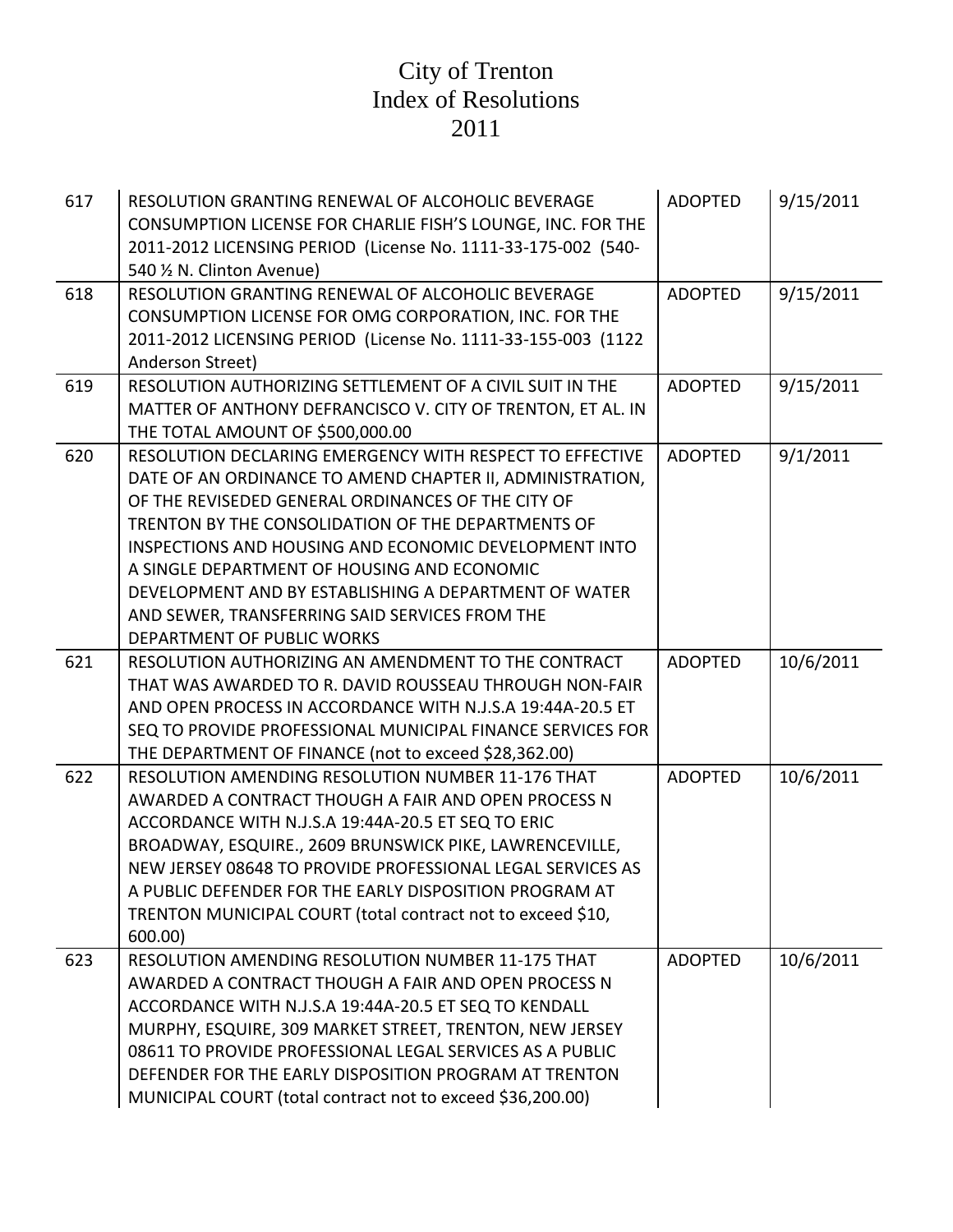# City of Trenton
# Index of Resolutions
# 2011

| | | | |
|---|---|---|---|
| 617 | RESOLUTION GRANTING RENEWAL OF ALCOHOLIC BEVERAGE CONSUMPTION LICENSE FOR CHARLIE FISH'S LOUNGE, INC. FOR THE 2011-2012 LICENSING PERIOD (License No. 1111-33-175-002 (540-540 ½ N. Clinton Avenue) | ADOPTED | 9/15/2011 |
| 618 | RESOLUTION GRANTING RENEWAL OF ALCOHOLIC BEVERAGE CONSUMPTION LICENSE FOR OMG CORPORATION, INC. FOR THE 2011-2012 LICENSING PERIOD (License No. 1111-33-155-003 (1122 Anderson Street) | ADOPTED | 9/15/2011 |
| 619 | RESOLUTION AUTHORIZING SETTLEMENT OF A CIVIL SUIT IN THE MATTER OF ANTHONY DEFRANCISCO V. CITY OF TRENTON, ET AL. IN THE TOTAL AMOUNT OF $500,000.00 | ADOPTED | 9/15/2011 |
| 620 | RESOLUTION DECLARING EMERGENCY WITH RESPECT TO EFFECTIVE DATE OF AN ORDINANCE TO AMEND CHAPTER II, ADMINISTRATION, OF THE REVISEDED GENERAL ORDINANCES OF THE CITY OF TRENTON BY THE CONSOLIDATION OF THE DEPARTMENTS OF INSPECTIONS AND HOUSING AND ECONOMIC DEVELOPMENT INTO A SINGLE DEPARTMENT OF HOUSING AND ECONOMIC DEVELOPMENT AND BY ESTABLISHING A DEPARTMENT OF WATER AND SEWER, TRANSFERRING SAID SERVICES FROM THE DEPARTMENT OF PUBLIC WORKS | ADOPTED | 9/1/2011 |
| 621 | RESOLUTION AUTHORIZING AN AMENDMENT TO THE CONTRACT THAT WAS AWARDED TO R. DAVID ROUSSEAU THROUGH NON-FAIR AND OPEN PROCESS IN ACCORDANCE WITH N.J.S.A 19:44A-20.5 ET SEQ TO PROVIDE PROFESSIONAL MUNICIPAL FINANCE SERVICES FOR THE DEPARTMENT OF FINANCE (not to exceed $28,362.00) | ADOPTED | 10/6/2011 |
| 622 | RESOLUTION AMENDING RESOLUTION NUMBER 11-176 THAT AWARDED A CONTRACT THOUGH A FAIR AND OPEN PROCESS N ACCORDANCE WITH N.J.S.A 19:44A-20.5 ET SEQ TO ERIC BROADWAY, ESQUIRE., 2609 BRUNSWICK PIKE, LAWRENCEVILLE, NEW JERSEY 08648 TO PROVIDE PROFESSIONAL LEGAL SERVICES AS A PUBLIC DEFENDER FOR THE EARLY DISPOSITION PROGRAM AT TRENTON MUNICIPAL COURT (total contract not to exceed $10, 600.00) | ADOPTED | 10/6/2011 |
| 623 | RESOLUTION AMENDING RESOLUTION NUMBER 11-175 THAT AWARDED A CONTRACT THOUGH A FAIR AND OPEN PROCESS N ACCORDANCE WITH N.J.S.A 19:44A-20.5 ET SEQ TO KENDALL MURPHY, ESQUIRE, 309 MARKET STREET, TRENTON, NEW JERSEY 08611 TO PROVIDE PROFESSIONAL LEGAL SERVICES AS A PUBLIC DEFENDER FOR THE EARLY DISPOSITION PROGRAM AT TRENTON MUNICIPAL COURT (total contract not to exceed $36,200.00) | ADOPTED | 10/6/2011 |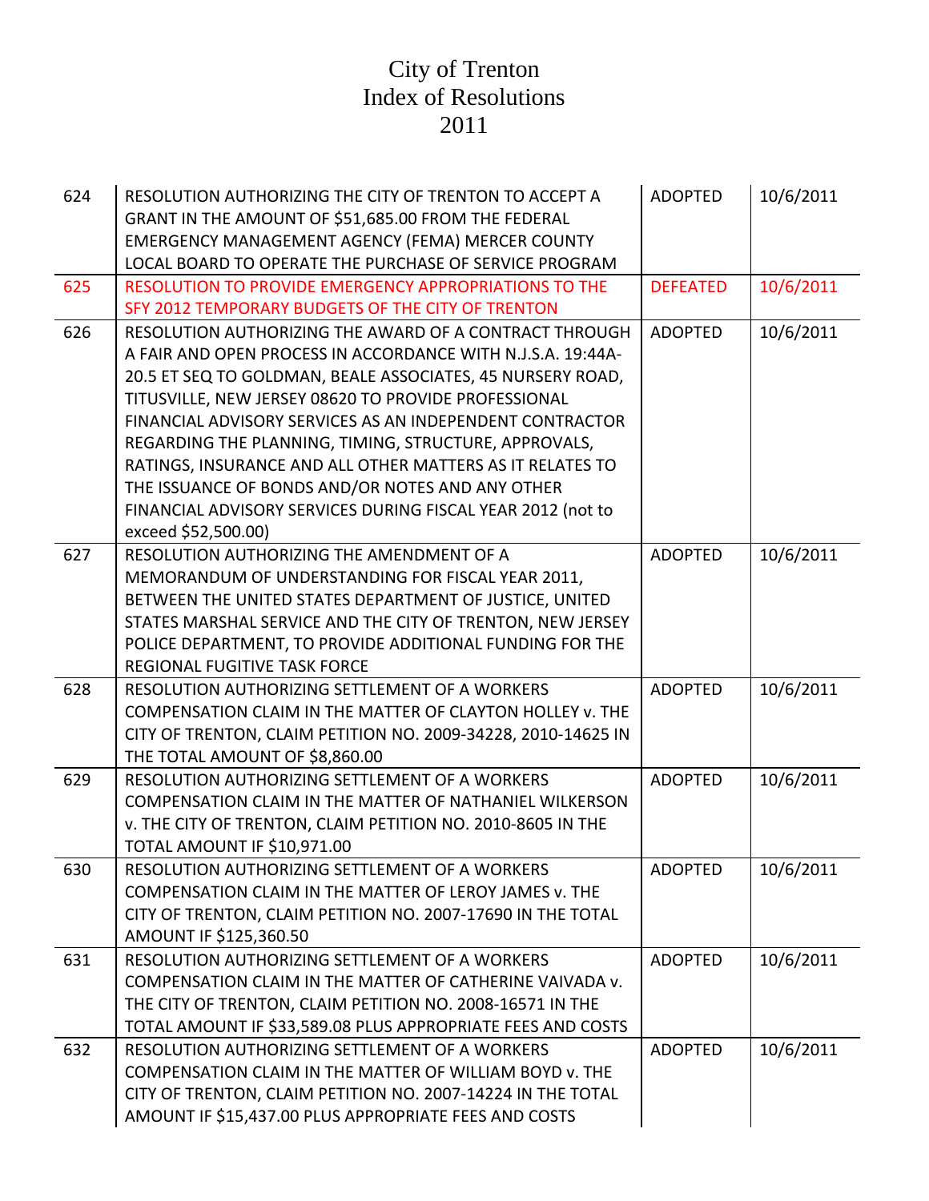# City of Trenton
# Index of Resolutions
# 2011

| | | | |
|---|---|---|---|
| 624 | RESOLUTION AUTHORIZING THE CITY OF TRENTON TO ACCEPT A GRANT IN THE AMOUNT OF $51,685.00 FROM THE FEDERAL EMERGENCY MANAGEMENT AGENCY (FEMA) MERCER COUNTY LOCAL BOARD TO OPERATE THE PURCHASE OF SERVICE PROGRAM | ADOPTED | 10/6/2011 |
| 625 | RESOLUTION TO PROVIDE EMERGENCY APPROPRIATIONS TO THE SFY 2012 TEMPORARY BUDGETS OF THE CITY OF TRENTON | DEFEATED | 10/6/2011 |
| 626 | RESOLUTION AUTHORIZING THE AWARD OF A CONTRACT THROUGH A FAIR AND OPEN PROCESS IN ACCORDANCE WITH N.J.S.A. 19:44A-20.5 ET SEQ TO GOLDMAN, BEALE ASSOCIATES, 45 NURSERY ROAD, TITUSVILLE, NEW JERSEY 08620 TO PROVIDE PROFESSIONAL FINANCIAL ADVISORY SERVICES AS AN INDEPENDENT CONTRACTOR REGARDING THE PLANNING, TIMING, STRUCTURE, APPROVALS, RATINGS, INSURANCE AND ALL OTHER MATTERS AS IT RELATES TO THE ISSUANCE OF BONDS AND/OR NOTES AND ANY OTHER FINANCIAL ADVISORY SERVICES DURING FISCAL YEAR 2012 (not to exceed $52,500.00) | ADOPTED | 10/6/2011 |
| 627 | RESOLUTION AUTHORIZING THE AMENDMENT OF A MEMORANDUM OF UNDERSTANDING FOR FISCAL YEAR 2011, BETWEEN THE UNITED STATES DEPARTMENT OF JUSTICE, UNITED STATES MARSHAL SERVICE AND THE CITY OF TRENTON, NEW JERSEY POLICE DEPARTMENT, TO PROVIDE ADDITIONAL FUNDING FOR THE REGIONAL FUGITIVE TASK FORCE | ADOPTED | 10/6/2011 |
| 628 | RESOLUTION AUTHORIZING SETTLEMENT OF A WORKERS COMPENSATION CLAIM IN THE MATTER OF CLAYTON HOLLEY v. THE CITY OF TRENTON, CLAIM PETITION NO. 2009-34228, 2010-14625 IN THE TOTAL AMOUNT OF $8,860.00 | ADOPTED | 10/6/2011 |
| 629 | RESOLUTION AUTHORIZING SETTLEMENT OF A WORKERS COMPENSATION CLAIM IN THE MATTER OF NATHANIEL WILKERSON v. THE CITY OF TRENTON, CLAIM PETITION NO. 2010-8605 IN THE TOTAL AMOUNT IF $10,971.00 | ADOPTED | 10/6/2011 |
| 630 | RESOLUTION AUTHORIZING SETTLEMENT OF A WORKERS COMPENSATION CLAIM IN THE MATTER OF LEROY JAMES v. THE CITY OF TRENTON, CLAIM PETITION NO. 2007-17690 IN THE TOTAL AMOUNT IF $125,360.50 | ADOPTED | 10/6/2011 |
| 631 | RESOLUTION AUTHORIZING SETTLEMENT OF A WORKERS COMPENSATION CLAIM IN THE MATTER OF CATHERINE VAIVADA v. THE CITY OF TRENTON, CLAIM PETITION NO. 2008-16571 IN THE TOTAL AMOUNT IF $33,589.08 PLUS APPROPRIATE FEES AND COSTS | ADOPTED | 10/6/2011 |
| 632 | RESOLUTION AUTHORIZING SETTLEMENT OF A WORKERS COMPENSATION CLAIM IN THE MATTER OF WILLIAM BOYD v. THE CITY OF TRENTON, CLAIM PETITION NO. 2007-14224 IN THE TOTAL AMOUNT IF $15,437.00 PLUS APPROPRIATE FEES AND COSTS | ADOPTED | 10/6/2011 |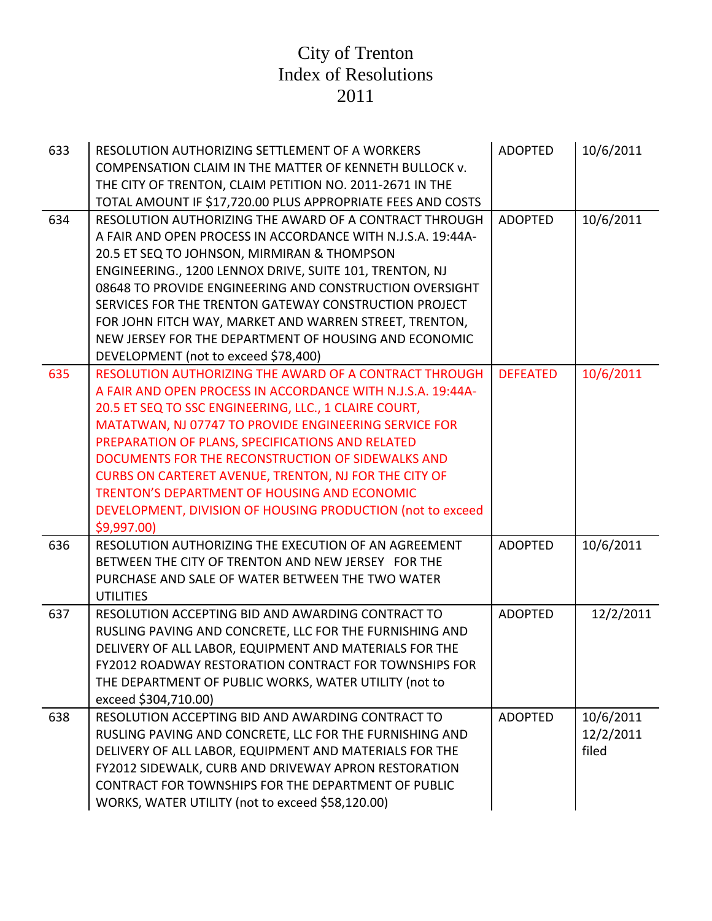# City of Trenton
# Index of Resolutions
# 2011

| | | | |
|---|---|---|---|
| 633 | RESOLUTION AUTHORIZING SETTLEMENT OF A WORKERS COMPENSATION CLAIM IN THE MATTER OF KENNETH BULLOCK v. THE CITY OF TRENTON, CLAIM PETITION NO. 2011-2671 IN THE TOTAL AMOUNT IF $17,720.00 PLUS APPROPRIATE FEES AND COSTS | ADOPTED | 10/6/2011 |
| 634 | RESOLUTION AUTHORIZING THE AWARD OF A CONTRACT THROUGH A FAIR AND OPEN PROCESS IN ACCORDANCE WITH N.J.S.A. 19:44A-20.5 ET SEQ TO JOHNSON, MIRMIRAN & THOMPSON ENGINEERING., 1200 LENNOX DRIVE, SUITE 101, TRENTON, NJ 08648 TO PROVIDE ENGINEERING AND CONSTRUCTION OVERSIGHT SERVICES FOR THE TRENTON GATEWAY CONSTRUCTION PROJECT FOR JOHN FITCH WAY, MARKET AND WARREN STREET, TRENTON, NEW JERSEY FOR THE DEPARTMENT OF HOUSING AND ECONOMIC DEVELOPMENT (not to exceed $78,400) | ADOPTED | 10/6/2011 |
| 635 | RESOLUTION AUTHORIZING THE AWARD OF A CONTRACT THROUGH A FAIR AND OPEN PROCESS IN ACCORDANCE WITH N.J.S.A. 19:44A-20.5 ET SEQ TO SSC ENGINEERING, LLC., 1 CLAIRE COURT, MATATWAN, NJ 07747 TO PROVIDE ENGINEERING SERVICE FOR PREPARATION OF PLANS, SPECIFICATIONS AND RELATED DOCUMENTS FOR THE RECONSTRUCTION OF SIDEWALKS AND CURBS ON CARTERET AVENUE, TRENTON, NJ FOR THE CITY OF TRENTON'S DEPARTMENT OF HOUSING AND ECONOMIC DEVELOPMENT, DIVISION OF HOUSING PRODUCTION (not to exceed $9,997.00) | DEFEATED | 10/6/2011 |
| 636 | RESOLUTION AUTHORIZING THE EXECUTION OF AN AGREEMENT BETWEEN THE CITY OF TRENTON AND NEW JERSEY FOR THE PURCHASE AND SALE OF WATER BETWEEN THE TWO WATER UTILITIES | ADOPTED | 10/6/2011 |
| 637 | RESOLUTION ACCEPTING BID AND AWARDING CONTRACT TO RUSLING PAVING AND CONCRETE, LLC FOR THE FURNISHING AND DELIVERY OF ALL LABOR, EQUIPMENT AND MATERIALS FOR THE FY2012 ROADWAY RESTORATION CONTRACT FOR TOWNSHIPS FOR THE DEPARTMENT OF PUBLIC WORKS, WATER UTILITY (not to exceed $304,710.00) | ADOPTED | 12/2/2011 |
| 638 | RESOLUTION ACCEPTING BID AND AWARDING CONTRACT TO RUSLING PAVING AND CONCRETE, LLC FOR THE FURNISHING AND DELIVERY OF ALL LABOR, EQUIPMENT AND MATERIALS FOR THE FY2012 SIDEWALK, CURB AND DRIVEWAY APRON RESTORATION CONTRACT FOR TOWNSHIPS FOR THE DEPARTMENT OF PUBLIC WORKS, WATER UTILITY (not to exceed $58,120.00) | ADOPTED | 10/6/2011 12/2/2011 filed |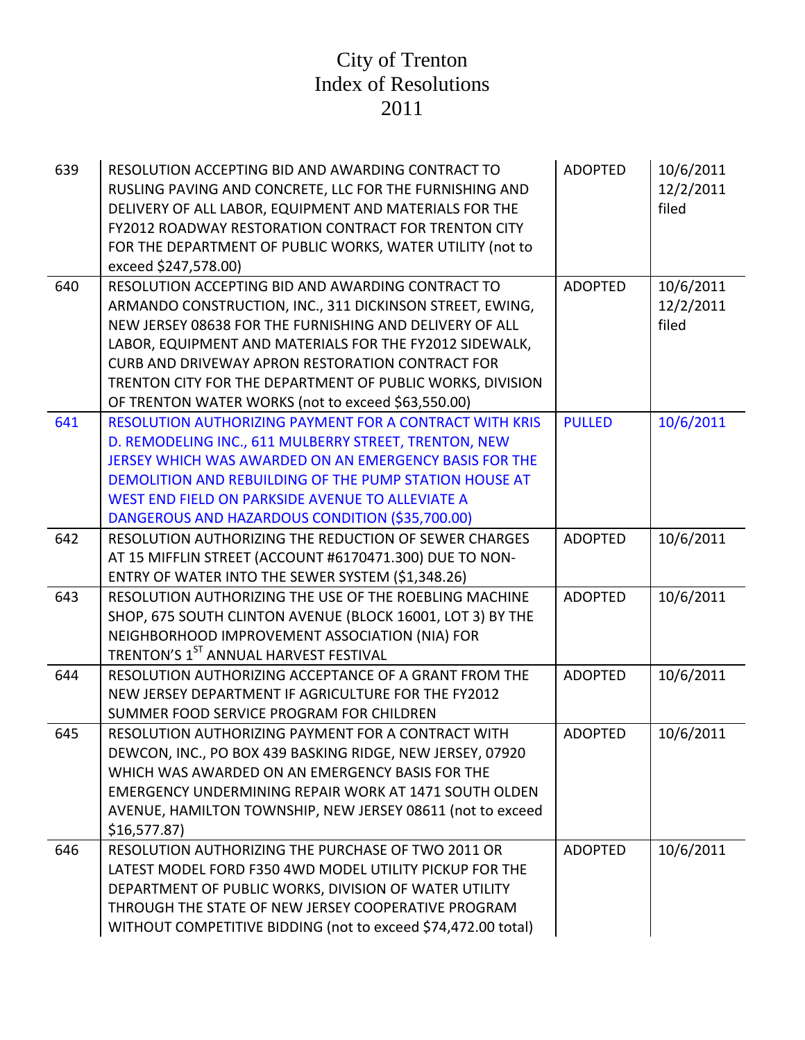# City of Trenton
# Index of Resolutions
# 2011

| | | | |
|---|---|---|---|
| 639 | RESOLUTION ACCEPTING BID AND AWARDING CONTRACT TO RUSLING PAVING AND CONCRETE, LLC FOR THE FURNISHING AND DELIVERY OF ALL LABOR, EQUIPMENT AND MATERIALS FOR THE FY2012 ROADWAY RESTORATION CONTRACT FOR TRENTON CITY FOR THE DEPARTMENT OF PUBLIC WORKS, WATER UTILITY (not to exceed $247,578.00) | ADOPTED | 10/6/2011 12/2/2011 filed |
| 640 | RESOLUTION ACCEPTING BID AND AWARDING CONTRACT TO ARMANDO CONSTRUCTION, INC., 311 DICKINSON STREET, EWING, NEW JERSEY 08638 FOR THE FURNISHING AND DELIVERY OF ALL LABOR, EQUIPMENT AND MATERIALS FOR THE FY2012 SIDEWALK, CURB AND DRIVEWAY APRON RESTORATION CONTRACT FOR TRENTON CITY FOR THE DEPARTMENT OF PUBLIC WORKS, DIVISION OF TRENTON WATER WORKS (not to exceed $63,550.00) | ADOPTED | 10/6/2011 12/2/2011 filed |
| 641 | RESOLUTION AUTHORIZING PAYMENT FOR A CONTRACT WITH KRIS D. REMODELING INC., 611 MULBERRY STREET, TRENTON, NEW JERSEY WHICH WAS AWARDED ON AN EMERGENCY BASIS FOR THE DEMOLITION AND REBUILDING OF THE PUMP STATION HOUSE AT WEST END FIELD ON PARKSIDE AVENUE TO ALLEVIATE A DANGEROUS AND HAZARDOUS CONDITION ($35,700.00) | PULLED | 10/6/2011 |
| 642 | RESOLUTION AUTHORIZING THE REDUCTION OF SEWER CHARGES AT 15 MIFFLIN STREET (ACCOUNT #6170471.300) DUE TO NON-ENTRY OF WATER INTO THE SEWER SYSTEM ($1,348.26) | ADOPTED | 10/6/2011 |
| 643 | RESOLUTION AUTHORIZING THE USE OF THE ROEBLING MACHINE SHOP, 675 SOUTH CLINTON AVENUE (BLOCK 16001, LOT 3) BY THE NEIGHBORHOOD IMPROVEMENT ASSOCIATION (NIA) FOR TRENTON'S 1ST ANNUAL HARVEST FESTIVAL | ADOPTED | 10/6/2011 |
| 644 | RESOLUTION AUTHORIZING ACCEPTANCE OF A GRANT FROM THE NEW JERSEY DEPARTMENT IF AGRICULTURE FOR THE FY2012 SUMMER FOOD SERVICE PROGRAM FOR CHILDREN | ADOPTED | 10/6/2011 |
| 645 | RESOLUTION AUTHORIZING PAYMENT FOR A CONTRACT WITH DEWCON, INC., PO BOX 439 BASKING RIDGE, NEW JERSEY, 07920 WHICH WAS AWARDED ON AN EMERGENCY BASIS FOR THE EMERGENCY UNDERMINING REPAIR WORK AT 1471 SOUTH OLDEN AVENUE, HAMILTON TOWNSHIP, NEW JERSEY 08611 (not to exceed $16,577.87) | ADOPTED | 10/6/2011 |
| 646 | RESOLUTION AUTHORIZING THE PURCHASE OF TWO 2011 OR LATEST MODEL FORD F350 4WD MODEL UTILITY PICKUP FOR THE DEPARTMENT OF PUBLIC WORKS, DIVISION OF WATER UTILITY THROUGH THE STATE OF NEW JERSEY COOPERATIVE PROGRAM WITHOUT COMPETITIVE BIDDING (not to exceed $74,472.00 total) | ADOPTED | 10/6/2011 |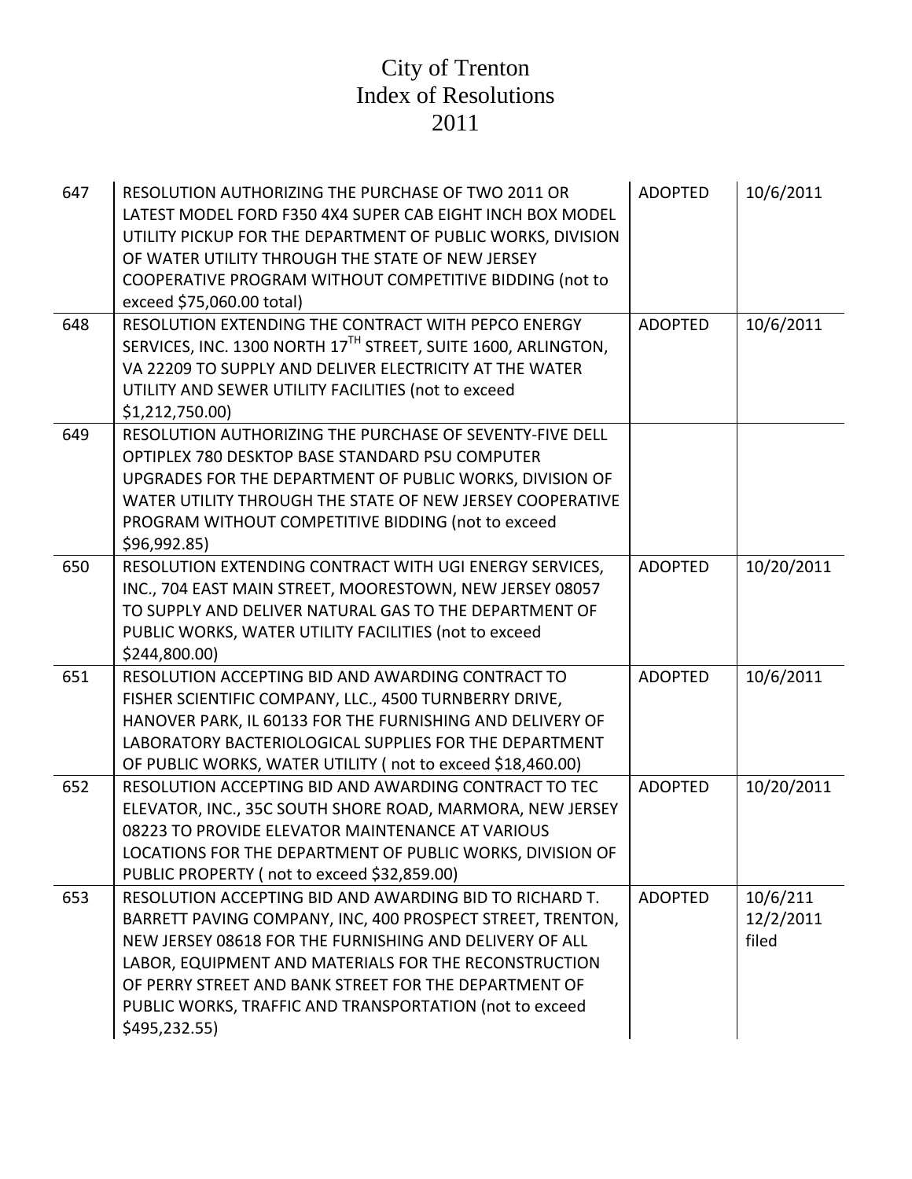# City of Trenton
# Index of Resolutions
# 2011

| | | | |
|---|---|---|---|
| 647 | RESOLUTION AUTHORIZING THE PURCHASE OF TWO 2011 OR LATEST MODEL FORD F350 4X4 SUPER CAB EIGHT INCH BOX MODEL UTILITY PICKUP FOR THE DEPARTMENT OF PUBLIC WORKS, DIVISION OF WATER UTILITY THROUGH THE STATE OF NEW JERSEY COOPERATIVE PROGRAM WITHOUT COMPETITIVE BIDDING (not to exceed $75,060.00 total) | ADOPTED | 10/6/2011 |
| 648 | RESOLUTION EXTENDING THE CONTRACT WITH PEPCO ENERGY SERVICES, INC. 1300 NORTH 17TH STREET, SUITE 1600, ARLINGTON, VA 22209 TO SUPPLY AND DELIVER ELECTRICITY AT THE WATER UTILITY AND SEWER UTILITY FACILITIES (not to exceed $1,212,750.00) | ADOPTED | 10/6/2011 |
| 649 | RESOLUTION AUTHORIZING THE PURCHASE OF SEVENTY-FIVE DELL OPTIPLEX 780 DESKTOP BASE STANDARD PSU COMPUTER UPGRADES FOR THE DEPARTMENT OF PUBLIC WORKS, DIVISION OF WATER UTILITY THROUGH THE STATE OF NEW JERSEY COOPERATIVE PROGRAM WITHOUT COMPETITIVE BIDDING (not to exceed $96,992.85) | | |
| 650 | RESOLUTION EXTENDING CONTRACT WITH UGI ENERGY SERVICES, INC., 704 EAST MAIN STREET, MOORESTOWN, NEW JERSEY 08057 TO SUPPLY AND DELIVER NATURAL GAS TO THE DEPARTMENT OF PUBLIC WORKS, WATER UTILITY FACILITIES (not to exceed $244,800.00) | ADOPTED | 10/20/2011 |
| 651 | RESOLUTION ACCEPTING BID AND AWARDING CONTRACT TO FISHER SCIENTIFIC COMPANY, LLC., 4500 TURNBERRY DRIVE, HANOVER PARK, IL 60133 FOR THE FURNISHING AND DELIVERY OF LABORATORY BACTERIOLOGICAL SUPPLIES FOR THE DEPARTMENT OF PUBLIC WORKS, WATER UTILITY ( not to exceed $18,460.00) | ADOPTED | 10/6/2011 |
| 652 | RESOLUTION ACCEPTING BID AND AWARDING CONTRACT TO TEC ELEVATOR, INC., 35C SOUTH SHORE ROAD, MARMORA, NEW JERSEY 08223 TO PROVIDE ELEVATOR MAINTENANCE AT VARIOUS LOCATIONS FOR THE DEPARTMENT OF PUBLIC WORKS, DIVISION OF PUBLIC PROPERTY ( not to exceed $32,859.00) | ADOPTED | 10/20/2011 |
| 653 | RESOLUTION ACCEPTING BID AND AWARDING BID TO RICHARD T. BARRETT PAVING COMPANY, INC, 400 PROSPECT STREET, TRENTON, NEW JERSEY 08618 FOR THE FURNISHING AND DELIVERY OF ALL LABOR, EQUIPMENT AND MATERIALS FOR THE RECONSTRUCTION OF PERRY STREET AND BANK STREET FOR THE DEPARTMENT OF PUBLIC WORKS, TRAFFIC AND TRANSPORTATION (not to exceed $495,232.55) | ADOPTED | 10/6/211 12/2/2011 filed |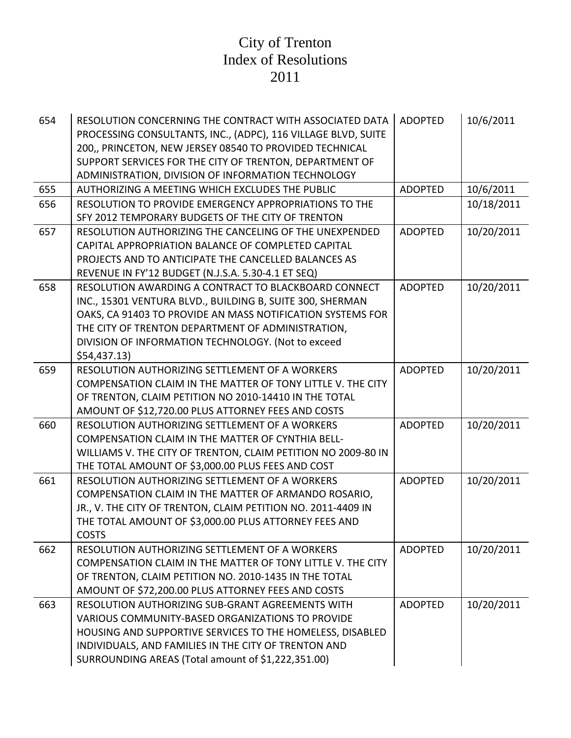# City of Trenton
# Index of Resolutions
# 2011

| | | | |
|---|---|---|---|
| 654 | RESOLUTION CONCERNING THE CONTRACT WITH ASSOCIATED DATA PROCESSING CONSULTANTS, INC., (ADPC), 116 VILLAGE BLVD, SUITE 200,, PRINCETON, NEW JERSEY 08540 TO PROVIDED TECHNICAL SUPPORT SERVICES FOR THE CITY OF TRENTON, DEPARTMENT OF ADMINISTRATION, DIVISION OF INFORMATION TECHNOLOGY | ADOPTED | 10/6/2011 |
| 655 | AUTHORIZING A MEETING WHICH EXCLUDES THE PUBLIC | ADOPTED | 10/6/2011 |
| 656 | RESOLUTION TO PROVIDE EMERGENCY APPROPRIATIONS TO THE SFY 2012 TEMPORARY BUDGETS OF THE CITY OF TRENTON | | 10/18/2011 |
| 657 | RESOLUTION AUTHORIZING THE CANCELING OF THE UNEXPENDED CAPITAL APPROPRIATION BALANCE OF COMPLETED CAPITAL PROJECTS AND TO ANTICIPATE THE CANCELLED BALANCES AS REVENUE IN FY'12 BUDGET (N.J.S.A. 5.30-4.1 ET SEQ) | ADOPTED | 10/20/2011 |
| 658 | RESOLUTION AWARDING A CONTRACT TO BLACKBOARD CONNECT INC., 15301 VENTURA BLVD., BUILDING B, SUITE 300, SHERMAN OAKS, CA 91403 TO PROVIDE AN MASS NOTIFICATION SYSTEMS FOR THE CITY OF TRENTON DEPARTMENT OF ADMINISTRATION, DIVISION OF INFORMATION TECHNOLOGY. (Not to exceed $54,437.13) | ADOPTED | 10/20/2011 |
| 659 | RESOLUTION AUTHORIZING SETTLEMENT OF A WORKERS COMPENSATION CLAIM IN THE MATTER OF TONY LITTLE V. THE CITY OF TRENTON, CLAIM PETITION NO 2010-14410 IN THE TOTAL AMOUNT OF $12,720.00 PLUS ATTORNEY FEES AND COSTS | ADOPTED | 10/20/2011 |
| 660 | RESOLUTION AUTHORIZING SETTLEMENT OF A WORKERS COMPENSATION CLAIM IN THE MATTER OF CYNTHIA BELL-WILLIAMS V. THE CITY OF TRENTON, CLAIM PETITION NO 2009-80 IN THE TOTAL AMOUNT OF $3,000.00 PLUS FEES AND COST | ADOPTED | 10/20/2011 |
| 661 | RESOLUTION AUTHORIZING SETTLEMENT OF A WORKERS COMPENSATION CLAIM IN THE MATTER OF ARMANDO ROSARIO, JR., V. THE CITY OF TRENTON, CLAIM PETITION NO. 2011-4409 IN THE TOTAL AMOUNT OF $3,000.00 PLUS ATTORNEY FEES AND COSTS | ADOPTED | 10/20/2011 |
| 662 | RESOLUTION AUTHORIZING SETTLEMENT OF A WORKERS COMPENSATION CLAIM IN THE MATTER OF TONY LITTLE V. THE CITY OF TRENTON, CLAIM PETITION NO. 2010-1435 IN THE TOTAL AMOUNT OF $72,200.00 PLUS ATTORNEY FEES AND COSTS | ADOPTED | 10/20/2011 |
| 663 | RESOLUTION AUTHORIZING SUB-GRANT AGREEMENTS WITH VARIOUS COMMUNITY-BASED ORGANIZATIONS TO PROVIDE HOUSING AND SUPPORTIVE SERVICES TO THE HOMELESS, DISABLED INDIVIDUALS, AND FAMILIES IN THE CITY OF TRENTON AND SURROUNDING AREAS (Total amount of $1,222,351.00) | ADOPTED | 10/20/2011 |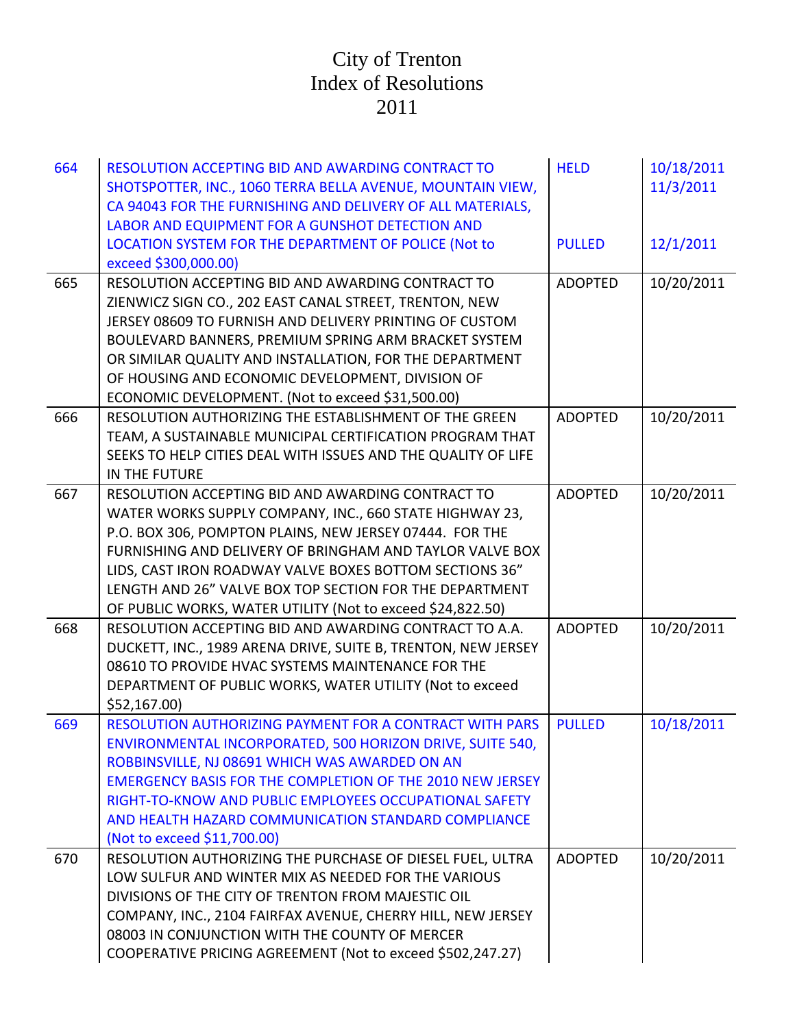# City of Trenton
# Index of Resolutions
# 2011

| No. | Resolution | Status | Date |
|---|---|---|---|
| 664 | RESOLUTION ACCEPTING BID AND AWARDING CONTRACT TO SHOTSPOTTER, INC., 1060 TERRA BELLA AVENUE, MOUNTAIN VIEW, CA 94043 FOR THE FURNISHING AND DELIVERY OF ALL MATERIALS, LABOR AND EQUIPMENT FOR A GUNSHOT DETECTION AND LOCATION SYSTEM FOR THE DEPARTMENT OF POLICE (Not to exceed $300,000.00) | HELD<br><br>PULLED | 10/18/2011<br>11/3/2011<br><br>12/1/2011 |
| 665 | RESOLUTION ACCEPTING BID AND AWARDING CONTRACT TO ZIENWICZ SIGN CO., 202 EAST CANAL STREET, TRENTON, NEW JERSEY 08609 TO FURNISH AND DELIVERY PRINTING OF CUSTOM BOULEVARD BANNERS, PREMIUM SPRING ARM BRACKET SYSTEM OR SIMILAR QUALITY AND INSTALLATION, FOR THE DEPARTMENT OF HOUSING AND ECONOMIC DEVELOPMENT, DIVISION OF ECONOMIC DEVELOPMENT. (Not to exceed $31,500.00) | ADOPTED | 10/20/2011 |
| 666 | RESOLUTION AUTHORIZING THE ESTABLISHMENT OF THE GREEN TEAM, A SUSTAINABLE MUNICIPAL CERTIFICATION PROGRAM THAT SEEKS TO HELP CITIES DEAL WITH ISSUES AND THE QUALITY OF LIFE IN THE FUTURE | ADOPTED | 10/20/2011 |
| 667 | RESOLUTION ACCEPTING BID AND AWARDING CONTRACT TO WATER WORKS SUPPLY COMPANY, INC., 660 STATE HIGHWAY 23, P.O. BOX 306, POMPTON PLAINS, NEW JERSEY 07444. FOR THE FURNISHING AND DELIVERY OF BRINGHAM AND TAYLOR VALVE BOX LIDS, CAST IRON ROADWAY VALVE BOXES BOTTOM SECTIONS 36" LENGTH AND 26" VALVE BOX TOP SECTION FOR THE DEPARTMENT OF PUBLIC WORKS, WATER UTILITY (Not to exceed $24,822.50) | ADOPTED | 10/20/2011 |
| 668 | RESOLUTION ACCEPTING BID AND AWARDING CONTRACT TO A.A. DUCKETT, INC., 1989 ARENA DRIVE, SUITE B, TRENTON, NEW JERSEY 08610 TO PROVIDE HVAC SYSTEMS MAINTENANCE FOR THE DEPARTMENT OF PUBLIC WORKS, WATER UTILITY (Not to exceed $52,167.00) | ADOPTED | 10/20/2011 |
| 669 | RESOLUTION AUTHORIZING PAYMENT FOR A CONTRACT WITH PARS ENVIRONMENTAL INCORPORATED, 500 HORIZON DRIVE, SUITE 540, ROBBINSVILLE, NJ 08691 WHICH WAS AWARDED ON AN EMERGENCY BASIS FOR THE COMPLETION OF THE 2010 NEW JERSEY RIGHT-TO-KNOW AND PUBLIC EMPLOYEES OCCUPATIONAL SAFETY AND HEALTH HAZARD COMMUNICATION STANDARD COMPLIANCE (Not to exceed $11,700.00) | PULLED | 10/18/2011 |
| 670 | RESOLUTION AUTHORIZING THE PURCHASE OF DIESEL FUEL, ULTRA LOW SULFUR AND WINTER MIX AS NEEDED FOR THE VARIOUS DIVISIONS OF THE CITY OF TRENTON FROM MAJESTIC OIL COMPANY, INC., 2104 FAIRFAX AVENUE, CHERRY HILL, NEW JERSEY 08003 IN CONJUNCTION WITH THE COUNTY OF MERCER COOPERATIVE PRICING AGREEMENT (Not to exceed $502,247.27) | ADOPTED | 10/20/2011 |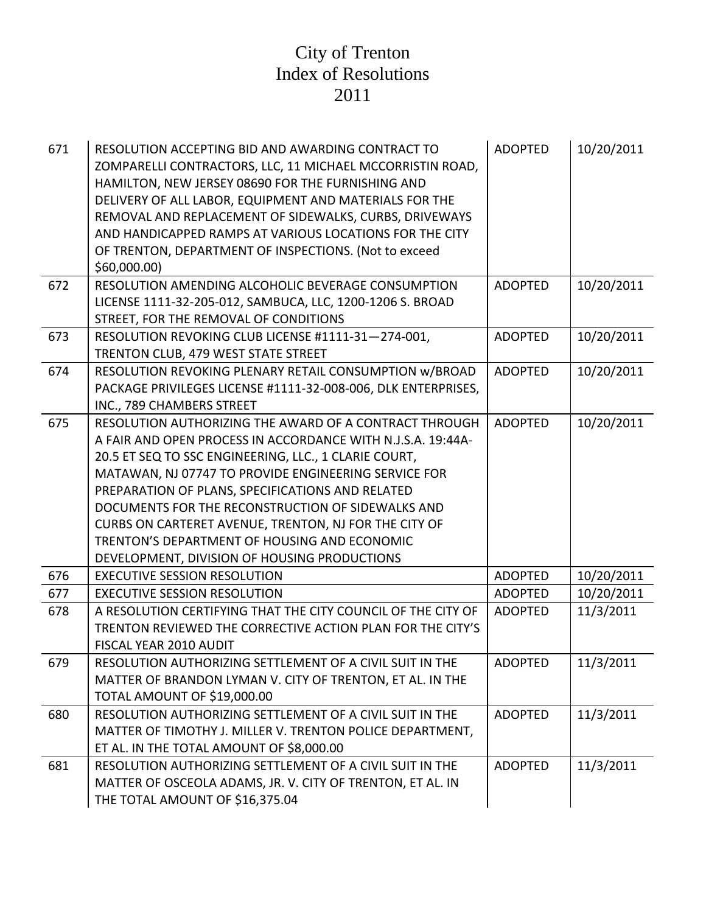# City of Trenton
# Index of Resolutions
# 2011

| | | | |
|---|---|---|---|
| 671 | RESOLUTION ACCEPTING BID AND AWARDING CONTRACT TO ZOMPARELLI CONTRACTORS, LLC, 11 MICHAEL MCCORRISTIN ROAD, HAMILTON, NEW JERSEY 08690 FOR THE FURNISHING AND DELIVERY OF ALL LABOR, EQUIPMENT AND MATERIALS FOR THE REMOVAL AND REPLACEMENT OF SIDEWALKS, CURBS, DRIVEWAYS AND HANDICAPPED RAMPS AT VARIOUS LOCATIONS FOR THE CITY OF TRENTON, DEPARTMENT OF INSPECTIONS. (Not to exceed $60,000.00) | ADOPTED | 10/20/2011 |
| 672 | RESOLUTION AMENDING ALCOHOLIC BEVERAGE CONSUMPTION LICENSE 1111-32-205-012, SAMBUCA, LLC, 1200-1206 S. BROAD STREET, FOR THE REMOVAL OF CONDITIONS | ADOPTED | 10/20/2011 |
| 673 | RESOLUTION REVOKING CLUB LICENSE #1111-31—274-001, TRENTON CLUB, 479 WEST STATE STREET | ADOPTED | 10/20/2011 |
| 674 | RESOLUTION REVOKING PLENARY RETAIL CONSUMPTION w/BROAD PACKAGE PRIVILEGES LICENSE #1111-32-008-006, DLK ENTERPRISES, INC., 789 CHAMBERS STREET | ADOPTED | 10/20/2011 |
| 675 | RESOLUTION AUTHORIZING THE AWARD OF A CONTRACT THROUGH A FAIR AND OPEN PROCESS IN ACCORDANCE WITH N.J.S.A. 19:44A-20.5 ET SEQ TO SSC ENGINEERING, LLC., 1 CLARIE COURT, MATAWAN, NJ 07747 TO PROVIDE ENGINEERING SERVICE FOR PREPARATION OF PLANS, SPECIFICATIONS AND RELATED DOCUMENTS FOR THE RECONSTRUCTION OF SIDEWALKS AND CURBS ON CARTERET AVENUE, TRENTON, NJ FOR THE CITY OF TRENTON'S DEPARTMENT OF HOUSING AND ECONOMIC DEVELOPMENT, DIVISION OF HOUSING PRODUCTIONS | ADOPTED | 10/20/2011 |
| 676 | EXECUTIVE SESSION RESOLUTION | ADOPTED | 10/20/2011 |
| 677 | EXECUTIVE SESSION RESOLUTION | ADOPTED | 10/20/2011 |
| 678 | A RESOLUTION CERTIFYING THAT THE CITY COUNCIL OF THE CITY OF TRENTON REVIEWED THE CORRECTIVE ACTION PLAN FOR THE CITY'S FISCAL YEAR 2010 AUDIT | ADOPTED | 11/3/2011 |
| 679 | RESOLUTION AUTHORIZING SETTLEMENT OF A CIVIL SUIT IN THE MATTER OF BRANDON LYMAN V. CITY OF TRENTON, ET AL. IN THE TOTAL AMOUNT OF $19,000.00 | ADOPTED | 11/3/2011 |
| 680 | RESOLUTION AUTHORIZING SETTLEMENT OF A CIVIL SUIT IN THE MATTER OF TIMOTHY J. MILLER V. TRENTON POLICE DEPARTMENT, ET AL. IN THE TOTAL AMOUNT OF $8,000.00 | ADOPTED | 11/3/2011 |
| 681 | RESOLUTION AUTHORIZING SETTLEMENT OF A CIVIL SUIT IN THE MATTER OF OSCEOLA ADAMS, JR. V. CITY OF TRENTON, ET AL. IN THE TOTAL AMOUNT OF $16,375.04 | ADOPTED | 11/3/2011 |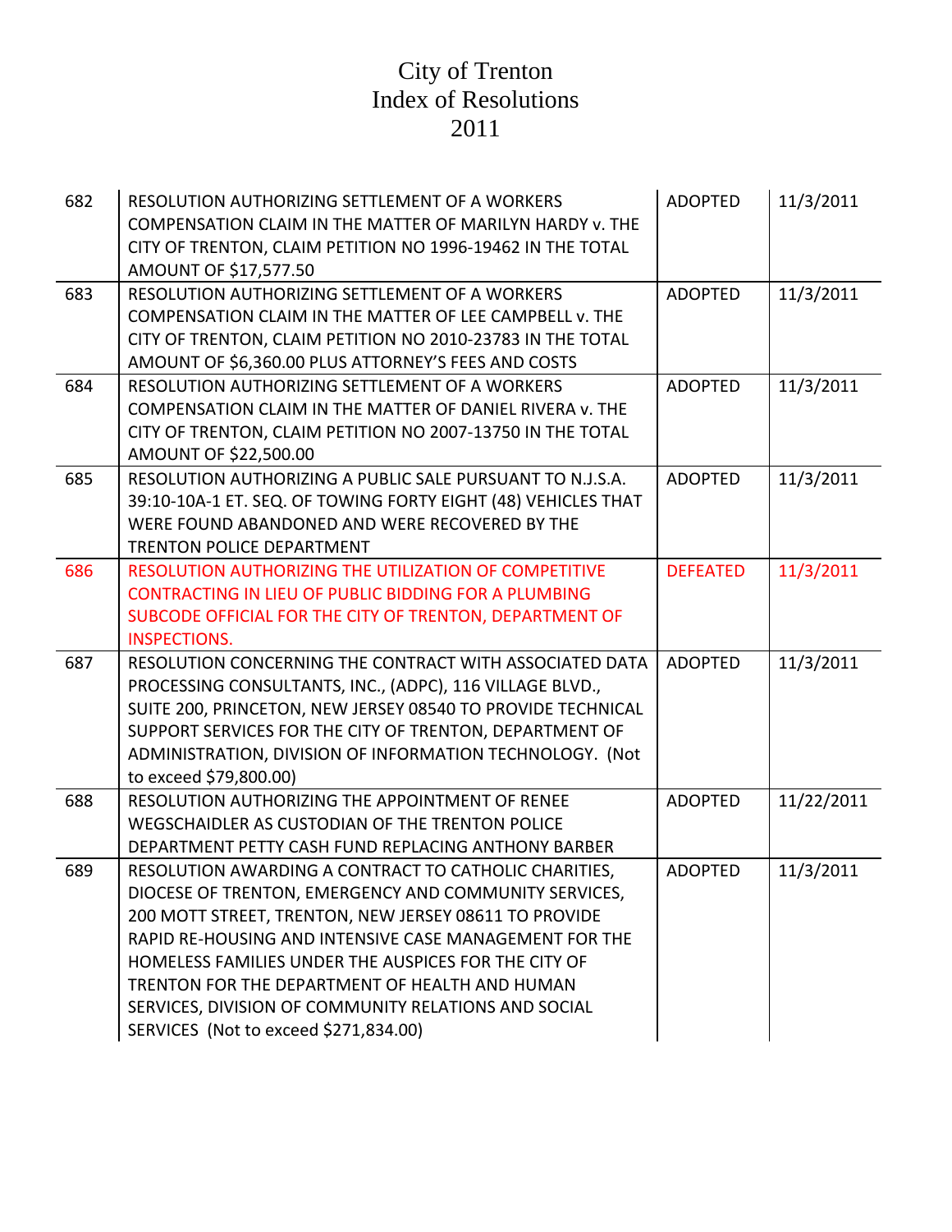# City of Trenton
# Index of Resolutions
# 2011

| | | | |
|---|---|---|---|
| 682 | RESOLUTION AUTHORIZING SETTLEMENT OF A WORKERS COMPENSATION CLAIM IN THE MATTER OF MARILYN HARDY v. THE CITY OF TRENTON, CLAIM PETITION NO 1996-19462 IN THE TOTAL AMOUNT OF $17,577.50 | ADOPTED | 11/3/2011 |
| 683 | RESOLUTION AUTHORIZING SETTLEMENT OF A WORKERS COMPENSATION CLAIM IN THE MATTER OF LEE CAMPBELL v. THE CITY OF TRENTON, CLAIM PETITION NO 2010-23783 IN THE TOTAL AMOUNT OF $6,360.00 PLUS ATTORNEY'S FEES AND COSTS | ADOPTED | 11/3/2011 |
| 684 | RESOLUTION AUTHORIZING SETTLEMENT OF A WORKERS COMPENSATION CLAIM IN THE MATTER OF DANIEL RIVERA v. THE CITY OF TRENTON, CLAIM PETITION NO 2007-13750 IN THE TOTAL AMOUNT OF $22,500.00 | ADOPTED | 11/3/2011 |
| 685 | RESOLUTION AUTHORIZING A PUBLIC SALE PURSUANT TO N.J.S.A. 39:10-10A-1 ET. SEQ. OF TOWING FORTY EIGHT (48) VEHICLES THAT WERE FOUND ABANDONED AND WERE RECOVERED BY THE TRENTON POLICE DEPARTMENT | ADOPTED | 11/3/2011 |
| 686 | RESOLUTION AUTHORIZING THE UTILIZATION OF COMPETITIVE CONTRACTING IN LIEU OF PUBLIC BIDDING FOR A PLUMBING SUBCODE OFFICIAL FOR THE CITY OF TRENTON, DEPARTMENT OF INSPECTIONS. | DEFEATED | 11/3/2011 |
| 687 | RESOLUTION CONCERNING THE CONTRACT WITH ASSOCIATED DATA PROCESSING CONSULTANTS, INC., (ADPC), 116 VILLAGE BLVD., SUITE 200, PRINCETON, NEW JERSEY 08540 TO PROVIDE TECHNICAL SUPPORT SERVICES FOR THE CITY OF TRENTON, DEPARTMENT OF ADMINISTRATION, DIVISION OF INFORMATION TECHNOLOGY. (Not to exceed $79,800.00) | ADOPTED | 11/3/2011 |
| 688 | RESOLUTION AUTHORIZING THE APPOINTMENT OF RENEE WEGSCHAIDLER AS CUSTODIAN OF THE TRENTON POLICE DEPARTMENT PETTY CASH FUND REPLACING ANTHONY BARBER | ADOPTED | 11/22/2011 |
| 689 | RESOLUTION AWARDING A CONTRACT TO CATHOLIC CHARITIES, DIOCESE OF TRENTON, EMERGENCY AND COMMUNITY SERVICES, 200 MOTT STREET, TRENTON, NEW JERSEY 08611 TO PROVIDE RAPID RE-HOUSING AND INTENSIVE CASE MANAGEMENT FOR THE HOMELESS FAMILIES UNDER THE AUSPICES FOR THE CITY OF TRENTON FOR THE DEPARTMENT OF HEALTH AND HUMAN SERVICES, DIVISION OF COMMUNITY RELATIONS AND SOCIAL SERVICES (Not to exceed $271,834.00) | ADOPTED | 11/3/2011 |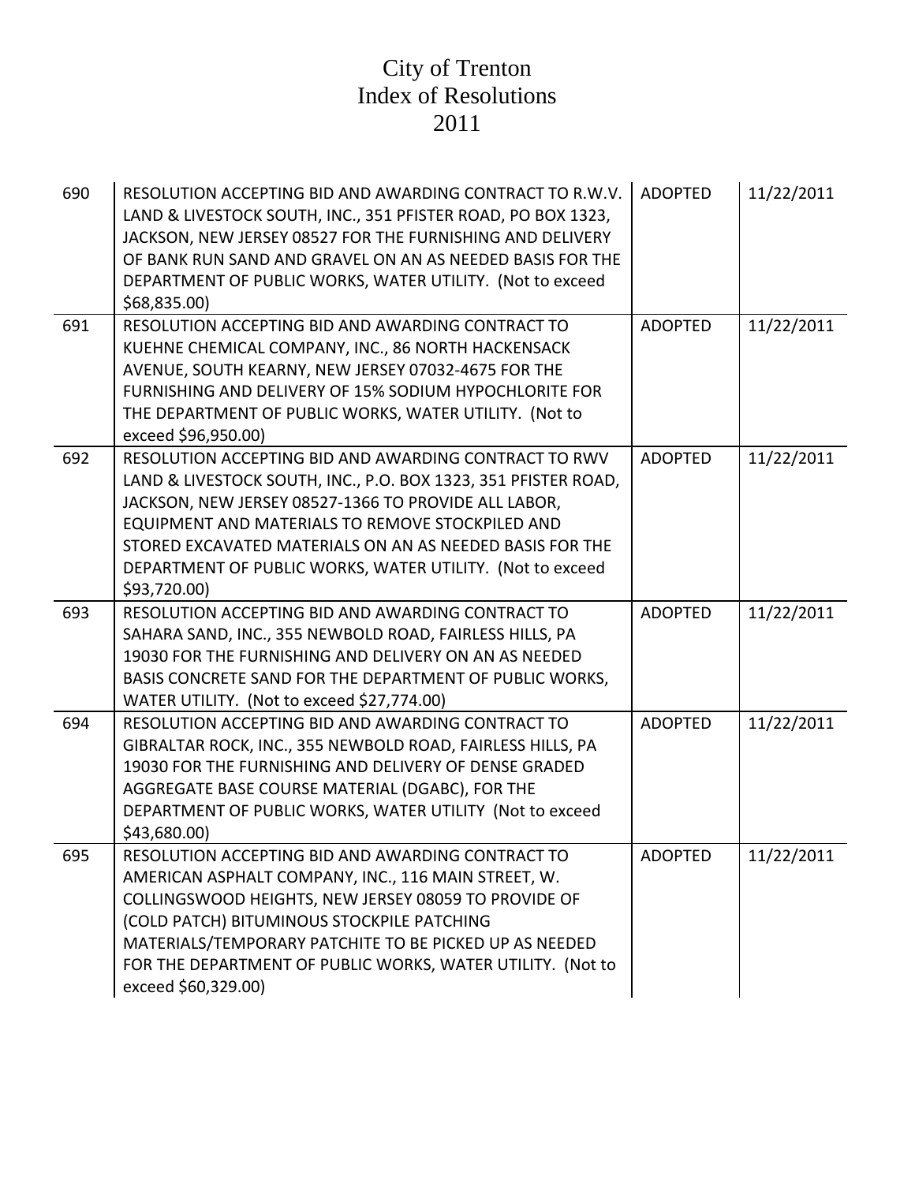# City of Trenton
# Index of Resolutions
# 2011

| | | | |
|---|---|---|---|
| 690 | RESOLUTION ACCEPTING BID AND AWARDING CONTRACT TO R.W.V. LAND & LIVESTOCK SOUTH, INC., 351 PFISTER ROAD, PO BOX 1323, JACKSON, NEW JERSEY 08527 FOR THE FURNISHING AND DELIVERY OF BANK RUN SAND AND GRAVEL ON AN AS NEEDED BASIS FOR THE DEPARTMENT OF PUBLIC WORKS, WATER UTILITY. (Not to exceed $68,835.00) | ADOPTED | 11/22/2011 |
| 691 | RESOLUTION ACCEPTING BID AND AWARDING CONTRACT TO KUEHNE CHEMICAL COMPANY, INC., 86 NORTH HACKENSACK AVENUE, SOUTH KEARNY, NEW JERSEY 07032-4675 FOR THE FURNISHING AND DELIVERY OF 15% SODIUM HYPOCHLORITE FOR THE DEPARTMENT OF PUBLIC WORKS, WATER UTILITY. (Not to exceed $96,950.00) | ADOPTED | 11/22/2011 |
| 692 | RESOLUTION ACCEPTING BID AND AWARDING CONTRACT TO RWV LAND & LIVESTOCK SOUTH, INC., P.O. BOX 1323, 351 PFISTER ROAD, JACKSON, NEW JERSEY 08527-1366 TO PROVIDE ALL LABOR, EQUIPMENT AND MATERIALS TO REMOVE STOCKPILED AND STORED EXCAVATED MATERIALS ON AN AS NEEDED BASIS FOR THE DEPARTMENT OF PUBLIC WORKS, WATER UTILITY. (Not to exceed $93,720.00) | ADOPTED | 11/22/2011 |
| 693 | RESOLUTION ACCEPTING BID AND AWARDING CONTRACT TO SAHARA SAND, INC., 355 NEWBOLD ROAD, FAIRLESS HILLS, PA 19030 FOR THE FURNISHING AND DELIVERY ON AN AS NEEDED BASIS CONCRETE SAND FOR THE DEPARTMENT OF PUBLIC WORKS, WATER UTILITY. (Not to exceed $27,774.00) | ADOPTED | 11/22/2011 |
| 694 | RESOLUTION ACCEPTING BID AND AWARDING CONTRACT TO GIBRALTAR ROCK, INC., 355 NEWBOLD ROAD, FAIRLESS HILLS, PA 19030 FOR THE FURNISHING AND DELIVERY OF DENSE GRADED AGGREGATE BASE COURSE MATERIAL (DGABC), FOR THE DEPARTMENT OF PUBLIC WORKS, WATER UTILITY (Not to exceed $43,680.00) | ADOPTED | 11/22/2011 |
| 695 | RESOLUTION ACCEPTING BID AND AWARDING CONTRACT TO AMERICAN ASPHALT COMPANY, INC., 116 MAIN STREET, W. COLLINGSWOOD HEIGHTS, NEW JERSEY 08059 TO PROVIDE OF (COLD PATCH) BITUMINOUS STOCKPILE PATCHING MATERIALS/TEMPORARY PATCHITE TO BE PICKED UP AS NEEDED FOR THE DEPARTMENT OF PUBLIC WORKS, WATER UTILITY. (Not to exceed $60,329.00) | ADOPTED | 11/22/2011 |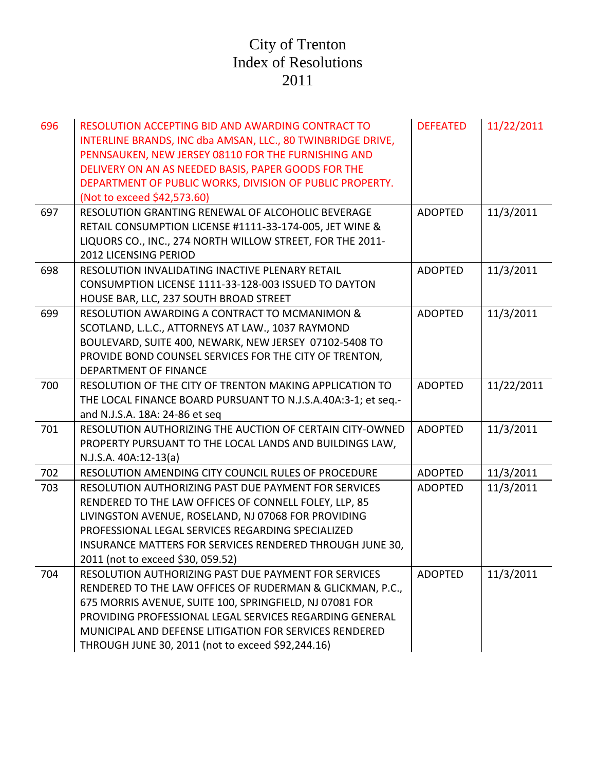# City of Trenton
# Index of Resolutions
# 2011

| | | | |
|---|---|---|---|
| 696 | RESOLUTION ACCEPTING BID AND AWARDING CONTRACT TO INTERLINE BRANDS, INC dba AMSAN, LLC., 80 TWINBRIDGE DRIVE, PENNSAUKEN, NEW JERSEY 08110 FOR THE FURNISHING AND DELIVERY ON AN AS NEEDED BASIS, PAPER GOODS FOR THE DEPARTMENT OF PUBLIC WORKS, DIVISION OF PUBLIC PROPERTY. (Not to exceed $42,573.60) | DEFEATED | 11/22/2011 |
| 697 | RESOLUTION GRANTING RENEWAL OF ALCOHOLIC BEVERAGE RETAIL CONSUMPTION LICENSE #1111-33-174-005, JET WINE & LIQUORS CO., INC., 274 NORTH WILLOW STREET, FOR THE 2011-2012 LICENSING PERIOD | ADOPTED | 11/3/2011 |
| 698 | RESOLUTION INVALIDATING INACTIVE PLENARY RETAIL CONSUMPTION LICENSE 1111-33-128-003 ISSUED TO DAYTON HOUSE BAR, LLC, 237 SOUTH BROAD STREET | ADOPTED | 11/3/2011 |
| 699 | RESOLUTION AWARDING A CONTRACT TO MCMANIMON & SCOTLAND, L.L.C., ATTORNEYS AT LAW., 1037 RAYMOND BOULEVARD, SUITE 400, NEWARK, NEW JERSEY 07102-5408 TO PROVIDE BOND COUNSEL SERVICES FOR THE CITY OF TRENTON, DEPARTMENT OF FINANCE | ADOPTED | 11/3/2011 |
| 700 | RESOLUTION OF THE CITY OF TRENTON MAKING APPLICATION TO THE LOCAL FINANCE BOARD PURSUANT TO N.J.S.A.40A:3-1; et seq.- and N.J.S.A. 18A: 24-86 et seq | ADOPTED | 11/22/2011 |
| 701 | RESOLUTION AUTHORIZING THE AUCTION OF CERTAIN CITY-OWNED PROPERTY PURSUANT TO THE LOCAL LANDS AND BUILDINGS LAW, N.J.S.A. 40A:12-13(a) | ADOPTED | 11/3/2011 |
| 702 | RESOLUTION AMENDING CITY COUNCIL RULES OF PROCEDURE | ADOPTED | 11/3/2011 |
| 703 | RESOLUTION AUTHORIZING PAST DUE PAYMENT FOR SERVICES RENDERED TO THE LAW OFFICES OF CONNELL FOLEY, LLP, 85 LIVINGSTON AVENUE, ROSELAND, NJ 07068 FOR PROVIDING PROFESSIONAL LEGAL SERVICES REGARDING SPECIALIZED INSURANCE MATTERS FOR SERVICES RENDERED THROUGH JUNE 30, 2011 (not to exceed $30, 059.52) | ADOPTED | 11/3/2011 |
| 704 | RESOLUTION AUTHORIZING PAST DUE PAYMENT FOR SERVICES RENDERED TO THE LAW OFFICES OF RUDERMAN & GLICKMAN, P.C., 675 MORRIS AVENUE, SUITE 100, SPRINGFIELD, NJ 07081 FOR PROVIDING PROFESSIONAL LEGAL SERVICES REGARDING GENERAL MUNICIPAL AND DEFENSE LITIGATION FOR SERVICES RENDERED THROUGH JUNE 30, 2011 (not to exceed $92,244.16) | ADOPTED | 11/3/2011 |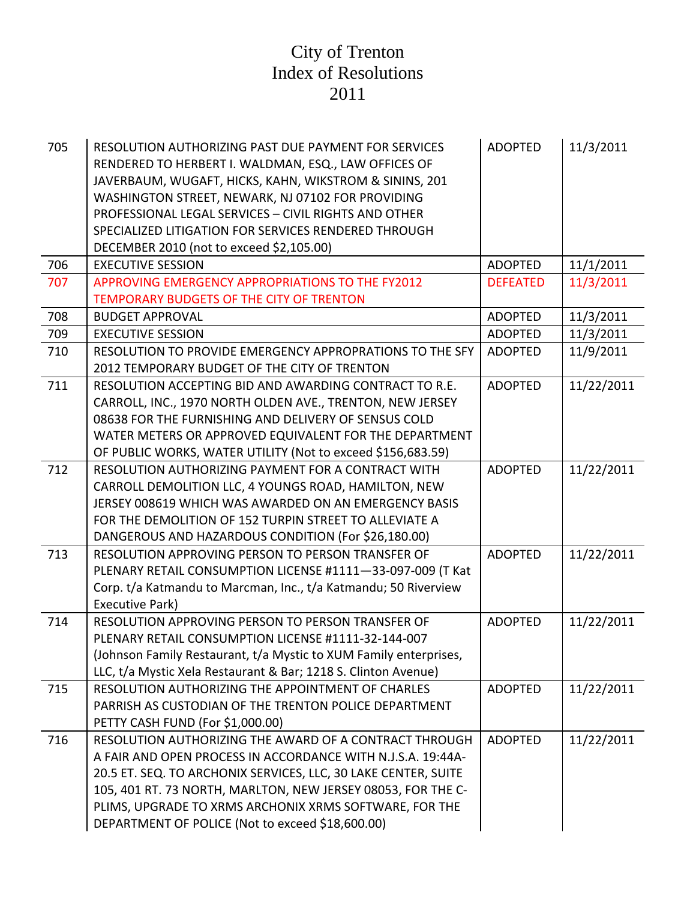# City of Trenton
# Index of Resolutions
# 2011

| | | | |
|---|---|---|---|
| 705 | RESOLUTION AUTHORIZING PAST DUE PAYMENT FOR SERVICES RENDERED TO HERBERT I. WALDMAN, ESQ., LAW OFFICES OF JAVERBAUM, WUGAFT, HICKS, KAHN, WIKSTROM & SININS, 201 WASHINGTON STREET, NEWARK, NJ 07102 FOR PROVIDING PROFESSIONAL LEGAL SERVICES – CIVIL RIGHTS AND OTHER SPECIALIZED LITIGATION FOR SERVICES RENDERED THROUGH DECEMBER 2010 (not to exceed $2,105.00) | ADOPTED | 11/3/2011 |
| 706 | EXECUTIVE SESSION | ADOPTED | 11/1/2011 |
| 707 | APPROVING EMERGENCY APPROPRIATIONS TO THE FY2012 TEMPORARY BUDGETS OF THE CITY OF TRENTON | DEFEATED | 11/3/2011 |
| 708 | BUDGET APPROVAL | ADOPTED | 11/3/2011 |
| 709 | EXECUTIVE SESSION | ADOPTED | 11/3/2011 |
| 710 | RESOLUTION TO PROVIDE EMERGENCY APPROPRATIONS TO THE SFY 2012 TEMPORARY BUDGET OF THE CITY OF TRENTON | ADOPTED | 11/9/2011 |
| 711 | RESOLUTION ACCEPTING BID AND AWARDING CONTRACT TO R.E. CARROLL, INC., 1970 NORTH OLDEN AVE., TRENTON, NEW JERSEY 08638 FOR THE FURNISHING AND DELIVERY OF SENSUS COLD WATER METERS OR APPROVED EQUIVALENT FOR THE DEPARTMENT OF PUBLIC WORKS, WATER UTILITY (Not to exceed $156,683.59) | ADOPTED | 11/22/2011 |
| 712 | RESOLUTION AUTHORIZING PAYMENT FOR A CONTRACT WITH CARROLL DEMOLITION LLC, 4 YOUNGS ROAD, HAMILTON, NEW JERSEY 008619 WHICH WAS AWARDED ON AN EMERGENCY BASIS FOR THE DEMOLITION OF 152 TURPIN STREET TO ALLEVIATE A DANGEROUS AND HAZARDOUS CONDITION (For $26,180.00) | ADOPTED | 11/22/2011 |
| 713 | RESOLUTION APPROVING PERSON TO PERSON TRANSFER OF PLENARY RETAIL CONSUMPTION LICENSE #1111—33-097-009 (T Kat Corp. t/a Katmandu to Marcman, Inc., t/a Katmandu; 50 Riverview Executive Park) | ADOPTED | 11/22/2011 |
| 714 | RESOLUTION APPROVING PERSON TO PERSON TRANSFER OF PLENARY RETAIL CONSUMPTION LICENSE #1111-32-144-007 (Johnson Family Restaurant, t/a Mystic to XUM Family enterprises, LLC, t/a Mystic Xela Restaurant & Bar; 1218 S. Clinton Avenue) | ADOPTED | 11/22/2011 |
| 715 | RESOLUTION AUTHORIZING THE APPOINTMENT OF CHARLES PARRISH AS CUSTODIAN OF THE TRENTON POLICE DEPARTMENT PETTY CASH FUND (For $1,000.00) | ADOPTED | 11/22/2011 |
| 716 | RESOLUTION AUTHORIZING THE AWARD OF A CONTRACT THROUGH A FAIR AND OPEN PROCESS IN ACCORDANCE WITH N.J.S.A. 19:44A-20.5 ET. SEQ. TO ARCHONIX SERVICES, LLC, 30 LAKE CENTER, SUITE 105, 401 RT. 73 NORTH, MARLTON, NEW JERSEY 08053, FOR THE C-PLIMS, UPGRADE TO XRMS ARCHONIX XRMS SOFTWARE, FOR THE DEPARTMENT OF POLICE (Not to exceed $18,600.00) | ADOPTED | 11/22/2011 |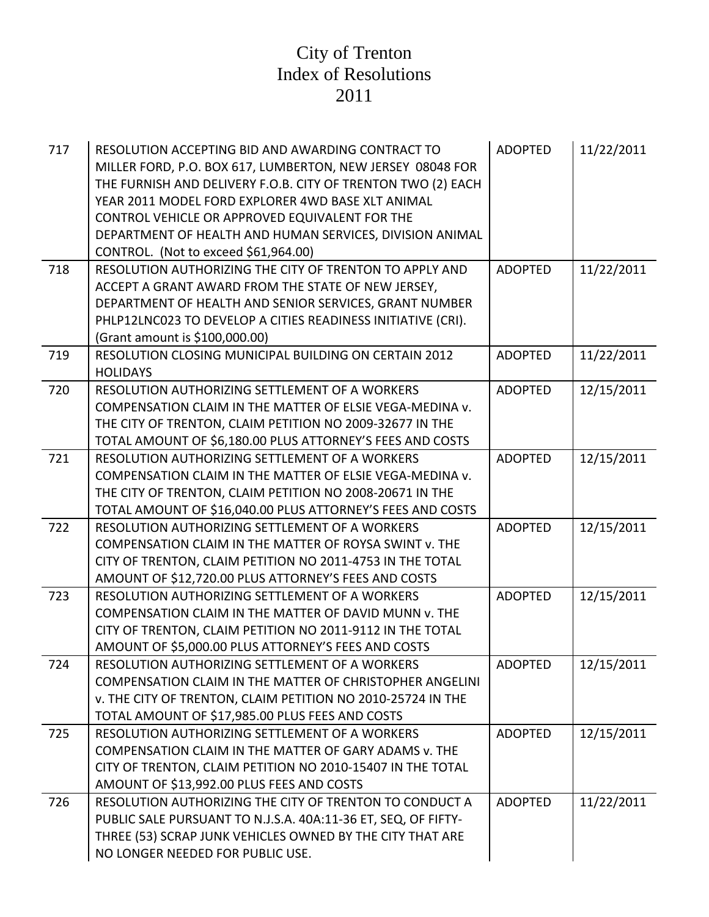# City of Trenton
# Index of Resolutions
# 2011

| | | | |
|---|---|---|---|
| 717 | RESOLUTION ACCEPTING BID AND AWARDING CONTRACT TO MILLER FORD, P.O. BOX 617, LUMBERTON, NEW JERSEY 08048 FOR THE FURNISH AND DELIVERY F.O.B. CITY OF TRENTON TWO (2) EACH YEAR 2011 MODEL FORD EXPLORER 4WD BASE XLT ANIMAL CONTROL VEHICLE OR APPROVED EQUIVALENT FOR THE DEPARTMENT OF HEALTH AND HUMAN SERVICES, DIVISION ANIMAL CONTROL. (Not to exceed $61,964.00) | ADOPTED | 11/22/2011 |
| 718 | RESOLUTION AUTHORIZING THE CITY OF TRENTON TO APPLY AND ACCEPT A GRANT AWARD FROM THE STATE OF NEW JERSEY, DEPARTMENT OF HEALTH AND SENIOR SERVICES, GRANT NUMBER PHLP12LNC023 TO DEVELOP A CITIES READINESS INITIATIVE (CRI). (Grant amount is $100,000.00) | ADOPTED | 11/22/2011 |
| 719 | RESOLUTION CLOSING MUNICIPAL BUILDING ON CERTAIN 2012 HOLIDAYS | ADOPTED | 11/22/2011 |
| 720 | RESOLUTION AUTHORIZING SETTLEMENT OF A WORKERS COMPENSATION CLAIM IN THE MATTER OF ELSIE VEGA-MEDINA v. THE CITY OF TRENTON, CLAIM PETITION NO 2009-32677 IN THE TOTAL AMOUNT OF $6,180.00 PLUS ATTORNEY'S FEES AND COSTS | ADOPTED | 12/15/2011 |
| 721 | RESOLUTION AUTHORIZING SETTLEMENT OF A WORKERS COMPENSATION CLAIM IN THE MATTER OF ELSIE VEGA-MEDINA v. THE CITY OF TRENTON, CLAIM PETITION NO 2008-20671 IN THE TOTAL AMOUNT OF $16,040.00 PLUS ATTORNEY'S FEES AND COSTS | ADOPTED | 12/15/2011 |
| 722 | RESOLUTION AUTHORIZING SETTLEMENT OF A WORKERS COMPENSATION CLAIM IN THE MATTER OF ROYSA SWINT v. THE CITY OF TRENTON, CLAIM PETITION NO 2011-4753 IN THE TOTAL AMOUNT OF $12,720.00 PLUS ATTORNEY'S FEES AND COSTS | ADOPTED | 12/15/2011 |
| 723 | RESOLUTION AUTHORIZING SETTLEMENT OF A WORKERS COMPENSATION CLAIM IN THE MATTER OF DAVID MUNN v. THE CITY OF TRENTON, CLAIM PETITION NO 2011-9112 IN THE TOTAL AMOUNT OF $5,000.00 PLUS ATTORNEY'S FEES AND COSTS | ADOPTED | 12/15/2011 |
| 724 | RESOLUTION AUTHORIZING SETTLEMENT OF A WORKERS COMPENSATION CLAIM IN THE MATTER OF CHRISTOPHER ANGELINI v. THE CITY OF TRENTON, CLAIM PETITION NO 2010-25724 IN THE TOTAL AMOUNT OF $17,985.00 PLUS FEES AND COSTS | ADOPTED | 12/15/2011 |
| 725 | RESOLUTION AUTHORIZING SETTLEMENT OF A WORKERS COMPENSATION CLAIM IN THE MATTER OF GARY ADAMS v. THE CITY OF TRENTON, CLAIM PETITION NO 2010-15407 IN THE TOTAL AMOUNT OF $13,992.00 PLUS FEES AND COSTS | ADOPTED | 12/15/2011 |
| 726 | RESOLUTION AUTHORIZING THE CITY OF TRENTON TO CONDUCT A PUBLIC SALE PURSUANT TO N.J.S.A. 40A:11-36 ET, SEQ, OF FIFTY-THREE (53) SCRAP JUNK VEHICLES OWNED BY THE CITY THAT ARE NO LONGER NEEDED FOR PUBLIC USE. | ADOPTED | 11/22/2011 |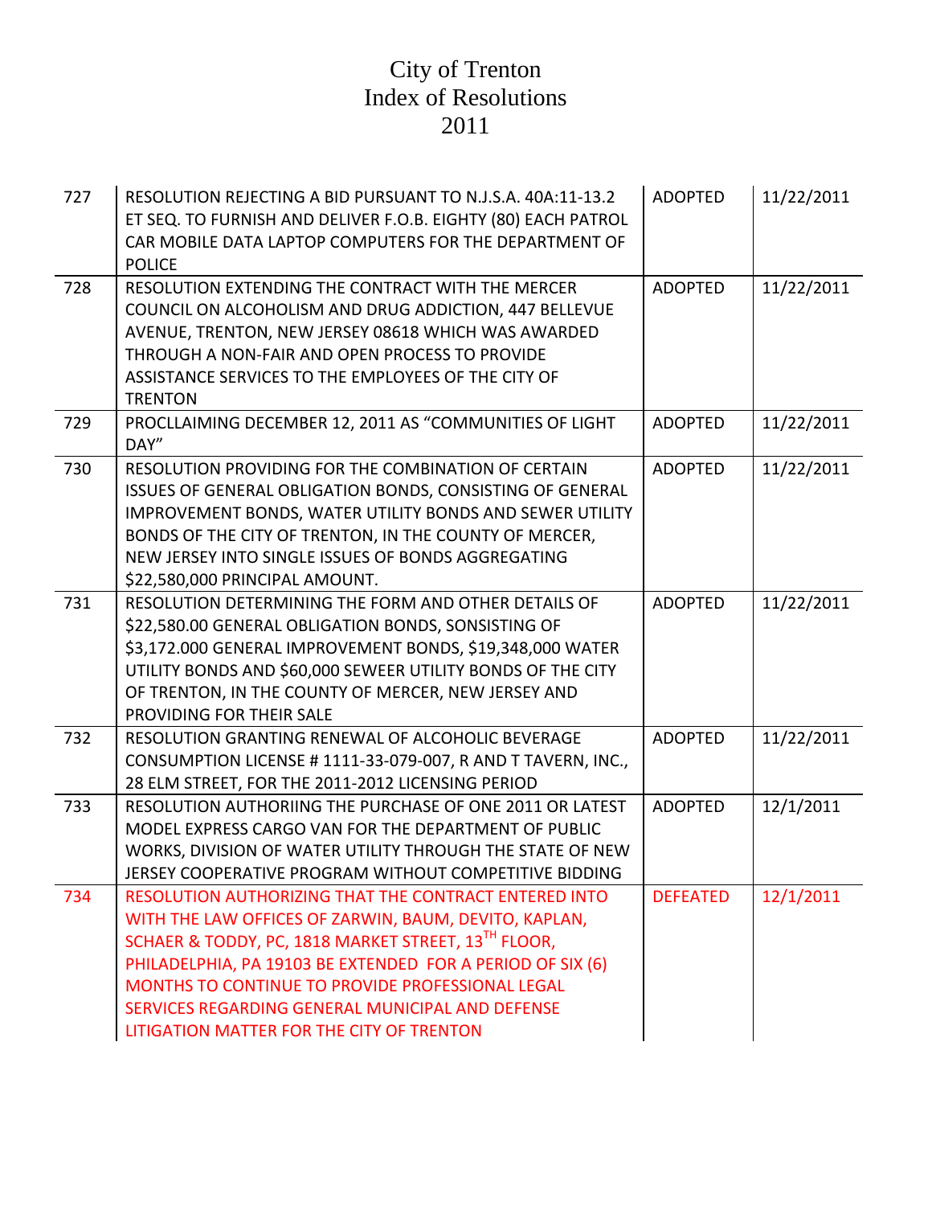# City of Trenton
# Index of Resolutions
# 2011

| | | | |
|---|---|---|---|
| 727 | RESOLUTION REJECTING A BID PURSUANT TO N.J.S.A. 40A:11-13.2 ET SEQ. TO FURNISH AND DELIVER F.O.B. EIGHTY (80) EACH PATROL CAR MOBILE DATA LAPTOP COMPUTERS FOR THE DEPARTMENT OF POLICE | ADOPTED | 11/22/2011 |
| 728 | RESOLUTION EXTENDING THE CONTRACT WITH THE MERCER COUNCIL ON ALCOHOLISM AND DRUG ADDICTION, 447 BELLEVUE AVENUE, TRENTON, NEW JERSEY 08618 WHICH WAS AWARDED THROUGH A NON-FAIR AND OPEN PROCESS TO PROVIDE ASSISTANCE SERVICES TO THE EMPLOYEES OF THE CITY OF TRENTON | ADOPTED | 11/22/2011 |
| 729 | PROCLLAIMING DECEMBER 12, 2011 AS "COMMUNITIES OF LIGHT DAY" | ADOPTED | 11/22/2011 |
| 730 | RESOLUTION PROVIDING FOR THE COMBINATION OF CERTAIN ISSUES OF GENERAL OBLIGATION BONDS, CONSISTING OF GENERAL IMPROVEMENT BONDS, WATER UTILITY BONDS AND SEWER UTILITY BONDS OF THE CITY OF TRENTON, IN THE COUNTY OF MERCER, NEW JERSEY INTO SINGLE ISSUES OF BONDS AGGREGATING $22,580,000 PRINCIPAL AMOUNT. | ADOPTED | 11/22/2011 |
| 731 | RESOLUTION DETERMINING THE FORM AND OTHER DETAILS OF $22,580.00 GENERAL OBLIGATION BONDS, SONSISTING OF $3,172.000 GENERAL IMPROVEMENT BONDS, $19,348,000 WATER UTILITY BONDS AND $60,000 SEWEER UTILITY BONDS OF THE CITY OF TRENTON, IN THE COUNTY OF MERCER, NEW JERSEY AND PROVIDING FOR THEIR SALE | ADOPTED | 11/22/2011 |
| 732 | RESOLUTION GRANTING RENEWAL OF ALCOHOLIC BEVERAGE CONSUMPTION LICENSE # 1111-33-079-007, R AND T TAVERN, INC., 28 ELM STREET, FOR THE 2011-2012 LICENSING PERIOD | ADOPTED | 11/22/2011 |
| 733 | RESOLUTION AUTHORIING THE PURCHASE OF ONE 2011 OR LATEST MODEL EXPRESS CARGO VAN FOR THE DEPARTMENT OF PUBLIC WORKS, DIVISION OF WATER UTILITY THROUGH THE STATE OF NEW JERSEY COOPERATIVE PROGRAM WITHOUT COMPETITIVE BIDDING | ADOPTED | 12/1/2011 |
| 734 | RESOLUTION AUTHORIZING THAT THE CONTRACT ENTERED INTO WITH THE LAW OFFICES OF ZARWIN, BAUM, DEVITO, KAPLAN, SCHAER & TODDY, PC, 1818 MARKET STREET, 13TH FLOOR, PHILADELPHIA, PA 19103 BE EXTENDED FOR A PERIOD OF SIX (6) MONTHS TO CONTINUE TO PROVIDE PROFESSIONAL LEGAL SERVICES REGARDING GENERAL MUNICIPAL AND DEFENSE LITIGATION MATTER FOR THE CITY OF TRENTON | DEFEATED | 12/1/2011 |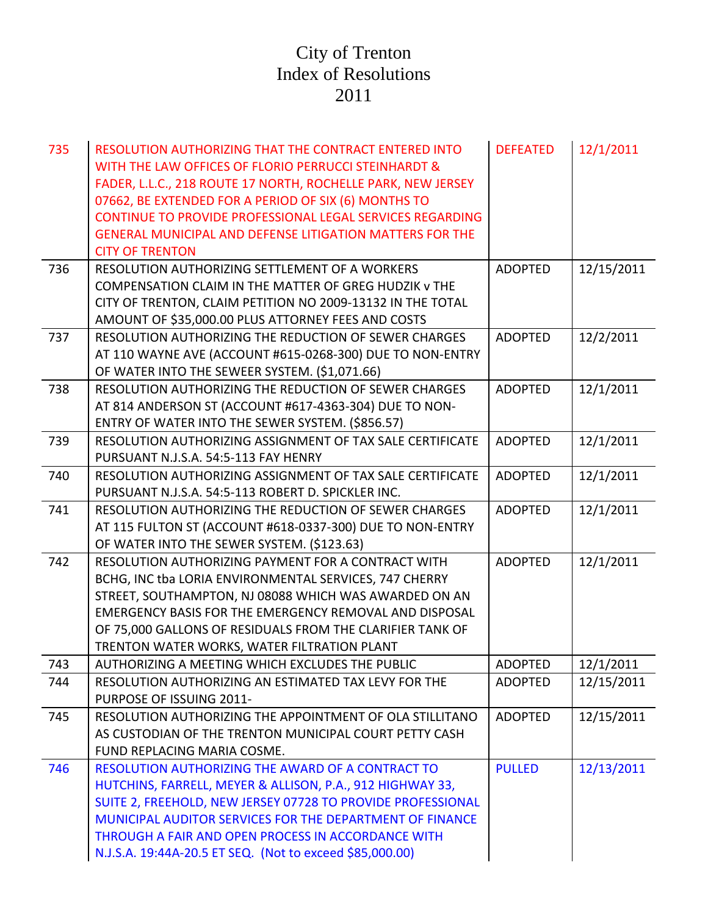# City of Trenton
# Index of Resolutions
# 2011

| | | | |
|---|---|---|---|
| 735 | RESOLUTION AUTHORIZING THAT THE CONTRACT ENTERED INTO WITH THE LAW OFFICES OF FLORIO PERRUCCI STEINHARDT & FADER, L.L.C., 218 ROUTE 17 NORTH, ROCHELLE PARK, NEW JERSEY 07662, BE EXTENDED FOR A PERIOD OF SIX (6) MONTHS TO CONTINUE TO PROVIDE PROFESSIONAL LEGAL SERVICES REGARDING GENERAL MUNICIPAL AND DEFENSE LITIGATION MATTERS FOR THE CITY OF TRENTON | DEFEATED | 12/1/2011 |
| 736 | RESOLUTION AUTHORIZING SETTLEMENT OF A WORKERS COMPENSATION CLAIM IN THE MATTER OF GREG HUDZIK v THE CITY OF TRENTON, CLAIM PETITION NO 2009-13132 IN THE TOTAL AMOUNT OF $35,000.00 PLUS ATTORNEY FEES AND COSTS | ADOPTED | 12/15/2011 |
| 737 | RESOLUTION AUTHORIZING THE REDUCTION OF SEWER CHARGES AT 110 WAYNE AVE (ACCOUNT #615-0268-300) DUE TO NON-ENTRY OF WATER INTO THE SEWEER SYSTEM. ($1,071.66) | ADOPTED | 12/2/2011 |
| 738 | RESOLUTION AUTHORIZING THE REDUCTION OF SEWER CHARGES AT 814 ANDERSON ST (ACCOUNT #617-4363-304) DUE TO NON-ENTRY OF WATER INTO THE SEWER SYSTEM. ($856.57) | ADOPTED | 12/1/2011 |
| 739 | RESOLUTION AUTHORIZING ASSIGNMENT OF TAX SALE CERTIFICATE PURSUANT N.J.S.A. 54:5-113 FAY HENRY | ADOPTED | 12/1/2011 |
| 740 | RESOLUTION AUTHORIZING ASSIGNMENT OF TAX SALE CERTIFICATE PURSUANT N.J.S.A. 54:5-113 ROBERT D. SPICKLER INC. | ADOPTED | 12/1/2011 |
| 741 | RESOLUTION AUTHORIZING THE REDUCTION OF SEWER CHARGES AT 115 FULTON ST (ACCOUNT #618-0337-300) DUE TO NON-ENTRY OF WATER INTO THE SEWER SYSTEM. ($123.63) | ADOPTED | 12/1/2011 |
| 742 | RESOLUTION AUTHORIZING PAYMENT FOR A CONTRACT WITH BCHG, INC tba LORIA ENVIRONMENTAL SERVICES, 747 CHERRY STREET, SOUTHAMPTON, NJ 08088 WHICH WAS AWARDED ON AN EMERGENCY BASIS FOR THE EMERGENCY REMOVAL AND DISPOSAL OF 75,000 GALLONS OF RESIDUALS FROM THE CLARIFIER TANK OF TRENTON WATER WORKS, WATER FILTRATION PLANT | ADOPTED | 12/1/2011 |
| 743 | AUTHORIZING A MEETING WHICH EXCLUDES THE PUBLIC | ADOPTED | 12/1/2011 |
| 744 | RESOLUTION AUTHORIZING AN ESTIMATED TAX LEVY FOR THE PURPOSE OF ISSUING 2011- | ADOPTED | 12/15/2011 |
| 745 | RESOLUTION AUTHORIZING THE APPOINTMENT OF OLA STILLITANO AS CUSTODIAN OF THE TRENTON MUNICIPAL COURT PETTY CASH FUND REPLACING MARIA COSME. | ADOPTED | 12/15/2011 |
| 746 | RESOLUTION AUTHORIZING THE AWARD OF A CONTRACT TO HUTCHINS, FARRELL, MEYER & ALLISON, P.A., 912 HIGHWAY 33, SUITE 2, FREEHOLD, NEW JERSEY 07728 TO PROVIDE PROFESSIONAL MUNICIPAL AUDITOR SERVICES FOR THE DEPARTMENT OF FINANCE THROUGH A FAIR AND OPEN PROCESS IN ACCORDANCE WITH N.J.S.A. 19:44A-20.5 ET SEQ. (Not to exceed $85,000.00) | PULLED | 12/13/2011 |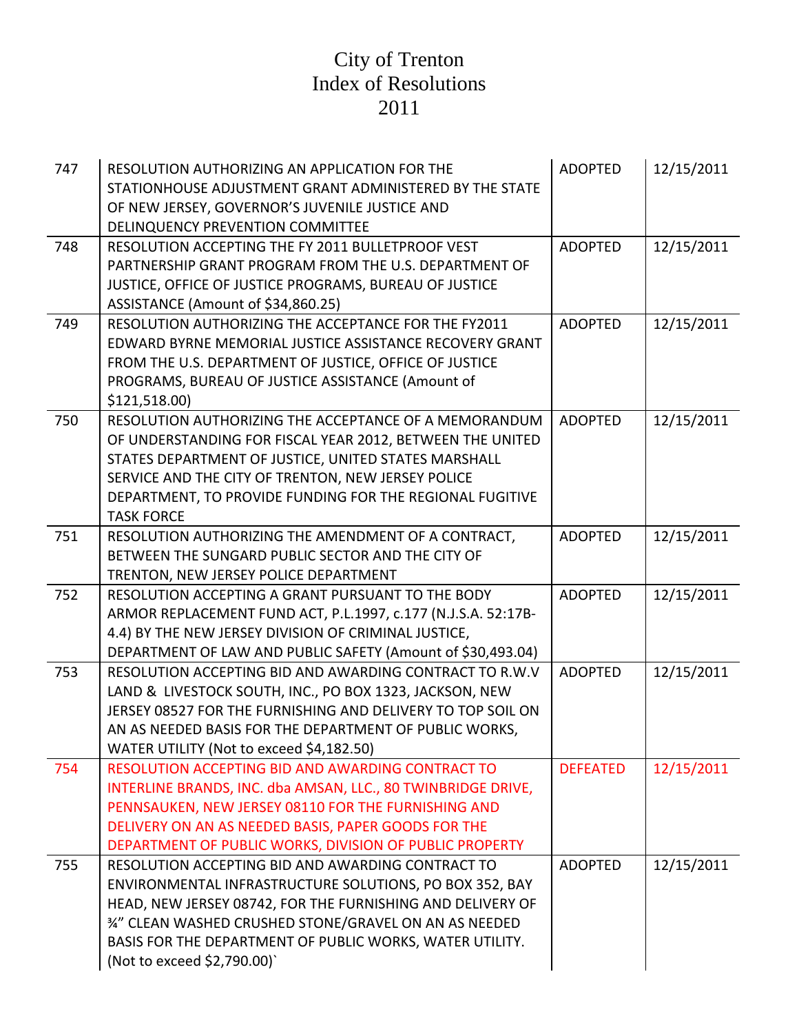# City of Trenton
# Index of Resolutions
# 2011

| | | | |
|---|---|---|---|
| 747 | RESOLUTION AUTHORIZING AN APPLICATION FOR THE STATIONHOUSE ADJUSTMENT GRANT ADMINISTERED BY THE STATE OF NEW JERSEY, GOVERNOR'S JUVENILE JUSTICE AND DELINQUENCY PREVENTION COMMITTEE | ADOPTED | 12/15/2011 |
| 748 | RESOLUTION ACCEPTING THE FY 2011 BULLETPROOF VEST PARTNERSHIP GRANT PROGRAM FROM THE U.S. DEPARTMENT OF JUSTICE, OFFICE OF JUSTICE PROGRAMS, BUREAU OF JUSTICE ASSISTANCE (Amount of $34,860.25) | ADOPTED | 12/15/2011 |
| 749 | RESOLUTION AUTHORIZING THE ACCEPTANCE FOR THE FY2011 EDWARD BYRNE MEMORIAL JUSTICE ASSISTANCE RECOVERY GRANT FROM THE U.S. DEPARTMENT OF JUSTICE, OFFICE OF JUSTICE PROGRAMS, BUREAU OF JUSTICE ASSISTANCE (Amount of $121,518.00) | ADOPTED | 12/15/2011 |
| 750 | RESOLUTION AUTHORIZING THE ACCEPTANCE OF A MEMORANDUM OF UNDERSTANDING FOR FISCAL YEAR 2012, BETWEEN THE UNITED STATES DEPARTMENT OF JUSTICE, UNITED STATES MARSHALL SERVICE AND THE CITY OF TRENTON, NEW JERSEY POLICE DEPARTMENT, TO PROVIDE FUNDING FOR THE REGIONAL FUGITIVE TASK FORCE | ADOPTED | 12/15/2011 |
| 751 | RESOLUTION AUTHORIZING THE AMENDMENT OF A CONTRACT, BETWEEN THE SUNGARD PUBLIC SECTOR AND THE CITY OF TRENTON, NEW JERSEY POLICE DEPARTMENT | ADOPTED | 12/15/2011 |
| 752 | RESOLUTION ACCEPTING A GRANT PURSUANT TO THE BODY ARMOR REPLACEMENT FUND ACT, P.L.1997, c.177 (N.J.S.A. 52:17B-4.4) BY THE NEW JERSEY DIVISION OF CRIMINAL JUSTICE, DEPARTMENT OF LAW AND PUBLIC SAFETY (Amount of $30,493.04) | ADOPTED | 12/15/2011 |
| 753 | RESOLUTION ACCEPTING BID AND AWARDING CONTRACT TO R.W.V LAND & LIVESTOCK SOUTH, INC., PO BOX 1323, JACKSON, NEW JERSEY 08527 FOR THE FURNISHING AND DELIVERY TO TOP SOIL ON AN AS NEEDED BASIS FOR THE DEPARTMENT OF PUBLIC WORKS, WATER UTILITY (Not to exceed $4,182.50) | ADOPTED | 12/15/2011 |
| 754 | RESOLUTION ACCEPTING BID AND AWARDING CONTRACT TO INTERLINE BRANDS, INC. dba AMSAN, LLC., 80 TWINBRIDGE DRIVE, PENNSAUKEN, NEW JERSEY 08110 FOR THE FURNISHING AND DELIVERY ON AN AS NEEDED BASIS, PAPER GOODS FOR THE DEPARTMENT OF PUBLIC WORKS, DIVISION OF PUBLIC PROPERTY | DEFEATED | 12/15/2011 |
| 755 | RESOLUTION ACCEPTING BID AND AWARDING CONTRACT TO ENVIRONMENTAL INFRASTRUCTURE SOLUTIONS, PO BOX 352, BAY HEAD, NEW JERSEY 08742, FOR THE FURNISHING AND DELIVERY OF ¾" CLEAN WASHED CRUSHED STONE/GRAVEL ON AN AS NEEDED BASIS FOR THE DEPARTMENT OF PUBLIC WORKS, WATER UTILITY. (Not to exceed $2,790.00)` | ADOPTED | 12/15/2011 |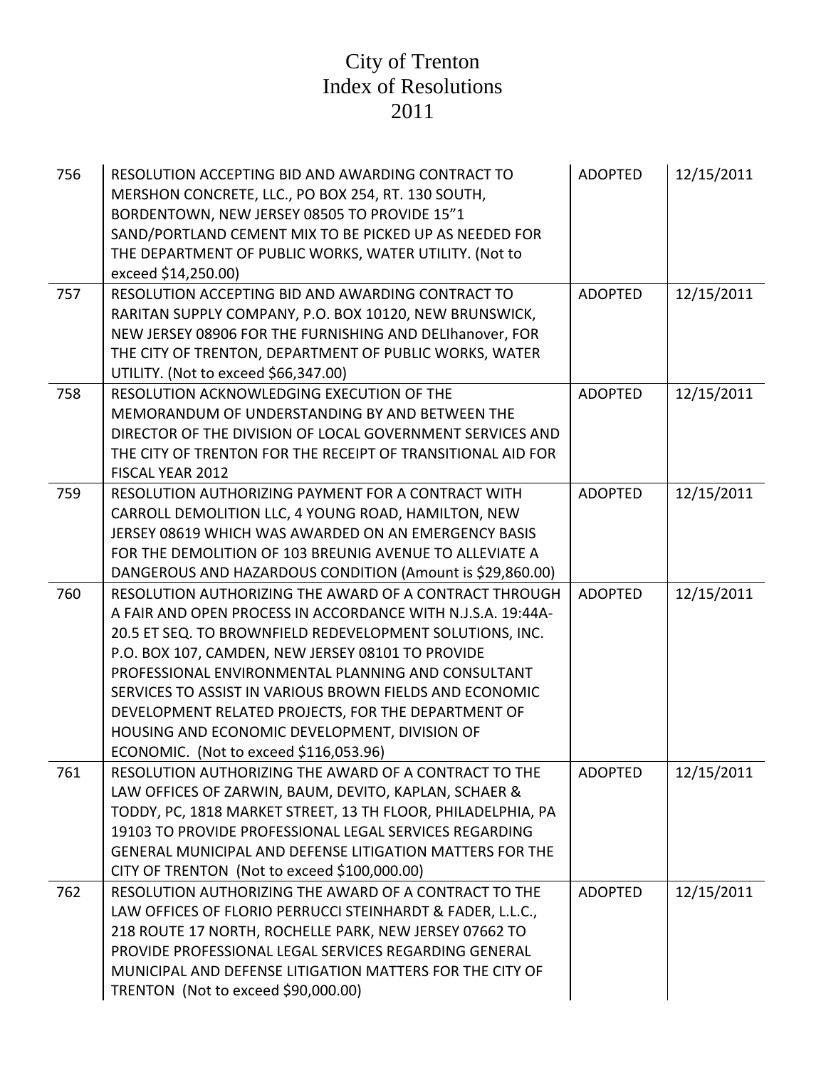# City of Trenton
# Index of Resolutions
# 2011

| | | | |
|---|---|---|---|
| 756 | RESOLUTION ACCEPTING BID AND AWARDING CONTRACT TO MERSHON CONCRETE, LLC., PO BOX 254, RT. 130 SOUTH, BORDENTOWN, NEW JERSEY 08505 TO PROVIDE 15"1 SAND/PORTLAND CEMENT MIX TO BE PICKED UP AS NEEDED FOR THE DEPARTMENT OF PUBLIC WORKS, WATER UTILITY. (Not to exceed $14,250.00) | ADOPTED | 12/15/2011 |
| 757 | RESOLUTION ACCEPTING BID AND AWARDING CONTRACT TO RARITAN SUPPLY COMPANY, P.O. BOX 10120, NEW BRUNSWICK, NEW JERSEY 08906 FOR THE FURNISHING AND DELIhanover, FOR THE CITY OF TRENTON, DEPARTMENT OF PUBLIC WORKS, WATER UTILITY. (Not to exceed $66,347.00) | ADOPTED | 12/15/2011 |
| 758 | RESOLUTION ACKNOWLEDGING EXECUTION OF THE MEMORANDUM OF UNDERSTANDING BY AND BETWEEN THE DIRECTOR OF THE DIVISION OF LOCAL GOVERNMENT SERVICES AND THE CITY OF TRENTON FOR THE RECEIPT OF TRANSITIONAL AID FOR FISCAL YEAR 2012 | ADOPTED | 12/15/2011 |
| 759 | RESOLUTION AUTHORIZING PAYMENT FOR A CONTRACT WITH CARROLL DEMOLITION LLC, 4 YOUNG ROAD, HAMILTON, NEW JERSEY 08619 WHICH WAS AWARDED ON AN EMERGENCY BASIS FOR THE DEMOLITION OF 103 BREUNIG AVENUE TO ALLEVIATE A DANGEROUS AND HAZARDOUS CONDITION (Amount is $29,860.00) | ADOPTED | 12/15/2011 |
| 760 | RESOLUTION AUTHORIZING THE AWARD OF A CONTRACT THROUGH A FAIR AND OPEN PROCESS IN ACCORDANCE WITH N.J.S.A. 19:44A-20.5 ET SEQ. TO BROWNFIELD REDEVELOPMENT SOLUTIONS, INC. P.O. BOX 107, CAMDEN, NEW JERSEY 08101 TO PROVIDE PROFESSIONAL ENVIRONMENTAL PLANNING AND CONSULTANT SERVICES TO ASSIST IN VARIOUS BROWN FIELDS AND ECONOMIC DEVELOPMENT RELATED PROJECTS, FOR THE DEPARTMENT OF HOUSING AND ECONOMIC DEVELOPMENT, DIVISION OF ECONOMIC. (Not to exceed $116,053.96) | ADOPTED | 12/15/2011 |
| 761 | RESOLUTION AUTHORIZING THE AWARD OF A CONTRACT TO THE LAW OFFICES OF ZARWIN, BAUM, DEVITO, KAPLAN, SCHAER & TODDY, PC, 1818 MARKET STREET, 13 TH FLOOR, PHILADELPHIA, PA 19103 TO PROVIDE PROFESSIONAL LEGAL SERVICES REGARDING GENERAL MUNICIPAL AND DEFENSE LITIGATION MATTERS FOR THE CITY OF TRENTON (Not to exceed $100,000.00) | ADOPTED | 12/15/2011 |
| 762 | RESOLUTION AUTHORIZING THE AWARD OF A CONTRACT TO THE LAW OFFICES OF FLORIO PERRUCCI STEINHARDT & FADER, L.L.C., 218 ROUTE 17 NORTH, ROCHELLE PARK, NEW JERSEY 07662 TO PROVIDE PROFESSIONAL LEGAL SERVICES REGARDING GENERAL MUNICIPAL AND DEFENSE LITIGATION MATTERS FOR THE CITY OF TRENTON (Not to exceed $90,000.00) | | |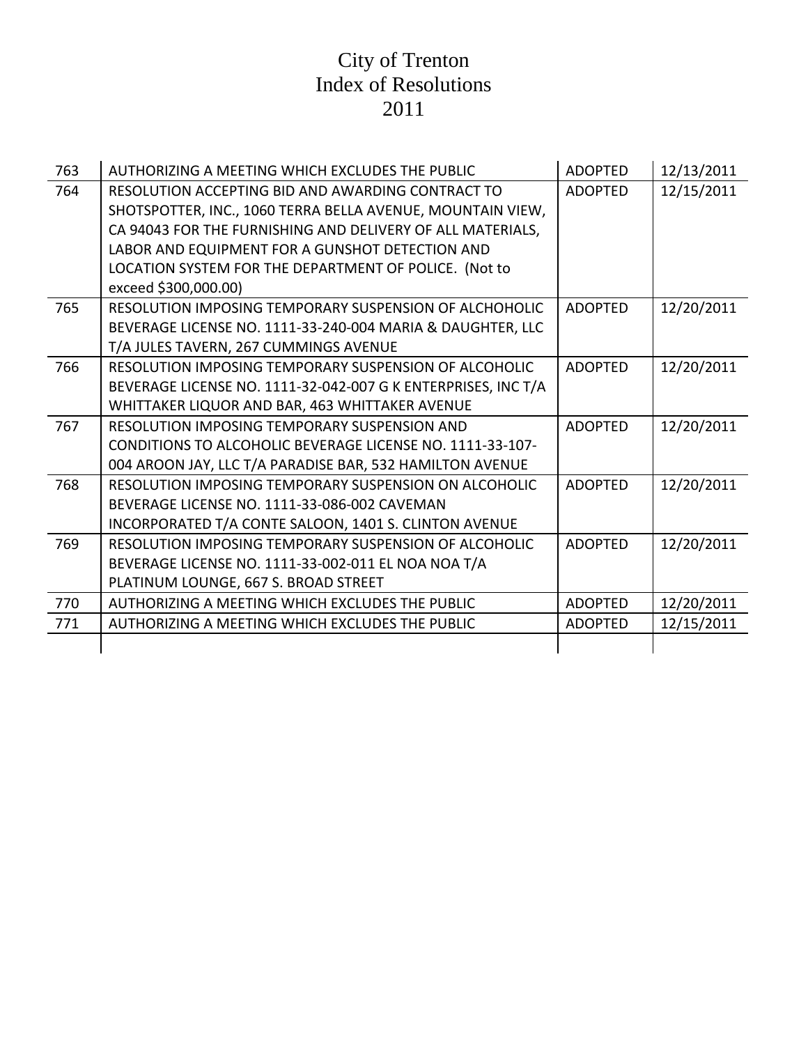# City of Trenton
# Index of Resolutions
# 2011

| | | | |
|---|---|---|---|
| 763 | AUTHORIZING A MEETING WHICH EXCLUDES THE PUBLIC | ADOPTED | 12/13/2011 |
| 764 | RESOLUTION ACCEPTING BID AND AWARDING CONTRACT TO SHOTSPOTTER, INC., 1060 TERRA BELLA AVENUE, MOUNTAIN VIEW, CA 94043 FOR THE FURNISHING AND DELIVERY OF ALL MATERIALS, LABOR AND EQUIPMENT FOR A GUNSHOT DETECTION AND LOCATION SYSTEM FOR THE DEPARTMENT OF POLICE. (Not to exceed $300,000.00) | ADOPTED | 12/15/2011 |
| 765 | RESOLUTION IMPOSING TEMPORARY SUSPENSION OF ALCHOHOLIC BEVERAGE LICENSE NO. 1111-33-240-004 MARIA & DAUGHTER, LLC T/A JULES TAVERN, 267 CUMMINGS AVENUE | ADOPTED | 12/20/2011 |
| 766 | RESOLUTION IMPOSING TEMPORARY SUSPENSION OF ALCOHOLIC BEVERAGE LICENSE NO. 1111-32-042-007 G K ENTERPRISES, INC T/A WHITTAKER LIQUOR AND BAR, 463 WHITTAKER AVENUE | ADOPTED | 12/20/2011 |
| 767 | RESOLUTION IMPOSING TEMPORARY SUSPENSION AND CONDITIONS TO ALCOHOLIC BEVERAGE LICENSE NO. 1111-33-107-004 AROON JAY, LLC T/A PARADISE BAR, 532 HAMILTON AVENUE | ADOPTED | 12/20/2011 |
| 768 | RESOLUTION IMPOSING TEMPORARY SUSPENSION ON ALCOHOLIC BEVERAGE LICENSE NO. 1111-33-086-002 CAVEMAN INCORPORATED T/A CONTE SALOON, 1401 S. CLINTON AVENUE | ADOPTED | 12/20/2011 |
| 769 | RESOLUTION IMPOSING TEMPORARY SUSPENSION OF ALCOHOLIC BEVERAGE LICENSE NO. 1111-33-002-011 EL NOA NOA T/A PLATINUM LOUNGE, 667 S. BROAD STREET | ADOPTED | 12/20/2011 |
| 770 | AUTHORIZING A MEETING WHICH EXCLUDES THE PUBLIC | ADOPTED | 12/20/2011 |
| 771 | AUTHORIZING A MEETING WHICH EXCLUDES THE PUBLIC | ADOPTED | 12/15/2011 |